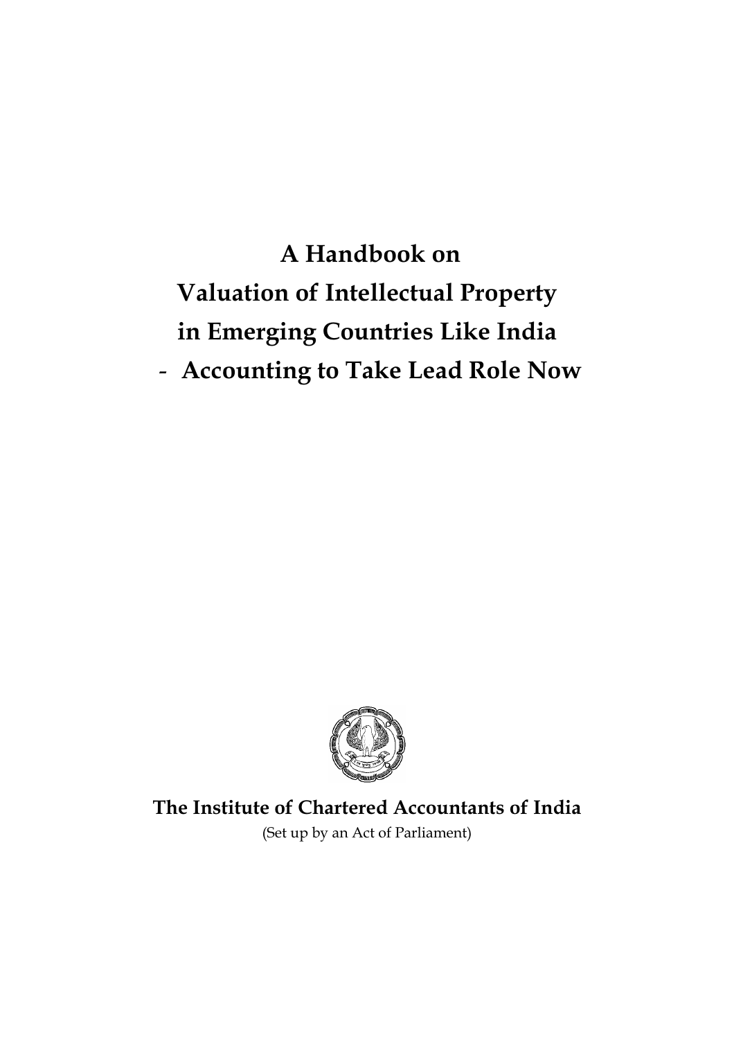# A Handbook on Valuation of Intellectual Property in Emerging Countries Like India - Accounting to Take Lead Role Now

**The Institute of Chartered Accountants of India**

(Set up by an Act of Parliament)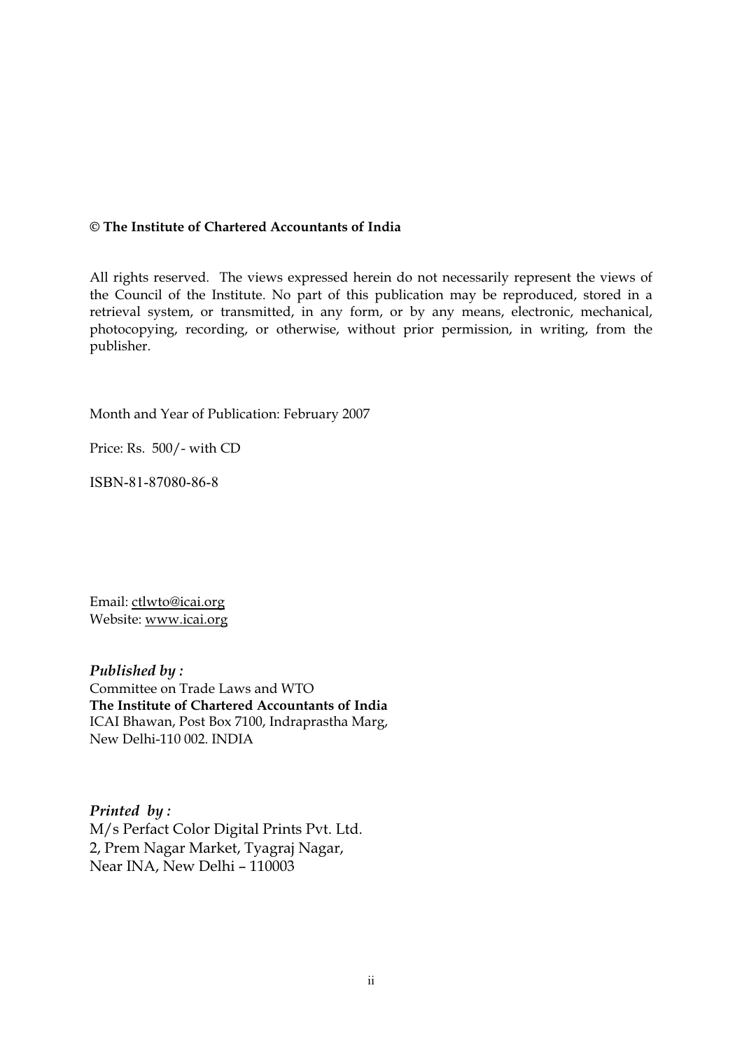**© The Institute of Chartered Accountants of India**

All rights reserved. The views expressed herein do not necessarily represent the views of the Council of the Institute. No part of this publication may be reproduced, stored in a retrieval system, or transmitted, in any form, or by any means, electronic, mechanical, photocopying, recording, or otherwise, without prior permission, in writing, from the publisher.

Month and Year of Publication: February 2007

Price: Rs. 500/- with CD

ISBN-81-87080-86-8

Email: ctlwto@icai.org
Website: www.icai.org

***Published by :***
Committee on Trade Laws and WTO
**The Institute of Chartered Accountants of India**
ICAI Bhawan, Post Box 7100, Indraprastha Marg,
New Delhi-110 002. INDIA

***Printed by :***
M/s Perfact Color Digital Prints Pvt. Ltd.
2, Prem Nagar Market, Tyagraj Nagar,
Near INA, New Delhi – 110003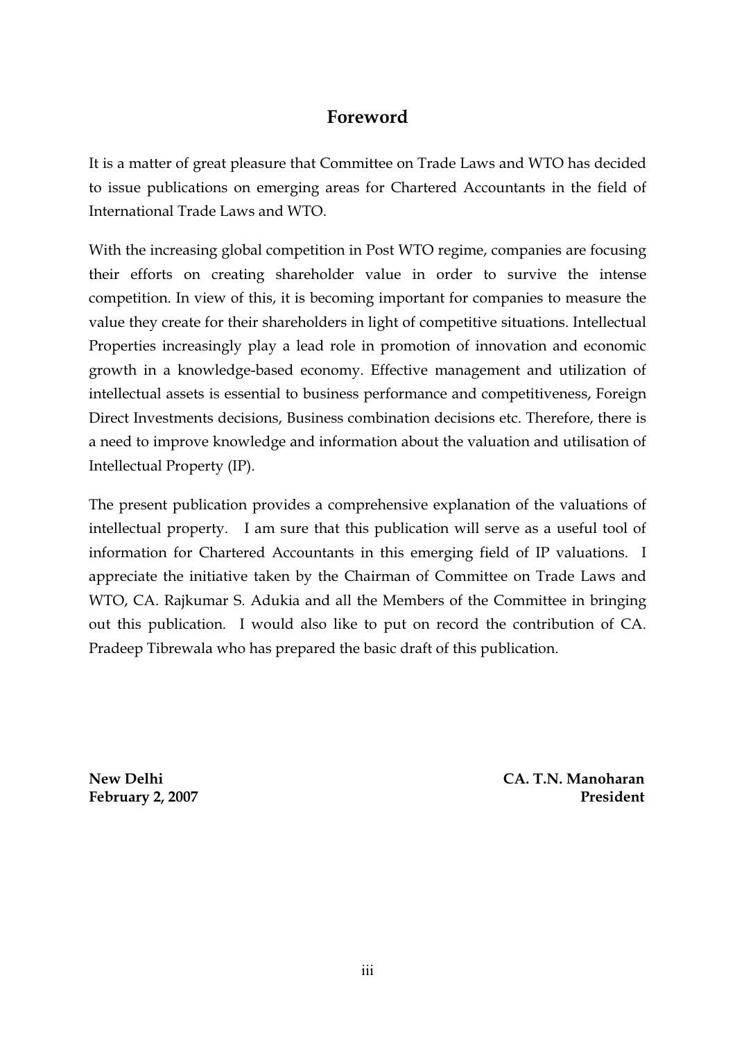# Foreword

It is a matter of great pleasure that Committee on Trade Laws and WTO has decided to issue publications on emerging areas for Chartered Accountants in the field of International Trade Laws and WTO.

With the increasing global competition in Post WTO regime, companies are focusing their efforts on creating shareholder value in order to survive the intense competition. In view of this, it is becoming important for companies to measure the value they create for their shareholders in light of competitive situations. Intellectual Properties increasingly play a lead role in promotion of innovation and economic growth in a knowledge-based economy. Effective management and utilization of intellectual assets is essential to business performance and competitiveness, Foreign Direct Investments decisions, Business combination decisions etc. Therefore, there is a need to improve knowledge and information about the valuation and utilisation of Intellectual Property (IP).

The present publication provides a comprehensive explanation of the valuations of intellectual property. I am sure that this publication will serve as a useful tool of information for Chartered Accountants in this emerging field of IP valuations. I appreciate the initiative taken by the Chairman of Committee on Trade Laws and WTO, CA. Rajkumar S. Adukia and all the Members of the Committee in bringing out this publication. I would also like to put on record the contribution of CA. Pradeep Tibrewala who has prepared the basic draft of this publication.

**New Delhi**
**February 2, 2007**

**CA. T.N. Manoharan**
**President**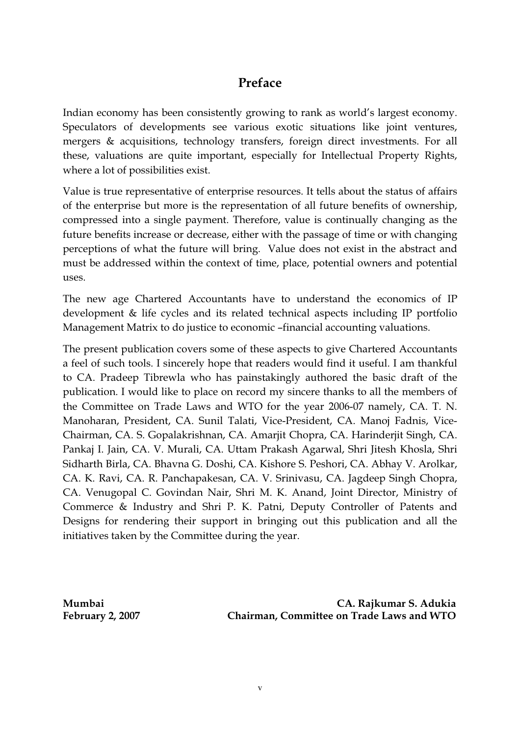# Preface

Indian economy has been consistently growing to rank as world's largest economy. Speculators of developments see various exotic situations like joint ventures, mergers & acquisitions, technology transfers, foreign direct investments. For all these, valuations are quite important, especially for Intellectual Property Rights, where a lot of possibilities exist.

Value is true representative of enterprise resources. It tells about the status of affairs of the enterprise but more is the representation of all future benefits of ownership, compressed into a single payment. Therefore, value is continually changing as the future benefits increase or decrease, either with the passage of time or with changing perceptions of what the future will bring. Value does not exist in the abstract and must be addressed within the context of time, place, potential owners and potential uses.

The new age Chartered Accountants have to understand the economics of IP development & life cycles and its related technical aspects including IP portfolio Management Matrix to do justice to economic –financial accounting valuations.

The present publication covers some of these aspects to give Chartered Accountants a feel of such tools. I sincerely hope that readers would find it useful. I am thankful to CA. Pradeep Tibrewla who has painstakingly authored the basic draft of the publication. I would like to place on record my sincere thanks to all the members of the Committee on Trade Laws and WTO for the year 2006-07 namely, CA. T. N. Manoharan, President, CA. Sunil Talati, Vice-President, CA. Manoj Fadnis, Vice-Chairman, CA. S. Gopalakrishnan, CA. Amarjit Chopra, CA. Harinderjit Singh, CA. Pankaj I. Jain, CA. V. Murali, CA. Uttam Prakash Agarwal, Shri Jitesh Khosla, Shri Sidharth Birla, CA. Bhavna G. Doshi, CA. Kishore S. Peshori, CA. Abhay V. Arolkar, CA. K. Ravi, CA. R. Panchapakesan, CA. V. Srinivasu, CA. Jagdeep Singh Chopra, CA. Venugopal C. Govindan Nair, Shri M. K. Anand, Joint Director, Ministry of Commerce & Industry and Shri P. K. Patni, Deputy Controller of Patents and Designs for rendering their support in bringing out this publication and all the initiatives taken by the Committee during the year.

**Mumbai**
**February 2, 2007**

**CA. Rajkumar S. Adukia**
**Chairman, Committee on Trade Laws and WTO**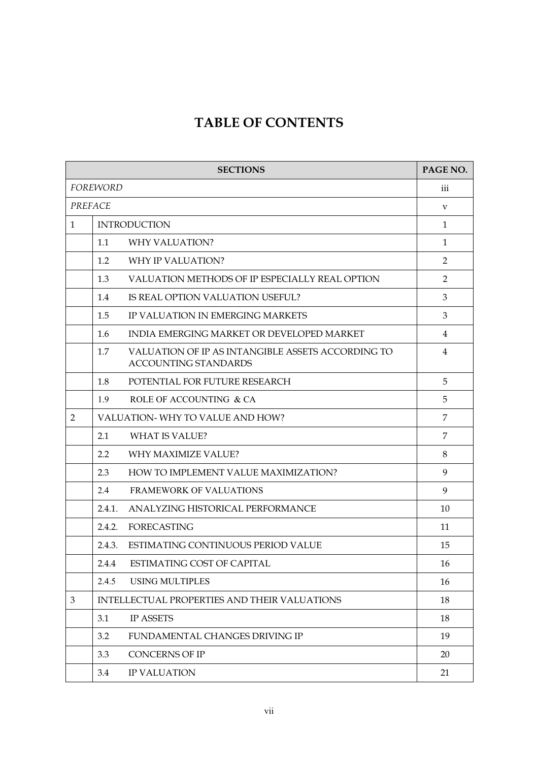# TABLE OF CONTENTS

| SECTIONS | | PAGE NO. |
|---|---|---|
| *FOREWORD* | | iii |
| *PREFACE* | | v |
| 1 | INTRODUCTION | 1 |
| | 1.1 WHY VALUATION? | 1 |
| | 1.2 WHY IP VALUATION? | 2 |
| | 1.3 VALUATION METHODS OF IP ESPECIALLY REAL OPTION | 2 |
| | 1.4 IS REAL OPTION VALUATION USEFUL? | 3 |
| | 1.5 IP VALUATION IN EMERGING MARKETS | 3 |
| | 1.6 INDIA EMERGING MARKET OR DEVELOPED MARKET | 4 |
| | 1.7 VALUATION OF IP AS INTANGIBLE ASSETS ACCORDING TO ACCOUNTING STANDARDS | 4 |
| | 1.8 POTENTIAL FOR FUTURE RESEARCH | 5 |
| | 1.9 ROLE OF ACCOUNTING & CA | 5 |
| 2 | VALUATION- WHY TO VALUE AND HOW? | 7 |
| | 2.1 WHAT IS VALUE? | 7 |
| | 2.2 WHY MAXIMIZE VALUE? | 8 |
| | 2.3 HOW TO IMPLEMENT VALUE MAXIMIZATION? | 9 |
| | 2.4 FRAMEWORK OF VALUATIONS | 9 |
| | 2.4.1. ANALYZING HISTORICAL PERFORMANCE | 10 |
| | 2.4.2. FORECASTING | 11 |
| | 2.4.3. ESTIMATING CONTINUOUS PERIOD VALUE | 15 |
| | 2.4.4 ESTIMATING COST OF CAPITAL | 16 |
| | 2.4.5 USING MULTIPLES | 16 |
| 3 | INTELLECTUAL PROPERTIES AND THEIR VALUATIONS | 18 |
| | 3.1 IP ASSETS | 18 |
| | 3.2 FUNDAMENTAL CHANGES DRIVING IP | 19 |
| | 3.3 CONCERNS OF IP | 20 |
| | 3.4 IP VALUATION | 21 |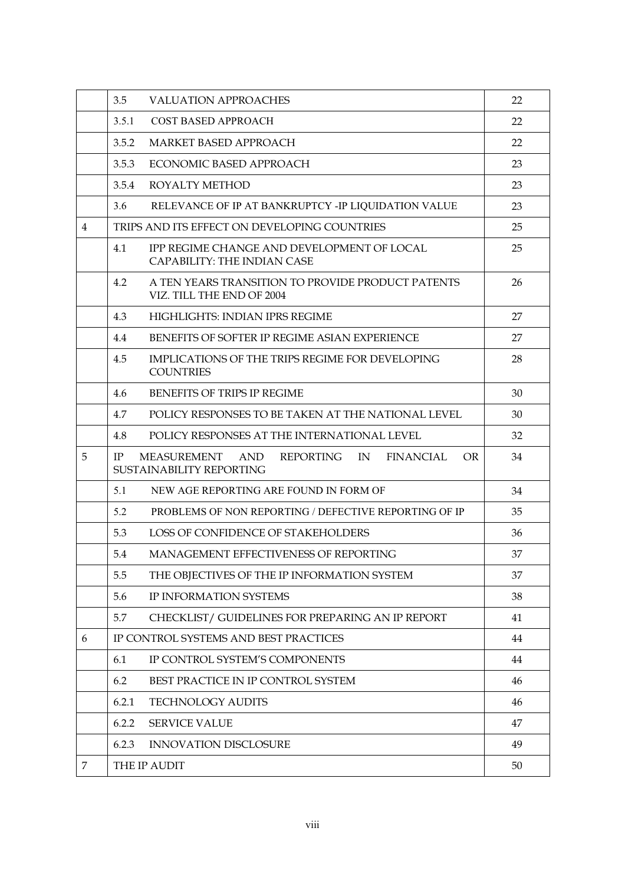| | | |
|---|---|---|
| | 3.5 VALUATION APPROACHES | 22 |
| | 3.5.1 COST BASED APPROACH | 22 |
| | 3.5.2 MARKET BASED APPROACH | 22 |
| | 3.5.3 ECONOMIC BASED APPROACH | 23 |
| | 3.5.4 ROYALTY METHOD | 23 |
| | 3.6 RELEVANCE OF IP AT BANKRUPTCY -IP LIQUIDATION VALUE | 23 |
| 4 | TRIPS AND ITS EFFECT ON DEVELOPING COUNTRIES | 25 |
| | 4.1 IPP REGIME CHANGE AND DEVELOPMENT OF LOCAL CAPABILITY: THE INDIAN CASE | 25 |
| | 4.2 A TEN YEARS TRANSITION TO PROVIDE PRODUCT PATENTS VIZ. TILL THE END OF 2004 | 26 |
| | 4.3 HIGHLIGHTS: INDIAN IPRS REGIME | 27 |
| | 4.4 BENEFITS OF SOFTER IP REGIME ASIAN EXPERIENCE | 27 |
| | 4.5 IMPLICATIONS OF THE TRIPS REGIME FOR DEVELOPING COUNTRIES | 28 |
| | 4.6 BENEFITS OF TRIPS IP REGIME | 30 |
| | 4.7 POLICY RESPONSES TO BE TAKEN AT THE NATIONAL LEVEL | 30 |
| | 4.8 POLICY RESPONSES AT THE INTERNATIONAL LEVEL | 32 |
| 5 | IP MEASUREMENT AND REPORTING IN FINANCIAL OR SUSTAINABILITY REPORTING | 34 |
| | 5.1 NEW AGE REPORTING ARE FOUND IN FORM OF | 34 |
| | 5.2 PROBLEMS OF NON REPORTING / DEFECTIVE REPORTING OF IP | 35 |
| | 5.3 LOSS OF CONFIDENCE OF STAKEHOLDERS | 36 |
| | 5.4 MANAGEMENT EFFECTIVENESS OF REPORTING | 37 |
| | 5.5 THE OBJECTIVES OF THE IP INFORMATION SYSTEM | 37 |
| | 5.6 IP INFORMATION SYSTEMS | 38 |
| | 5.7 CHECKLIST/ GUIDELINES FOR PREPARING AN IP REPORT | 41 |
| 6 | IP CONTROL SYSTEMS AND BEST PRACTICES | 44 |
| | 6.1 IP CONTROL SYSTEM'S COMPONENTS | 44 |
| | 6.2 BEST PRACTICE IN IP CONTROL SYSTEM | 46 |
| | 6.2.1 TECHNOLOGY AUDITS | 46 |
| | 6.2.2 SERVICE VALUE | 47 |
| | 6.2.3 INNOVATION DISCLOSURE | 49 |
| 7 | THE IP AUDIT | 50 |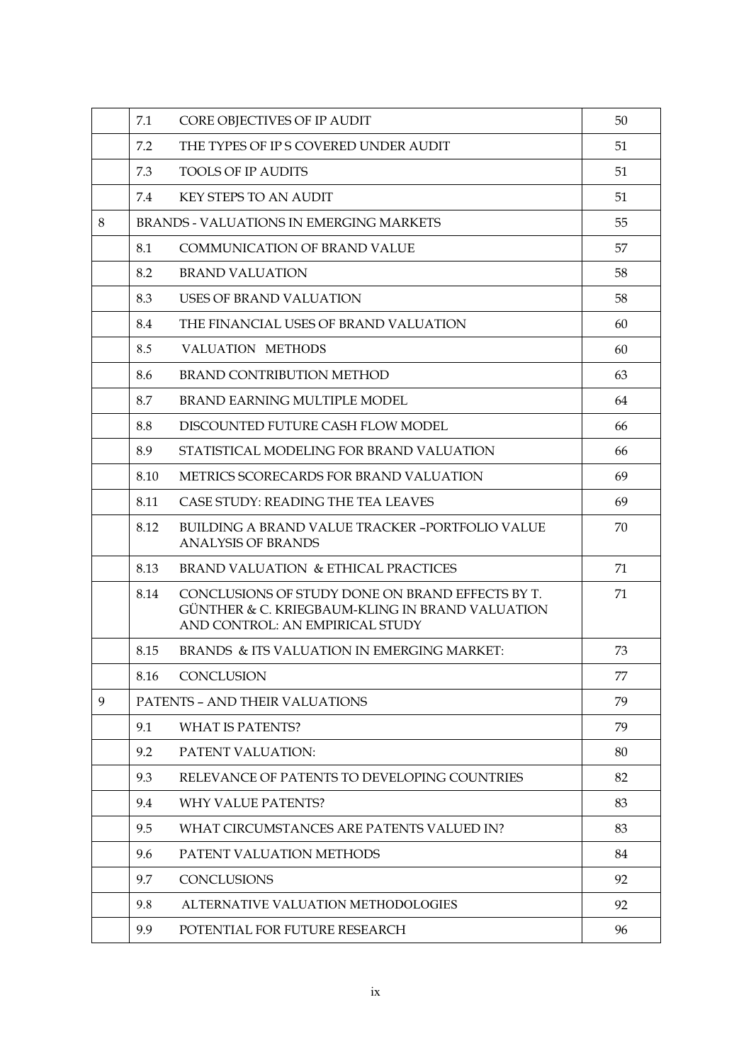| | | | |
|---|---|---|---|
| | 7.1 | CORE OBJECTIVES OF IP AUDIT | 50 |
| | 7.2 | THE TYPES OF IP S COVERED UNDER AUDIT | 51 |
| | 7.3 | TOOLS OF IP AUDITS | 51 |
| | 7.4 | KEY STEPS TO AN AUDIT | 51 |
| 8 | BRANDS - VALUATIONS IN EMERGING MARKETS | | 55 |
| | 8.1 | COMMUNICATION OF BRAND VALUE | 57 |
| | 8.2 | BRAND VALUATION | 58 |
| | 8.3 | USES OF BRAND VALUATION | 58 |
| | 8.4 | THE FINANCIAL USES OF BRAND VALUATION | 60 |
| | 8.5 | VALUATION METHODS | 60 |
| | 8.6 | BRAND CONTRIBUTION METHOD | 63 |
| | 8.7 | BRAND EARNING MULTIPLE MODEL | 64 |
| | 8.8 | DISCOUNTED FUTURE CASH FLOW MODEL | 66 |
| | 8.9 | STATISTICAL MODELING FOR BRAND VALUATION | 66 |
| | 8.10 | METRICS SCORECARDS FOR BRAND VALUATION | 69 |
| | 8.11 | CASE STUDY: READING THE TEA LEAVES | 69 |
| | 8.12 | BUILDING A BRAND VALUE TRACKER –PORTFOLIO VALUE ANALYSIS OF BRANDS | 70 |
| | 8.13 | BRAND VALUATION & ETHICAL PRACTICES | 71 |
| | 8.14 | CONCLUSIONS OF STUDY DONE ON BRAND EFFECTS BY T. GÜNTHER & C. KRIEGBAUM-KLING IN BRAND VALUATION AND CONTROL: AN EMPIRICAL STUDY | 71 |
| | 8.15 | BRANDS & ITS VALUATION IN EMERGING MARKET: | 73 |
| | 8.16 | CONCLUSION | 77 |
| 9 | PATENTS – AND THEIR VALUATIONS | | 79 |
| | 9.1 | WHAT IS PATENTS? | 79 |
| | 9.2 | PATENT VALUATION: | 80 |
| | 9.3 | RELEVANCE OF PATENTS TO DEVELOPING COUNTRIES | 82 |
| | 9.4 | WHY VALUE PATENTS? | 83 |
| | 9.5 | WHAT CIRCUMSTANCES ARE PATENTS VALUED IN? | 83 |
| | 9.6 | PATENT VALUATION METHODS | 84 |
| | 9.7 | CONCLUSIONS | 92 |
| | 9.8 | ALTERNATIVE VALUATION METHODOLOGIES | 92 |
| | 9.9 | POTENTIAL FOR FUTURE RESEARCH | 96 |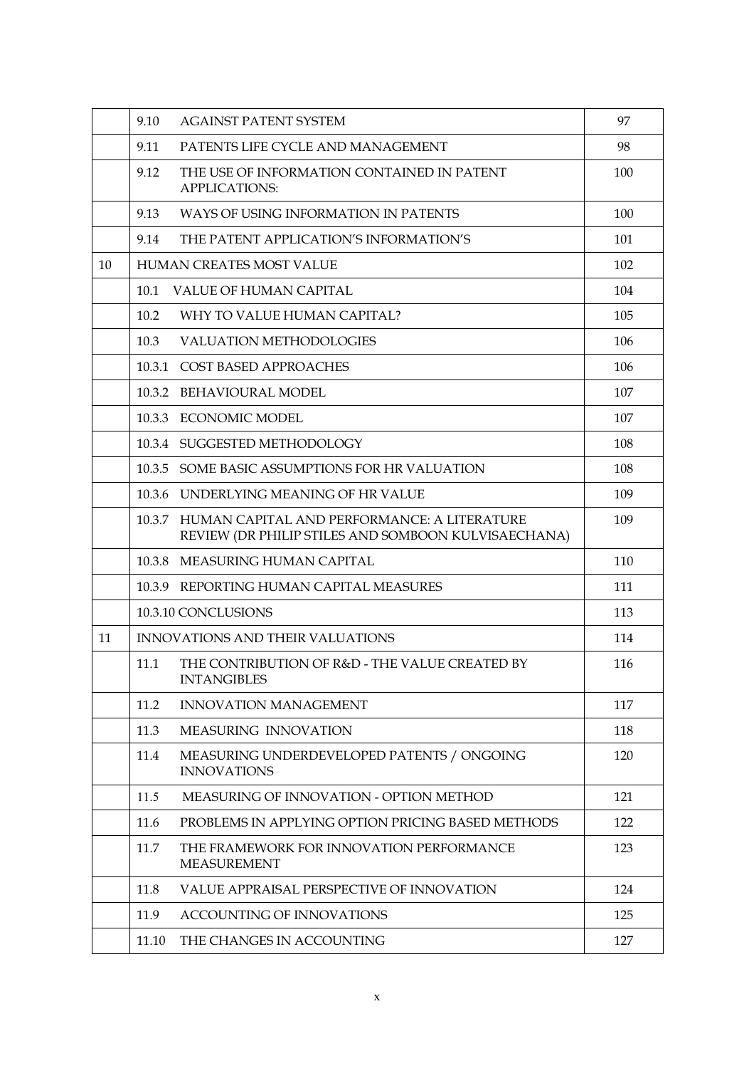| | | |
|---|---|---|
| | 9.10 AGAINST PATENT SYSTEM | 97 |
| | 9.11 PATENTS LIFE CYCLE AND MANAGEMENT | 98 |
| | 9.12 THE USE OF INFORMATION CONTAINED IN PATENT APPLICATIONS: | 100 |
| | 9.13 WAYS OF USING INFORMATION IN PATENTS | 100 |
| | 9.14 THE PATENT APPLICATION'S INFORMATION'S | 101 |
| 10 | HUMAN CREATES MOST VALUE | 102 |
| | 10.1 VALUE OF HUMAN CAPITAL | 104 |
| | 10.2 WHY TO VALUE HUMAN CAPITAL? | 105 |
| | 10.3 VALUATION METHODOLOGIES | 106 |
| | 10.3.1 COST BASED APPROACHES | 106 |
| | 10.3.2 BEHAVIOURAL MODEL | 107 |
| | 10.3.3 ECONOMIC MODEL | 107 |
| | 10.3.4 SUGGESTED METHODOLOGY | 108 |
| | 10.3.5 SOME BASIC ASSUMPTIONS FOR HR VALUATION | 108 |
| | 10.3.6 UNDERLYING MEANING OF HR VALUE | 109 |
| | 10.3.7 HUMAN CAPITAL AND PERFORMANCE: A LITERATURE REVIEW (DR PHILIP STILES AND SOMBOON KULVISAECHANA) | 109 |
| | 10.3.8 MEASURING HUMAN CAPITAL | 110 |
| | 10.3.9 REPORTING HUMAN CAPITAL MEASURES | 111 |
| | 10.3.10 CONCLUSIONS | 113 |
| 11 | INNOVATIONS AND THEIR VALUATIONS | 114 |
| | 11.1 THE CONTRIBUTION OF R&D - THE VALUE CREATED BY INTANGIBLES | 116 |
| | 11.2 INNOVATION MANAGEMENT | 117 |
| | 11.3 MEASURING INNOVATION | 118 |
| | 11.4 MEASURING UNDERDEVELOPED PATENTS / ONGOING INNOVATIONS | 120 |
| | 11.5 MEASURING OF INNOVATION - OPTION METHOD | 121 |
| | 11.6 PROBLEMS IN APPLYING OPTION PRICING BASED METHODS | 122 |
| | 11.7 THE FRAMEWORK FOR INNOVATION PERFORMANCE MEASUREMENT | 123 |
| | 11.8 VALUE APPRAISAL PERSPECTIVE OF INNOVATION | 124 |
| | 11.9 ACCOUNTING OF INNOVATIONS | 125 |
| | 11.10 THE CHANGES IN ACCOUNTING | 127 |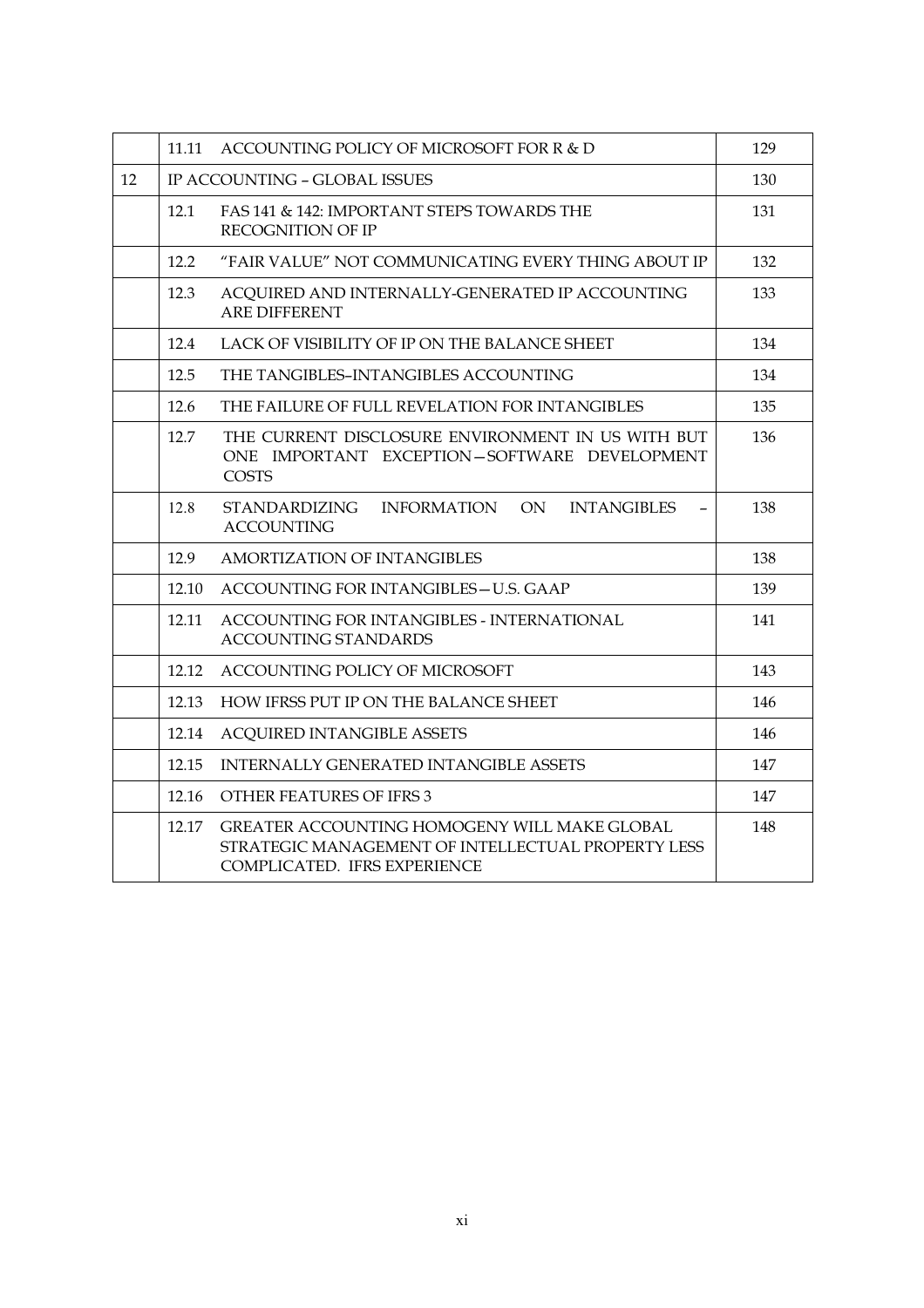|  |  |  |  |
|---|---|---|---|
|  | 11.11 | ACCOUNTING POLICY OF MICROSOFT FOR R & D | 129 |
| 12 | IP ACCOUNTING – GLOBAL ISSUES | | 130 |
|  | 12.1 | FAS 141 & 142: IMPORTANT STEPS TOWARDS THE RECOGNITION OF IP | 131 |
|  | 12.2 | "FAIR VALUE" NOT COMMUNICATING EVERY THING ABOUT IP | 132 |
|  | 12.3 | ACQUIRED AND INTERNALLY-GENERATED IP ACCOUNTING ARE DIFFERENT | 133 |
|  | 12.4 | LACK OF VISIBILITY OF IP ON THE BALANCE SHEET | 134 |
|  | 12.5 | THE TANGIBLES–INTANGIBLES ACCOUNTING | 134 |
|  | 12.6 | THE FAILURE OF FULL REVELATION FOR INTANGIBLES | 135 |
|  | 12.7 | THE CURRENT DISCLOSURE ENVIRONMENT IN US WITH BUT ONE IMPORTANT EXCEPTION—SOFTWARE DEVELOPMENT COSTS | 136 |
|  | 12.8 | STANDARDIZING INFORMATION ON INTANGIBLES – ACCOUNTING | 138 |
|  | 12.9 | AMORTIZATION OF INTANGIBLES | 138 |
|  | 12.10 | ACCOUNTING FOR INTANGIBLES—U.S. GAAP | 139 |
|  | 12.11 | ACCOUNTING FOR INTANGIBLES - INTERNATIONAL ACCOUNTING STANDARDS | 141 |
|  | 12.12 | ACCOUNTING POLICY OF MICROSOFT | 143 |
|  | 12.13 | HOW IFRSS PUT IP ON THE BALANCE SHEET | 146 |
|  | 12.14 | ACQUIRED INTANGIBLE ASSETS | 146 |
|  | 12.15 | INTERNALLY GENERATED INTANGIBLE ASSETS | 147 |
|  | 12.16 | OTHER FEATURES OF IFRS 3 | 147 |
|  | 12.17 | GREATER ACCOUNTING HOMOGENY WILL MAKE GLOBAL STRATEGIC MANAGEMENT OF INTELLECTUAL PROPERTY LESS COMPLICATED. IFRS EXPERIENCE | 148 |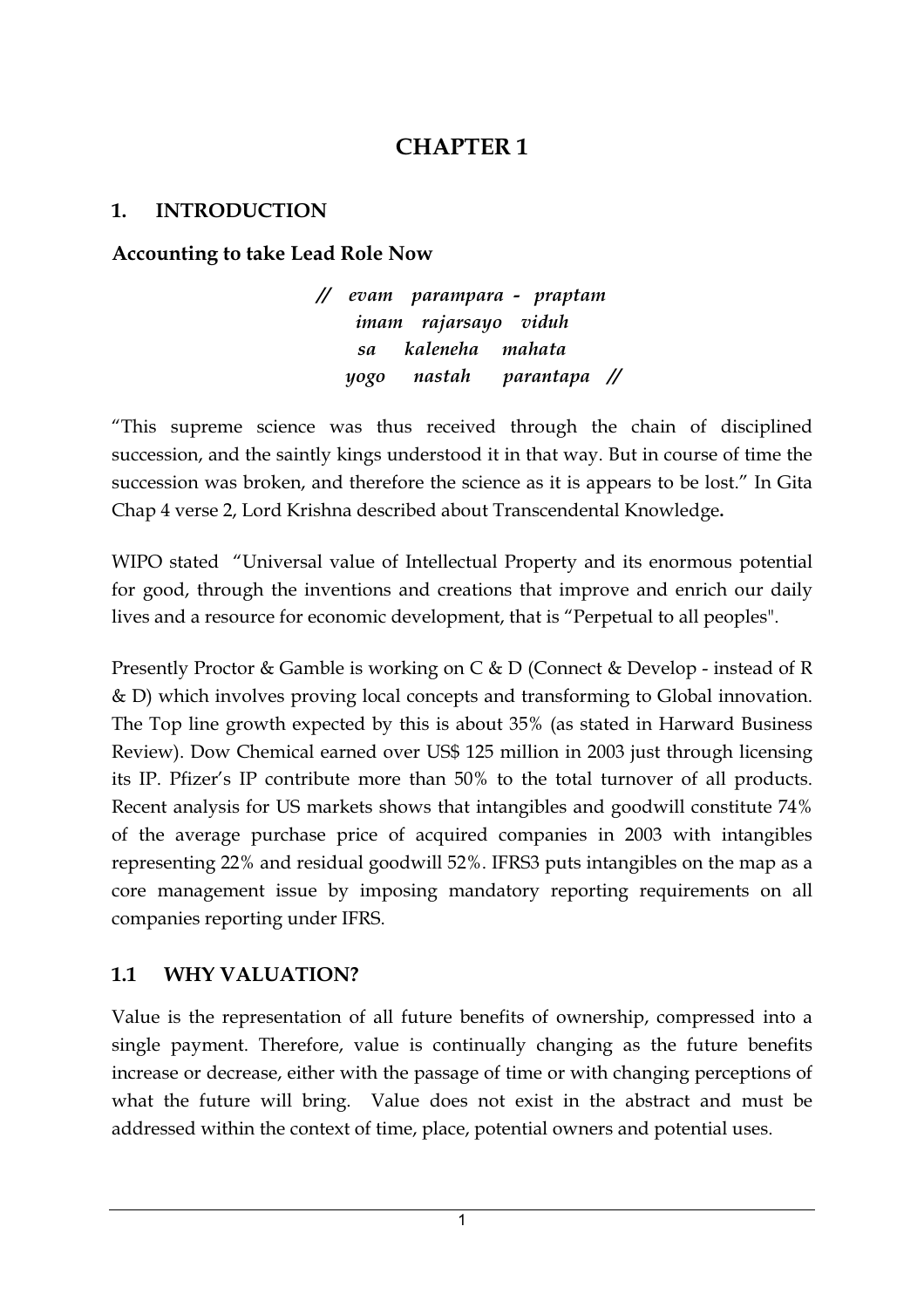# CHAPTER 1

## 1. INTRODUCTION

### Accounting to take Lead Role Now

*// evam parampara - praptam*
*imam rajarsayo viduh*
*sa kaleneha mahata*
*yogo nastah parantapa //*

"This supreme science was thus received through the chain of disciplined succession, and the saintly kings understood it in that way. But in course of time the succession was broken, and therefore the science as it is appears to be lost." In Gita Chap 4 verse 2, Lord Krishna described about Transcendental Knowledge**.**

WIPO stated "Universal value of Intellectual Property and its enormous potential for good, through the inventions and creations that improve and enrich our daily lives and a resource for economic development, that is "Perpetual to all peoples".

Presently Proctor & Gamble is working on C & D (Connect & Develop - instead of R & D) which involves proving local concepts and transforming to Global innovation. The Top line growth expected by this is about 35% (as stated in Harward Business Review). Dow Chemical earned over US$ 125 million in 2003 just through licensing its IP. Pfizer's IP contribute more than 50% to the total turnover of all products. Recent analysis for US markets shows that intangibles and goodwill constitute 74% of the average purchase price of acquired companies in 2003 with intangibles representing 22% and residual goodwill 52%. IFRS3 puts intangibles on the map as a core management issue by imposing mandatory reporting requirements on all companies reporting under IFRS.

## 1.1 WHY VALUATION?

Value is the representation of all future benefits of ownership, compressed into a single payment. Therefore, value is continually changing as the future benefits increase or decrease, either with the passage of time or with changing perceptions of what the future will bring. Value does not exist in the abstract and must be addressed within the context of time, place, potential owners and potential uses.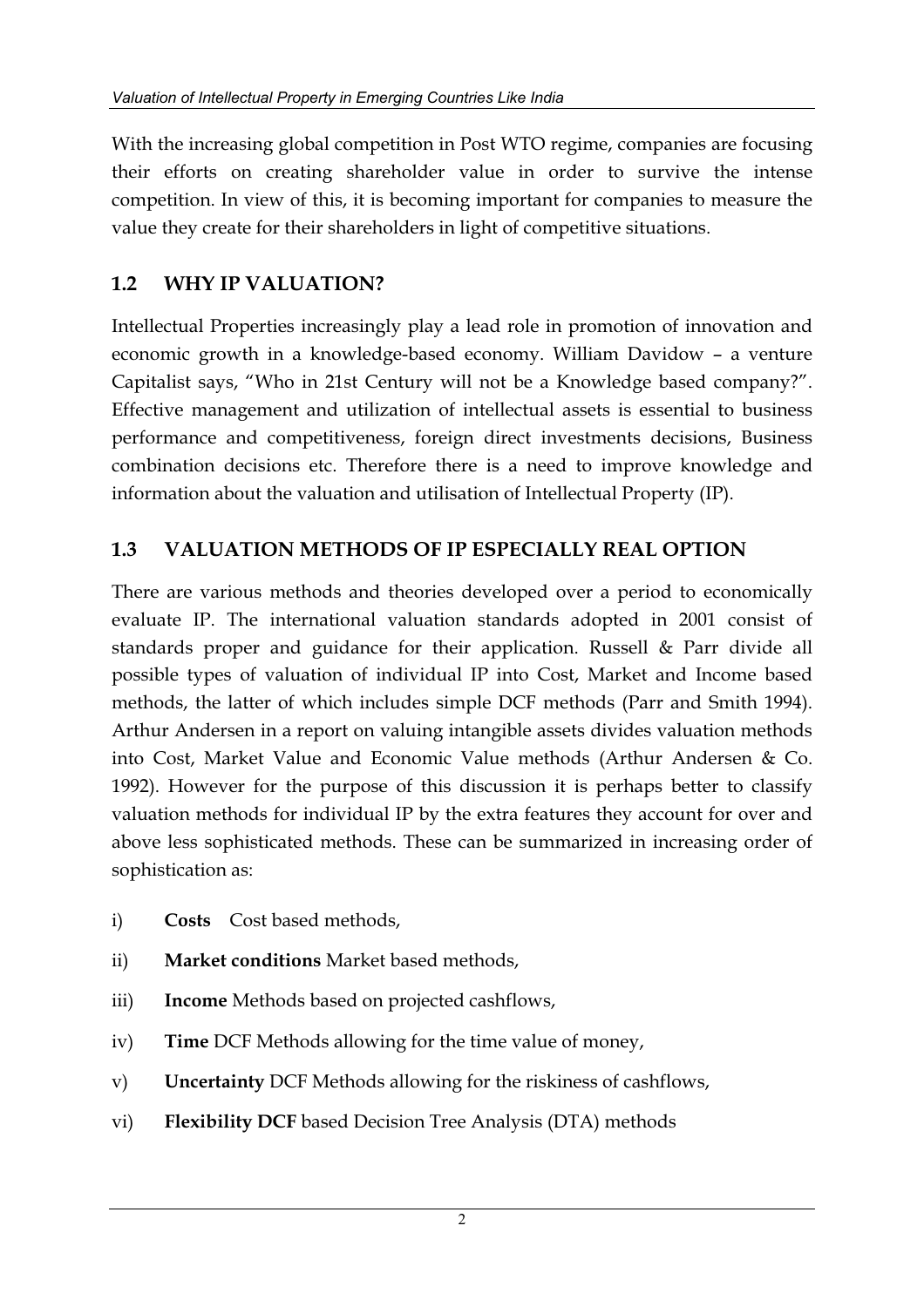With the increasing global competition in Post WTO regime, companies are focusing their efforts on creating shareholder value in order to survive the intense competition. In view of this, it is becoming important for companies to measure the value they create for their shareholders in light of competitive situations.

## 1.2 WHY IP VALUATION?

Intellectual Properties increasingly play a lead role in promotion of innovation and economic growth in a knowledge-based economy. William Davidow – a venture Capitalist says, "Who in 21st Century will not be a Knowledge based company?". Effective management and utilization of intellectual assets is essential to business performance and competitiveness, foreign direct investments decisions, Business combination decisions etc. Therefore there is a need to improve knowledge and information about the valuation and utilisation of Intellectual Property (IP).

## 1.3 VALUATION METHODS OF IP ESPECIALLY REAL OPTION

There are various methods and theories developed over a period to economically evaluate IP. The international valuation standards adopted in 2001 consist of standards proper and guidance for their application. Russell & Parr divide all possible types of valuation of individual IP into Cost, Market and Income based methods, the latter of which includes simple DCF methods (Parr and Smith 1994). Arthur Andersen in a report on valuing intangible assets divides valuation methods into Cost, Market Value and Economic Value methods (Arthur Andersen & Co. 1992). However for the purpose of this discussion it is perhaps better to classify valuation methods for individual IP by the extra features they account for over and above less sophisticated methods. These can be summarized in increasing order of sophistication as:

i) **Costs** Cost based methods,

ii) **Market conditions** Market based methods,

iii) **Income** Methods based on projected cashflows,

iv) **Time** DCF Methods allowing for the time value of money,

v) **Uncertainty** DCF Methods allowing for the riskiness of cashflows,

vi) **Flexibility DCF** based Decision Tree Analysis (DTA) methods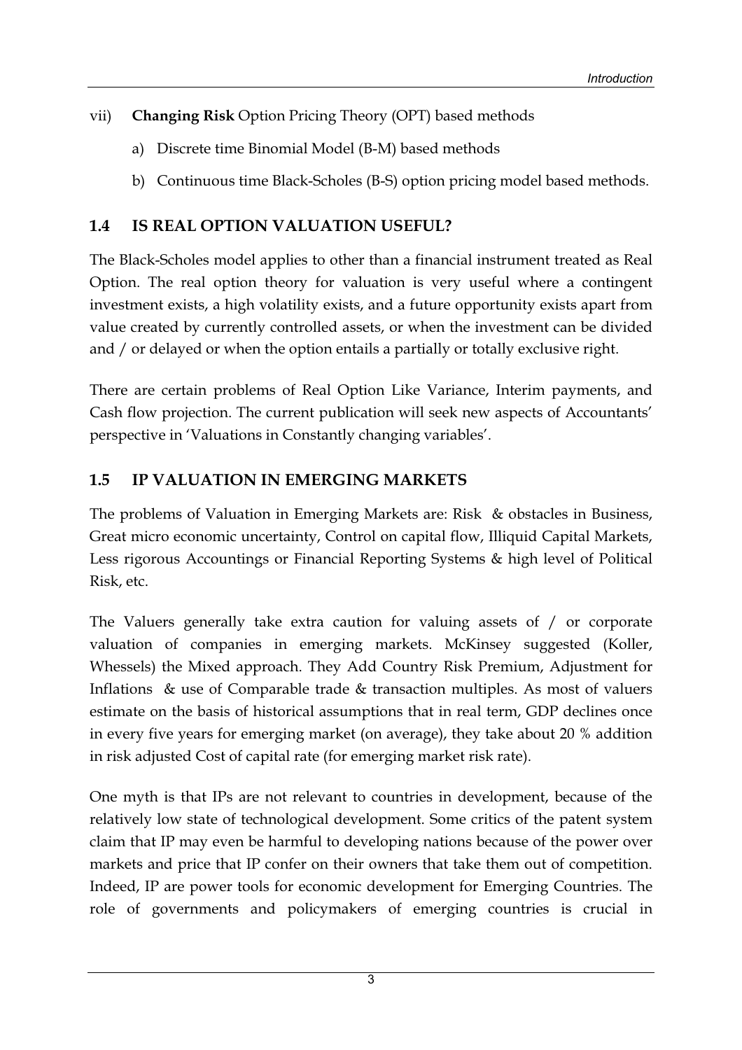vii) **Changing Risk** Option Pricing Theory (OPT) based methods

a) Discrete time Binomial Model (B-M) based methods

b) Continuous time Black-Scholes (B-S) option pricing model based methods.

## 1.4 IS REAL OPTION VALUATION USEFUL?

The Black-Scholes model applies to other than a financial instrument treated as Real Option. The real option theory for valuation is very useful where a contingent investment exists, a high volatility exists, and a future opportunity exists apart from value created by currently controlled assets, or when the investment can be divided and / or delayed or when the option entails a partially or totally exclusive right.

There are certain problems of Real Option Like Variance, Interim payments, and Cash flow projection. The current publication will seek new aspects of Accountants' perspective in 'Valuations in Constantly changing variables'.

## 1.5 IP VALUATION IN EMERGING MARKETS

The problems of Valuation in Emerging Markets are: Risk & obstacles in Business, Great micro economic uncertainty, Control on capital flow, Illiquid Capital Markets, Less rigorous Accountings or Financial Reporting Systems & high level of Political Risk, etc.

The Valuers generally take extra caution for valuing assets of / or corporate valuation of companies in emerging markets. McKinsey suggested (Koller, Whessels) the Mixed approach. They Add Country Risk Premium, Adjustment for Inflations & use of Comparable trade & transaction multiples. As most of valuers estimate on the basis of historical assumptions that in real term, GDP declines once in every five years for emerging market (on average), they take about 20 % addition in risk adjusted Cost of capital rate (for emerging market risk rate).

One myth is that IPs are not relevant to countries in development, because of the relatively low state of technological development. Some critics of the patent system claim that IP may even be harmful to developing nations because of the power over markets and price that IP confer on their owners that take them out of competition. Indeed, IP are power tools for economic development for Emerging Countries. The role of governments and policymakers of emerging countries is crucial in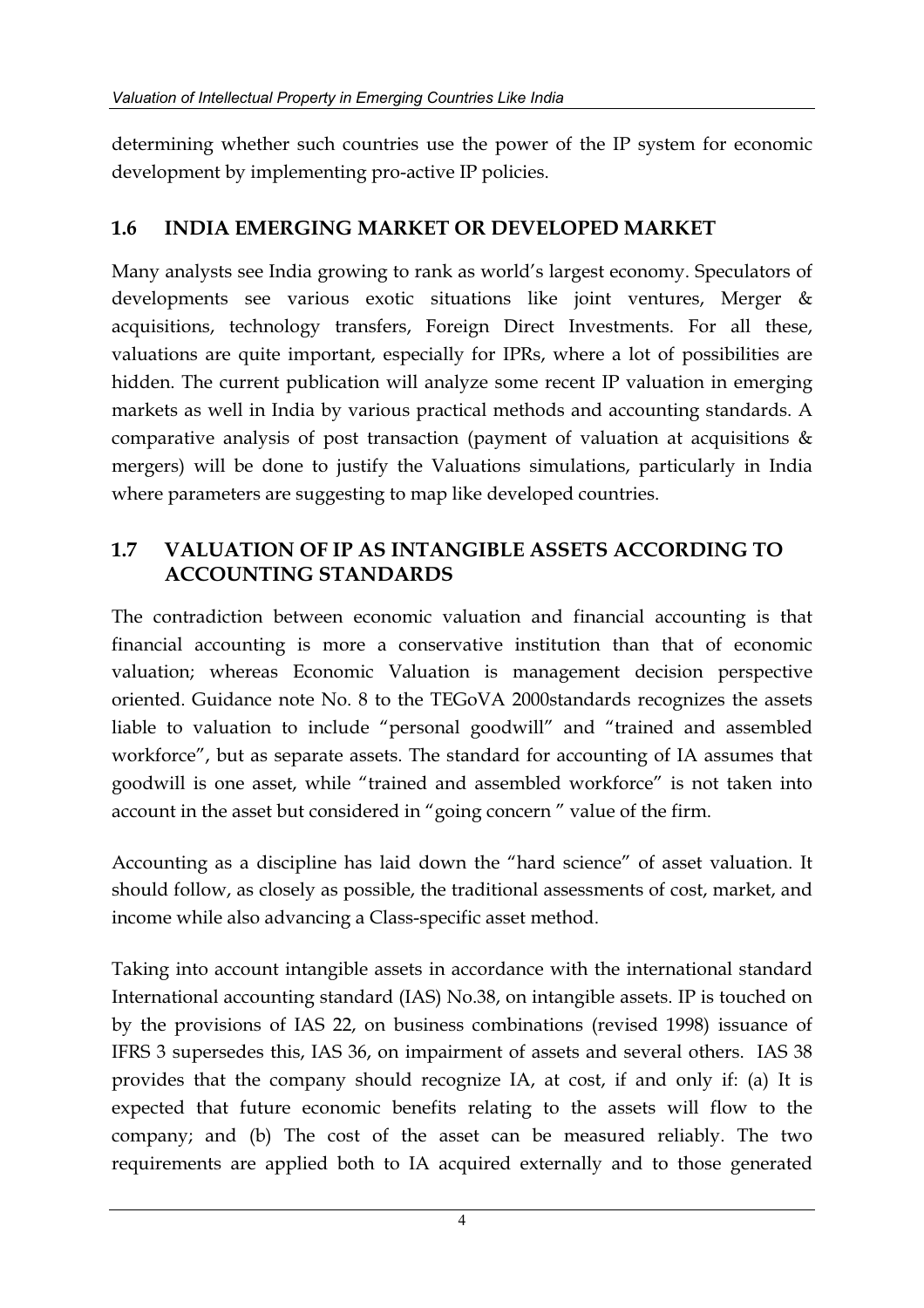determining whether such countries use the power of the IP system for economic development by implementing pro-active IP policies.

## 1.6 INDIA EMERGING MARKET OR DEVELOPED MARKET

Many analysts see India growing to rank as world's largest economy. Speculators of developments see various exotic situations like joint ventures, Merger & acquisitions, technology transfers, Foreign Direct Investments. For all these, valuations are quite important, especially for IPRs, where a lot of possibilities are hidden. The current publication will analyze some recent IP valuation in emerging markets as well in India by various practical methods and accounting standards. A comparative analysis of post transaction (payment of valuation at acquisitions & mergers) will be done to justify the Valuations simulations, particularly in India where parameters are suggesting to map like developed countries.

## 1.7 VALUATION OF IP AS INTANGIBLE ASSETS ACCORDING TO ACCOUNTING STANDARDS

The contradiction between economic valuation and financial accounting is that financial accounting is more a conservative institution than that of economic valuation; whereas Economic Valuation is management decision perspective oriented. Guidance note No. 8 to the TEGoVA 2000standards recognizes the assets liable to valuation to include "personal goodwill" and "trained and assembled workforce", but as separate assets. The standard for accounting of IA assumes that goodwill is one asset, while "trained and assembled workforce" is not taken into account in the asset but considered in "going concern " value of the firm.

Accounting as a discipline has laid down the "hard science" of asset valuation. It should follow, as closely as possible, the traditional assessments of cost, market, and income while also advancing a Class-specific asset method.

Taking into account intangible assets in accordance with the international standard International accounting standard (IAS) No.38, on intangible assets. IP is touched on by the provisions of IAS 22, on business combinations (revised 1998) issuance of IFRS 3 supersedes this, IAS 36, on impairment of assets and several others. IAS 38 provides that the company should recognize IA, at cost, if and only if: (a) It is expected that future economic benefits relating to the assets will flow to the company; and (b) The cost of the asset can be measured reliably. The two requirements are applied both to IA acquired externally and to those generated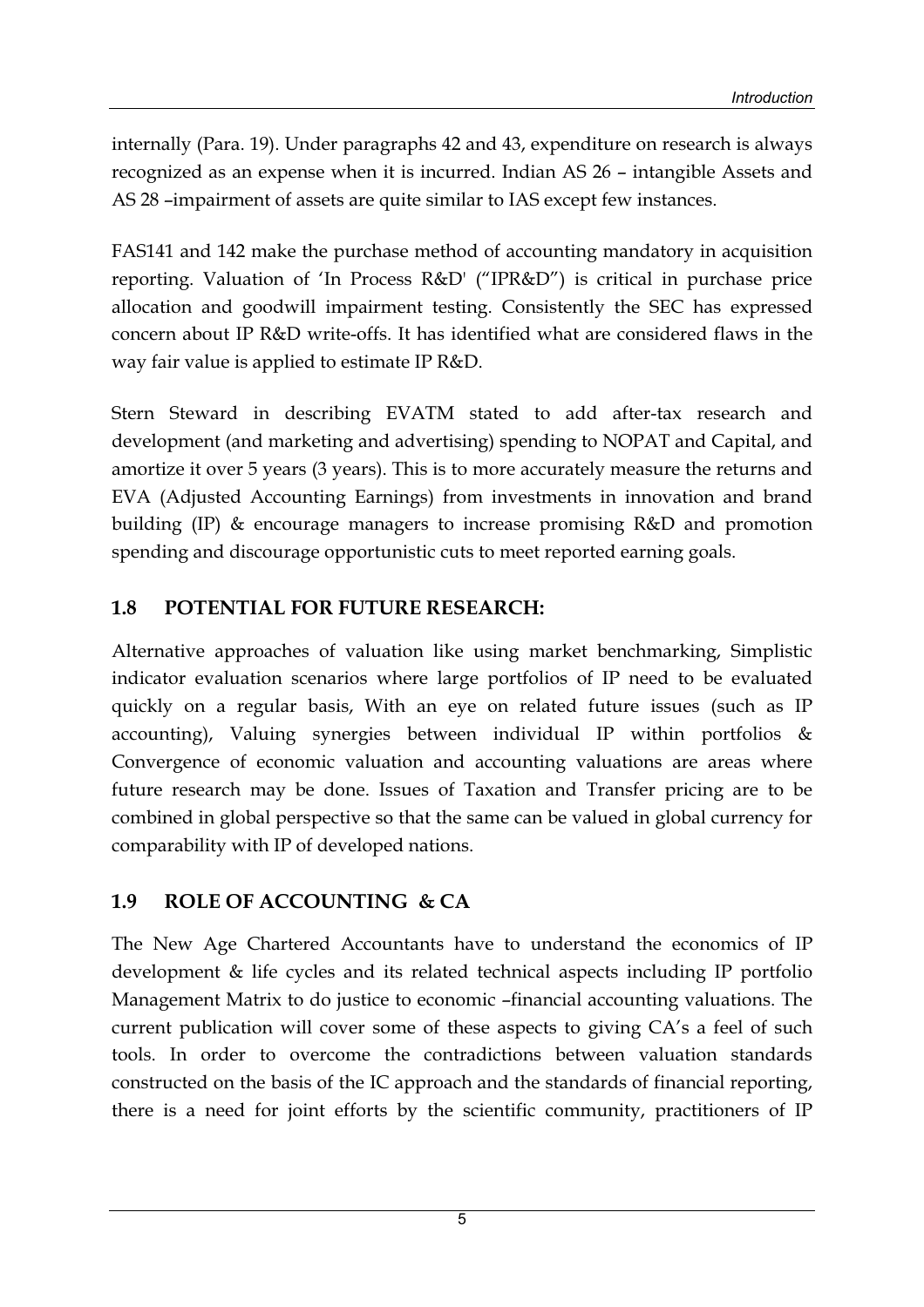internally (Para. 19). Under paragraphs 42 and 43, expenditure on research is always recognized as an expense when it is incurred. Indian AS 26 – intangible Assets and AS 28 –impairment of assets are quite similar to IAS except few instances.

FAS141 and 142 make the purchase method of accounting mandatory in acquisition reporting. Valuation of 'In Process R&D' ("IPR&D") is critical in purchase price allocation and goodwill impairment testing. Consistently the SEC has expressed concern about IP R&D write-offs. It has identified what are considered flaws in the way fair value is applied to estimate IP R&D.

Stern Steward in describing EVATM stated to add after-tax research and development (and marketing and advertising) spending to NOPAT and Capital, and amortize it over 5 years (3 years). This is to more accurately measure the returns and EVA (Adjusted Accounting Earnings) from investments in innovation and brand building (IP) & encourage managers to increase promising R&D and promotion spending and discourage opportunistic cuts to meet reported earning goals.

## 1.8 POTENTIAL FOR FUTURE RESEARCH:

Alternative approaches of valuation like using market benchmarking, Simplistic indicator evaluation scenarios where large portfolios of IP need to be evaluated quickly on a regular basis, With an eye on related future issues (such as IP accounting), Valuing synergies between individual IP within portfolios & Convergence of economic valuation and accounting valuations are areas where future research may be done. Issues of Taxation and Transfer pricing are to be combined in global perspective so that the same can be valued in global currency for comparability with IP of developed nations.

## 1.9 ROLE OF ACCOUNTING & CA

The New Age Chartered Accountants have to understand the economics of IP development & life cycles and its related technical aspects including IP portfolio Management Matrix to do justice to economic –financial accounting valuations. The current publication will cover some of these aspects to giving CA's a feel of such tools. In order to overcome the contradictions between valuation standards constructed on the basis of the IC approach and the standards of financial reporting, there is a need for joint efforts by the scientific community, practitioners of IP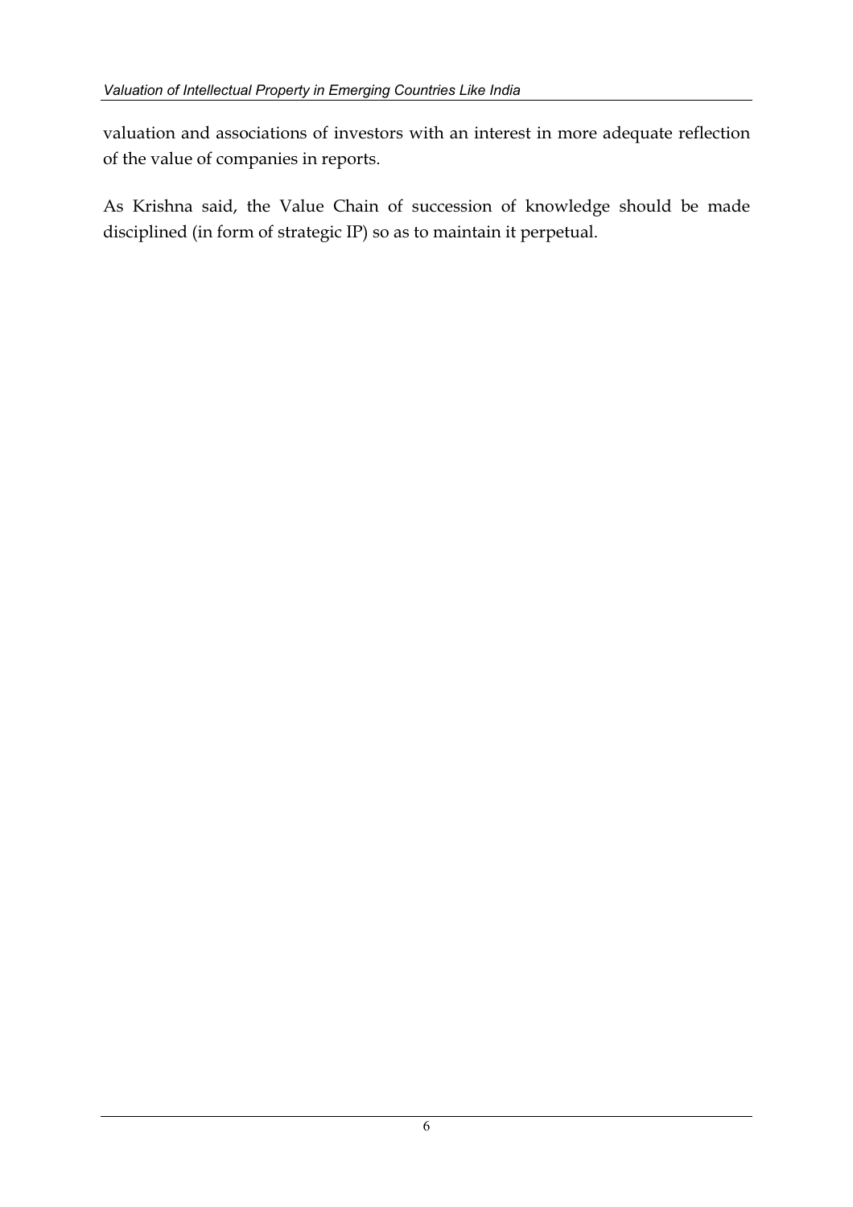valuation and associations of investors with an interest in more adequate reflection of the value of companies in reports.

As Krishna said, the Value Chain of succession of knowledge should be made disciplined (in form of strategic IP) so as to maintain it perpetual.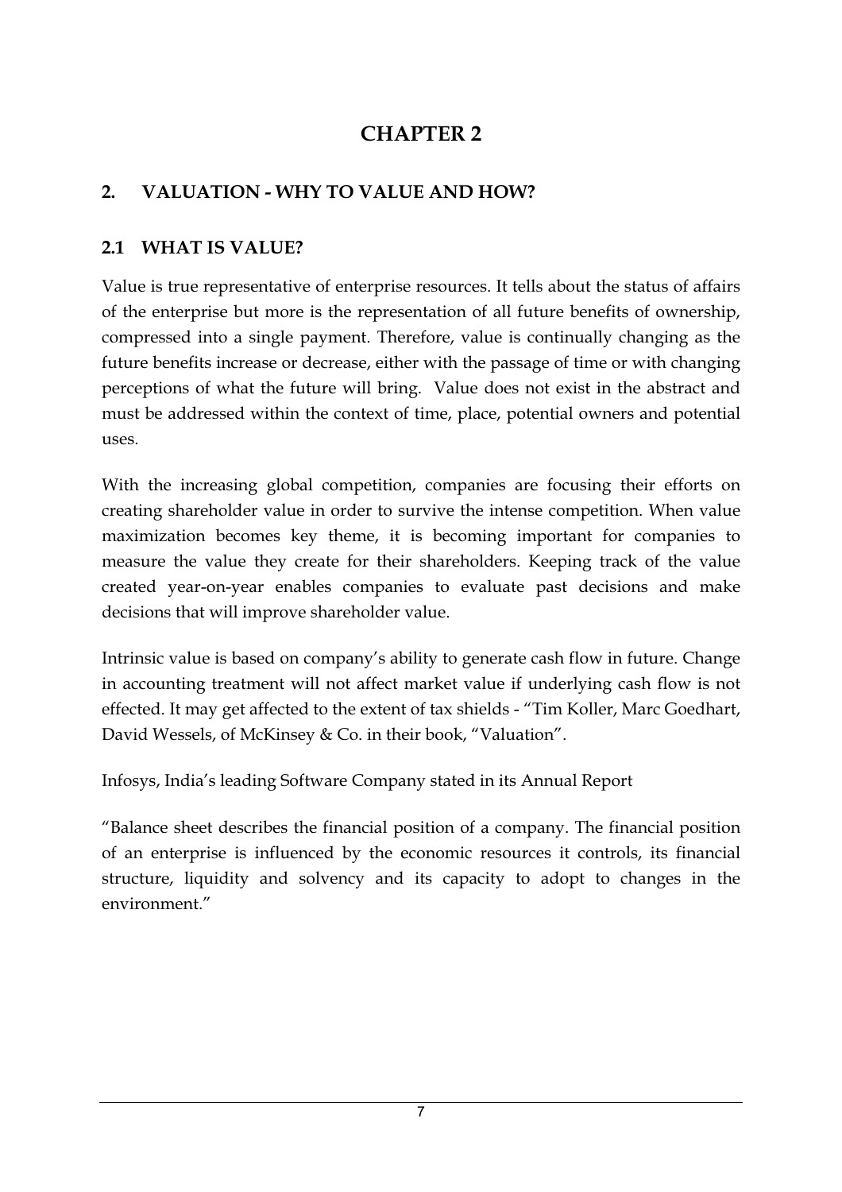# CHAPTER 2

## 2. VALUATION - WHY TO VALUE AND HOW?

### 2.1 WHAT IS VALUE?

Value is true representative of enterprise resources. It tells about the status of affairs of the enterprise but more is the representation of all future benefits of ownership, compressed into a single payment. Therefore, value is continually changing as the future benefits increase or decrease, either with the passage of time or with changing perceptions of what the future will bring. Value does not exist in the abstract and must be addressed within the context of time, place, potential owners and potential uses.

With the increasing global competition, companies are focusing their efforts on creating shareholder value in order to survive the intense competition. When value maximization becomes key theme, it is becoming important for companies to measure the value they create for their shareholders. Keeping track of the value created year-on-year enables companies to evaluate past decisions and make decisions that will improve shareholder value.

Intrinsic value is based on company's ability to generate cash flow in future. Change in accounting treatment will not affect market value if underlying cash flow is not effected. It may get affected to the extent of tax shields - "Tim Koller, Marc Goedhart, David Wessels, of McKinsey & Co. in their book, "Valuation".

Infosys, India's leading Software Company stated in its Annual Report

"Balance sheet describes the financial position of a company. The financial position of an enterprise is influenced by the economic resources it controls, its financial structure, liquidity and solvency and its capacity to adopt to changes in the environment."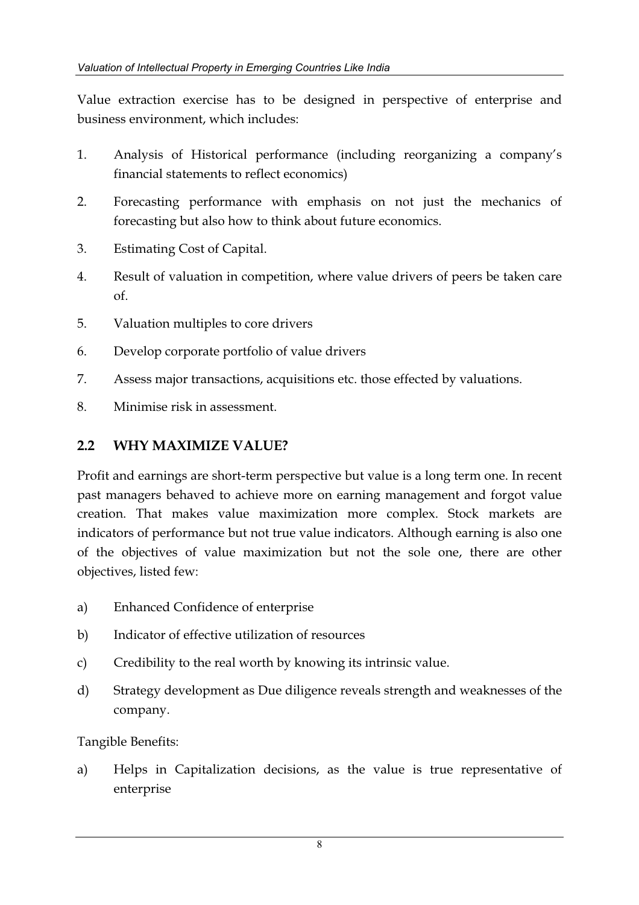Value extraction exercise has to be designed in perspective of enterprise and business environment, which includes:

1. Analysis of Historical performance (including reorganizing a company's financial statements to reflect economics)
2. Forecasting performance with emphasis on not just the mechanics of forecasting but also how to think about future economics.
3. Estimating Cost of Capital.
4. Result of valuation in competition, where value drivers of peers be taken care of.
5. Valuation multiples to core drivers
6. Develop corporate portfolio of value drivers
7. Assess major transactions, acquisitions etc. those effected by valuations.
8. Minimise risk in assessment.

## 2.2 WHY MAXIMIZE VALUE?

Profit and earnings are short-term perspective but value is a long term one. In recent past managers behaved to achieve more on earning management and forgot value creation. That makes value maximization more complex. Stock markets are indicators of performance but not true value indicators. Although earning is also one of the objectives of value maximization but not the sole one, there are other objectives, listed few:

a) Enhanced Confidence of enterprise
b) Indicator of effective utilization of resources
c) Credibility to the real worth by knowing its intrinsic value.
d) Strategy development as Due diligence reveals strength and weaknesses of the company.

Tangible Benefits:

a) Helps in Capitalization decisions, as the value is true representative of enterprise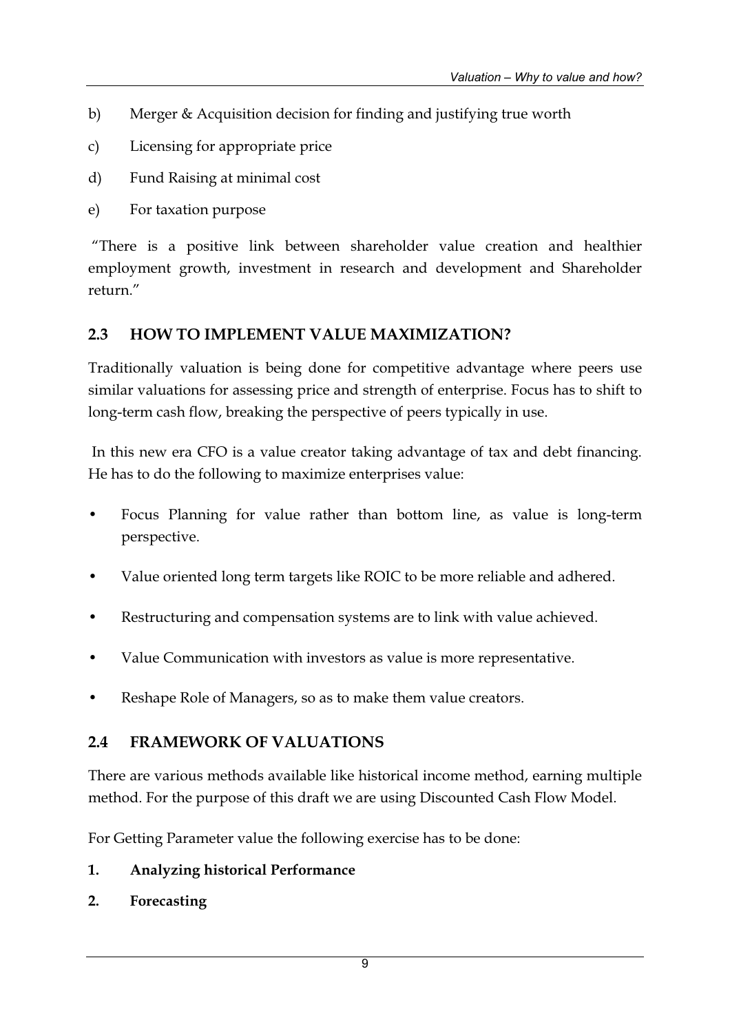b) Merger & Acquisition decision for finding and justifying true worth

c) Licensing for appropriate price

d) Fund Raising at minimal cost

e) For taxation purpose

"There is a positive link between shareholder value creation and healthier employment growth, investment in research and development and Shareholder return."

## 2.3 HOW TO IMPLEMENT VALUE MAXIMIZATION?

Traditionally valuation is being done for competitive advantage where peers use similar valuations for assessing price and strength of enterprise. Focus has to shift to long-term cash flow, breaking the perspective of peers typically in use.

In this new era CFO is a value creator taking advantage of tax and debt financing. He has to do the following to maximize enterprises value:

- Focus Planning for value rather than bottom line, as value is long-term perspective.
- Value oriented long term targets like ROIC to be more reliable and adhered.
- Restructuring and compensation systems are to link with value achieved.
- Value Communication with investors as value is more representative.
- Reshape Role of Managers, so as to make them value creators.

## 2.4 FRAMEWORK OF VALUATIONS

There are various methods available like historical income method, earning multiple method. For the purpose of this draft we are using Discounted Cash Flow Model.

For Getting Parameter value the following exercise has to be done:

1. **Analyzing historical Performance**
2. **Forecasting**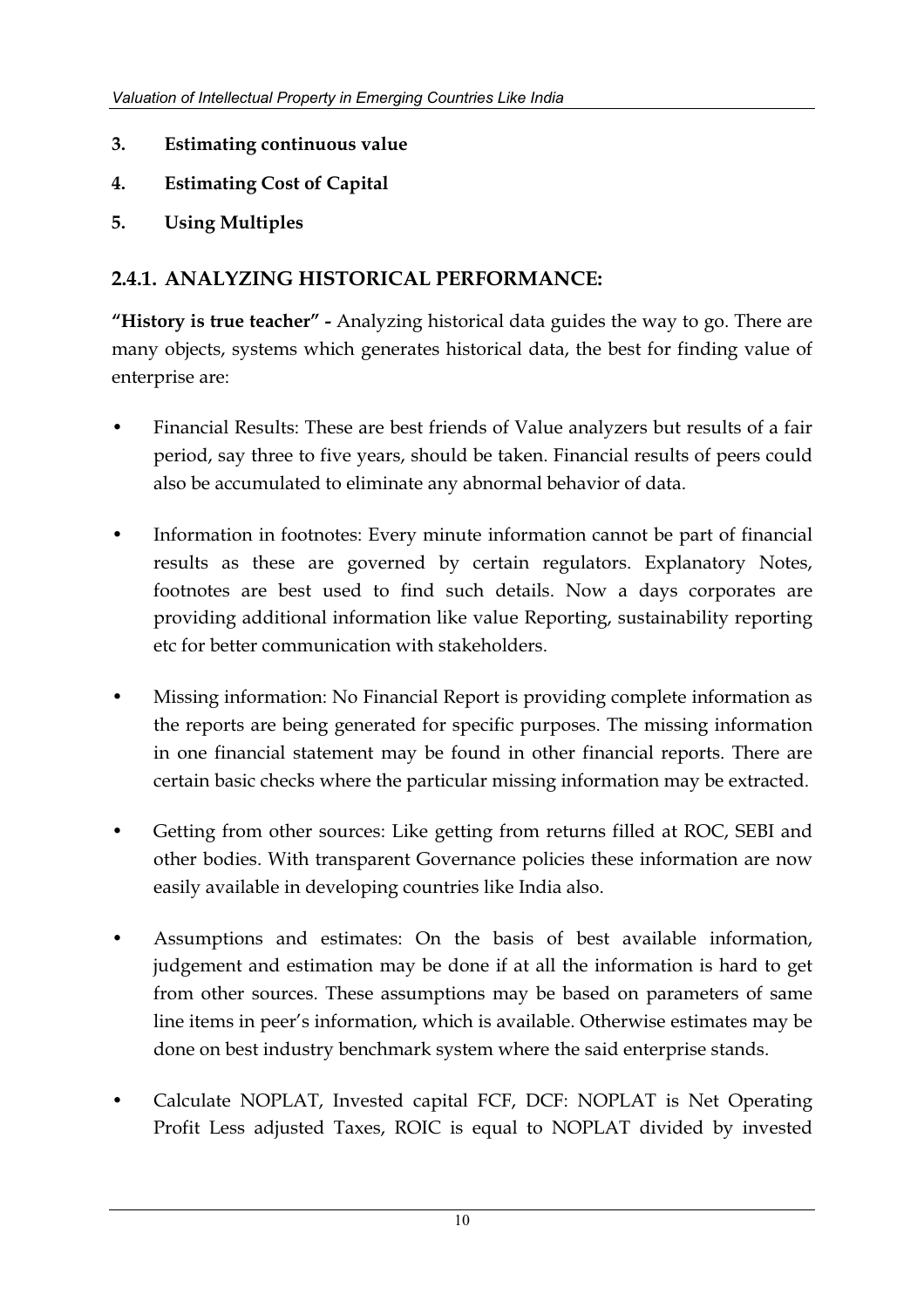3. **Estimating continuous value**
4. **Estimating Cost of Capital**
5. **Using Multiples**

## 2.4.1. ANALYZING HISTORICAL PERFORMANCE:

**"History is true teacher" -** Analyzing historical data guides the way to go. There are many objects, systems which generates historical data, the best for finding value of enterprise are:

- Financial Results: These are best friends of Value analyzers but results of a fair period, say three to five years, should be taken. Financial results of peers could also be accumulated to eliminate any abnormal behavior of data.
- Information in footnotes: Every minute information cannot be part of financial results as these are governed by certain regulators. Explanatory Notes, footnotes are best used to find such details. Now a days corporates are providing additional information like value Reporting, sustainability reporting etc for better communication with stakeholders.
- Missing information: No Financial Report is providing complete information as the reports are being generated for specific purposes. The missing information in one financial statement may be found in other financial reports. There are certain basic checks where the particular missing information may be extracted.
- Getting from other sources: Like getting from returns filled at ROC, SEBI and other bodies. With transparent Governance policies these information are now easily available in developing countries like India also.
- Assumptions and estimates: On the basis of best available information, judgement and estimation may be done if at all the information is hard to get from other sources. These assumptions may be based on parameters of same line items in peer's information, which is available. Otherwise estimates may be done on best industry benchmark system where the said enterprise stands.
- Calculate NOPLAT, Invested capital FCF, DCF: NOPLAT is Net Operating Profit Less adjusted Taxes, ROIC is equal to NOPLAT divided by invested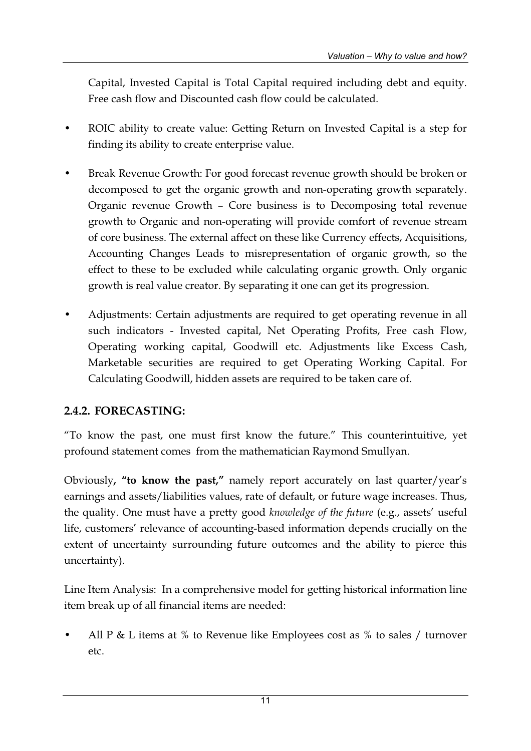Capital, Invested Capital is Total Capital required including debt and equity. Free cash flow and Discounted cash flow could be calculated.

- ROIC ability to create value: Getting Return on Invested Capital is a step for finding its ability to create enterprise value.
- Break Revenue Growth: For good forecast revenue growth should be broken or decomposed to get the organic growth and non-operating growth separately. Organic revenue Growth – Core business is to Decomposing total revenue growth to Organic and non-operating will provide comfort of revenue stream of core business. The external affect on these like Currency effects, Acquisitions, Accounting Changes Leads to misrepresentation of organic growth, so the effect to these to be excluded while calculating organic growth. Only organic growth is real value creator. By separating it one can get its progression.
- Adjustments: Certain adjustments are required to get operating revenue in all such indicators - Invested capital, Net Operating Profits, Free cash Flow, Operating working capital, Goodwill etc. Adjustments like Excess Cash, Marketable securities are required to get Operating Working Capital. For Calculating Goodwill, hidden assets are required to be taken care of.

### 2.4.2. FORECASTING:

"To know the past, one must first know the future." This counterintuitive, yet profound statement comes from the mathematician Raymond Smullyan.

Obviously**, "to know the past,"** namely report accurately on last quarter/year's earnings and assets/liabilities values, rate of default, or future wage increases. Thus, the quality. One must have a pretty good *knowledge of the future* (e.g., assets' useful life, customers' relevance of accounting-based information depends crucially on the extent of uncertainty surrounding future outcomes and the ability to pierce this uncertainty).

Line Item Analysis: In a comprehensive model for getting historical information line item break up of all financial items are needed:

- All P & L items at % to Revenue like Employees cost as % to sales / turnover etc.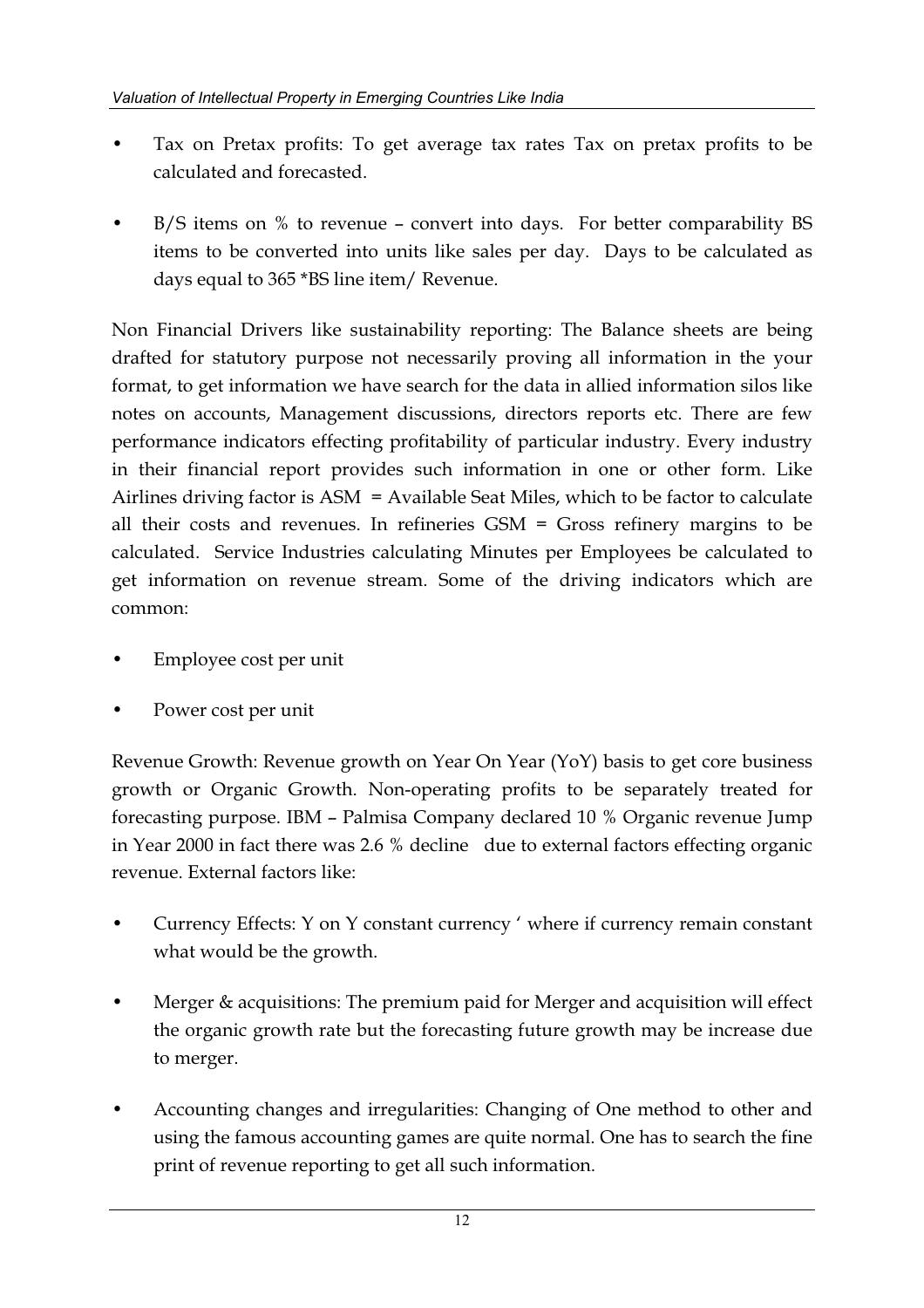- Tax on Pretax profits: To get average tax rates Tax on pretax profits to be calculated and forecasted.
- B/S items on % to revenue – convert into days. For better comparability BS items to be converted into units like sales per day. Days to be calculated as days equal to 365 *BS line item/ Revenue.

Non Financial Drivers like sustainability reporting: The Balance sheets are being drafted for statutory purpose not necessarily proving all information in the your format, to get information we have search for the data in allied information silos like notes on accounts, Management discussions, directors reports etc. There are few performance indicators effecting profitability of particular industry. Every industry in their financial report provides such information in one or other form. Like Airlines driving factor is ASM = Available Seat Miles, which to be factor to calculate all their costs and revenues. In refineries GSM = Gross refinery margins to be calculated. Service Industries calculating Minutes per Employees be calculated to get information on revenue stream. Some of the driving indicators which are common:

- Employee cost per unit
- Power cost per unit

Revenue Growth: Revenue growth on Year On Year (YoY) basis to get core business growth or Organic Growth. Non-operating profits to be separately treated for forecasting purpose. IBM – Palmisa Company declared 10 % Organic revenue Jump in Year 2000 in fact there was 2.6 % decline due to external factors effecting organic revenue. External factors like:

- Currency Effects: Y on Y constant currency ' where if currency remain constant what would be the growth.
- Merger & acquisitions: The premium paid for Merger and acquisition will effect the organic growth rate but the forecasting future growth may be increase due to merger.
- Accounting changes and irregularities: Changing of One method to other and using the famous accounting games are quite normal. One has to search the fine print of revenue reporting to get all such information.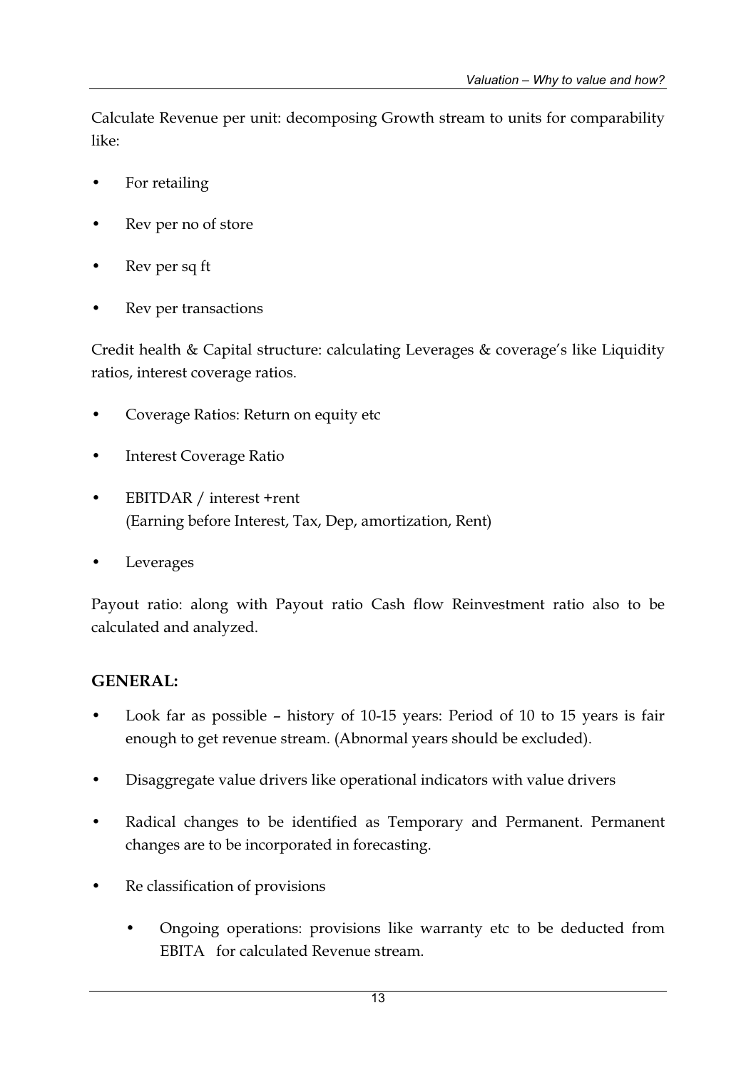Calculate Revenue per unit: decomposing Growth stream to units for comparability like:

- For retailing
- Rev per no of store
- Rev per sq ft
- Rev per transactions

Credit health & Capital structure: calculating Leverages & coverage's like Liquidity ratios, interest coverage ratios.

- Coverage Ratios: Return on equity etc
- Interest Coverage Ratio
- EBITDAR / interest +rent
  (Earning before Interest, Tax, Dep, amortization, Rent)
- Leverages

Payout ratio: along with Payout ratio Cash flow Reinvestment ratio also to be calculated and analyzed.

## GENERAL:

- Look far as possible – history of 10-15 years: Period of 10 to 15 years is fair enough to get revenue stream. (Abnormal years should be excluded).
- Disaggregate value drivers like operational indicators with value drivers
- Radical changes to be identified as Temporary and Permanent. Permanent changes are to be incorporated in forecasting.
- Re classification of provisions
  - Ongoing operations: provisions like warranty etc to be deducted from EBITA for calculated Revenue stream.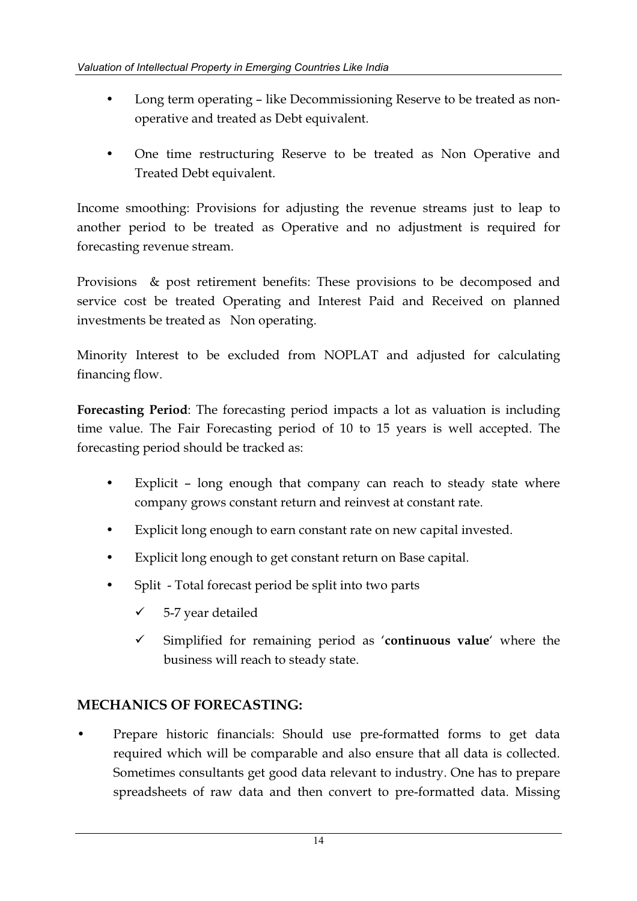- Long term operating – like Decommissioning Reserve to be treated as non-operative and treated as Debt equivalent.
- One time restructuring Reserve to be treated as Non Operative and Treated Debt equivalent.

Income smoothing: Provisions for adjusting the revenue streams just to leap to another period to be treated as Operative and no adjustment is required for forecasting revenue stream.

Provisions & post retirement benefits: These provisions to be decomposed and service cost be treated Operating and Interest Paid and Received on planned investments be treated as Non operating.

Minority Interest to be excluded from NOPLAT and adjusted for calculating financing flow.

**Forecasting Period**: The forecasting period impacts a lot as valuation is including time value. The Fair Forecasting period of 10 to 15 years is well accepted. The forecasting period should be tracked as:

- Explicit – long enough that company can reach to steady state where company grows constant return and reinvest at constant rate.
- Explicit long enough to earn constant rate on new capital invested.
- Explicit long enough to get constant return on Base capital.
- Split - Total forecast period be split into two parts
  - ✓ 5-7 year detailed
  - ✓ Simplified for remaining period as '**continuous value**' where the business will reach to steady state.

## MECHANICS OF FORECASTING:

- Prepare historic financials: Should use pre-formatted forms to get data required which will be comparable and also ensure that all data is collected. Sometimes consultants get good data relevant to industry. One has to prepare spreadsheets of raw data and then convert to pre-formatted data. Missing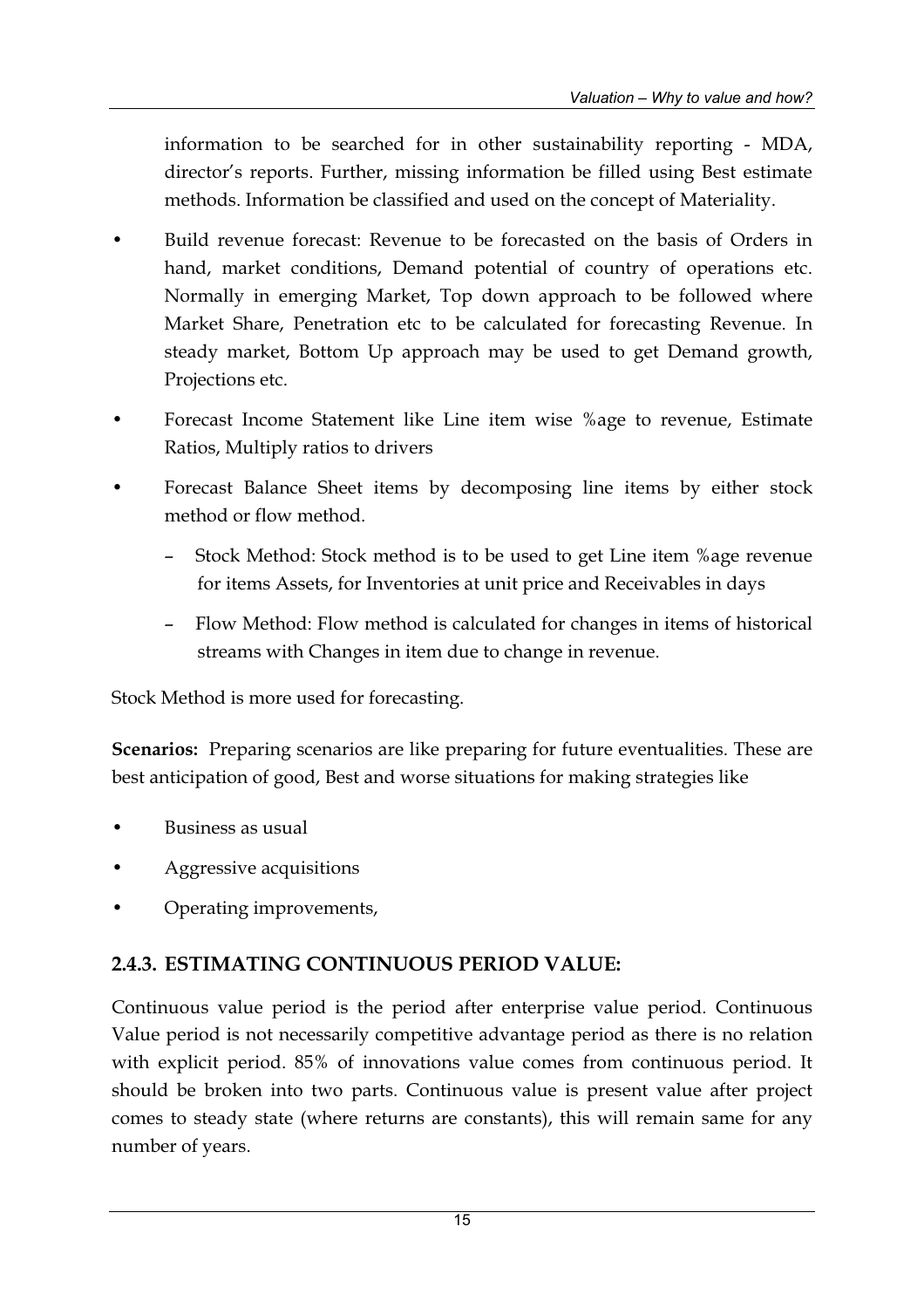information to be searched for in other sustainability reporting - MDA, director's reports. Further, missing information be filled using Best estimate methods. Information be classified and used on the concept of Materiality.

- Build revenue forecast: Revenue to be forecasted on the basis of Orders in hand, market conditions, Demand potential of country of operations etc. Normally in emerging Market, Top down approach to be followed where Market Share, Penetration etc to be calculated for forecasting Revenue. In steady market, Bottom Up approach may be used to get Demand growth, Projections etc.
- Forecast Income Statement like Line item wise %age to revenue, Estimate Ratios, Multiply ratios to drivers
- Forecast Balance Sheet items by decomposing line items by either stock method or flow method.
  - Stock Method: Stock method is to be used to get Line item %age revenue for items Assets, for Inventories at unit price and Receivables in days
  - Flow Method: Flow method is calculated for changes in items of historical streams with Changes in item due to change in revenue.

Stock Method is more used for forecasting.

**Scenarios:** Preparing scenarios are like preparing for future eventualities. These are best anticipation of good, Best and worse situations for making strategies like

- Business as usual
- Aggressive acquisitions
- Operating improvements,

### 2.4.3. ESTIMATING CONTINUOUS PERIOD VALUE:

Continuous value period is the period after enterprise value period. Continuous Value period is not necessarily competitive advantage period as there is no relation with explicit period. 85% of innovations value comes from continuous period. It should be broken into two parts. Continuous value is present value after project comes to steady state (where returns are constants), this will remain same for any number of years.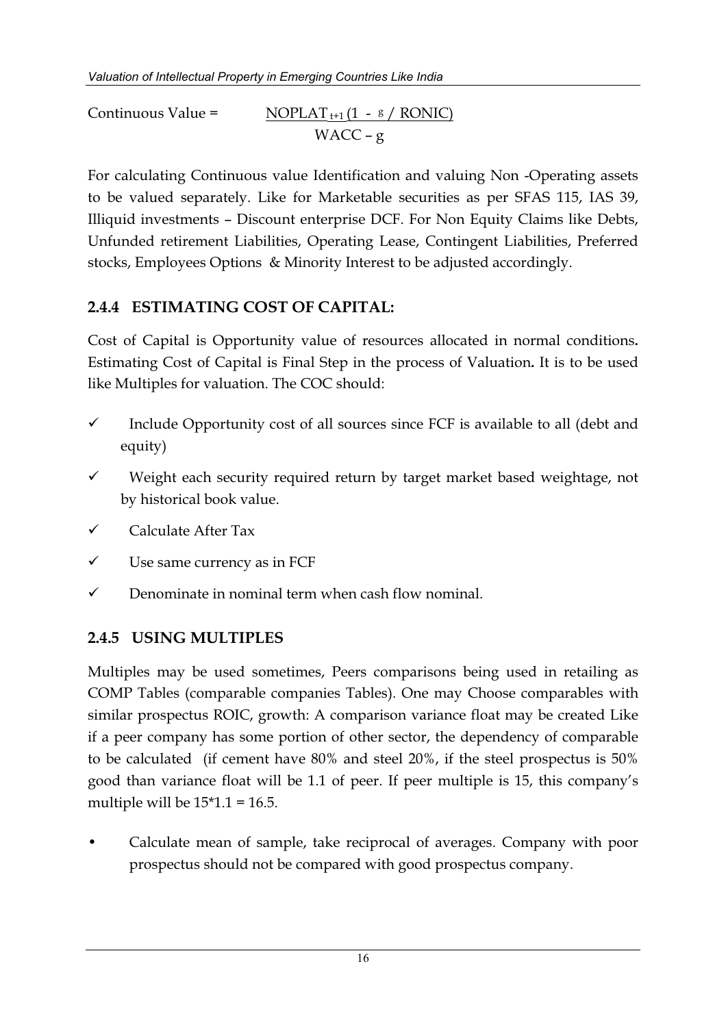$$\text{Continuous Value} = \frac{NOPLAT_{t+1}(1 - g / RONIC)}{WACC - g}$$

For calculating Continuous value Identification and valuing Non -Operating assets to be valued separately. Like for Marketable securities as per SFAS 115, IAS 39, Illiquid investments – Discount enterprise DCF. For Non Equity Claims like Debts, Unfunded retirement Liabilities, Operating Lease, Contingent Liabilities, Preferred stocks, Employees Options & Minority Interest to be adjusted accordingly.

### 2.4.4 ESTIMATING COST OF CAPITAL:

Cost of Capital is Opportunity value of resources allocated in normal conditions**.** Estimating Cost of Capital is Final Step in the process of Valuation**.** It is to be used like Multiples for valuation. The COC should:

- ✓ Include Opportunity cost of all sources since FCF is available to all (debt and equity)
- ✓ Weight each security required return by target market based weightage, not by historical book value.
- ✓ Calculate After Tax
- ✓ Use same currency as in FCF
- ✓ Denominate in nominal term when cash flow nominal.

### 2.4.5 USING MULTIPLES

Multiples may be used sometimes, Peers comparisons being used in retailing as COMP Tables (comparable companies Tables). One may Choose comparables with similar prospectus ROIC, growth: A comparison variance float may be created Like if a peer company has some portion of other sector, the dependency of comparable to be calculated (if cement have 80% and steel 20%, if the steel prospectus is 50% good than variance float will be 1.1 of peer. If peer multiple is 15, this company's multiple will be 15*1.1 = 16.5.

- Calculate mean of sample, take reciprocal of averages. Company with poor prospectus should not be compared with good prospectus company.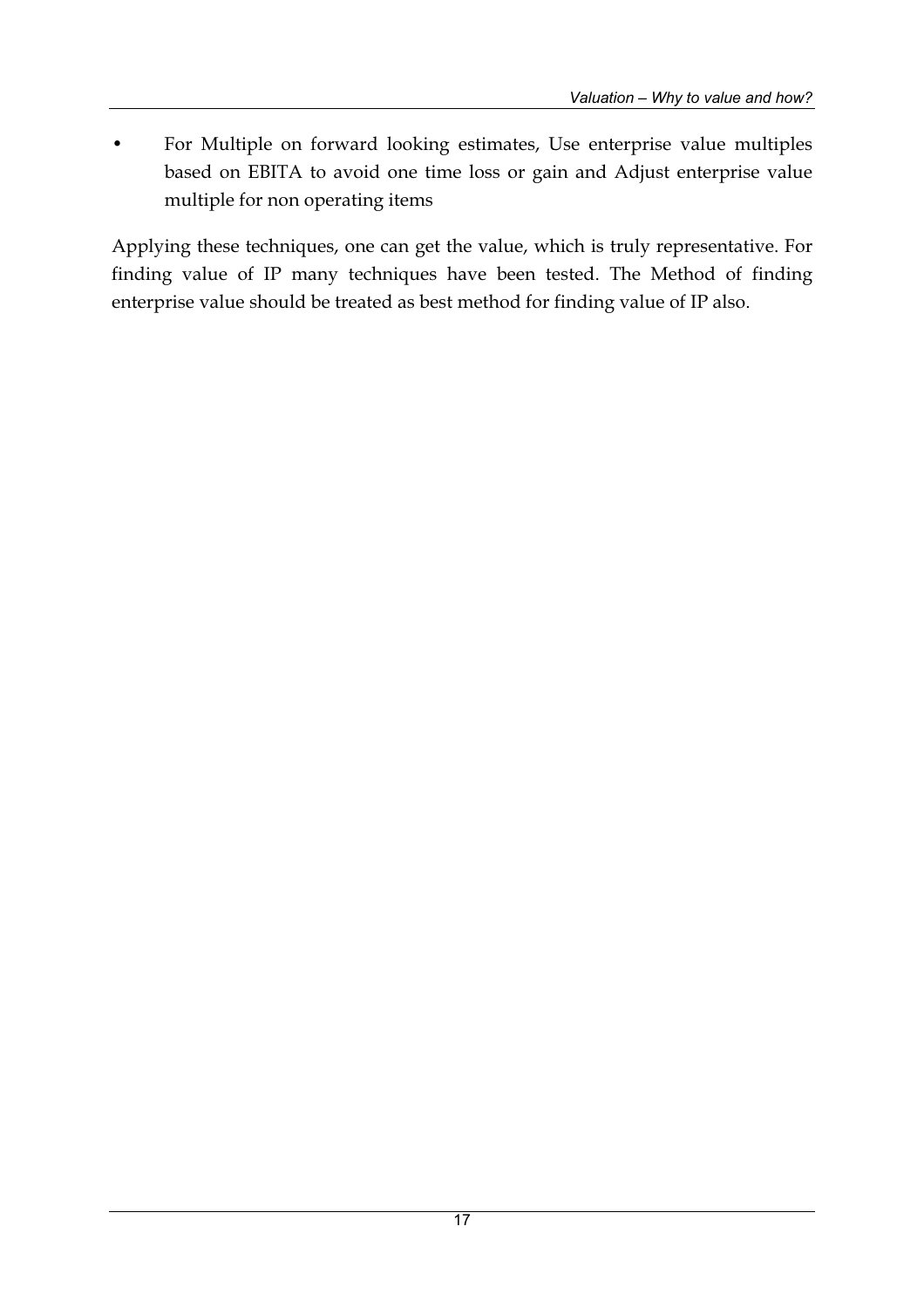- For Multiple on forward looking estimates, Use enterprise value multiples based on EBITA to avoid one time loss or gain and Adjust enterprise value multiple for non operating items

Applying these techniques, one can get the value, which is truly representative. For finding value of IP many techniques have been tested. The Method of finding enterprise value should be treated as best method for finding value of IP also.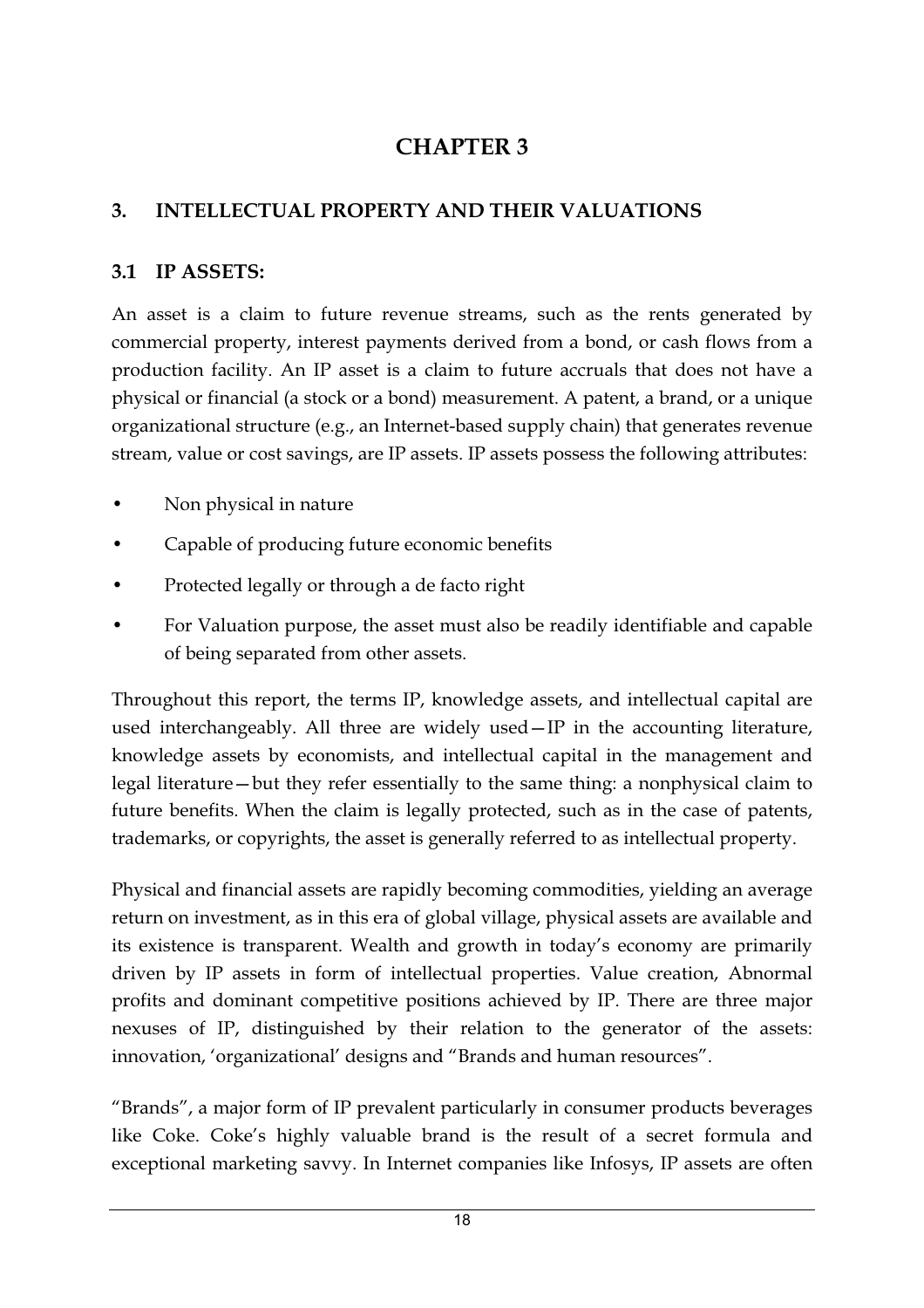# CHAPTER 3

## 3. INTELLECTUAL PROPERTY AND THEIR VALUATIONS

### 3.1 IP ASSETS:

An asset is a claim to future revenue streams, such as the rents generated by commercial property, interest payments derived from a bond, or cash flows from a production facility. An IP asset is a claim to future accruals that does not have a physical or financial (a stock or a bond) measurement. A patent, a brand, or a unique organizational structure (e.g., an Internet-based supply chain) that generates revenue stream, value or cost savings, are IP assets. IP assets possess the following attributes:

- Non physical in nature
- Capable of producing future economic benefits
- Protected legally or through a de facto right
- For Valuation purpose, the asset must also be readily identifiable and capable of being separated from other assets.

Throughout this report, the terms IP, knowledge assets, and intellectual capital are used interchangeably. All three are widely used—IP in the accounting literature, knowledge assets by economists, and intellectual capital in the management and legal literature—but they refer essentially to the same thing: a nonphysical claim to future benefits. When the claim is legally protected, such as in the case of patents, trademarks, or copyrights, the asset is generally referred to as intellectual property.

Physical and financial assets are rapidly becoming commodities, yielding an average return on investment, as in this era of global village, physical assets are available and its existence is transparent. Wealth and growth in today's economy are primarily driven by IP assets in form of intellectual properties. Value creation, Abnormal profits and dominant competitive positions achieved by IP. There are three major nexuses of IP, distinguished by their relation to the generator of the assets: innovation, 'organizational' designs and "Brands and human resources".

"Brands", a major form of IP prevalent particularly in consumer products beverages like Coke. Coke's highly valuable brand is the result of a secret formula and exceptional marketing savvy. In Internet companies like Infosys, IP assets are often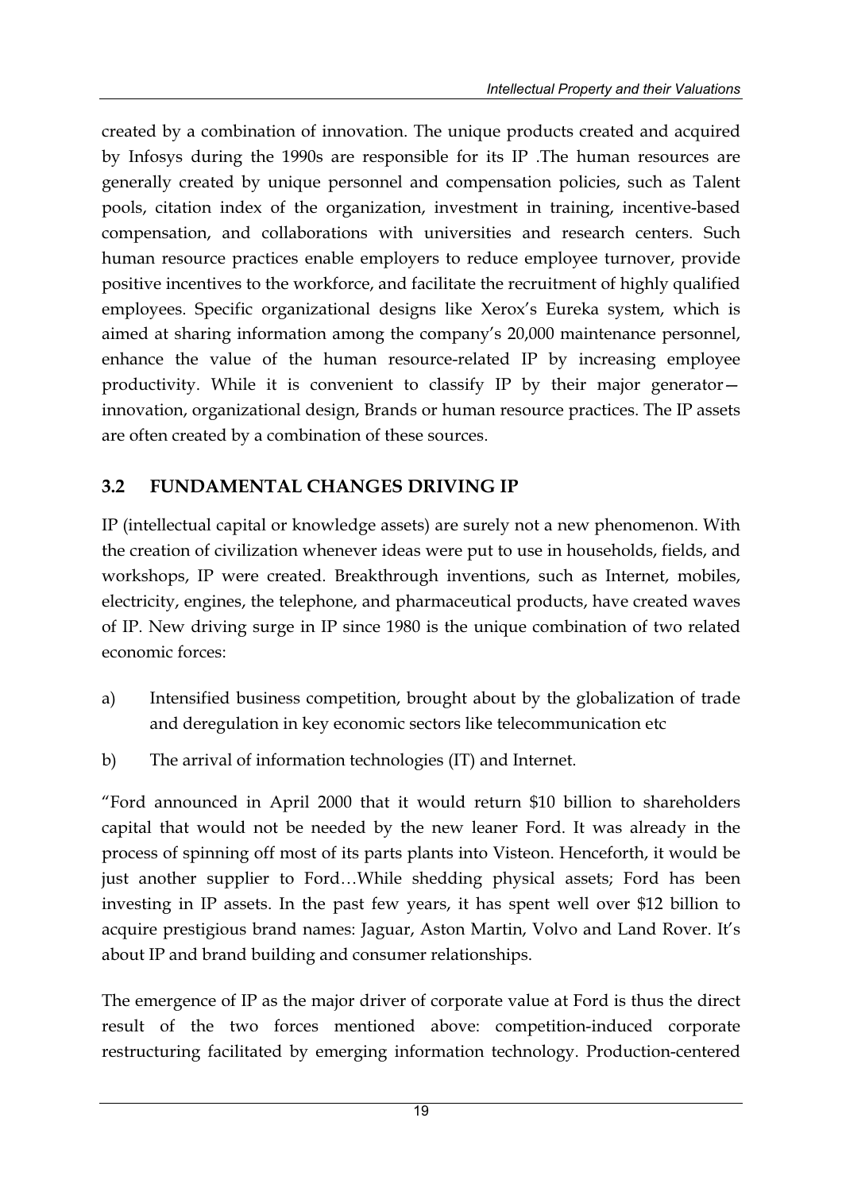created by a combination of innovation. The unique products created and acquired by Infosys during the 1990s are responsible for its IP .The human resources are generally created by unique personnel and compensation policies, such as Talent pools, citation index of the organization, investment in training, incentive-based compensation, and collaborations with universities and research centers. Such human resource practices enable employers to reduce employee turnover, provide positive incentives to the workforce, and facilitate the recruitment of highly qualified employees. Specific organizational designs like Xerox's Eureka system, which is aimed at sharing information among the company's 20,000 maintenance personnel, enhance the value of the human resource-related IP by increasing employee productivity. While it is convenient to classify IP by their major generator—innovation, organizational design, Brands or human resource practices. The IP assets are often created by a combination of these sources.

## 3.2 FUNDAMENTAL CHANGES DRIVING IP

IP (intellectual capital or knowledge assets) are surely not a new phenomenon. With the creation of civilization whenever ideas were put to use in households, fields, and workshops, IP were created. Breakthrough inventions, such as Internet, mobiles, electricity, engines, the telephone, and pharmaceutical products, have created waves of IP. New driving surge in IP since 1980 is the unique combination of two related economic forces:

a) Intensified business competition, brought about by the globalization of trade and deregulation in key economic sectors like telecommunication etc

b) The arrival of information technologies (IT) and Internet.

"Ford announced in April 2000 that it would return $10 billion to shareholders capital that would not be needed by the new leaner Ford. It was already in the process of spinning off most of its parts plants into Visteon. Henceforth, it would be just another supplier to Ford…While shedding physical assets; Ford has been investing in IP assets. In the past few years, it has spent well over $12 billion to acquire prestigious brand names: Jaguar, Aston Martin, Volvo and Land Rover. It's about IP and brand building and consumer relationships.

The emergence of IP as the major driver of corporate value at Ford is thus the direct result of the two forces mentioned above: competition-induced corporate restructuring facilitated by emerging information technology. Production-centered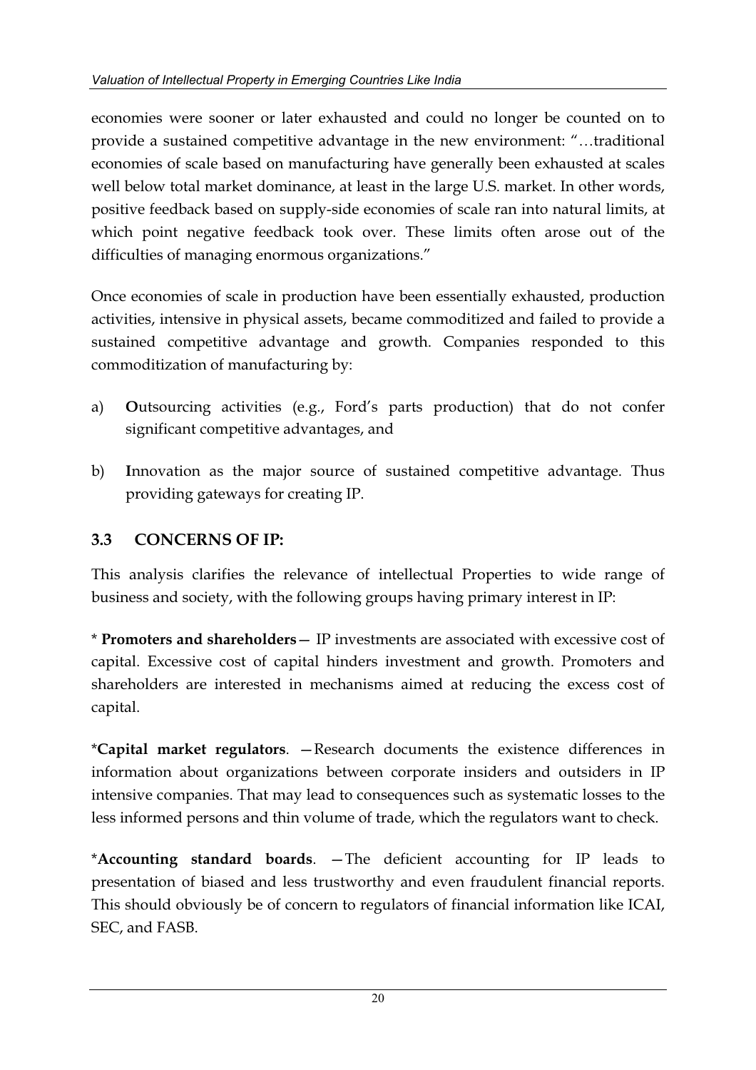economies were sooner or later exhausted and could no longer be counted on to provide a sustained competitive advantage in the new environment: "…traditional economies of scale based on manufacturing have generally been exhausted at scales well below total market dominance, at least in the large U.S. market. In other words, positive feedback based on supply-side economies of scale ran into natural limits, at which point negative feedback took over. These limits often arose out of the difficulties of managing enormous organizations."

Once economies of scale in production have been essentially exhausted, production activities, intensive in physical assets, became commoditized and failed to provide a sustained competitive advantage and growth. Companies responded to this commoditization of manufacturing by:

a) **O**utsourcing activities (e.g., Ford's parts production) that do not confer significant competitive advantages, and

b) **I**nnovation as the major source of sustained competitive advantage. Thus providing gateways for creating IP.

### 3.3 CONCERNS OF IP:

This analysis clarifies the relevance of intellectual Properties to wide range of business and society, with the following groups having primary interest in IP:

* **Promoters and shareholders**— IP investments are associated with excessive cost of capital. Excessive cost of capital hinders investment and growth. Promoters and shareholders are interested in mechanisms aimed at reducing the excess cost of capital.

*​**Capital market regulators**. —Research documents the existence differences in information about organizations between corporate insiders and outsiders in IP intensive companies. That may lead to consequences such as systematic losses to the less informed persons and thin volume of trade, which the regulators want to check.

*​**Accounting standard boards**. —The deficient accounting for IP leads to presentation of biased and less trustworthy and even fraudulent financial reports. This should obviously be of concern to regulators of financial information like ICAI, SEC, and FASB.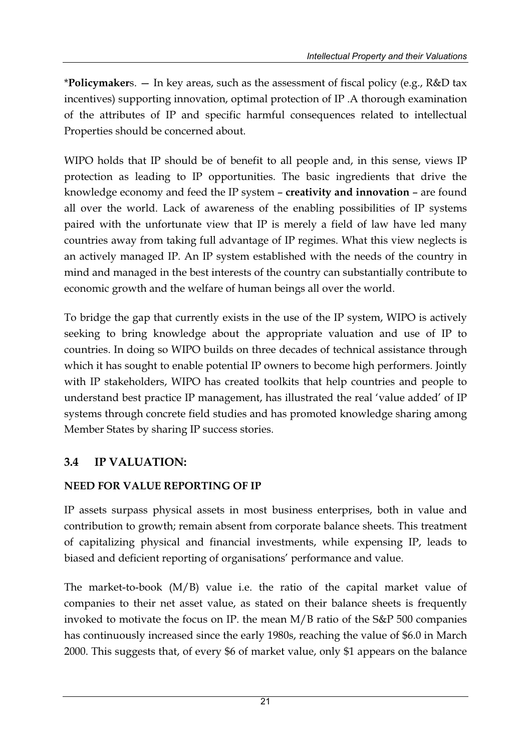***Policymaker**s. — In key areas, such as the assessment of fiscal policy (e.g., R&D tax incentives) supporting innovation, optimal protection of IP .A thorough examination of the attributes of IP and specific harmful consequences related to intellectual Properties should be concerned about.

WIPO holds that IP should be of benefit to all people and, in this sense, views IP protection as leading to IP opportunities. The basic ingredients that drive the knowledge economy and feed the IP system – **creativity and innovation** – are found all over the world. Lack of awareness of the enabling possibilities of IP systems paired with the unfortunate view that IP is merely a field of law have led many countries away from taking full advantage of IP regimes. What this view neglects is an actively managed IP. An IP system established with the needs of the country in mind and managed in the best interests of the country can substantially contribute to economic growth and the welfare of human beings all over the world.

To bridge the gap that currently exists in the use of the IP system, WIPO is actively seeking to bring knowledge about the appropriate valuation and use of IP to countries. In doing so WIPO builds on three decades of technical assistance through which it has sought to enable potential IP owners to become high performers. Jointly with IP stakeholders, WIPO has created toolkits that help countries and people to understand best practice IP management, has illustrated the real 'value added' of IP systems through concrete field studies and has promoted knowledge sharing among Member States by sharing IP success stories.

## 3.4 IP VALUATION:

### NEED FOR VALUE REPORTING OF IP

IP assets surpass physical assets in most business enterprises, both in value and contribution to growth; remain absent from corporate balance sheets. This treatment of capitalizing physical and financial investments, while expensing IP, leads to biased and deficient reporting of organisations' performance and value.

The market-to-book (M/B) value i.e. the ratio of the capital market value of companies to their net asset value, as stated on their balance sheets is frequently invoked to motivate the focus on IP. the mean M/B ratio of the S&P 500 companies has continuously increased since the early 1980s, reaching the value of $6.0 in March 2000. This suggests that, of every $6 of market value, only $1 appears on the balance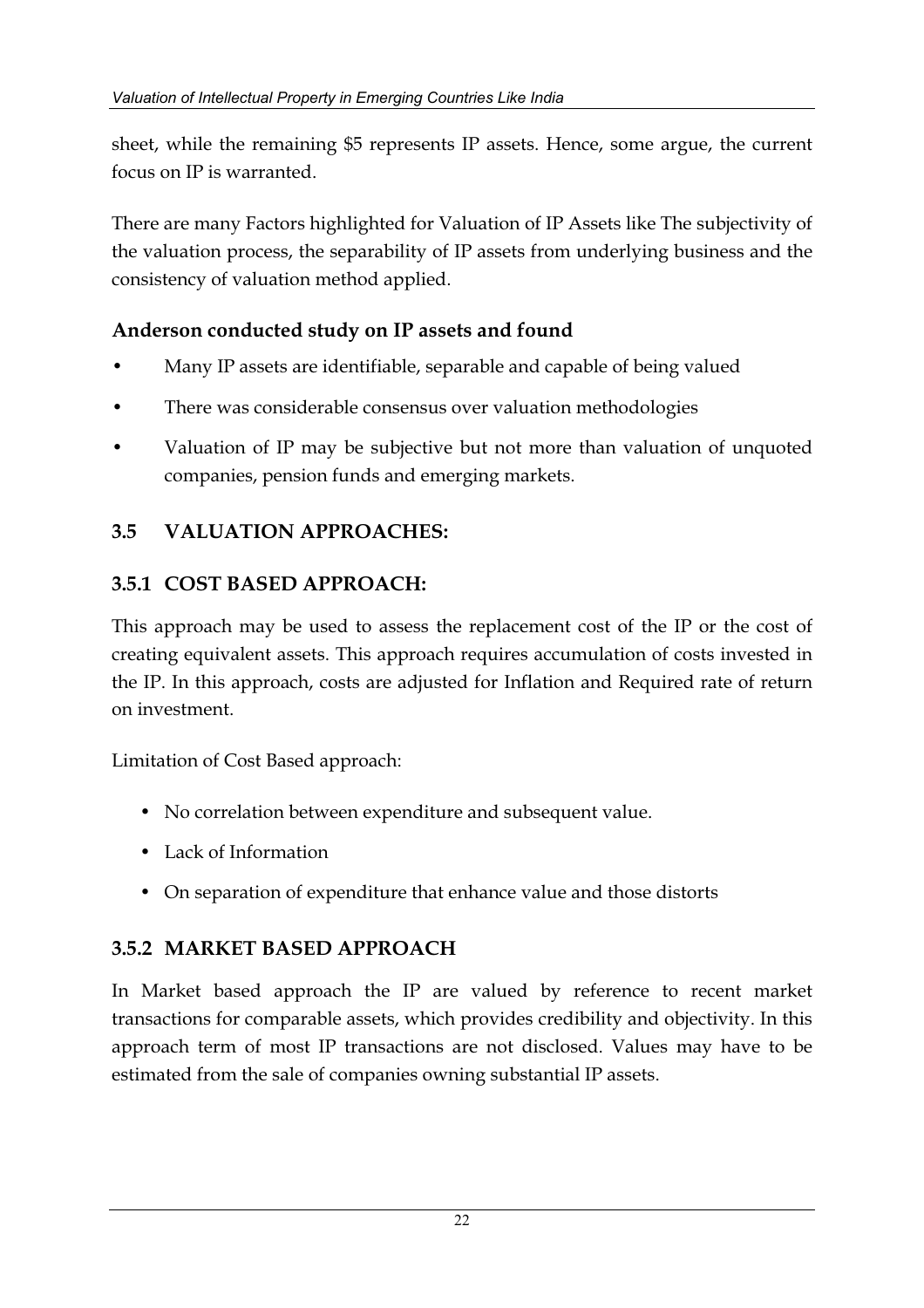sheet, while the remaining $5 represents IP assets. Hence, some argue, the current focus on IP is warranted.

There are many Factors highlighted for Valuation of IP Assets like The subjectivity of the valuation process, the separability of IP assets from underlying business and the consistency of valuation method applied.

**Anderson conducted study on IP assets and found**

- Many IP assets are identifiable, separable and capable of being valued
- There was considerable consensus over valuation methodologies
- Valuation of IP may be subjective but not more than valuation of unquoted companies, pension funds and emerging markets.

## 3.5 VALUATION APPROACHES:

### 3.5.1 COST BASED APPROACH:

This approach may be used to assess the replacement cost of the IP or the cost of creating equivalent assets. This approach requires accumulation of costs invested in the IP. In this approach, costs are adjusted for Inflation and Required rate of return on investment.

Limitation of Cost Based approach:

- No correlation between expenditure and subsequent value.
- Lack of Information
- On separation of expenditure that enhance value and those distorts

### 3.5.2 MARKET BASED APPROACH

In Market based approach the IP are valued by reference to recent market transactions for comparable assets, which provides credibility and objectivity. In this approach term of most IP transactions are not disclosed. Values may have to be estimated from the sale of companies owning substantial IP assets.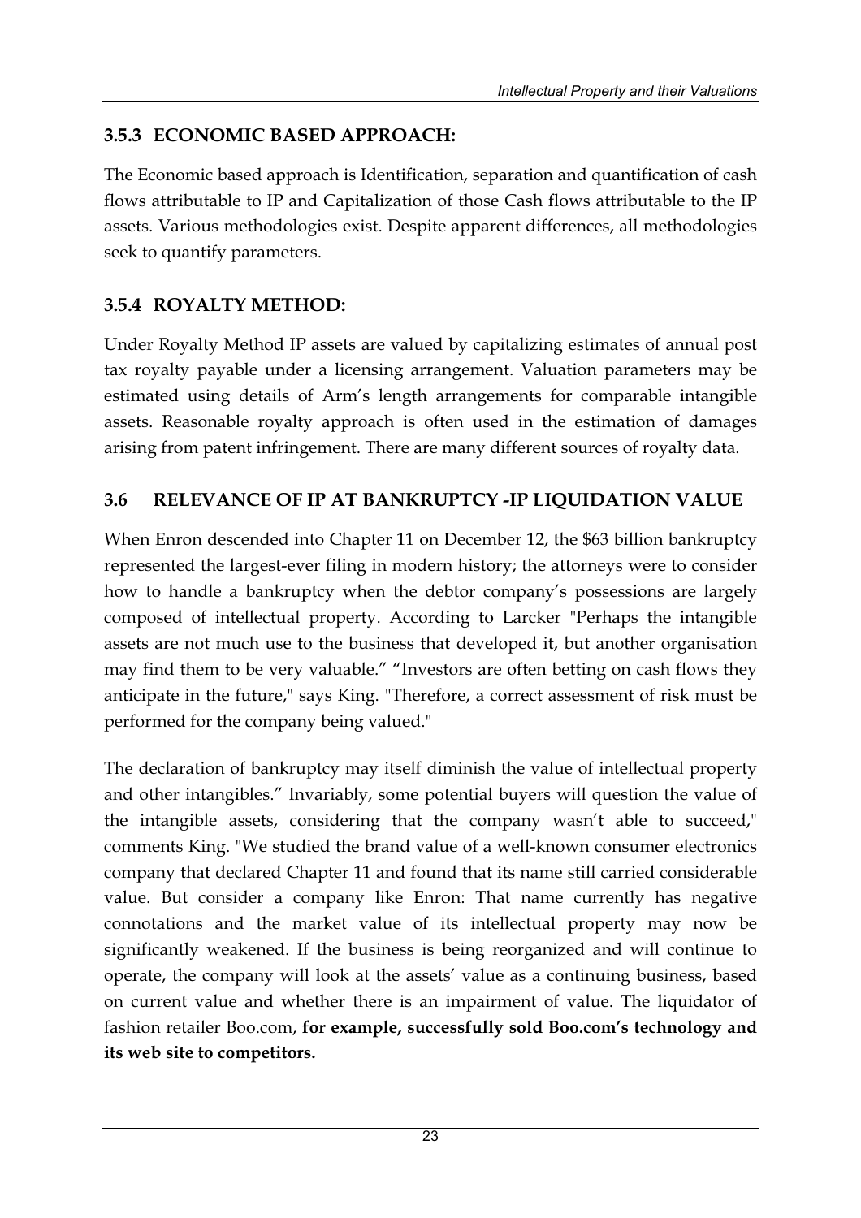### 3.5.3 ECONOMIC BASED APPROACH:

The Economic based approach is Identification, separation and quantification of cash flows attributable to IP and Capitalization of those Cash flows attributable to the IP assets. Various methodologies exist. Despite apparent differences, all methodologies seek to quantify parameters.

### 3.5.4 ROYALTY METHOD:

Under Royalty Method IP assets are valued by capitalizing estimates of annual post tax royalty payable under a licensing arrangement. Valuation parameters may be estimated using details of Arm's length arrangements for comparable intangible assets. Reasonable royalty approach is often used in the estimation of damages arising from patent infringement. There are many different sources of royalty data.

## 3.6 RELEVANCE OF IP AT BANKRUPTCY -IP LIQUIDATION VALUE

When Enron descended into Chapter 11 on December 12, the $63 billion bankruptcy represented the largest-ever filing in modern history; the attorneys were to consider how to handle a bankruptcy when the debtor company's possessions are largely composed of intellectual property. According to Larcker "Perhaps the intangible assets are not much use to the business that developed it, but another organisation may find them to be very valuable." "Investors are often betting on cash flows they anticipate in the future," says King. "Therefore, a correct assessment of risk must be performed for the company being valued."

The declaration of bankruptcy may itself diminish the value of intellectual property and other intangibles." Invariably, some potential buyers will question the value of the intangible assets, considering that the company wasn't able to succeed," comments King. "We studied the brand value of a well-known consumer electronics company that declared Chapter 11 and found that its name still carried considerable value. But consider a company like Enron: That name currently has negative connotations and the market value of its intellectual property may now be significantly weakened. If the business is being reorganized and will continue to operate, the company will look at the assets' value as a continuing business, based on current value and whether there is an impairment of value. The liquidator of fashion retailer Boo.com, **for example, successfully sold Boo.com's technology and its web site to competitors.**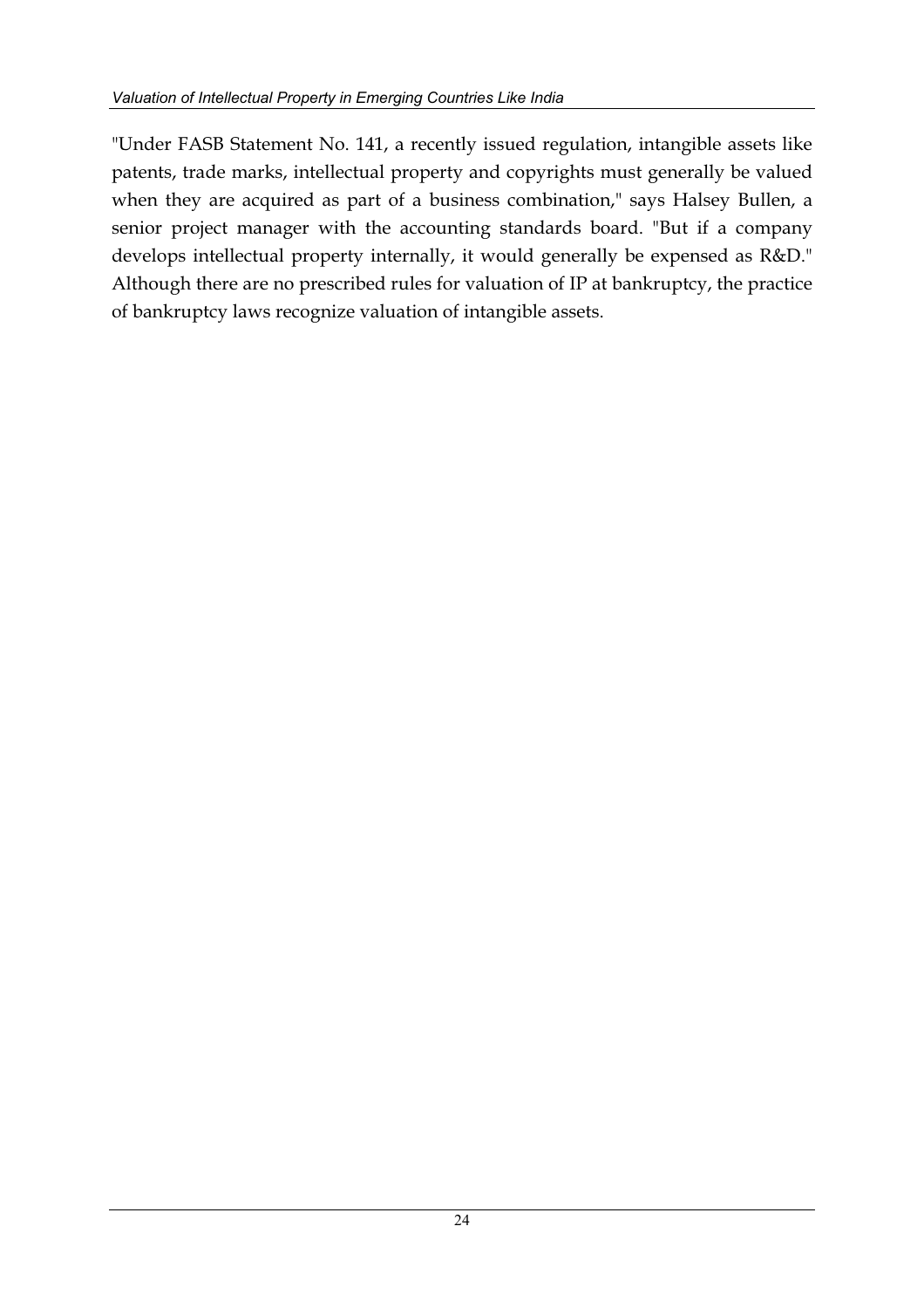"Under FASB Statement No. 141, a recently issued regulation, intangible assets like patents, trade marks, intellectual property and copyrights must generally be valued when they are acquired as part of a business combination," says Halsey Bullen, a senior project manager with the accounting standards board. "But if a company develops intellectual property internally, it would generally be expensed as R&D." Although there are no prescribed rules for valuation of IP at bankruptcy, the practice of bankruptcy laws recognize valuation of intangible assets.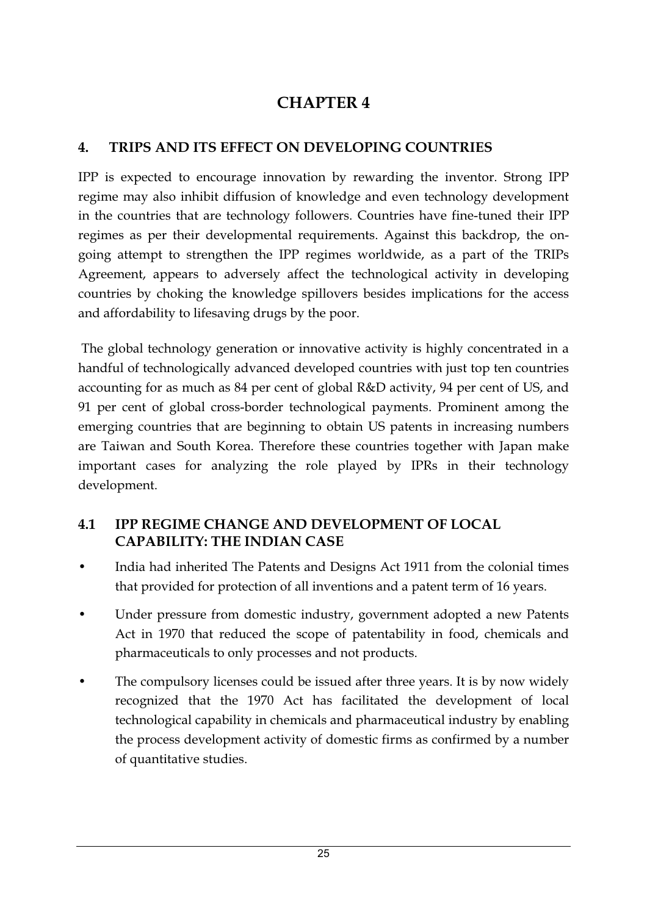# CHAPTER 4

## 4. TRIPS AND ITS EFFECT ON DEVELOPING COUNTRIES

IPP is expected to encourage innovation by rewarding the inventor. Strong IPP regime may also inhibit diffusion of knowledge and even technology development in the countries that are technology followers. Countries have fine-tuned their IPP regimes as per their developmental requirements. Against this backdrop, the on-going attempt to strengthen the IPP regimes worldwide, as a part of the TRIPs Agreement, appears to adversely affect the technological activity in developing countries by choking the knowledge spillovers besides implications for the access and affordability to lifesaving drugs by the poor.

The global technology generation or innovative activity is highly concentrated in a handful of technologically advanced developed countries with just top ten countries accounting for as much as 84 per cent of global R&D activity, 94 per cent of US, and 91 per cent of global cross-border technological payments. Prominent among the emerging countries that are beginning to obtain US patents in increasing numbers are Taiwan and South Korea. Therefore these countries together with Japan make important cases for analyzing the role played by IPRs in their technology development.

### 4.1 IPP REGIME CHANGE AND DEVELOPMENT OF LOCAL CAPABILITY: THE INDIAN CASE

- India had inherited The Patents and Designs Act 1911 from the colonial times that provided for protection of all inventions and a patent term of 16 years.
- Under pressure from domestic industry, government adopted a new Patents Act in 1970 that reduced the scope of patentability in food, chemicals and pharmaceuticals to only processes and not products.
- The compulsory licenses could be issued after three years. It is by now widely recognized that the 1970 Act has facilitated the development of local technological capability in chemicals and pharmaceutical industry by enabling the process development activity of domestic firms as confirmed by a number of quantitative studies.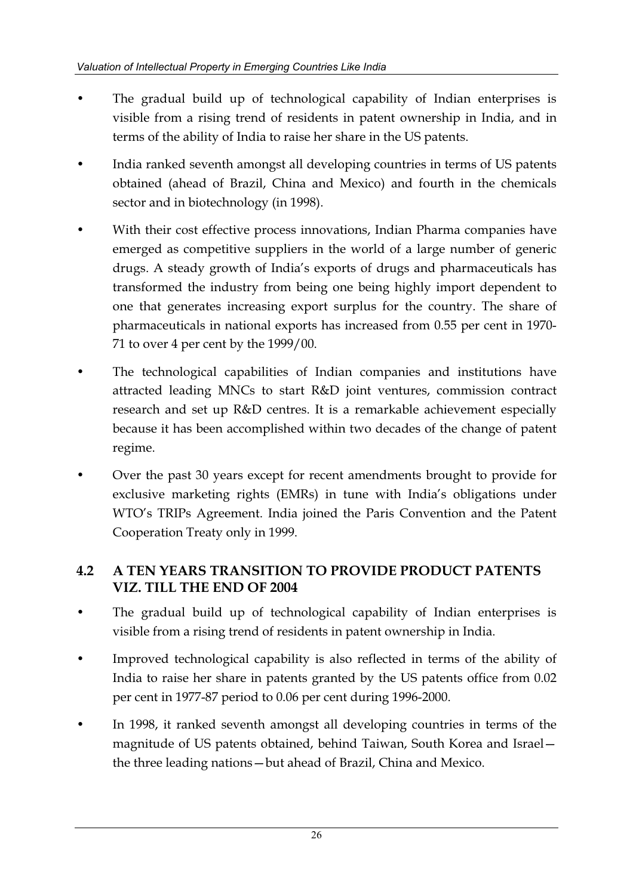- The gradual build up of technological capability of Indian enterprises is visible from a rising trend of residents in patent ownership in India, and in terms of the ability of India to raise her share in the US patents.
- India ranked seventh amongst all developing countries in terms of US patents obtained (ahead of Brazil, China and Mexico) and fourth in the chemicals sector and in biotechnology (in 1998).
- With their cost effective process innovations, Indian Pharma companies have emerged as competitive suppliers in the world of a large number of generic drugs. A steady growth of India's exports of drugs and pharmaceuticals has transformed the industry from being one being highly import dependent to one that generates increasing export surplus for the country. The share of pharmaceuticals in national exports has increased from 0.55 per cent in 1970-71 to over 4 per cent by the 1999/00.
- The technological capabilities of Indian companies and institutions have attracted leading MNCs to start R&D joint ventures, commission contract research and set up R&D centres. It is a remarkable achievement especially because it has been accomplished within two decades of the change of patent regime.
- Over the past 30 years except for recent amendments brought to provide for exclusive marketing rights (EMRs) in tune with India's obligations under WTO's TRIPs Agreement. India joined the Paris Convention and the Patent Cooperation Treaty only in 1999.

## 4.2 A TEN YEARS TRANSITION TO PROVIDE PRODUCT PATENTS VIZ. TILL THE END OF 2004

- The gradual build up of technological capability of Indian enterprises is visible from a rising trend of residents in patent ownership in India.
- Improved technological capability is also reflected in terms of the ability of India to raise her share in patents granted by the US patents office from 0.02 per cent in 1977-87 period to 0.06 per cent during 1996-2000.
- In 1998, it ranked seventh amongst all developing countries in terms of the magnitude of US patents obtained, behind Taiwan, South Korea and Israel—the three leading nations—but ahead of Brazil, China and Mexico.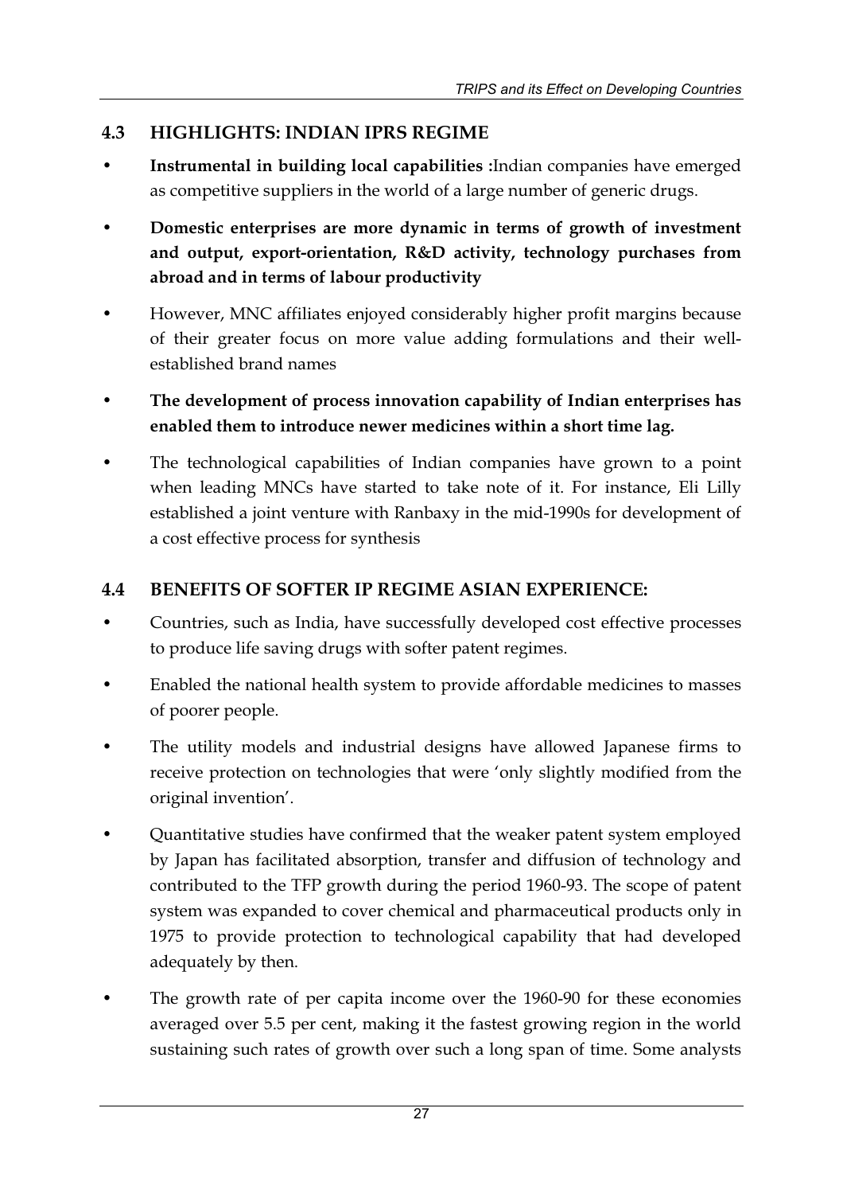## 4.3 HIGHLIGHTS: INDIAN IPRS REGIME

- **Instrumental in building local capabilities :**Indian companies have emerged as competitive suppliers in the world of a large number of generic drugs.
- **Domestic enterprises are more dynamic in terms of growth of investment and output, export-orientation, R&D activity, technology purchases from abroad and in terms of labour productivity**
- However, MNC affiliates enjoyed considerably higher profit margins because of their greater focus on more value adding formulations and their well-established brand names
- **The development of process innovation capability of Indian enterprises has enabled them to introduce newer medicines within a short time lag.**
- The technological capabilities of Indian companies have grown to a point when leading MNCs have started to take note of it. For instance, Eli Lilly established a joint venture with Ranbaxy in the mid-1990s for development of a cost effective process for synthesis

## 4.4 BENEFITS OF SOFTER IP REGIME ASIAN EXPERIENCE:

- Countries, such as India, have successfully developed cost effective processes to produce life saving drugs with softer patent regimes.
- Enabled the national health system to provide affordable medicines to masses of poorer people.
- The utility models and industrial designs have allowed Japanese firms to receive protection on technologies that were 'only slightly modified from the original invention'.
- Quantitative studies have confirmed that the weaker patent system employed by Japan has facilitated absorption, transfer and diffusion of technology and contributed to the TFP growth during the period 1960-93. The scope of patent system was expanded to cover chemical and pharmaceutical products only in 1975 to provide protection to technological capability that had developed adequately by then.
- The growth rate of per capita income over the 1960-90 for these economies averaged over 5.5 per cent, making it the fastest growing region in the world sustaining such rates of growth over such a long span of time. Some analysts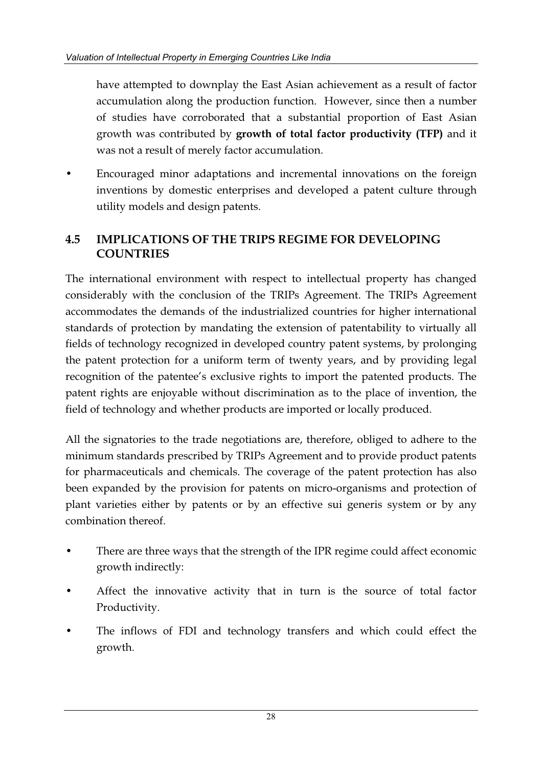have attempted to downplay the East Asian achievement as a result of factor accumulation along the production function. However, since then a number of studies have corroborated that a substantial proportion of East Asian growth was contributed by **growth of total factor productivity (TFP)** and it was not a result of merely factor accumulation.

- Encouraged minor adaptations and incremental innovations on the foreign inventions by domestic enterprises and developed a patent culture through utility models and design patents.

## 4.5 IMPLICATIONS OF THE TRIPS REGIME FOR DEVELOPING COUNTRIES

The international environment with respect to intellectual property has changed considerably with the conclusion of the TRIPs Agreement. The TRIPs Agreement accommodates the demands of the industrialized countries for higher international standards of protection by mandating the extension of patentability to virtually all fields of technology recognized in developed country patent systems, by prolonging the patent protection for a uniform term of twenty years, and by providing legal recognition of the patentee's exclusive rights to import the patented products. The patent rights are enjoyable without discrimination as to the place of invention, the field of technology and whether products are imported or locally produced.

All the signatories to the trade negotiations are, therefore, obliged to adhere to the minimum standards prescribed by TRIPs Agreement and to provide product patents for pharmaceuticals and chemicals. The coverage of the patent protection has also been expanded by the provision for patents on micro-organisms and protection of plant varieties either by patents or by an effective sui generis system or by any combination thereof.

- There are three ways that the strength of the IPR regime could affect economic growth indirectly:
- Affect the innovative activity that in turn is the source of total factor Productivity.
- The inflows of FDI and technology transfers and which could effect the growth.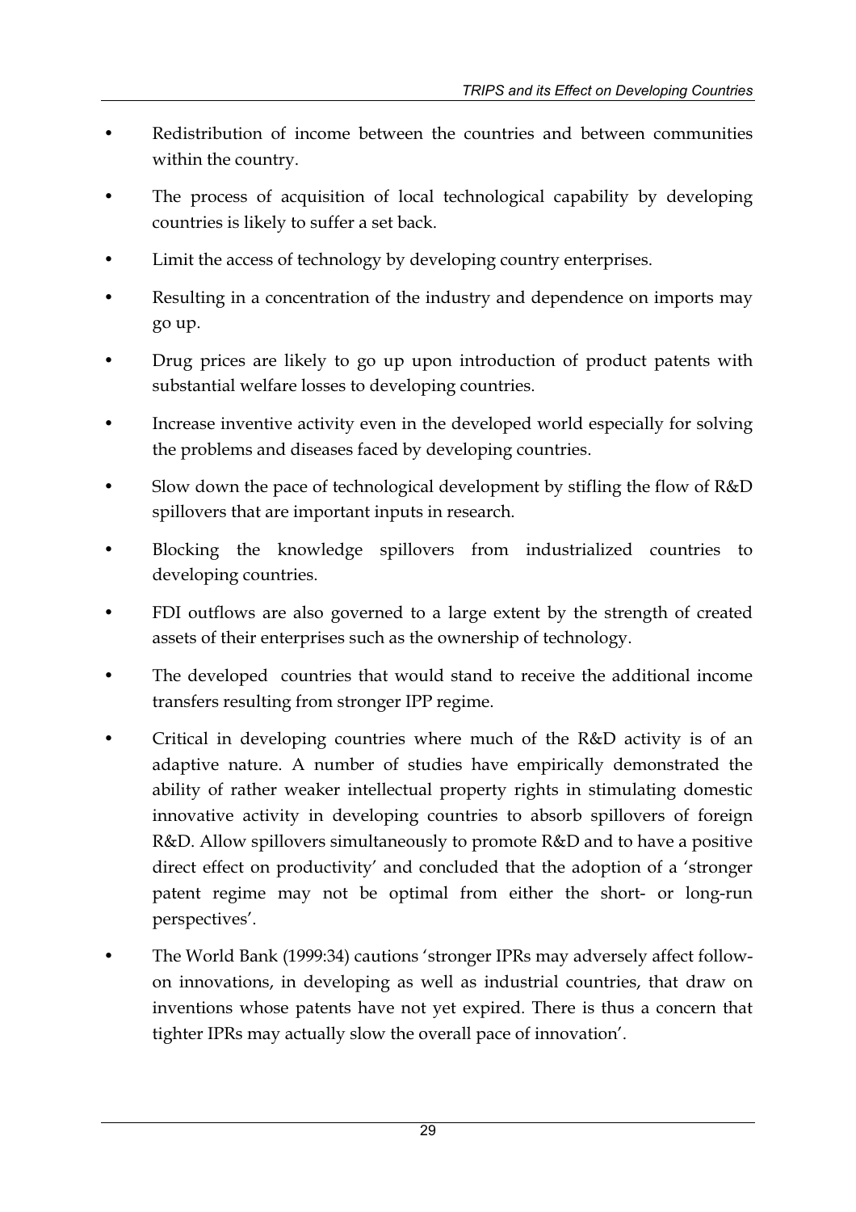- Redistribution of income between the countries and between communities within the country.
- The process of acquisition of local technological capability by developing countries is likely to suffer a set back.
- Limit the access of technology by developing country enterprises.
- Resulting in a concentration of the industry and dependence on imports may go up.
- Drug prices are likely to go up upon introduction of product patents with substantial welfare losses to developing countries.
- Increase inventive activity even in the developed world especially for solving the problems and diseases faced by developing countries.
- Slow down the pace of technological development by stifling the flow of R&D spillovers that are important inputs in research.
- Blocking the knowledge spillovers from industrialized countries to developing countries.
- FDI outflows are also governed to a large extent by the strength of created assets of their enterprises such as the ownership of technology.
- The developed countries that would stand to receive the additional income transfers resulting from stronger IPP regime.
- Critical in developing countries where much of the R&D activity is of an adaptive nature. A number of studies have empirically demonstrated the ability of rather weaker intellectual property rights in stimulating domestic innovative activity in developing countries to absorb spillovers of foreign R&D. Allow spillovers simultaneously to promote R&D and to have a positive direct effect on productivity' and concluded that the adoption of a 'stronger patent regime may not be optimal from either the short- or long-run perspectives'.
- The World Bank (1999:34) cautions 'stronger IPRs may adversely affect follow-on innovations, in developing as well as industrial countries, that draw on inventions whose patents have not yet expired. There is thus a concern that tighter IPRs may actually slow the overall pace of innovation'.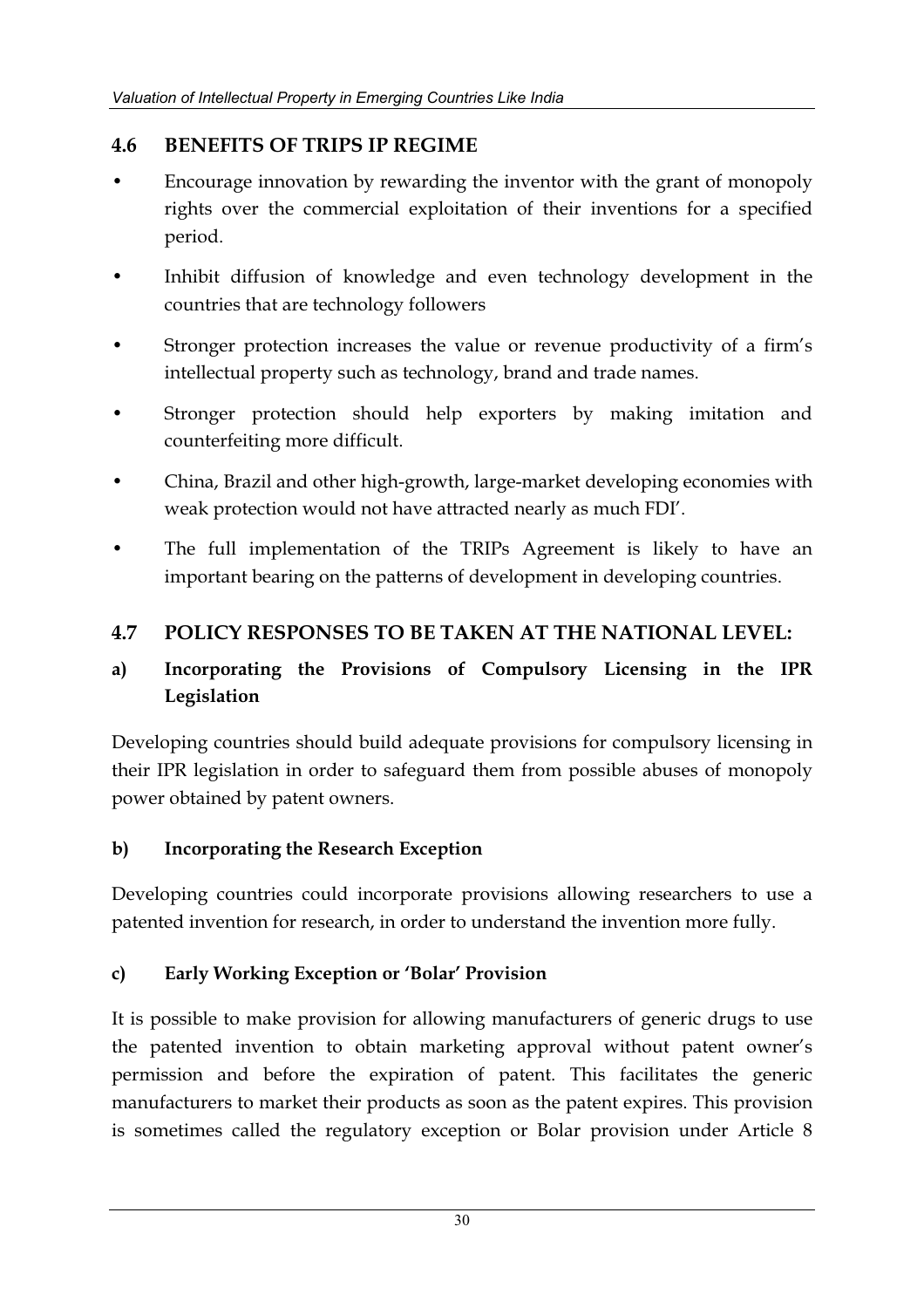## 4.6 BENEFITS OF TRIPS IP REGIME

- Encourage innovation by rewarding the inventor with the grant of monopoly rights over the commercial exploitation of their inventions for a specified period.
- Inhibit diffusion of knowledge and even technology development in the countries that are technology followers
- Stronger protection increases the value or revenue productivity of a firm's intellectual property such as technology, brand and trade names.
- Stronger protection should help exporters by making imitation and counterfeiting more difficult.
- China, Brazil and other high-growth, large-market developing economies with weak protection would not have attracted nearly as much FDI'.
- The full implementation of the TRIPs Agreement is likely to have an important bearing on the patterns of development in developing countries.

## 4.7 POLICY RESPONSES TO BE TAKEN AT THE NATIONAL LEVEL:

### a) Incorporating the Provisions of Compulsory Licensing in the IPR Legislation

Developing countries should build adequate provisions for compulsory licensing in their IPR legislation in order to safeguard them from possible abuses of monopoly power obtained by patent owners.

### b) Incorporating the Research Exception

Developing countries could incorporate provisions allowing researchers to use a patented invention for research, in order to understand the invention more fully.

### c) Early Working Exception or 'Bolar' Provision

It is possible to make provision for allowing manufacturers of generic drugs to use the patented invention to obtain marketing approval without patent owner's permission and before the expiration of patent. This facilitates the generic manufacturers to market their products as soon as the patent expires. This provision is sometimes called the regulatory exception or Bolar provision under Article 8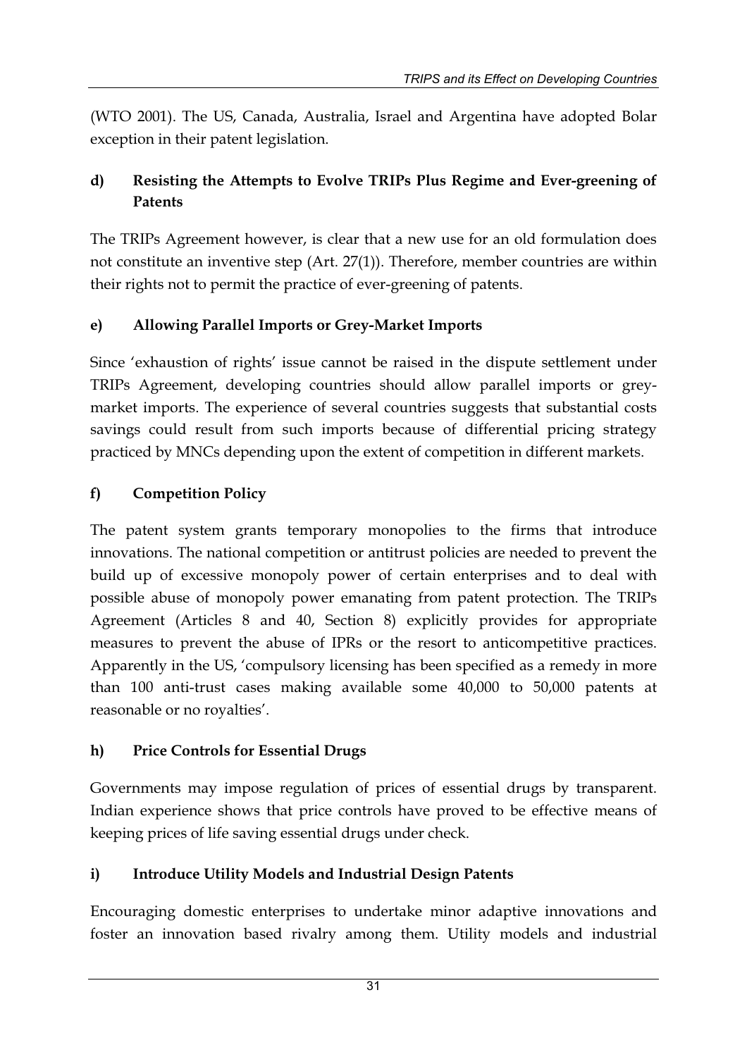(WTO 2001). The US, Canada, Australia, Israel and Argentina have adopted Bolar exception in their patent legislation.

### d) Resisting the Attempts to Evolve TRIPs Plus Regime and Ever-greening of Patents

The TRIPs Agreement however, is clear that a new use for an old formulation does not constitute an inventive step (Art. 27(1)). Therefore, member countries are within their rights not to permit the practice of ever-greening of patents.

### e) Allowing Parallel Imports or Grey-Market Imports

Since 'exhaustion of rights' issue cannot be raised in the dispute settlement under TRIPs Agreement, developing countries should allow parallel imports or grey-market imports. The experience of several countries suggests that substantial costs savings could result from such imports because of differential pricing strategy practiced by MNCs depending upon the extent of competition in different markets.

### f) Competition Policy

The patent system grants temporary monopolies to the firms that introduce innovations. The national competition or antitrust policies are needed to prevent the build up of excessive monopoly power of certain enterprises and to deal with possible abuse of monopoly power emanating from patent protection. The TRIPs Agreement (Articles 8 and 40, Section 8) explicitly provides for appropriate measures to prevent the abuse of IPRs or the resort to anticompetitive practices. Apparently in the US, 'compulsory licensing has been specified as a remedy in more than 100 anti-trust cases making available some 40,000 to 50,000 patents at reasonable or no royalties'.

### h) Price Controls for Essential Drugs

Governments may impose regulation of prices of essential drugs by transparent. Indian experience shows that price controls have proved to be effective means of keeping prices of life saving essential drugs under check.

### i) Introduce Utility Models and Industrial Design Patents

Encouraging domestic enterprises to undertake minor adaptive innovations and foster an innovation based rivalry among them. Utility models and industrial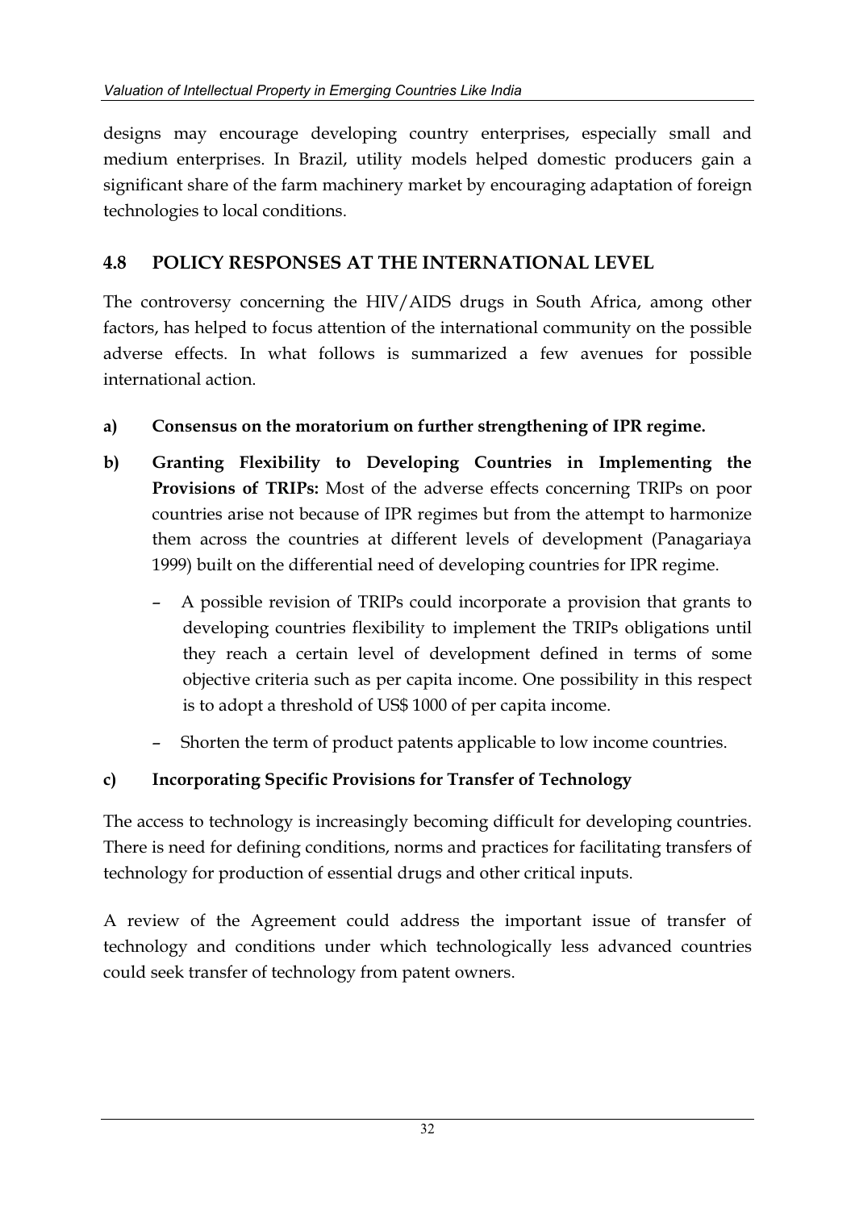designs may encourage developing country enterprises, especially small and medium enterprises. In Brazil, utility models helped domestic producers gain a significant share of the farm machinery market by encouraging adaptation of foreign technologies to local conditions.

## 4.8 POLICY RESPONSES AT THE INTERNATIONAL LEVEL

The controversy concerning the HIV/AIDS drugs in South Africa, among other factors, has helped to focus attention of the international community on the possible adverse effects. In what follows is summarized a few avenues for possible international action.

**a) Consensus on the moratorium on further strengthening of IPR regime.**

**b) Granting Flexibility to Developing Countries in Implementing the Provisions of TRIPs:** Most of the adverse effects concerning TRIPs on poor countries arise not because of IPR regimes but from the attempt to harmonize them across the countries at different levels of development (Panagariaya 1999) built on the differential need of developing countries for IPR regime.

- A possible revision of TRIPs could incorporate a provision that grants to developing countries flexibility to implement the TRIPs obligations until they reach a certain level of development defined in terms of some objective criteria such as per capita income. One possibility in this respect is to adopt a threshold of US$ 1000 of per capita income.
- Shorten the term of product patents applicable to low income countries.

**c) Incorporating Specific Provisions for Transfer of Technology**

The access to technology is increasingly becoming difficult for developing countries. There is need for defining conditions, norms and practices for facilitating transfers of technology for production of essential drugs and other critical inputs.

A review of the Agreement could address the important issue of transfer of technology and conditions under which technologically less advanced countries could seek transfer of technology from patent owners.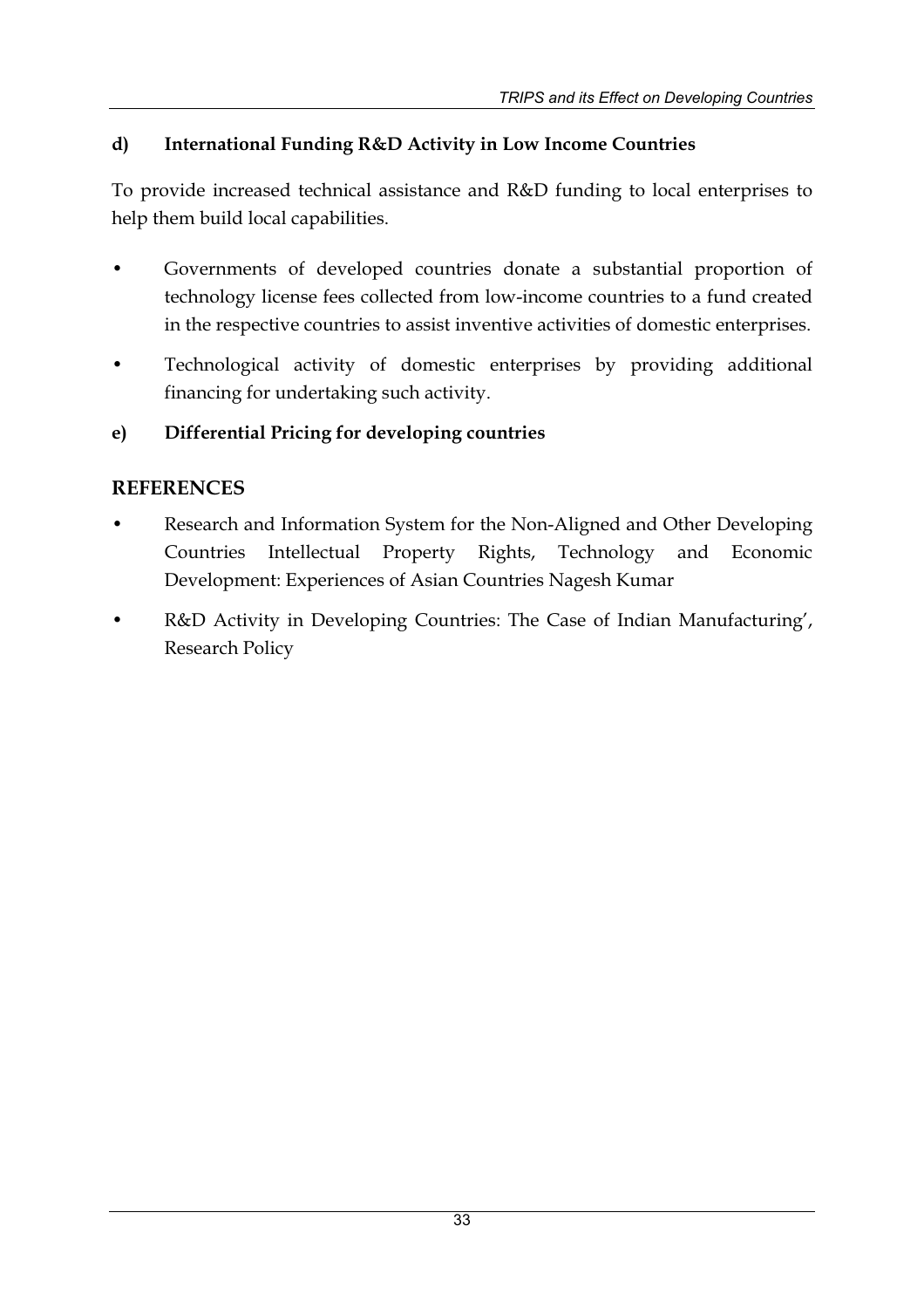**d) International Funding R&D Activity in Low Income Countries**

To provide increased technical assistance and R&D funding to local enterprises to help them build local capabilities.

- Governments of developed countries donate a substantial proportion of technology license fees collected from low-income countries to a fund created in the respective countries to assist inventive activities of domestic enterprises.
- Technological activity of domestic enterprises by providing additional financing for undertaking such activity.

**e) Differential Pricing for developing countries**

## REFERENCES

- Research and Information System for the Non-Aligned and Other Developing Countries Intellectual Property Rights, Technology and Economic Development: Experiences of Asian Countries Nagesh Kumar
- R&D Activity in Developing Countries: The Case of Indian Manufacturing', Research Policy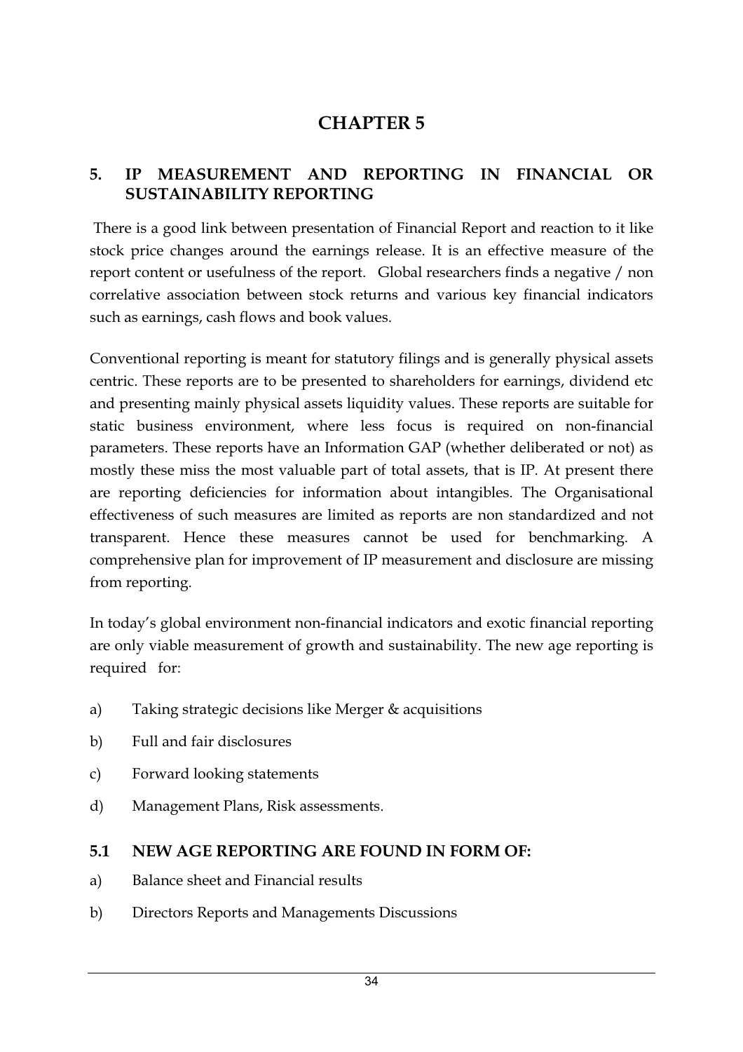# CHAPTER 5

## 5. IP MEASUREMENT AND REPORTING IN FINANCIAL OR SUSTAINABILITY REPORTING

There is a good link between presentation of Financial Report and reaction to it like stock price changes around the earnings release. It is an effective measure of the report content or usefulness of the report. Global researchers finds a negative / non correlative association between stock returns and various key financial indicators such as earnings, cash flows and book values.

Conventional reporting is meant for statutory filings and is generally physical assets centric. These reports are to be presented to shareholders for earnings, dividend etc and presenting mainly physical assets liquidity values. These reports are suitable for static business environment, where less focus is required on non-financial parameters. These reports have an Information GAP (whether deliberated or not) as mostly these miss the most valuable part of total assets, that is IP. At present there are reporting deficiencies for information about intangibles. The Organisational effectiveness of such measures are limited as reports are non standardized and not transparent. Hence these measures cannot be used for benchmarking. A comprehensive plan for improvement of IP measurement and disclosure are missing from reporting.

In today's global environment non-financial indicators and exotic financial reporting are only viable measurement of growth and sustainability. The new age reporting is required for:

a) Taking strategic decisions like Merger & acquisitions

b) Full and fair disclosures

c) Forward looking statements

d) Management Plans, Risk assessments.

### 5.1 NEW AGE REPORTING ARE FOUND IN FORM OF:

a) Balance sheet and Financial results

b) Directors Reports and Managements Discussions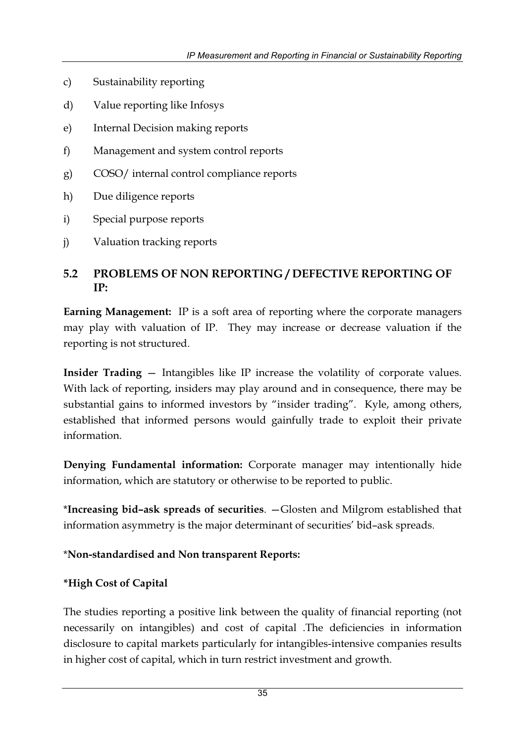c) Sustainability reporting

d) Value reporting like Infosys

e) Internal Decision making reports

f) Management and system control reports

g) COSO/ internal control compliance reports

h) Due diligence reports

i) Special purpose reports

j) Valuation tracking reports

## 5.2 PROBLEMS OF NON REPORTING / DEFECTIVE REPORTING OF IP:

**Earning Management:** IP is a soft area of reporting where the corporate managers may play with valuation of IP. They may increase or decrease valuation if the reporting is not structured.

**Insider Trading —** Intangibles like IP increase the volatility of corporate values. With lack of reporting, insiders may play around and in consequence, there may be substantial gains to informed investors by "insider trading". Kyle, among others, established that informed persons would gainfully trade to exploit their private information.

**Denying Fundamental information:** Corporate manager may intentionally hide information, which are statutory or otherwise to be reported to public.

***Increasing bid–ask spreads of securities**. —Glosten and Milgrom established that information asymmetry is the major determinant of securities' bid–ask spreads.

***Non-standardised and Non transparent Reports:**

***High Cost of Capital**

The studies reporting a positive link between the quality of financial reporting (not necessarily on intangibles) and cost of capital .The deficiencies in information disclosure to capital markets particularly for intangibles-intensive companies results in higher cost of capital, which in turn restrict investment and growth.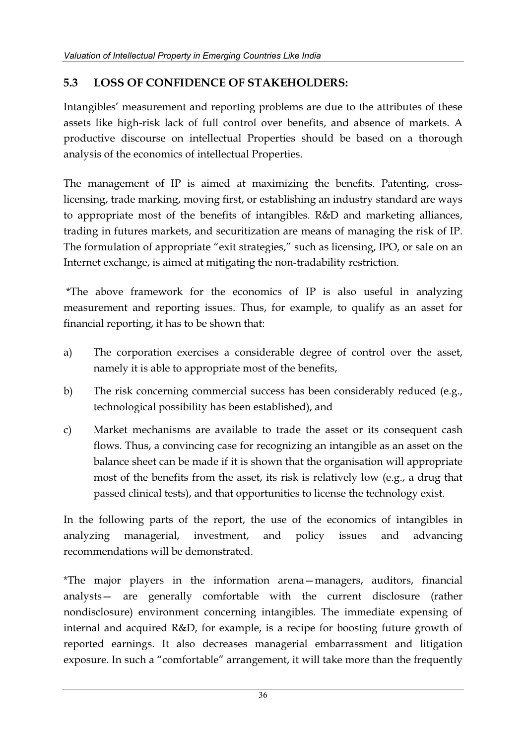## 5.3 LOSS OF CONFIDENCE OF STAKEHOLDERS:

Intangibles' measurement and reporting problems are due to the attributes of these assets like high-risk lack of full control over benefits, and absence of markets. A productive discourse on intellectual Properties should be based on a thorough analysis of the economics of intellectual Properties.

The management of IP is aimed at maximizing the benefits. Patenting, cross-licensing, trade marking, moving first, or establishing an industry standard are ways to appropriate most of the benefits of intangibles. R&D and marketing alliances, trading in futures markets, and securitization are means of managing the risk of IP. The formulation of appropriate "exit strategies," such as licensing, IPO, or sale on an Internet exchange, is aimed at mitigating the non-tradability restriction.

*The above framework for the economics of IP is also useful in analyzing measurement and reporting issues. Thus, for example, to qualify as an asset for financial reporting, it has to be shown that:

a) The corporation exercises a considerable degree of control over the asset, namely it is able to appropriate most of the benefits,

b) The risk concerning commercial success has been considerably reduced (e.g., technological possibility has been established), and

c) Market mechanisms are available to trade the asset or its consequent cash flows. Thus, a convincing case for recognizing an intangible as an asset on the balance sheet can be made if it is shown that the organisation will appropriate most of the benefits from the asset, its risk is relatively low (e.g., a drug that passed clinical tests), and that opportunities to license the technology exist.

In the following parts of the report, the use of the economics of intangibles in analyzing managerial, investment, and policy issues and advancing recommendations will be demonstrated.

*The major players in the information arena—managers, auditors, financial analysts— are generally comfortable with the current disclosure (rather nondisclosure) environment concerning intangibles. The immediate expensing of internal and acquired R&D, for example, is a recipe for boosting future growth of reported earnings. It also decreases managerial embarrassment and litigation exposure. In such a "comfortable" arrangement, it will take more than the frequently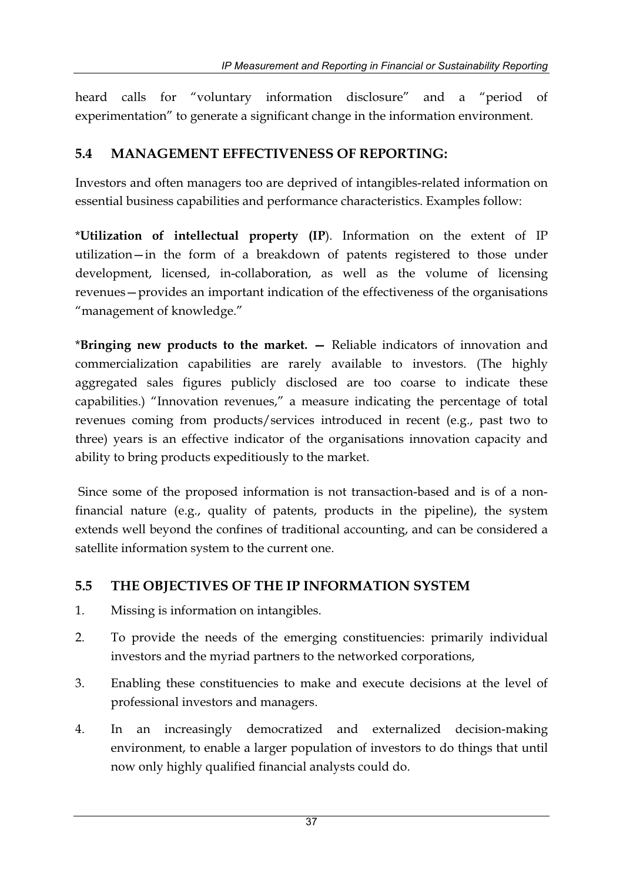heard calls for "voluntary information disclosure" and a "period of experimentation" to generate a significant change in the information environment.

## 5.4 MANAGEMENT EFFECTIVENESS OF REPORTING:

Investors and often managers too are deprived of intangibles-related information on essential business capabilities and performance characteristics. Examples follow:

***Utilization of intellectual property (IP**). Information on the extent of IP utilization—in the form of a breakdown of patents registered to those under development, licensed, in-collaboration, as well as the volume of licensing revenues—provides an important indication of the effectiveness of the organisations "management of knowledge."

***Bringing new products to the market. —** Reliable indicators of innovation and commercialization capabilities are rarely available to investors. (The highly aggregated sales figures publicly disclosed are too coarse to indicate these capabilities.) "Innovation revenues," a measure indicating the percentage of total revenues coming from products/services introduced in recent (e.g., past two to three) years is an effective indicator of the organisations innovation capacity and ability to bring products expeditiously to the market.

Since some of the proposed information is not transaction-based and is of a non-financial nature (e.g., quality of patents, products in the pipeline), the system extends well beyond the confines of traditional accounting, and can be considered a satellite information system to the current one.

## 5.5 THE OBJECTIVES OF THE IP INFORMATION SYSTEM

1. Missing is information on intangibles.
2. To provide the needs of the emerging constituencies: primarily individual investors and the myriad partners to the networked corporations,
3. Enabling these constituencies to make and execute decisions at the level of professional investors and managers.
4. In an increasingly democratized and externalized decision-making environment, to enable a larger population of investors to do things that until now only highly qualified financial analysts could do.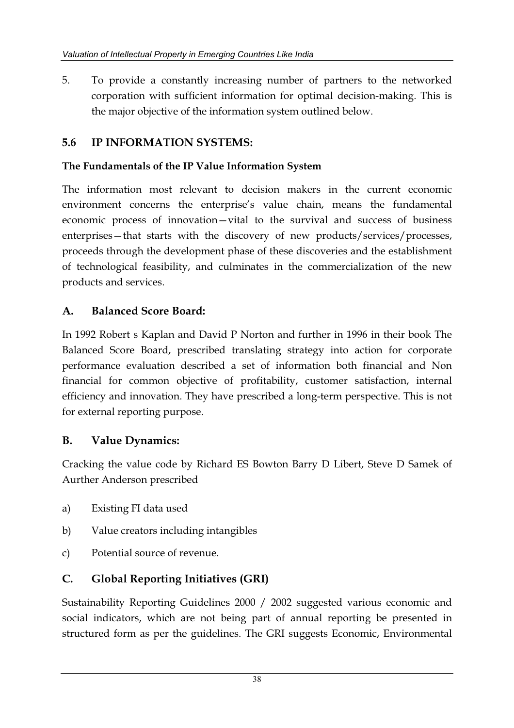5. To provide a constantly increasing number of partners to the networked corporation with sufficient information for optimal decision-making. This is the major objective of the information system outlined below.

## 5.6 IP INFORMATION SYSTEMS:

**The Fundamentals of the IP Value Information System**

The information most relevant to decision makers in the current economic environment concerns the enterprise's value chain, means the fundamental economic process of innovation—vital to the survival and success of business enterprises—that starts with the discovery of new products/services/processes, proceeds through the development phase of these discoveries and the establishment of technological feasibility, and culminates in the commercialization of the new products and services.

### A. Balanced Score Board:

In 1992 Robert s Kaplan and David P Norton and further in 1996 in their book The Balanced Score Board, prescribed translating strategy into action for corporate performance evaluation described a set of information both financial and Non financial for common objective of profitability, customer satisfaction, internal efficiency and innovation. They have prescribed a long-term perspective. This is not for external reporting purpose.

### B. Value Dynamics:

Cracking the value code by Richard ES Bowton Barry D Libert, Steve D Samek of Aurther Anderson prescribed

a) Existing FI data used

b) Value creators including intangibles

c) Potential source of revenue.

### C. Global Reporting Initiatives (GRI)

Sustainability Reporting Guidelines 2000 / 2002 suggested various economic and social indicators, which are not being part of annual reporting be presented in structured form as per the guidelines. The GRI suggests Economic, Environmental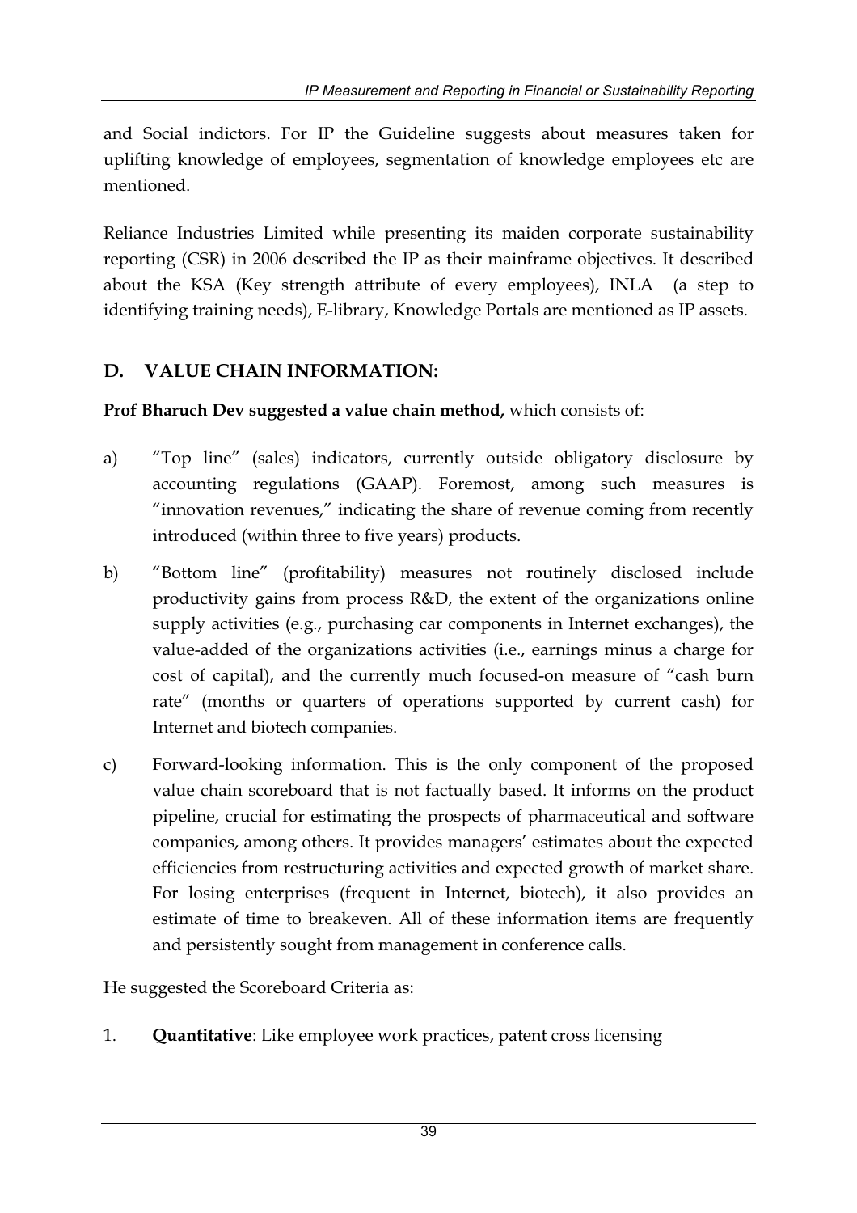and Social indictors. For IP the Guideline suggests about measures taken for uplifting knowledge of employees, segmentation of knowledge employees etc are mentioned.

Reliance Industries Limited while presenting its maiden corporate sustainability reporting (CSR) in 2006 described the IP as their mainframe objectives. It described about the KSA (Key strength attribute of every employees), INLA (a step to identifying training needs), E-library, Knowledge Portals are mentioned as IP assets.

## D. VALUE CHAIN INFORMATION:

**Prof Bharuch Dev suggested a value chain method,** which consists of:

a) "Top line" (sales) indicators, currently outside obligatory disclosure by accounting regulations (GAAP). Foremost, among such measures is "innovation revenues," indicating the share of revenue coming from recently introduced (within three to five years) products.

b) "Bottom line" (profitability) measures not routinely disclosed include productivity gains from process R&D, the extent of the organizations online supply activities (e.g., purchasing car components in Internet exchanges), the value-added of the organizations activities (i.e., earnings minus a charge for cost of capital), and the currently much focused-on measure of "cash burn rate" (months or quarters of operations supported by current cash) for Internet and biotech companies.

c) Forward-looking information. This is the only component of the proposed value chain scoreboard that is not factually based. It informs on the product pipeline, crucial for estimating the prospects of pharmaceutical and software companies, among others. It provides managers' estimates about the expected efficiencies from restructuring activities and expected growth of market share. For losing enterprises (frequent in Internet, biotech), it also provides an estimate of time to breakeven. All of these information items are frequently and persistently sought from management in conference calls.

He suggested the Scoreboard Criteria as:

1. **Quantitative**: Like employee work practices, patent cross licensing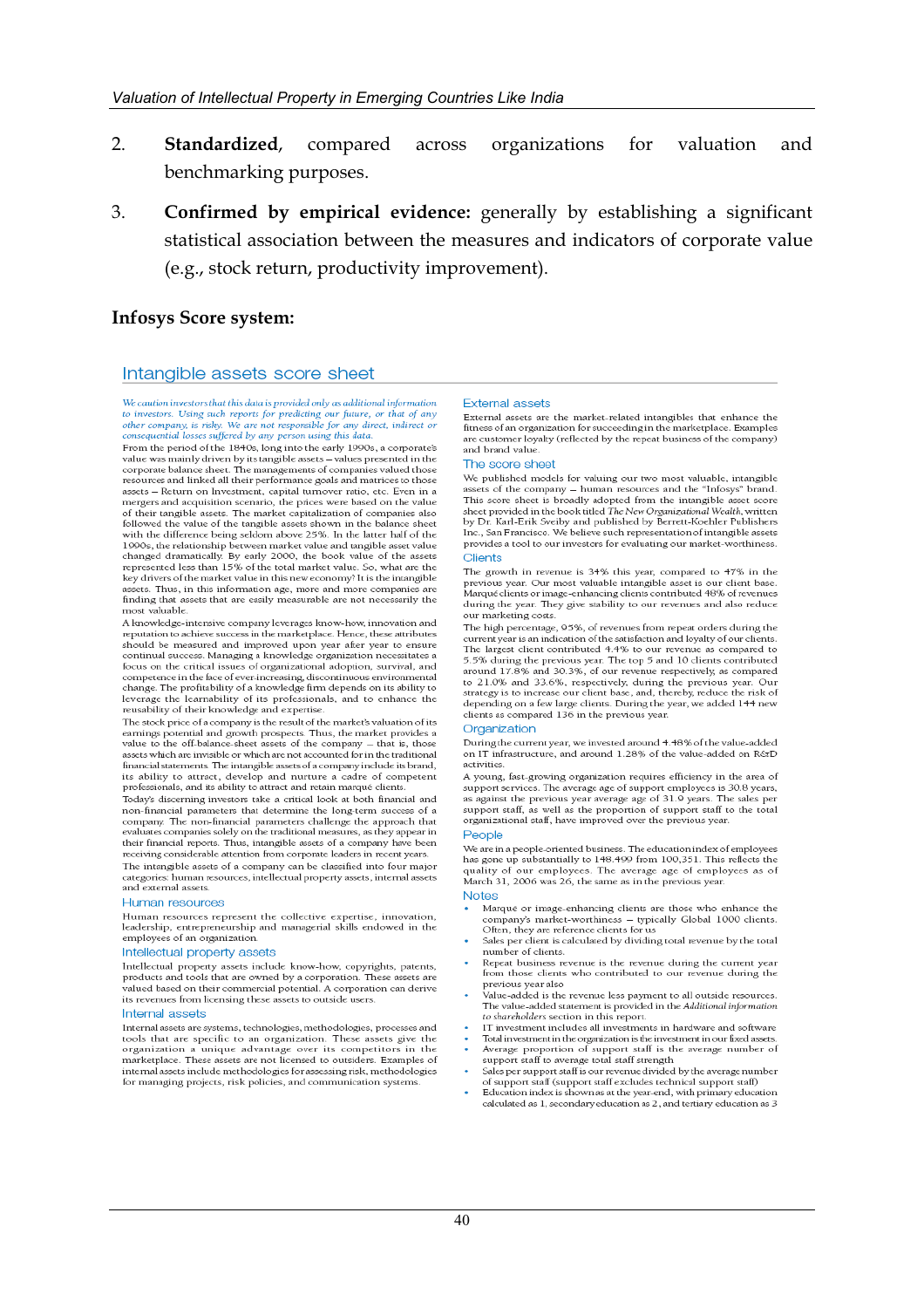2. **Standardized**, compared across organizations for valuation and benchmarking purposes.

3. **Confirmed by empirical evidence:** generally by establishing a significant statistical association between the measures and indicators of corporate value (e.g., stock return, productivity improvement).

**Infosys Score system:**

## Intangible assets score sheet

*We caution investors that this data is provided only as additional information to investors. Using such reports for predicting our future, or that of any other company, is risky. We are not responsible for any direct, indirect or consequential losses suffered by any person using this data.*

From the period of the 1840s, long into the early 1990s, a corporate's value was mainly driven by its tangible assets – values presented in the corporate balance sheet. The managements of companies valued those resources and linked all their performance goals and matrices to those assets – Return on Investment, capital turnover ratio, etc. Even in a mergers and acquisition scenario, the prices were based on the value of their tangible assets. The market capitalization of companies also followed the value of the tangible assets shown in the balance sheet with the difference being seldom above 25%. In the latter half of the 1990s, the relationship between market value and tangible asset value changed dramatically. By early 2000, the book value of the assets represented less than 15% of the total market value. So, what are the key drivers of the market value in this new economy? It is the intangible assets. Thus, in this information age, more and more companies are finding that assets that are easily measurable are not necessarily the most valuable.

A knowledge-intensive company leverages know-how, innovation and reputation to achieve success in the marketplace. Hence, these attributes should be measured and improved upon year after year to ensure continual success. Managing a knowledge organization necessitates a focus on the critical issues of organizational adoption, survival, and competence in the face of ever-increasing, discontinuous environmental change. The profitability of a knowledge firm depends on its ability to leverage the learnability of its professionals, and to enhance the reusability of their knowledge and expertise.

The stock price of a company is the result of the market's valuation of its earnings potential and growth prospects. Thus, the market provides a value to the off-balance-sheet assets of the company – that is, those assets which are invisible or which are not accounted for in the traditional financial statements. The intangible assets of a company include its brand, its ability to attract, develop and nurture a cadre of competent professionals, and its ability to attract and retain marqué clients.

Today's discerning investors take a critical look at both financial and non-financial parameters that determine the long-term success of a company. The non-financial parameters challenge the approach that evaluates companies solely on the traditional measures, as they appear in their financial reports. Thus, intangible assets of a company have been receiving considerable attention from corporate leaders in recent years.

The intangible assets of a company can be classified into four major categories: human resources, intellectual property assets, internal assets and external assets.

### Human resources

Human resources represent the collective expertise, innovation, leadership, entrepreneurship and managerial skills endowed in the employees of an organization.

### Intellectual property assets

Intellectual property assets include know-how, copyrights, patents, products and tools that are owned by a corporation. These assets are valued based on their commercial potential. A corporation can derive its revenues from licensing these assets to outside users.

### Internal assets

Internal assets are systems, technologies, methodologies, processes and tools that are specific to an organization. These assets give the organization a unique advantage over its competitors in the marketplace. These assets are not licensed to outsiders. Examples of internal assets include methodologies for assessing risk, methodologies for managing projects, risk policies, and communication systems.

### External assets

External assets are the market-related intangibles that enhance the fitness of an organization for succeeding in the marketplace. Examples are customer loyalty (reflected by the repeat business of the company) and brand value.

### The score sheet

We published models for valuing our two most valuable, intangible assets of the company – human resources and the "Infosys" brand. This score sheet is broadly adopted from the intangible asset score sheet provided in the book titled *The New Organizational Wealth*, written by Dr. Karl-Erik Sveiby and published by Berrett-Koehler Publishers Inc., San Francisco. We believe such representation of intangible assets provides a tool to our investors for evaluating our market-worthiness.

### Clients

The growth in revenue is 34% this year, compared to 47% in the previous year. Our most valuable intangible asset is our client base. Marqué clients or image-enhancing clients contributed 48% of revenues during the year. They give stability to our revenues and also reduce our marketing costs.

The high percentage, 95%, of revenues from repeat orders during the current year is an indication of the satisfaction and loyalty of our clients. The largest client contributed 4.4% to our revenue as compared to 5.5% during the previous year. The top 5 and 10 clients contributed around 17.8% and 30.3%, of our revenue respectively, as compared to 21.0% and 33.6%, respectively, during the previous year. Our strategy is to increase our client base, and, thereby, reduce the risk of depending on a few large clients. During the year, we added 144 new clients as compared 136 in the previous year.

### Organization

During the current year, we invested around 4.48% of the value-added on IT infrastructure, and around 1.28% of the value-added on R&D activities.

A young, fast-growing organization requires efficiency in the area of support services. The average age of support employees is 30.8 years, as against the previous year average age of 31.9 years. The sales per support staff, as well as the proportion of support staff to the total organizational staff, have improved over the previous year.

### People

We are in a people-oriented business. The education index of employees has gone up substantially to 148,499 from 100,351. This reflects the quality of our employees. The average age of employees as of March 31, 2006 was 26, the same as in the previous year.

### Notes

- Marqué or image-enhancing clients are those who enhance the company's market-worthiness – typically Global 1000 clients. Often, they are reference clients for us
- Sales per client is calculated by dividing total revenue by the total number of clients.
- Repeat business revenue is the revenue during the current year from those clients who contributed to our revenue during the previous year also
- Value-added is the revenue less payment to all outside resources. The value-added statement is provided in the *Additional information to shareholders* section in this report.
- IT investment includes all investments in hardware and software
- Total investment in the organization is the investment in our fixed assets.
- Average proportion of support staff is the average number of support staff to average total staff strength
- Sales per support staff is our revenue divided by the average number of support staff (support staff excludes technical support staff)
- Education index is shown as at the year-end, with primary education calculated as 1, secondary education as 2, and tertiary education as 3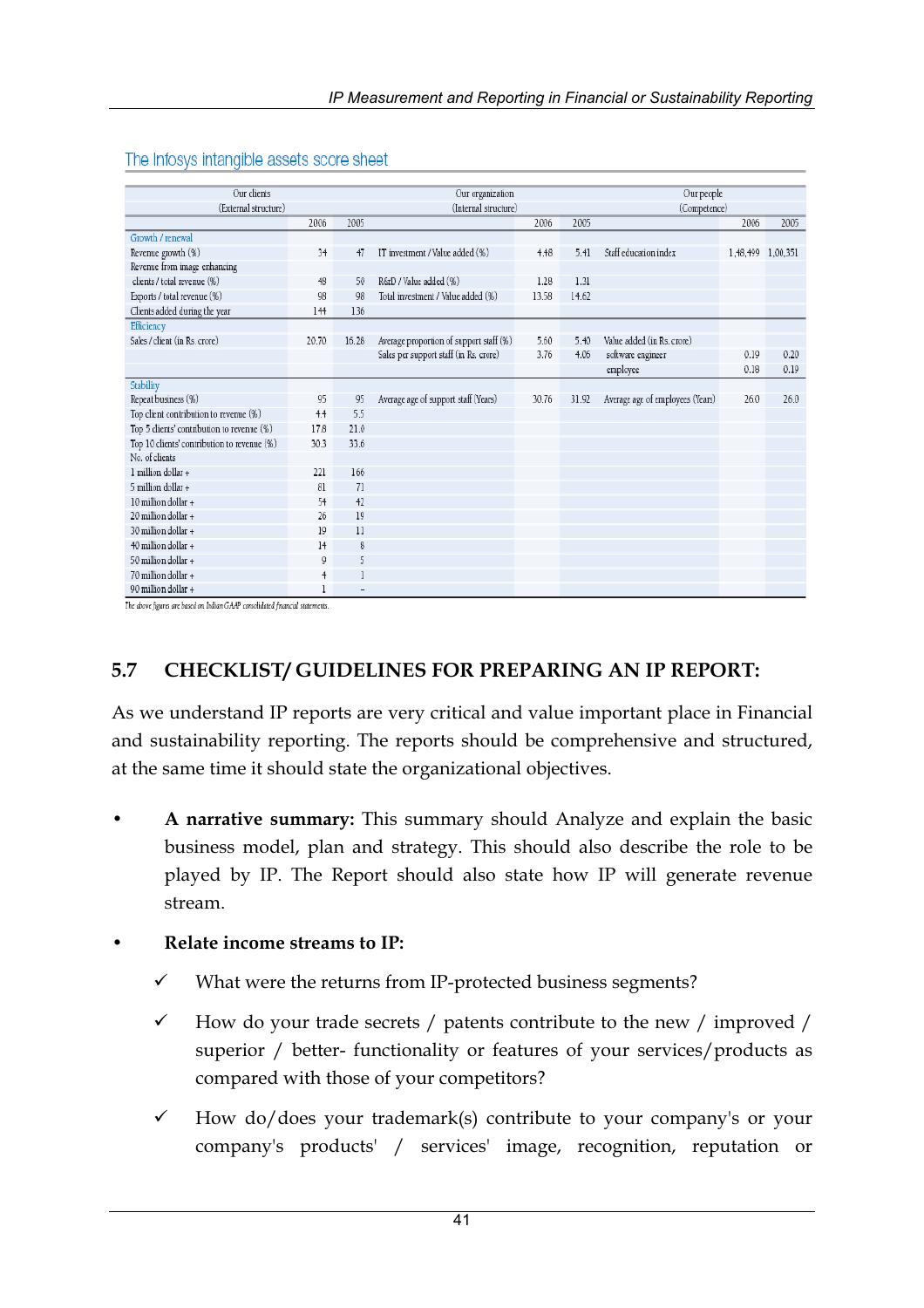The Infosys intangible assets score sheet

| Our clients (External structure) | 2006 | 2005 | Our organization (Internal structure) | 2006 | 2005 | Our people (Competence) | 2006 | 2005 |
|---|---|---|---|---|---|---|---|---|
| Growth / renewal | | | | | | | | |
| Revenue growth (%) | 34 | 47 | IT investment / Value added (%) | 4.48 | 5.41 | Staff education index | 1,48,499 | 1,00,351 |
| Revenue from image enhancing clients / total revenue (%) | 48 | 50 | R&D / Value added (%) | 1.28 | 1.31 | | | |
| Exports / total revenue (%) | 98 | 98 | Total investment / Value added (%) | 13.58 | 14.62 | | | |
| Clients added during the year | 144 | 136 | | | | | | |
| Efficiency | | | | | | | | |
| Sales / client (in Rs. crore) | 20.70 | 16.28 | Average proportion of support staff (%) | 5.60 | 5.40 | Value added (in Rs. crore) | | |
| | | | Sales per support staff (in Rs. crore) | 3.76 | 4.06 | software engineer | 0.19 | 0.20 |
| | | | | | | employee | 0.18 | 0.19 |
| Stability | | | | | | | | |
| Repeat business (%) | 95 | 95 | Average age of support staff (Years) | 30.76 | 31.92 | Average age of employees (Years) | 26.0 | 26.0 |
| Top client contribution to revenue (%) | 4.4 | 5.5 | | | | | | |
| Top 5 clients' contribution to revenue (%) | 17.8 | 21.0 | | | | | | |
| Top 10 clients' contribution to revenue (%) | 30.3 | 33.6 | | | | | | |
| No. of clients | | | | | | | | |
| 1 million dollar + | 221 | 166 | | | | | | |
| 5 million dollar + | 81 | 71 | | | | | | |
| 10 million dollar + | 54 | 42 | | | | | | |
| 20 million dollar + | 26 | 19 | | | | | | |
| 30 million dollar + | 19 | 11 | | | | | | |
| 40 million dollar + | 14 | 8 | | | | | | |
| 50 million dollar + | 9 | 5 | | | | | | |
| 70 million dollar + | 4 | 1 | | | | | | |
| 90 million dollar + | 1 | – | | | | | | |

The above figures are based on Indian GAAP consolidated financial statements.

## 5.7 CHECKLIST/ GUIDELINES FOR PREPARING AN IP REPORT:

As we understand IP reports are very critical and value important place in Financial and sustainability reporting. The reports should be comprehensive and structured, at the same time it should state the organizational objectives.

- **A narrative summary:** This summary should Analyze and explain the basic business model, plan and strategy. This should also describe the role to be played by IP. The Report should also state how IP will generate revenue stream.

- **Relate income streams to IP:**

  - ✓ What were the returns from IP-protected business segments?
  - ✓ How do your trade secrets / patents contribute to the new / improved / superior / better- functionality or features of your services/products as compared with those of your competitors?
  - ✓ How do/does your trademark(s) contribute to your company's or your company's products' / services' image, recognition, reputation or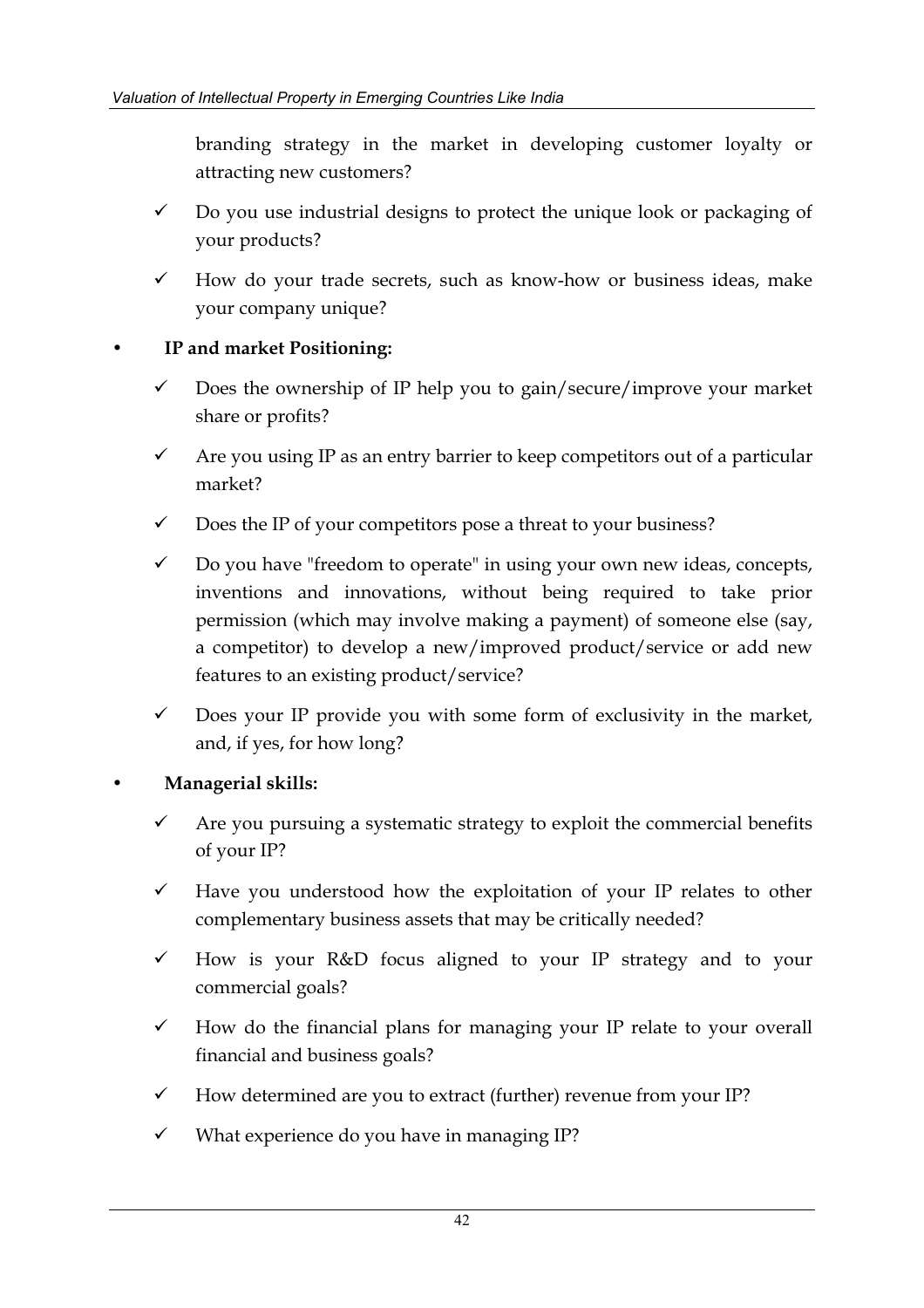branding strategy in the market in developing customer loyalty or attracting new customers?

- ✓ Do you use industrial designs to protect the unique look or packaging of your products?
- ✓ How do your trade secrets, such as know-how or business ideas, make your company unique?

- **IP and market Positioning:**
  - ✓ Does the ownership of IP help you to gain/secure/improve your market share or profits?
  - ✓ Are you using IP as an entry barrier to keep competitors out of a particular market?
  - ✓ Does the IP of your competitors pose a threat to your business?
  - ✓ Do you have "freedom to operate" in using your own new ideas, concepts, inventions and innovations, without being required to take prior permission (which may involve making a payment) of someone else (say, a competitor) to develop a new/improved product/service or add new features to an existing product/service?
  - ✓ Does your IP provide you with some form of exclusivity in the market, and, if yes, for how long?

- **Managerial skills:**
  - ✓ Are you pursuing a systematic strategy to exploit the commercial benefits of your IP?
  - ✓ Have you understood how the exploitation of your IP relates to other complementary business assets that may be critically needed?
  - ✓ How is your R&D focus aligned to your IP strategy and to your commercial goals?
  - ✓ How do the financial plans for managing your IP relate to your overall financial and business goals?
  - ✓ How determined are you to extract (further) revenue from your IP?
  - ✓ What experience do you have in managing IP?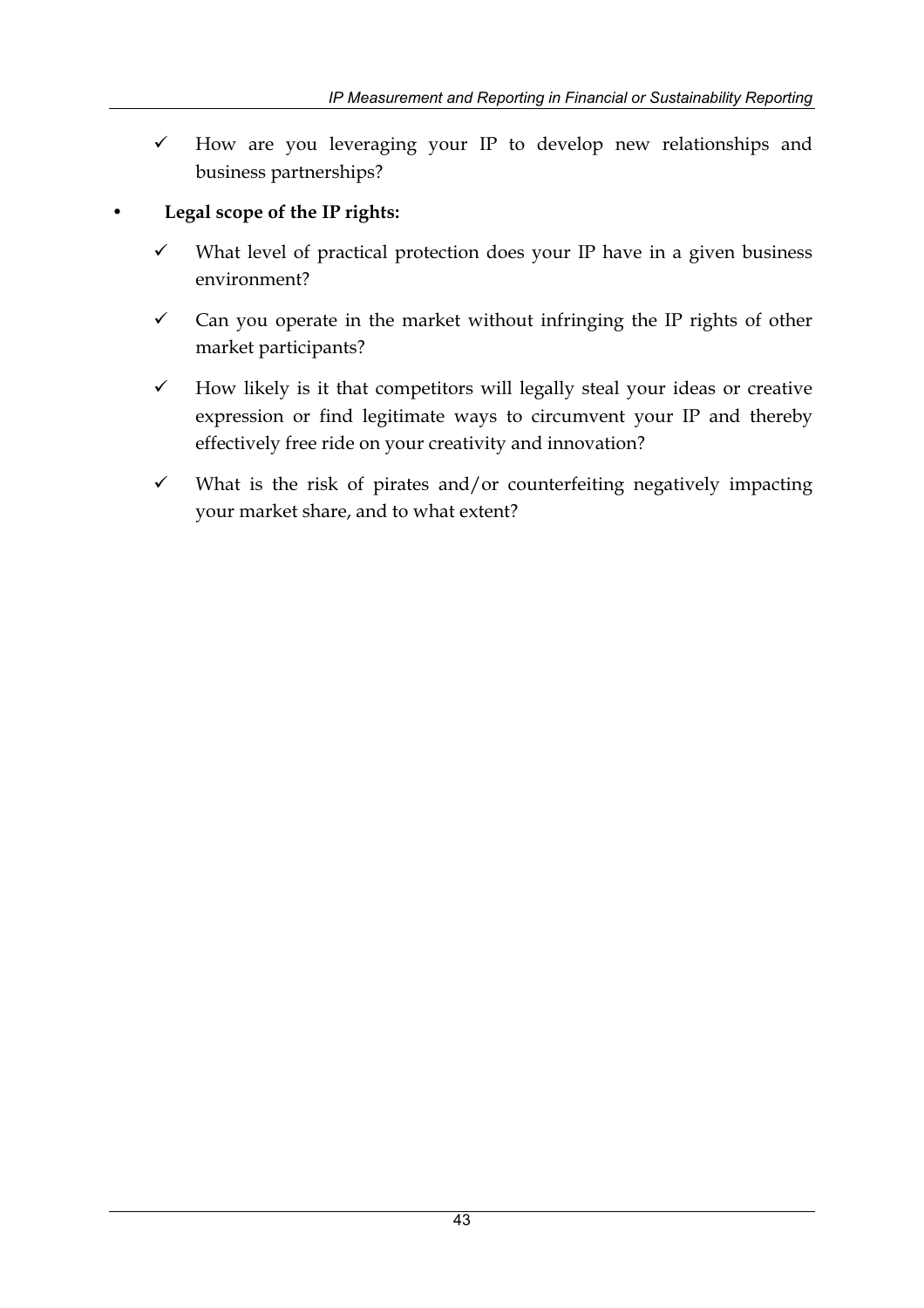- ✓ How are you leveraging your IP to develop new relationships and business partnerships?

- **Legal scope of the IP rights:**
  - ✓ What level of practical protection does your IP have in a given business environment?
  - ✓ Can you operate in the market without infringing the IP rights of other market participants?
  - ✓ How likely is it that competitors will legally steal your ideas or creative expression or find legitimate ways to circumvent your IP and thereby effectively free ride on your creativity and innovation?
  - ✓ What is the risk of pirates and/or counterfeiting negatively impacting your market share, and to what extent?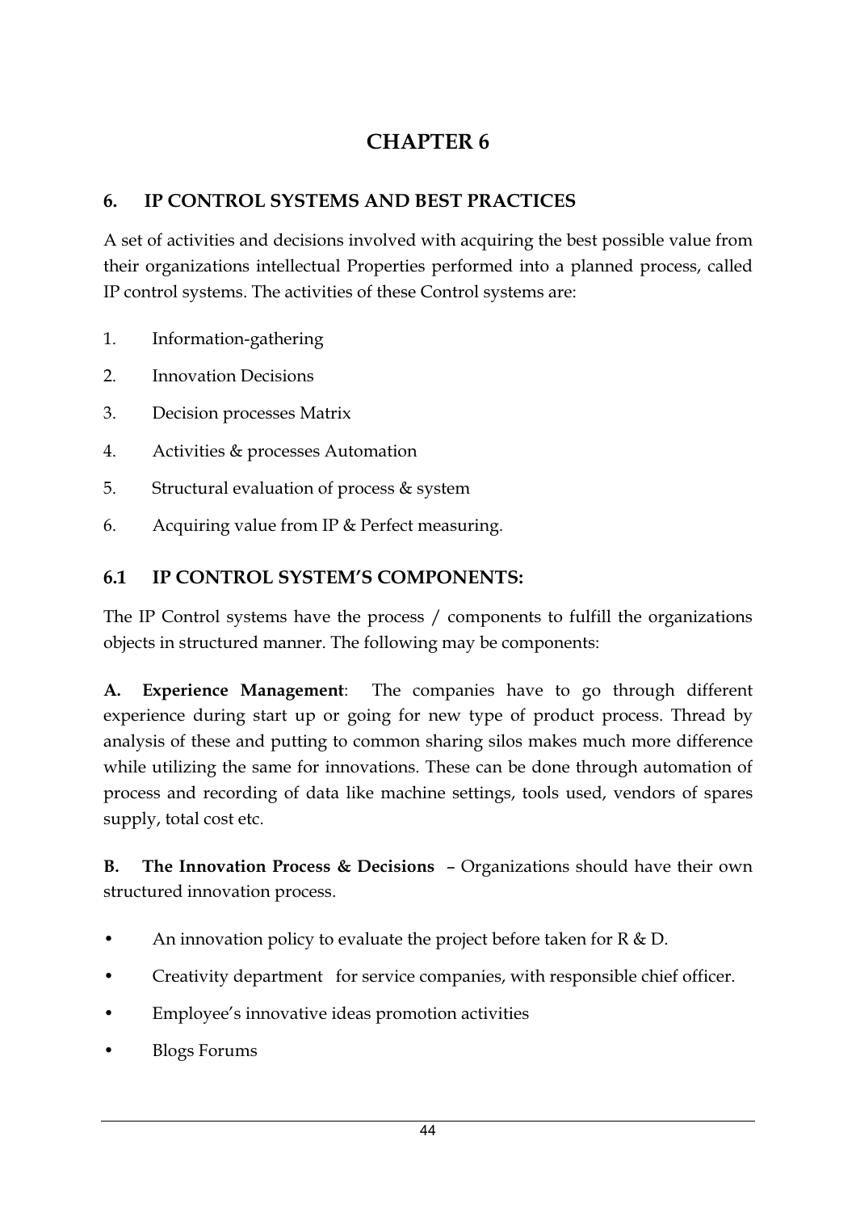# CHAPTER 6

## 6. IP CONTROL SYSTEMS AND BEST PRACTICES

A set of activities and decisions involved with acquiring the best possible value from their organizations intellectual Properties performed into a planned process, called IP control systems. The activities of these Control systems are:

1. Information-gathering
2. Innovation Decisions
3. Decision processes Matrix
4. Activities & processes Automation
5. Structural evaluation of process & system
6. Acquiring value from IP & Perfect measuring.

### 6.1 IP CONTROL SYSTEM'S COMPONENTS:

The IP Control systems have the process / components to fulfill the organizations objects in structured manner. The following may be components:

**A. Experience Management**: The companies have to go through different experience during start up or going for new type of product process. Thread by analysis of these and putting to common sharing silos makes much more difference while utilizing the same for innovations. These can be done through automation of process and recording of data like machine settings, tools used, vendors of spares supply, total cost etc.

**B. The Innovation Process & Decisions** – Organizations should have their own structured innovation process.

- An innovation policy to evaluate the project before taken for R & D.
- Creativity department for service companies, with responsible chief officer.
- Employee's innovative ideas promotion activities
- Blogs Forums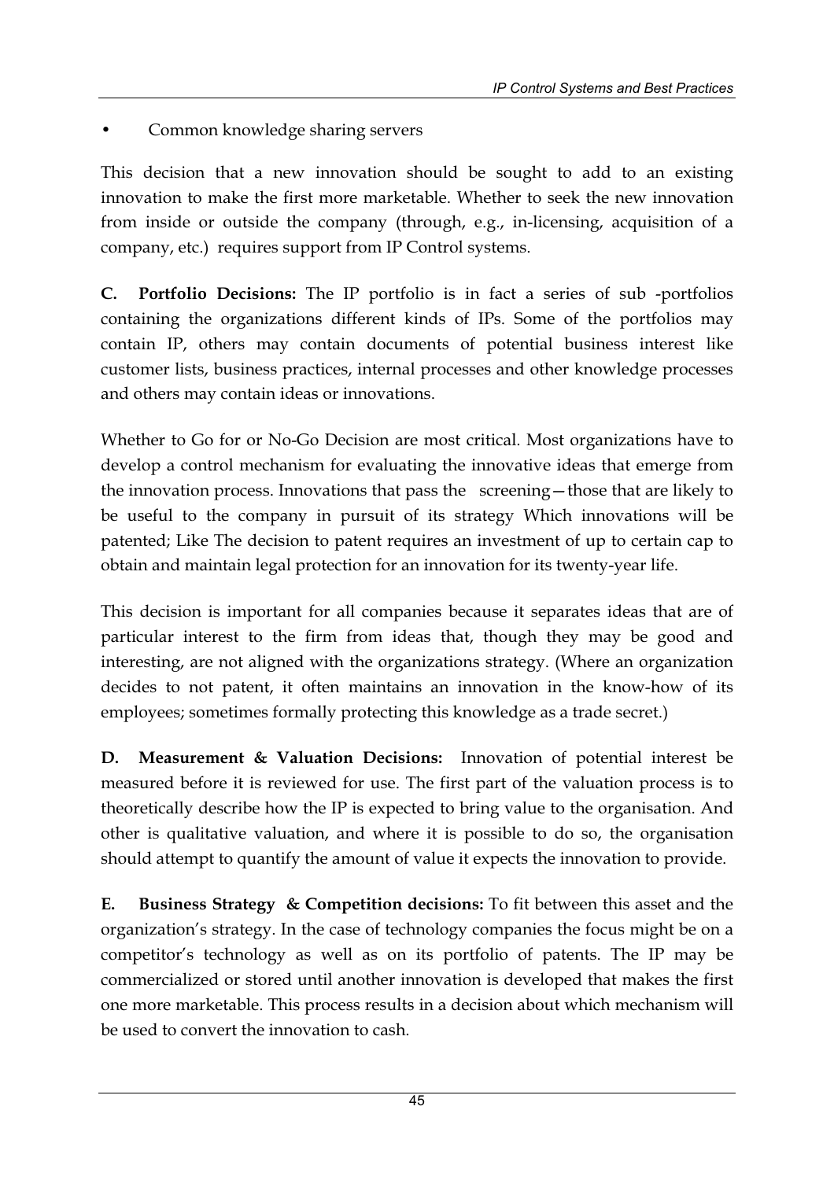- Common knowledge sharing servers

This decision that a new innovation should be sought to add to an existing innovation to make the first more marketable. Whether to seek the new innovation from inside or outside the company (through, e.g., in-licensing, acquisition of a company, etc.) requires support from IP Control systems.

**C. Portfolio Decisions:** The IP portfolio is in fact a series of sub -portfolios containing the organizations different kinds of IPs. Some of the portfolios may contain IP, others may contain documents of potential business interest like customer lists, business practices, internal processes and other knowledge processes and others may contain ideas or innovations.

Whether to Go for or No-Go Decision are most critical. Most organizations have to develop a control mechanism for evaluating the innovative ideas that emerge from the innovation process. Innovations that pass the screening—those that are likely to be useful to the company in pursuit of its strategy Which innovations will be patented; Like The decision to patent requires an investment of up to certain cap to obtain and maintain legal protection for an innovation for its twenty-year life.

This decision is important for all companies because it separates ideas that are of particular interest to the firm from ideas that, though they may be good and interesting, are not aligned with the organizations strategy. (Where an organization decides to not patent, it often maintains an innovation in the know-how of its employees; sometimes formally protecting this knowledge as a trade secret.)

**D. Measurement & Valuation Decisions:** Innovation of potential interest be measured before it is reviewed for use. The first part of the valuation process is to theoretically describe how the IP is expected to bring value to the organisation. And other is qualitative valuation, and where it is possible to do so, the organisation should attempt to quantify the amount of value it expects the innovation to provide.

**E. Business Strategy & Competition decisions:** To fit between this asset and the organization's strategy. In the case of technology companies the focus might be on a competitor's technology as well as on its portfolio of patents. The IP may be commercialized or stored until another innovation is developed that makes the first one more marketable. This process results in a decision about which mechanism will be used to convert the innovation to cash.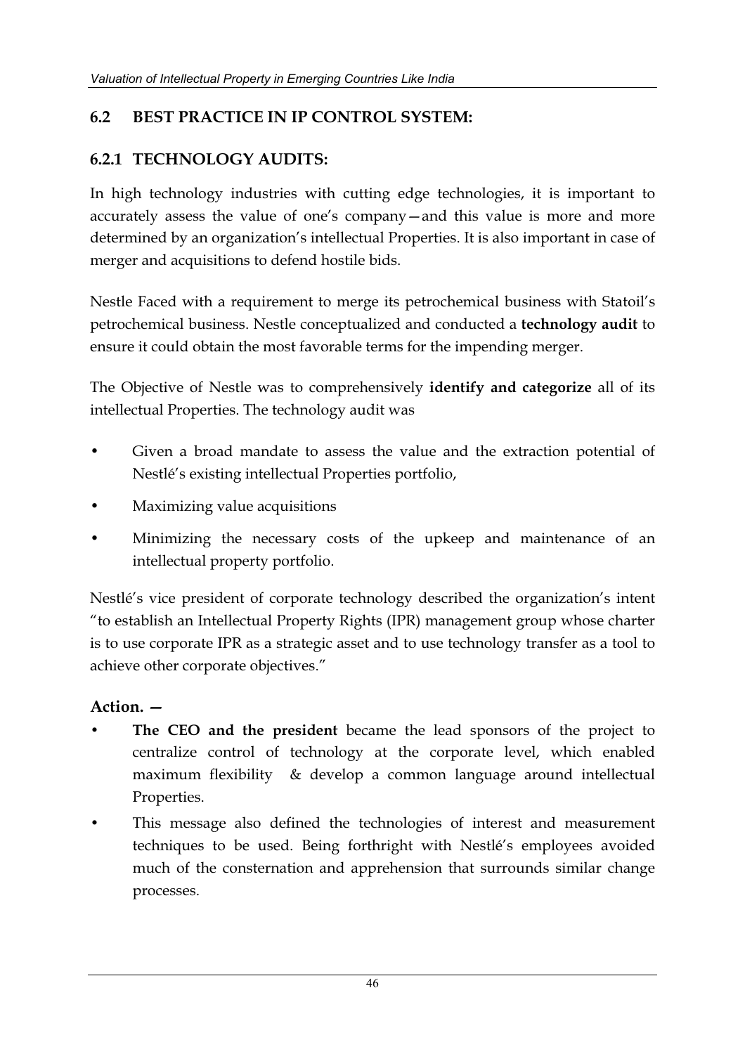## 6.2 BEST PRACTICE IN IP CONTROL SYSTEM:

### 6.2.1 TECHNOLOGY AUDITS:

In high technology industries with cutting edge technologies, it is important to accurately assess the value of one's company—and this value is more and more determined by an organization's intellectual Properties. It is also important in case of merger and acquisitions to defend hostile bids.

Nestle Faced with a requirement to merge its petrochemical business with Statoil's petrochemical business. Nestle conceptualized and conducted a **technology audit** to ensure it could obtain the most favorable terms for the impending merger.

The Objective of Nestle was to comprehensively **identify and categorize** all of its intellectual Properties. The technology audit was

- Given a broad mandate to assess the value and the extraction potential of Nestlé's existing intellectual Properties portfolio,
- Maximizing value acquisitions
- Minimizing the necessary costs of the upkeep and maintenance of an intellectual property portfolio.

Nestlé's vice president of corporate technology described the organization's intent "to establish an Intellectual Property Rights (IPR) management group whose charter is to use corporate IPR as a strategic asset and to use technology transfer as a tool to achieve other corporate objectives."

**Action. —**

- **The CEO and the president** became the lead sponsors of the project to centralize control of technology at the corporate level, which enabled maximum flexibility & develop a common language around intellectual Properties.
- This message also defined the technologies of interest and measurement techniques to be used. Being forthright with Nestlé's employees avoided much of the consternation and apprehension that surrounds similar change processes.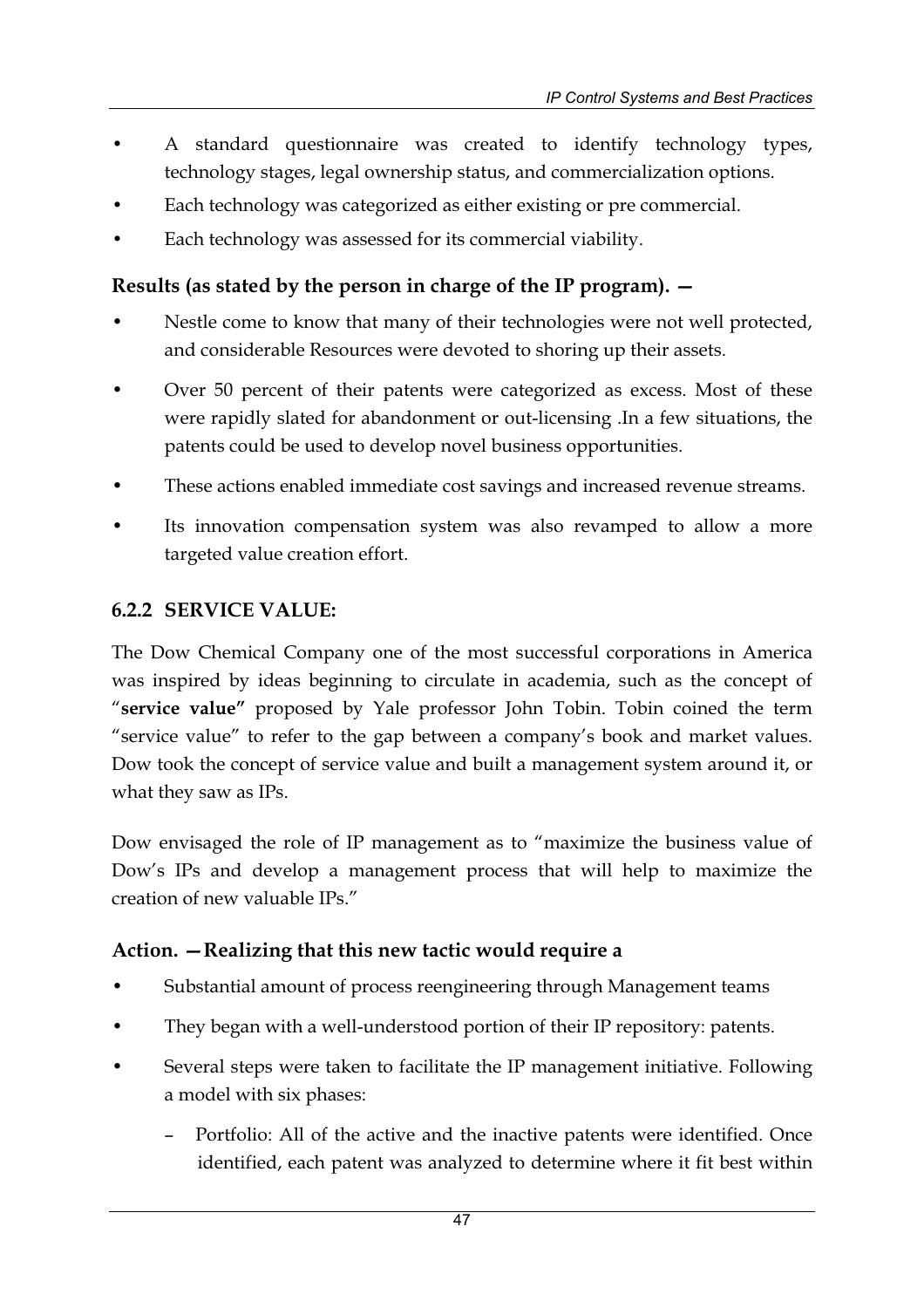- A standard questionnaire was created to identify technology types, technology stages, legal ownership status, and commercialization options.
- Each technology was categorized as either existing or pre commercial.
- Each technology was assessed for its commercial viability.

**Results (as stated by the person in charge of the IP program). —**

- Nestle come to know that many of their technologies were not well protected, and considerable Resources were devoted to shoring up their assets.
- Over 50 percent of their patents were categorized as excess. Most of these were rapidly slated for abandonment or out-licensing .In a few situations, the patents could be used to develop novel business opportunities.
- These actions enabled immediate cost savings and increased revenue streams.
- Its innovation compensation system was also revamped to allow a more targeted value creation effort.

### 6.2.2 SERVICE VALUE:

The Dow Chemical Company one of the most successful corporations in America was inspired by ideas beginning to circulate in academia, such as the concept of "**service value"** proposed by Yale professor John Tobin. Tobin coined the term "service value" to refer to the gap between a company's book and market values. Dow took the concept of service value and built a management system around it, or what they saw as IPs.

Dow envisaged the role of IP management as to "maximize the business value of Dow's IPs and develop a management process that will help to maximize the creation of new valuable IPs."

**Action. —Realizing that this new tactic would require a**

- Substantial amount of process reengineering through Management teams
- They began with a well-understood portion of their IP repository: patents.
- Several steps were taken to facilitate the IP management initiative. Following a model with six phases:
  - Portfolio: All of the active and the inactive patents were identified. Once identified, each patent was analyzed to determine where it fit best within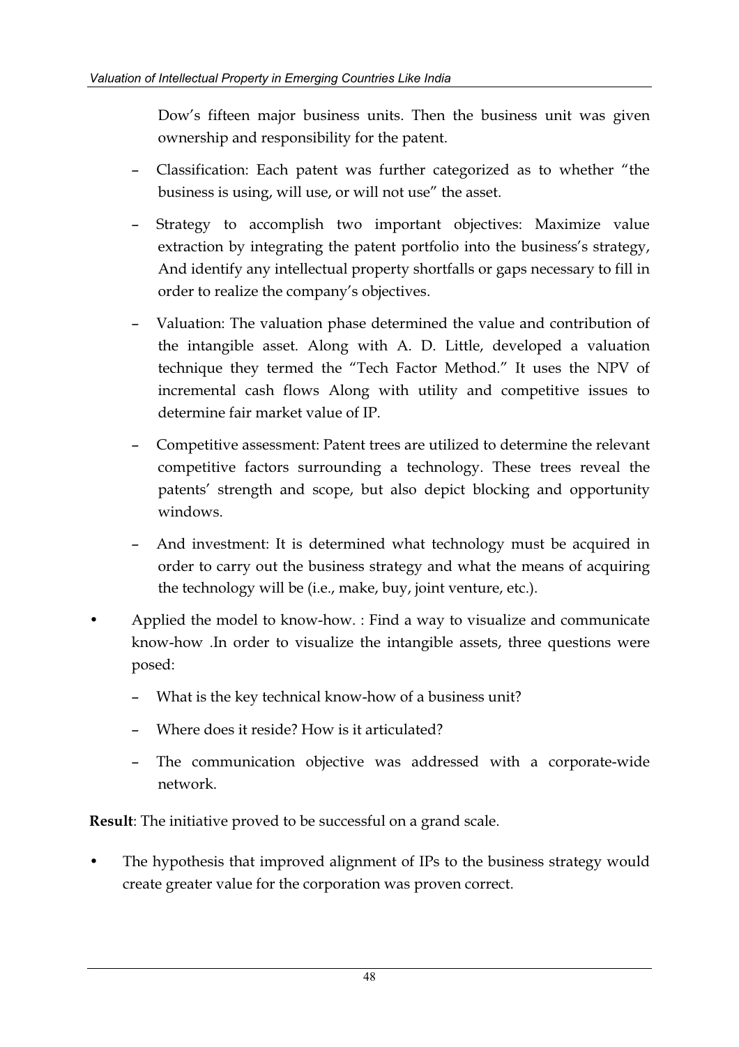Dow's fifteen major business units. Then the business unit was given ownership and responsibility for the patent.

- Classification: Each patent was further categorized as to whether "the business is using, will use, or will not use" the asset.
- Strategy to accomplish two important objectives: Maximize value extraction by integrating the patent portfolio into the business's strategy, And identify any intellectual property shortfalls or gaps necessary to fill in order to realize the company's objectives.
- Valuation: The valuation phase determined the value and contribution of the intangible asset. Along with A. D. Little, developed a valuation technique they termed the "Tech Factor Method." It uses the NPV of incremental cash flows Along with utility and competitive issues to determine fair market value of IP.
- Competitive assessment: Patent trees are utilized to determine the relevant competitive factors surrounding a technology. These trees reveal the patents' strength and scope, but also depict blocking and opportunity windows.
- And investment: It is determined what technology must be acquired in order to carry out the business strategy and what the means of acquiring the technology will be (i.e., make, buy, joint venture, etc.).

* Applied the model to know-how. : Find a way to visualize and communicate know-how .In order to visualize the intangible assets, three questions were posed:
  - What is the key technical know-how of a business unit?
  - Where does it reside? How is it articulated?
  - The communication objective was addressed with a corporate-wide network.

**Result**: The initiative proved to be successful on a grand scale.

* The hypothesis that improved alignment of IPs to the business strategy would create greater value for the corporation was proven correct.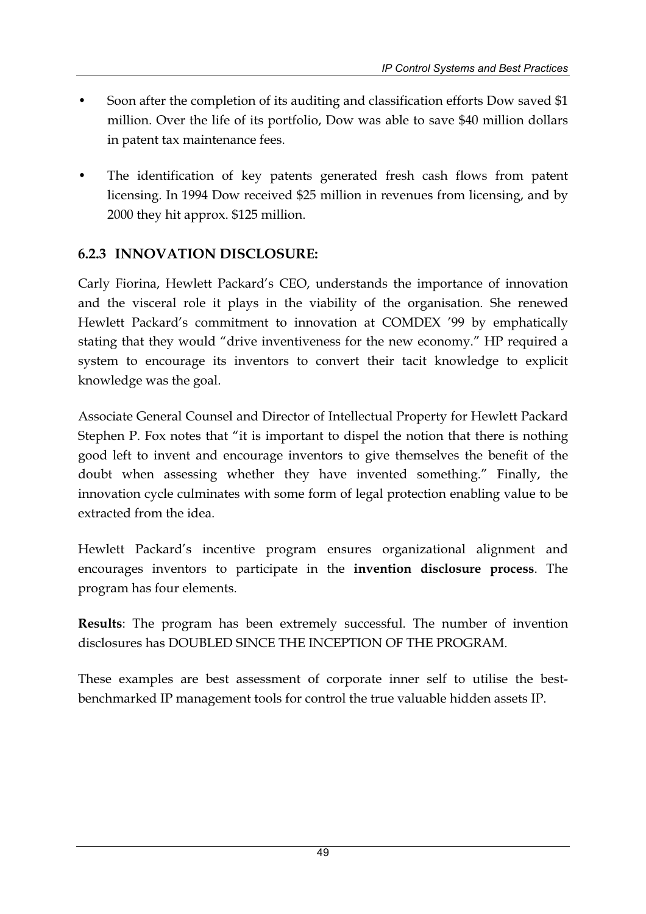- Soon after the completion of its auditing and classification efforts Dow saved $1 million. Over the life of its portfolio, Dow was able to save $40 million dollars in patent tax maintenance fees.
- The identification of key patents generated fresh cash flows from patent licensing. In 1994 Dow received $25 million in revenues from licensing, and by 2000 they hit approx. $125 million.

### 6.2.3 INNOVATION DISCLOSURE:

Carly Fiorina, Hewlett Packard's CEO, understands the importance of innovation and the visceral role it plays in the viability of the organisation. She renewed Hewlett Packard's commitment to innovation at COMDEX '99 by emphatically stating that they would "drive inventiveness for the new economy." HP required a system to encourage its inventors to convert their tacit knowledge to explicit knowledge was the goal.

Associate General Counsel and Director of Intellectual Property for Hewlett Packard Stephen P. Fox notes that "it is important to dispel the notion that there is nothing good left to invent and encourage inventors to give themselves the benefit of the doubt when assessing whether they have invented something." Finally, the innovation cycle culminates with some form of legal protection enabling value to be extracted from the idea.

Hewlett Packard's incentive program ensures organizational alignment and encourages inventors to participate in the **invention disclosure process**. The program has four elements.

**Results**: The program has been extremely successful. The number of invention disclosures has DOUBLED SINCE THE INCEPTION OF THE PROGRAM.

These examples are best assessment of corporate inner self to utilise the best-benchmarked IP management tools for control the true valuable hidden assets IP.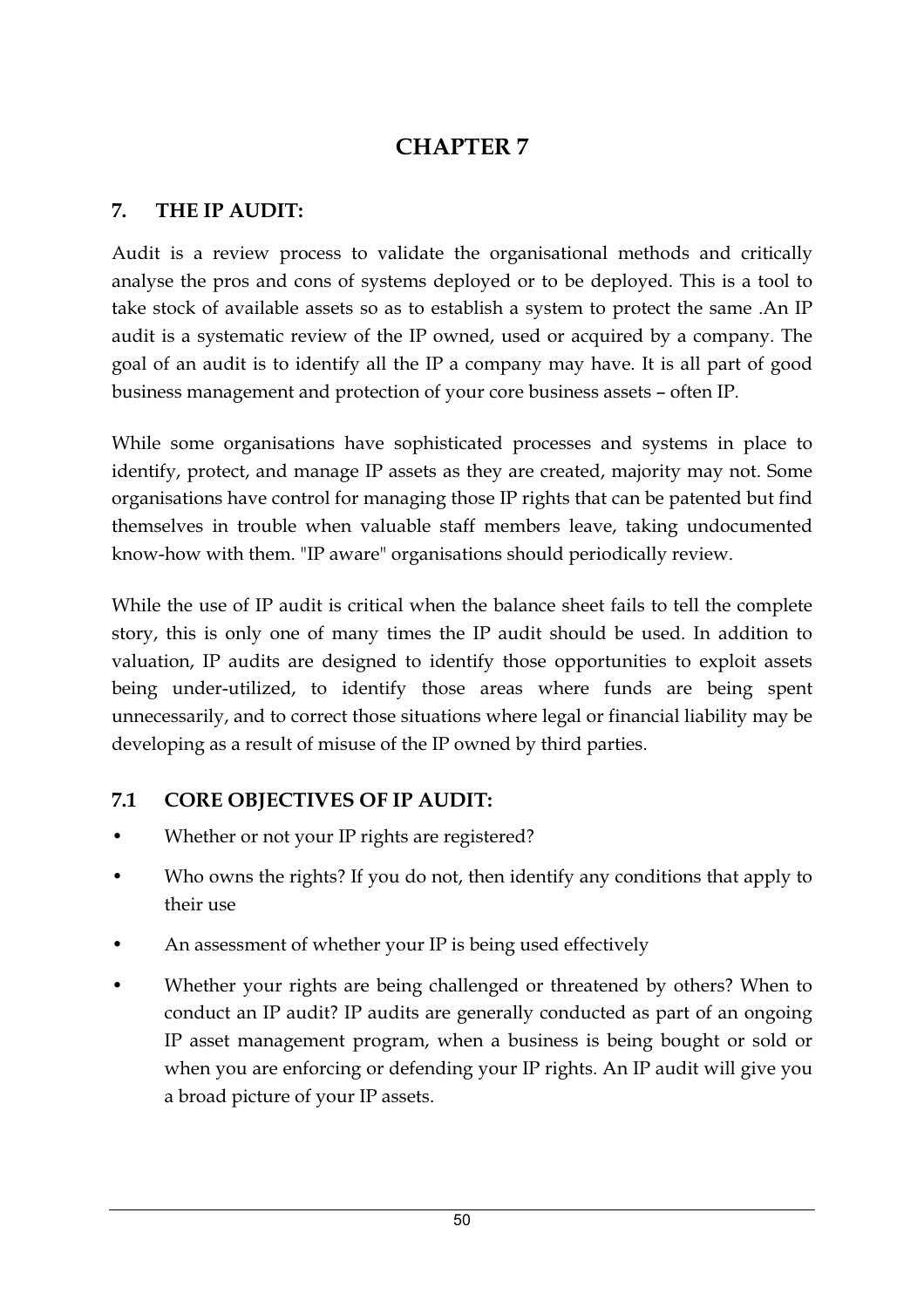# CHAPTER 7

## 7. THE IP AUDIT:

Audit is a review process to validate the organisational methods and critically analyse the pros and cons of systems deployed or to be deployed. This is a tool to take stock of available assets so as to establish a system to protect the same .An IP audit is a systematic review of the IP owned, used or acquired by a company. The goal of an audit is to identify all the IP a company may have. It is all part of good business management and protection of your core business assets – often IP.

While some organisations have sophisticated processes and systems in place to identify, protect, and manage IP assets as they are created, majority may not. Some organisations have control for managing those IP rights that can be patented but find themselves in trouble when valuable staff members leave, taking undocumented know-how with them. "IP aware" organisations should periodically review.

While the use of IP audit is critical when the balance sheet fails to tell the complete story, this is only one of many times the IP audit should be used. In addition to valuation, IP audits are designed to identify those opportunities to exploit assets being under-utilized, to identify those areas where funds are being spent unnecessarily, and to correct those situations where legal or financial liability may be developing as a result of misuse of the IP owned by third parties.

### 7.1 CORE OBJECTIVES OF IP AUDIT:

- Whether or not your IP rights are registered?
- Who owns the rights? If you do not, then identify any conditions that apply to their use
- An assessment of whether your IP is being used effectively
- Whether your rights are being challenged or threatened by others? When to conduct an IP audit? IP audits are generally conducted as part of an ongoing IP asset management program, when a business is being bought or sold or when you are enforcing or defending your IP rights. An IP audit will give you a broad picture of your IP assets.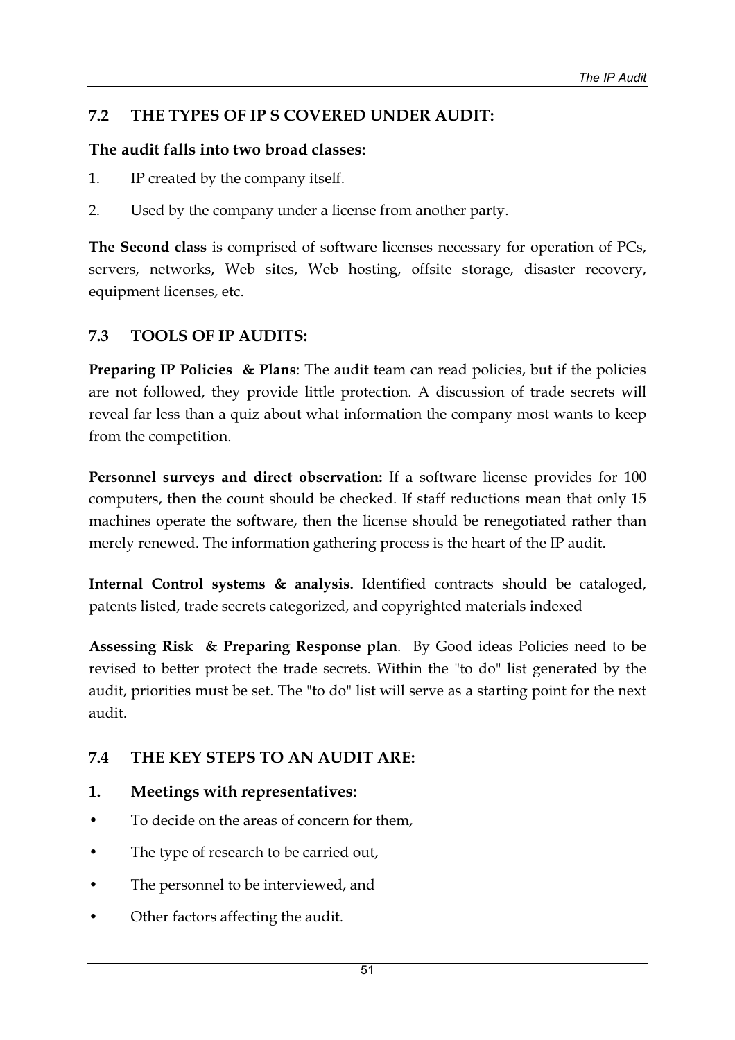## 7.2 THE TYPES OF IP S COVERED UNDER AUDIT:

**The audit falls into two broad classes:**

1. IP created by the company itself.
2. Used by the company under a license from another party.

**The Second class** is comprised of software licenses necessary for operation of PCs, servers, networks, Web sites, Web hosting, offsite storage, disaster recovery, equipment licenses, etc.

## 7.3 TOOLS OF IP AUDITS:

**Preparing IP Policies & Plans**: The audit team can read policies, but if the policies are not followed, they provide little protection. A discussion of trade secrets will reveal far less than a quiz about what information the company most wants to keep from the competition.

**Personnel surveys and direct observation:** If a software license provides for 100 computers, then the count should be checked. If staff reductions mean that only 15 machines operate the software, then the license should be renegotiated rather than merely renewed. The information gathering process is the heart of the IP audit.

**Internal Control systems & analysis.** Identified contracts should be cataloged, patents listed, trade secrets categorized, and copyrighted materials indexed

**Assessing Risk & Preparing Response plan**. By Good ideas Policies need to be revised to better protect the trade secrets. Within the "to do" list generated by the audit, priorities must be set. The "to do" list will serve as a starting point for the next audit.

## 7.4 THE KEY STEPS TO AN AUDIT ARE:

### 1. Meetings with representatives:

- To decide on the areas of concern for them,
- The type of research to be carried out,
- The personnel to be interviewed, and
- Other factors affecting the audit.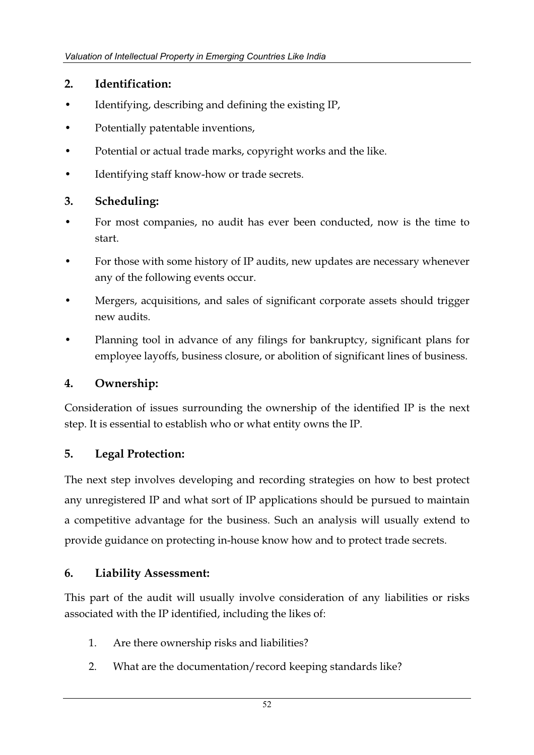## 2. Identification:

- Identifying, describing and defining the existing IP,
- Potentially patentable inventions,
- Potential or actual trade marks, copyright works and the like.
- Identifying staff know-how or trade secrets.

## 3. Scheduling:

- For most companies, no audit has ever been conducted, now is the time to start.
- For those with some history of IP audits, new updates are necessary whenever any of the following events occur.
- Mergers, acquisitions, and sales of significant corporate assets should trigger new audits.
- Planning tool in advance of any filings for bankruptcy, significant plans for employee layoffs, business closure, or abolition of significant lines of business.

## 4. Ownership:

Consideration of issues surrounding the ownership of the identified IP is the next step. It is essential to establish who or what entity owns the IP.

## 5. Legal Protection:

The next step involves developing and recording strategies on how to best protect any unregistered IP and what sort of IP applications should be pursued to maintain a competitive advantage for the business. Such an analysis will usually extend to provide guidance on protecting in-house know how and to protect trade secrets.

## 6. Liability Assessment:

This part of the audit will usually involve consideration of any liabilities or risks associated with the IP identified, including the likes of:

1. Are there ownership risks and liabilities?
2. What are the documentation/record keeping standards like?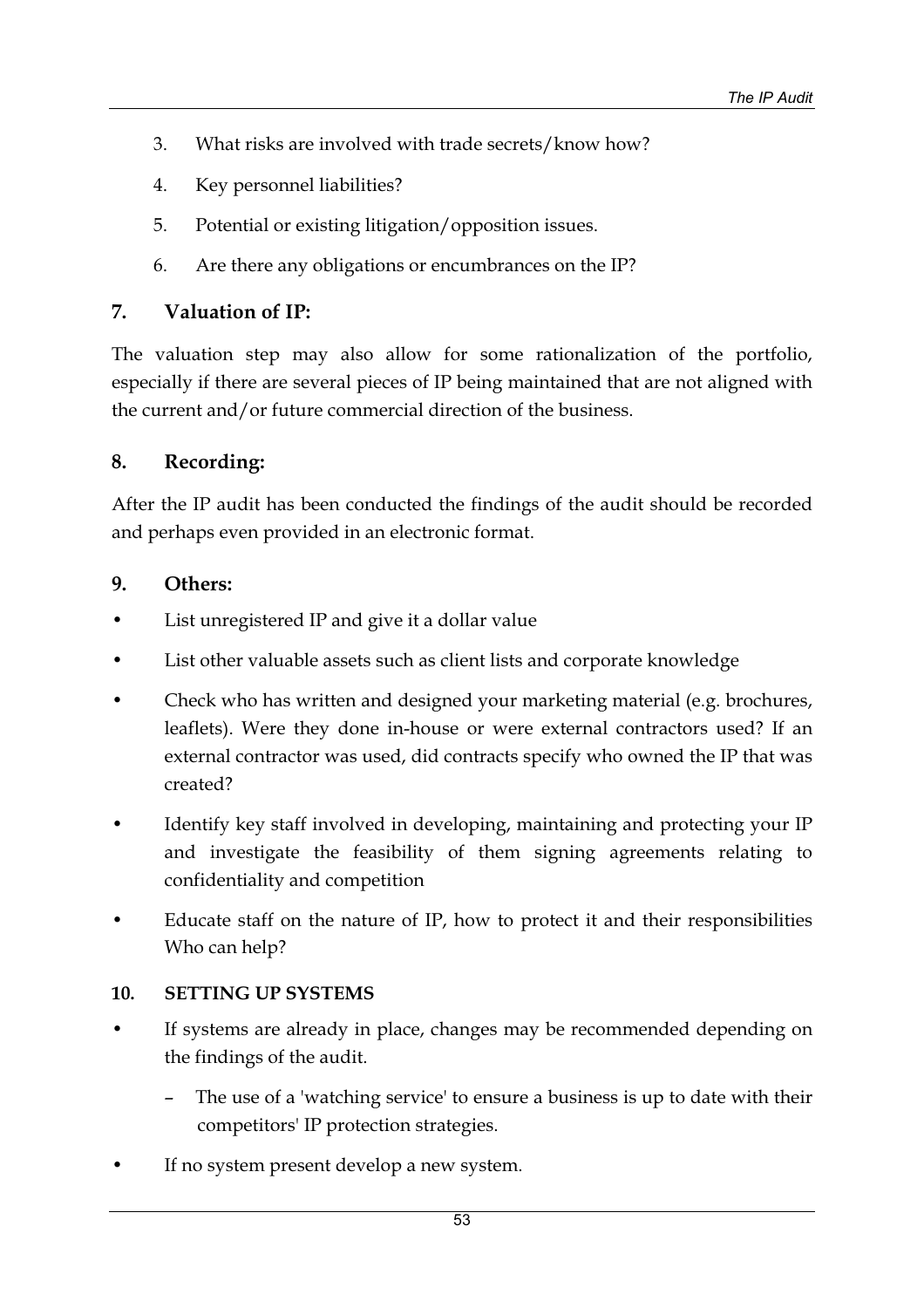3. What risks are involved with trade secrets/know how?
4. Key personnel liabilities?
5. Potential or existing litigation/opposition issues.
6. Are there any obligations or encumbrances on the IP?

## 7. Valuation of IP:

The valuation step may also allow for some rationalization of the portfolio, especially if there are several pieces of IP being maintained that are not aligned with the current and/or future commercial direction of the business.

## 8. Recording:

After the IP audit has been conducted the findings of the audit should be recorded and perhaps even provided in an electronic format.

## 9. Others:

- List unregistered IP and give it a dollar value
- List other valuable assets such as client lists and corporate knowledge
- Check who has written and designed your marketing material (e.g. brochures, leaflets). Were they done in-house or were external contractors used? If an external contractor was used, did contracts specify who owned the IP that was created?
- Identify key staff involved in developing, maintaining and protecting your IP and investigate the feasibility of them signing agreements relating to confidentiality and competition
- Educate staff on the nature of IP, how to protect it and their responsibilities Who can help?

## 10. SETTING UP SYSTEMS

- If systems are already in place, changes may be recommended depending on the findings of the audit.
  - The use of a 'watching service' to ensure a business is up to date with their competitors' IP protection strategies.
- If no system present develop a new system.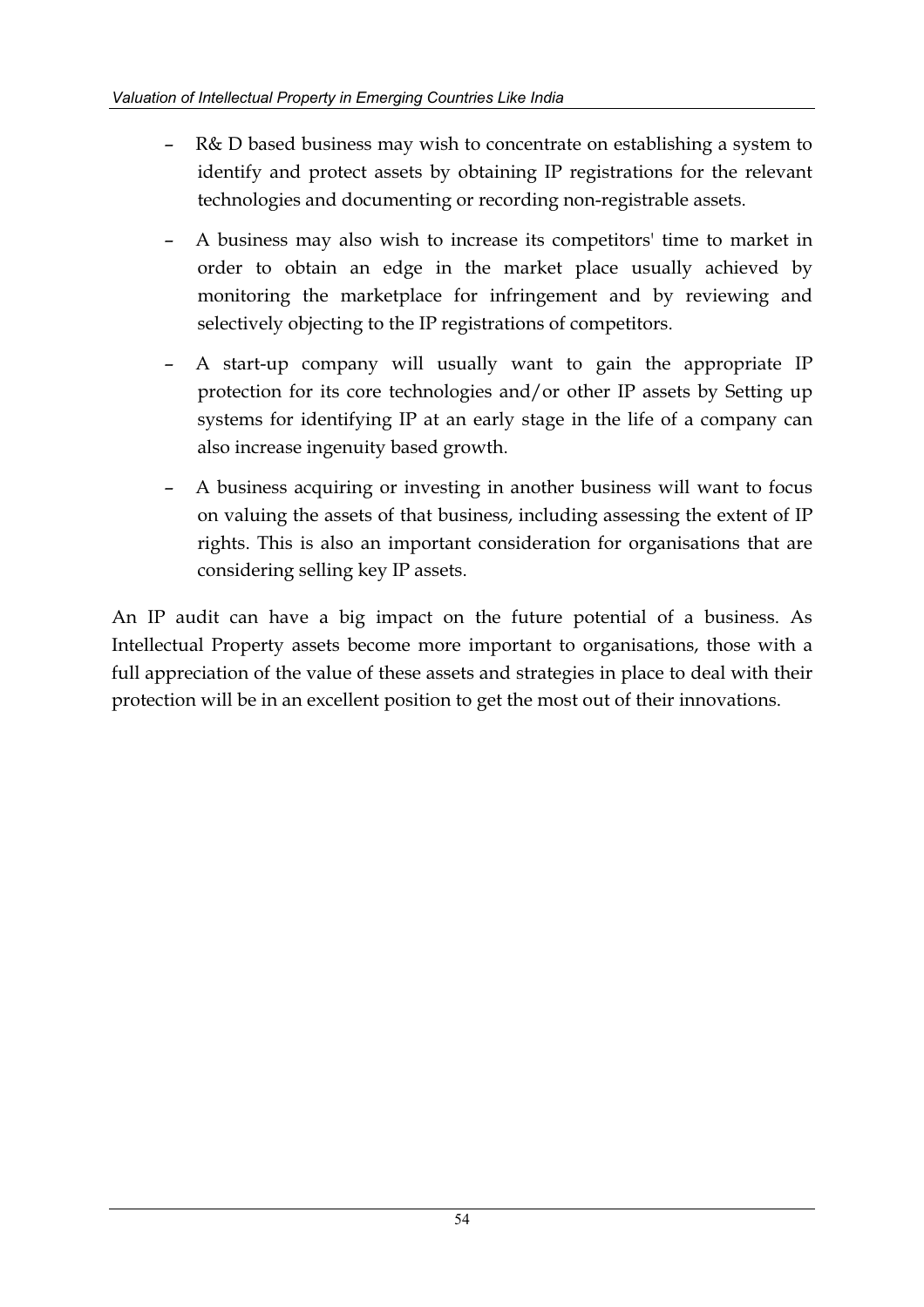- R& D based business may wish to concentrate on establishing a system to identify and protect assets by obtaining IP registrations for the relevant technologies and documenting or recording non-registrable assets.
- A business may also wish to increase its competitors' time to market in order to obtain an edge in the market place usually achieved by monitoring the marketplace for infringement and by reviewing and selectively objecting to the IP registrations of competitors.
- A start-up company will usually want to gain the appropriate IP protection for its core technologies and/or other IP assets by Setting up systems for identifying IP at an early stage in the life of a company can also increase ingenuity based growth.
- A business acquiring or investing in another business will want to focus on valuing the assets of that business, including assessing the extent of IP rights. This is also an important consideration for organisations that are considering selling key IP assets.

An IP audit can have a big impact on the future potential of a business. As Intellectual Property assets become more important to organisations, those with a full appreciation of the value of these assets and strategies in place to deal with their protection will be in an excellent position to get the most out of their innovations.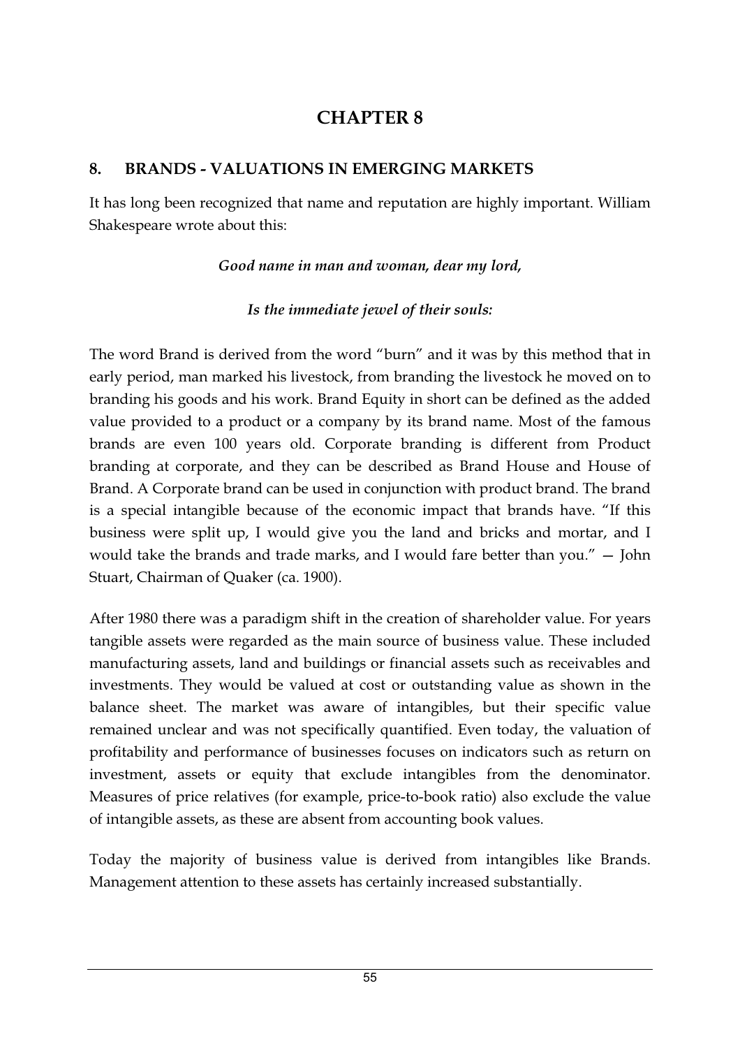# CHAPTER 8

## 8. BRANDS - VALUATIONS IN EMERGING MARKETS

It has long been recognized that name and reputation are highly important. William Shakespeare wrote about this:

***Good name in man and woman, dear my lord,***

***Is the immediate jewel of their souls:***

The word Brand is derived from the word "burn" and it was by this method that in early period, man marked his livestock, from branding the livestock he moved on to branding his goods and his work. Brand Equity in short can be defined as the added value provided to a product or a company by its brand name. Most of the famous brands are even 100 years old. Corporate branding is different from Product branding at corporate, and they can be described as Brand House and House of Brand. A Corporate brand can be used in conjunction with product brand. The brand is a special intangible because of the economic impact that brands have. "If this business were split up, I would give you the land and bricks and mortar, and I would take the brands and trade marks, and I would fare better than you." — John Stuart, Chairman of Quaker (ca. 1900).

After 1980 there was a paradigm shift in the creation of shareholder value. For years tangible assets were regarded as the main source of business value. These included manufacturing assets, land and buildings or financial assets such as receivables and investments. They would be valued at cost or outstanding value as shown in the balance sheet. The market was aware of intangibles, but their specific value remained unclear and was not specifically quantified. Even today, the valuation of profitability and performance of businesses focuses on indicators such as return on investment, assets or equity that exclude intangibles from the denominator. Measures of price relatives (for example, price-to-book ratio) also exclude the value of intangible assets, as these are absent from accounting book values.

Today the majority of business value is derived from intangibles like Brands. Management attention to these assets has certainly increased substantially.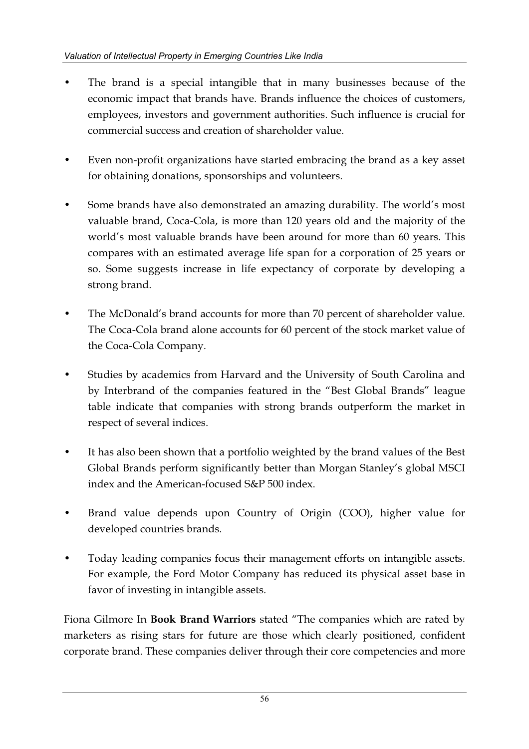- The brand is a special intangible that in many businesses because of the economic impact that brands have. Brands influence the choices of customers, employees, investors and government authorities. Such influence is crucial for commercial success and creation of shareholder value.

- Even non-profit organizations have started embracing the brand as a key asset for obtaining donations, sponsorships and volunteers.

- Some brands have also demonstrated an amazing durability. The world's most valuable brand, Coca-Cola, is more than 120 years old and the majority of the world's most valuable brands have been around for more than 60 years. This compares with an estimated average life span for a corporation of 25 years or so. Some suggests increase in life expectancy of corporate by developing a strong brand.

- The McDonald's brand accounts for more than 70 percent of shareholder value. The Coca-Cola brand alone accounts for 60 percent of the stock market value of the Coca-Cola Company.

- Studies by academics from Harvard and the University of South Carolina and by Interbrand of the companies featured in the "Best Global Brands" league table indicate that companies with strong brands outperform the market in respect of several indices.

- It has also been shown that a portfolio weighted by the brand values of the Best Global Brands perform significantly better than Morgan Stanley's global MSCI index and the American-focused S&P 500 index.

- Brand value depends upon Country of Origin (COO), higher value for developed countries brands.

- Today leading companies focus their management efforts on intangible assets. For example, the Ford Motor Company has reduced its physical asset base in favor of investing in intangible assets.

Fiona Gilmore In **Book Brand Warriors** stated "The companies which are rated by marketers as rising stars for future are those which clearly positioned, confident corporate brand. These companies deliver through their core competencies and more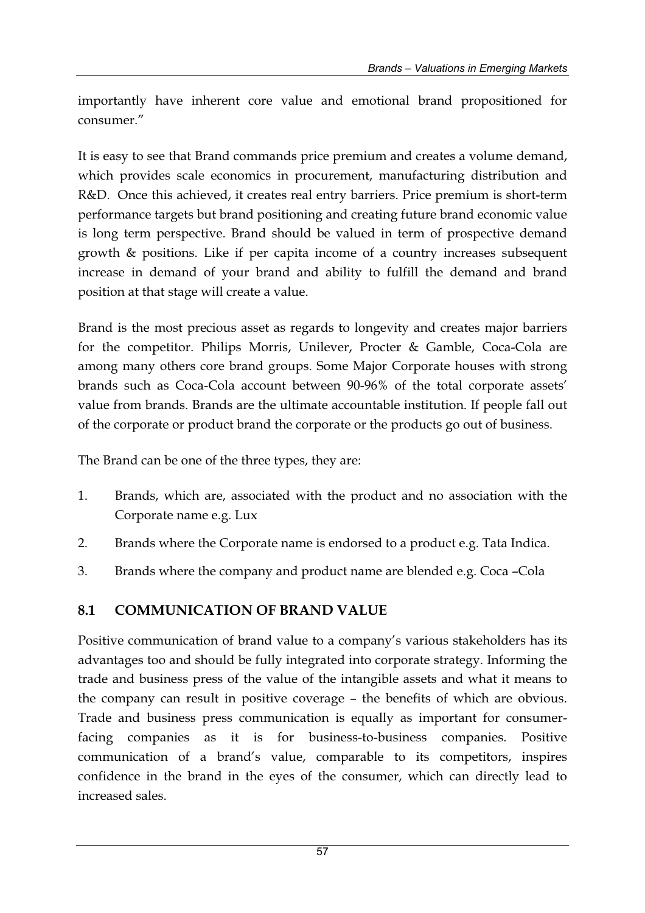importantly have inherent core value and emotional brand propositioned for consumer."

It is easy to see that Brand commands price premium and creates a volume demand, which provides scale economics in procurement, manufacturing distribution and R&D. Once this achieved, it creates real entry barriers. Price premium is short-term performance targets but brand positioning and creating future brand economic value is long term perspective. Brand should be valued in term of prospective demand growth & positions. Like if per capita income of a country increases subsequent increase in demand of your brand and ability to fulfill the demand and brand position at that stage will create a value.

Brand is the most precious asset as regards to longevity and creates major barriers for the competitor. Philips Morris, Unilever, Procter & Gamble, Coca-Cola are among many others core brand groups. Some Major Corporate houses with strong brands such as Coca-Cola account between 90-96% of the total corporate assets' value from brands. Brands are the ultimate accountable institution. If people fall out of the corporate or product brand the corporate or the products go out of business.

The Brand can be one of the three types, they are:

1. Brands, which are, associated with the product and no association with the Corporate name e.g. Lux
2. Brands where the Corporate name is endorsed to a product e.g. Tata Indica.
3. Brands where the company and product name are blended e.g. Coca –Cola

## 8.1 COMMUNICATION OF BRAND VALUE

Positive communication of brand value to a company's various stakeholders has its advantages too and should be fully integrated into corporate strategy. Informing the trade and business press of the value of the intangible assets and what it means to the company can result in positive coverage – the benefits of which are obvious. Trade and business press communication is equally as important for consumer-facing companies as it is for business-to-business companies. Positive communication of a brand's value, comparable to its competitors, inspires confidence in the brand in the eyes of the consumer, which can directly lead to increased sales.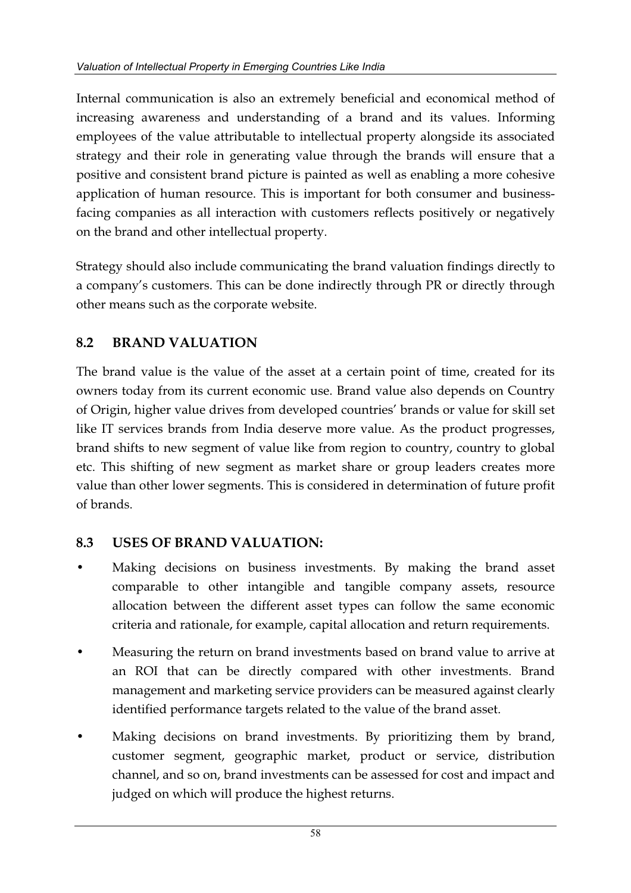Internal communication is also an extremely beneficial and economical method of increasing awareness and understanding of a brand and its values. Informing employees of the value attributable to intellectual property alongside its associated strategy and their role in generating value through the brands will ensure that a positive and consistent brand picture is painted as well as enabling a more cohesive application of human resource. This is important for both consumer and business-facing companies as all interaction with customers reflects positively or negatively on the brand and other intellectual property.

Strategy should also include communicating the brand valuation findings directly to a company's customers. This can be done indirectly through PR or directly through other means such as the corporate website.

## 8.2 BRAND VALUATION

The brand value is the value of the asset at a certain point of time, created for its owners today from its current economic use. Brand value also depends on Country of Origin, higher value drives from developed countries' brands or value for skill set like IT services brands from India deserve more value. As the product progresses, brand shifts to new segment of value like from region to country, country to global etc. This shifting of new segment as market share or group leaders creates more value than other lower segments. This is considered in determination of future profit of brands.

## 8.3 USES OF BRAND VALUATION:

- Making decisions on business investments. By making the brand asset comparable to other intangible and tangible company assets, resource allocation between the different asset types can follow the same economic criteria and rationale, for example, capital allocation and return requirements.
- Measuring the return on brand investments based on brand value to arrive at an ROI that can be directly compared with other investments. Brand management and marketing service providers can be measured against clearly identified performance targets related to the value of the brand asset.
- Making decisions on brand investments. By prioritizing them by brand, customer segment, geographic market, product or service, distribution channel, and so on, brand investments can be assessed for cost and impact and judged on which will produce the highest returns.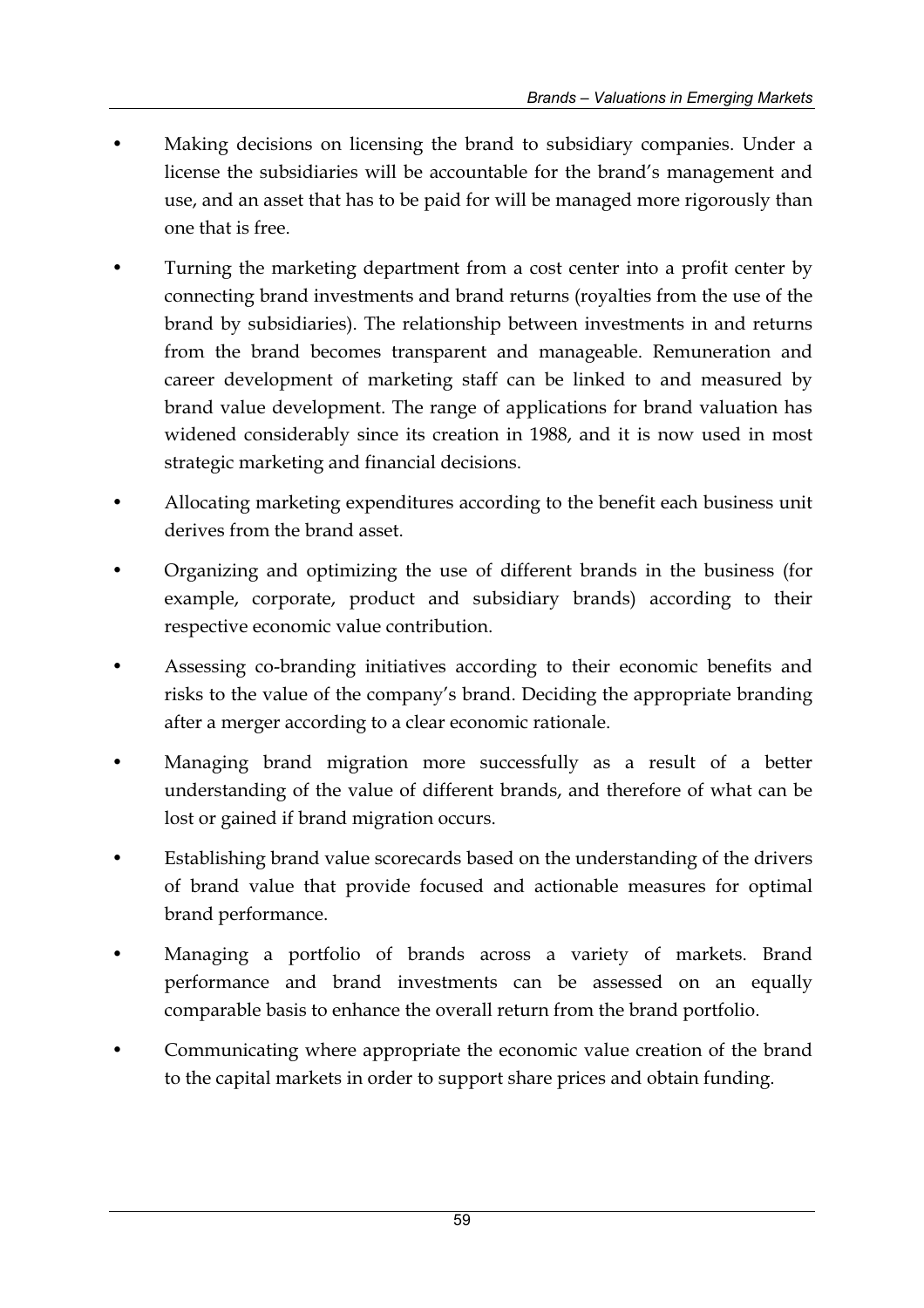- Making decisions on licensing the brand to subsidiary companies. Under a license the subsidiaries will be accountable for the brand's management and use, and an asset that has to be paid for will be managed more rigorously than one that is free.
- Turning the marketing department from a cost center into a profit center by connecting brand investments and brand returns (royalties from the use of the brand by subsidiaries). The relationship between investments in and returns from the brand becomes transparent and manageable. Remuneration and career development of marketing staff can be linked to and measured by brand value development. The range of applications for brand valuation has widened considerably since its creation in 1988, and it is now used in most strategic marketing and financial decisions.
- Allocating marketing expenditures according to the benefit each business unit derives from the brand asset.
- Organizing and optimizing the use of different brands in the business (for example, corporate, product and subsidiary brands) according to their respective economic value contribution.
- Assessing co-branding initiatives according to their economic benefits and risks to the value of the company's brand. Deciding the appropriate branding after a merger according to a clear economic rationale.
- Managing brand migration more successfully as a result of a better understanding of the value of different brands, and therefore of what can be lost or gained if brand migration occurs.
- Establishing brand value scorecards based on the understanding of the drivers of brand value that provide focused and actionable measures for optimal brand performance.
- Managing a portfolio of brands across a variety of markets. Brand performance and brand investments can be assessed on an equally comparable basis to enhance the overall return from the brand portfolio.
- Communicating where appropriate the economic value creation of the brand to the capital markets in order to support share prices and obtain funding.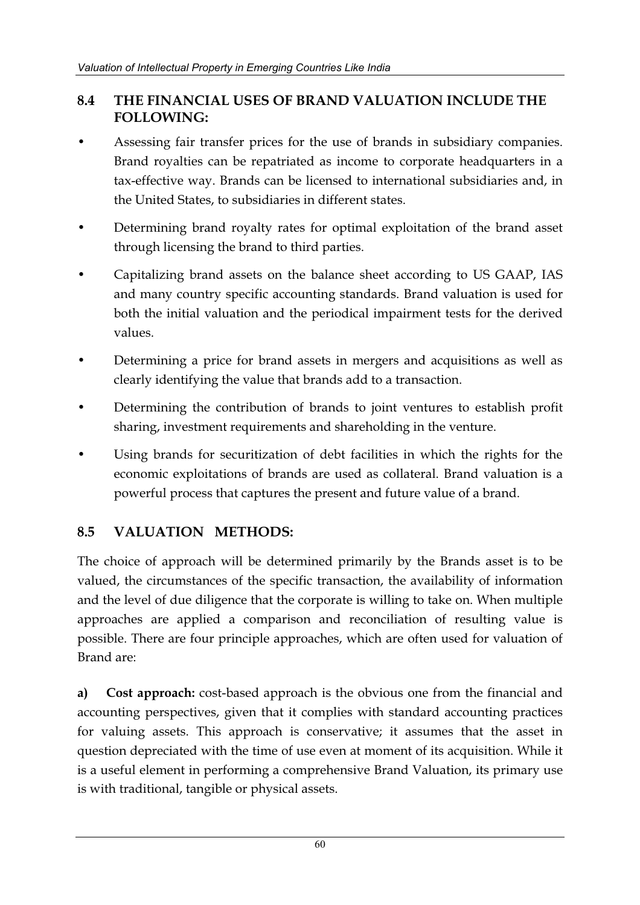## 8.4 THE FINANCIAL USES OF BRAND VALUATION INCLUDE THE FOLLOWING:

- Assessing fair transfer prices for the use of brands in subsidiary companies. Brand royalties can be repatriated as income to corporate headquarters in a tax-effective way. Brands can be licensed to international subsidiaries and, in the United States, to subsidiaries in different states.
- Determining brand royalty rates for optimal exploitation of the brand asset through licensing the brand to third parties.
- Capitalizing brand assets on the balance sheet according to US GAAP, IAS and many country specific accounting standards. Brand valuation is used for both the initial valuation and the periodical impairment tests for the derived values.
- Determining a price for brand assets in mergers and acquisitions as well as clearly identifying the value that brands add to a transaction.
- Determining the contribution of brands to joint ventures to establish profit sharing, investment requirements and shareholding in the venture.
- Using brands for securitization of debt facilities in which the rights for the economic exploitations of brands are used as collateral. Brand valuation is a powerful process that captures the present and future value of a brand.

## 8.5 VALUATION METHODS:

The choice of approach will be determined primarily by the Brands asset is to be valued, the circumstances of the specific transaction, the availability of information and the level of due diligence that the corporate is willing to take on. When multiple approaches are applied a comparison and reconciliation of resulting value is possible. There are four principle approaches, which are often used for valuation of Brand are:

**a) Cost approach:** cost-based approach is the obvious one from the financial and accounting perspectives, given that it complies with standard accounting practices for valuing assets. This approach is conservative; it assumes that the asset in question depreciated with the time of use even at moment of its acquisition. While it is a useful element in performing a comprehensive Brand Valuation, its primary use is with traditional, tangible or physical assets.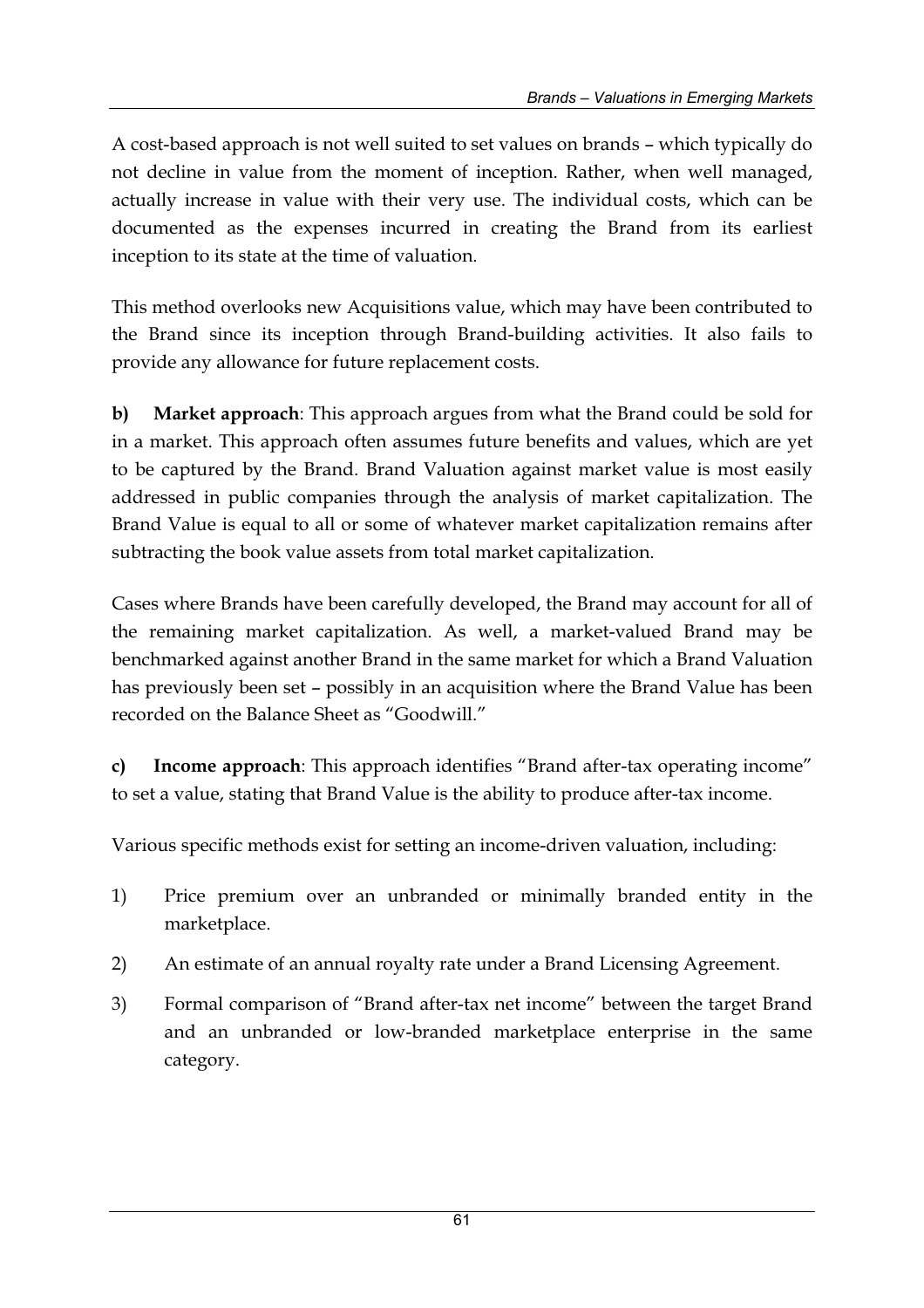A cost-based approach is not well suited to set values on brands – which typically do not decline in value from the moment of inception. Rather, when well managed, actually increase in value with their very use. The individual costs, which can be documented as the expenses incurred in creating the Brand from its earliest inception to its state at the time of valuation.

This method overlooks new Acquisitions value, which may have been contributed to the Brand since its inception through Brand-building activities. It also fails to provide any allowance for future replacement costs.

**b) Market approach**: This approach argues from what the Brand could be sold for in a market. This approach often assumes future benefits and values, which are yet to be captured by the Brand. Brand Valuation against market value is most easily addressed in public companies through the analysis of market capitalization. The Brand Value is equal to all or some of whatever market capitalization remains after subtracting the book value assets from total market capitalization.

Cases where Brands have been carefully developed, the Brand may account for all of the remaining market capitalization. As well, a market-valued Brand may be benchmarked against another Brand in the same market for which a Brand Valuation has previously been set – possibly in an acquisition where the Brand Value has been recorded on the Balance Sheet as "Goodwill."

**c) Income approach**: This approach identifies "Brand after-tax operating income" to set a value, stating that Brand Value is the ability to produce after-tax income.

Various specific methods exist for setting an income-driven valuation, including:

1) Price premium over an unbranded or minimally branded entity in the marketplace.
2) An estimate of an annual royalty rate under a Brand Licensing Agreement.
3) Formal comparison of "Brand after-tax net income" between the target Brand and an unbranded or low-branded marketplace enterprise in the same category.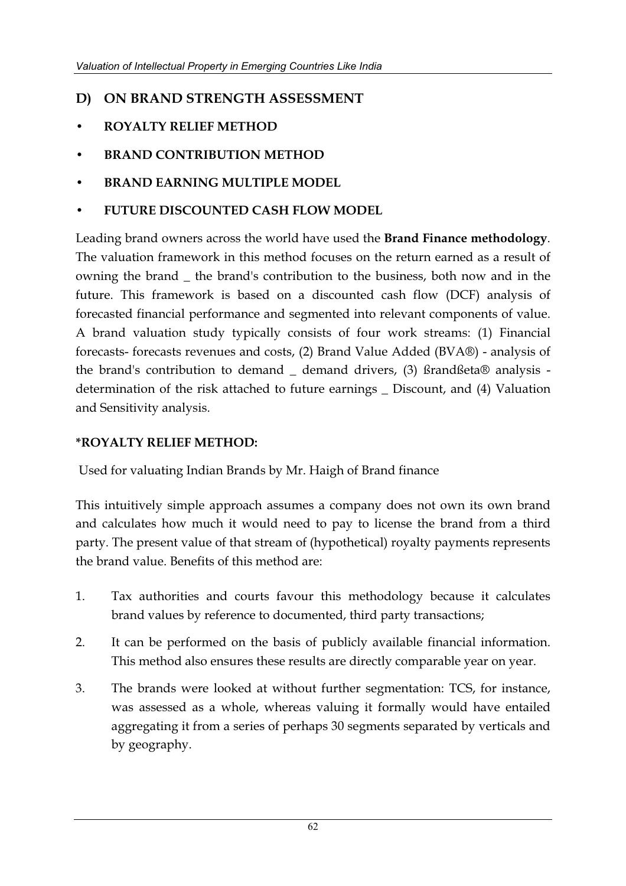## D) ON BRAND STRENGTH ASSESSMENT

- **ROYALTY RELIEF METHOD**
- **BRAND CONTRIBUTION METHOD**
- **BRAND EARNING MULTIPLE MODEL**
- **FUTURE DISCOUNTED CASH FLOW MODEL**

Leading brand owners across the world have used the **Brand Finance methodology**. The valuation framework in this method focuses on the return earned as a result of owning the brand _ the brand's contribution to the business, both now and in the future. This framework is based on a discounted cash flow (DCF) analysis of forecasted financial performance and segmented into relevant components of value. A brand valuation study typically consists of four work streams: (1) Financial forecasts- forecasts revenues and costs, (2) Brand Value Added (BVA®) - analysis of the brand's contribution to demand _ demand drivers, (3) ßrandßeta® analysis - determination of the risk attached to future earnings _ Discount, and (4) Valuation and Sensitivity analysis.

**\*ROYALTY RELIEF METHOD:**

Used for valuating Indian Brands by Mr. Haigh of Brand finance

This intuitively simple approach assumes a company does not own its own brand and calculates how much it would need to pay to license the brand from a third party. The present value of that stream of (hypothetical) royalty payments represents the brand value. Benefits of this method are:

1. Tax authorities and courts favour this methodology because it calculates brand values by reference to documented, third party transactions;
2. It can be performed on the basis of publicly available financial information. This method also ensures these results are directly comparable year on year.
3. The brands were looked at without further segmentation: TCS, for instance, was assessed as a whole, whereas valuing it formally would have entailed aggregating it from a series of perhaps 30 segments separated by verticals and by geography.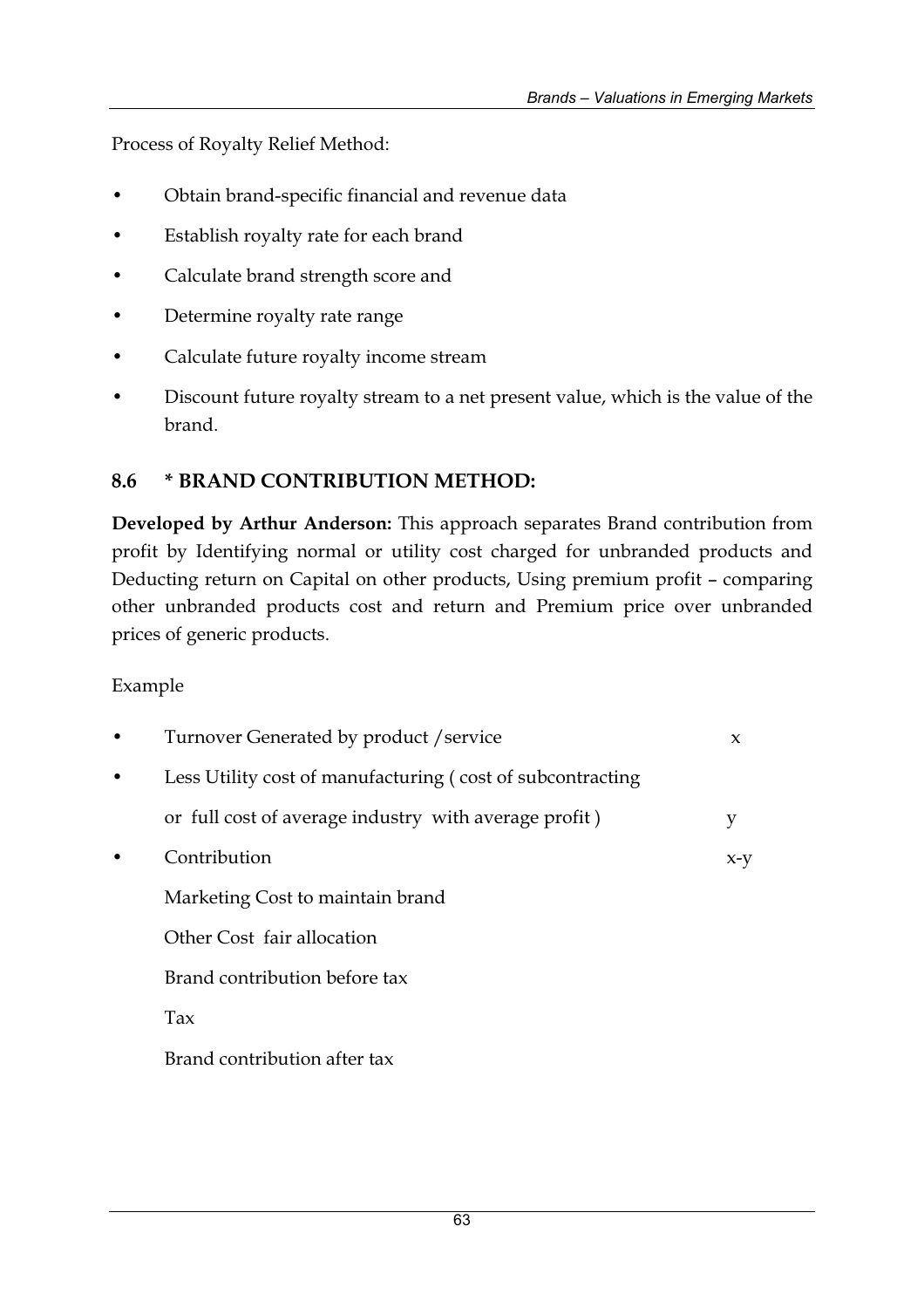Process of Royalty Relief Method:

- Obtain brand-specific financial and revenue data
- Establish royalty rate for each brand
- Calculate brand strength score and
- Determine royalty rate range
- Calculate future royalty income stream
- Discount future royalty stream to a net present value, which is the value of the brand.

## 8.6 * BRAND CONTRIBUTION METHOD:

**Developed by Arthur Anderson:** This approach separates Brand contribution from profit by Identifying normal or utility cost charged for unbranded products and Deducting return on Capital on other products, Using premium profit – comparing other unbranded products cost and return and Premium price over unbranded prices of generic products.

Example

| | |
|---|---|
| • Turnover Generated by product /service | x |
| • Less Utility cost of manufacturing ( cost of subcontracting or full cost of average industry with average profit ) | y |
| • Contribution | x-y |
| Marketing Cost to maintain brand | |
| Other Cost fair allocation | |
| Brand contribution before tax | |
| Tax | |
| Brand contribution after tax | |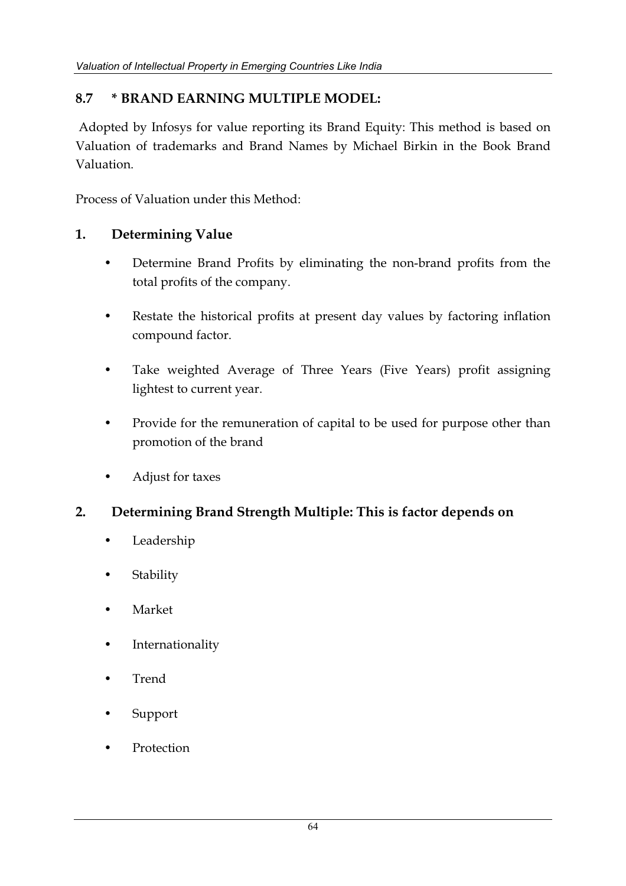## 8.7 * BRAND EARNING MULTIPLE MODEL:

Adopted by Infosys for value reporting its Brand Equity: This method is based on Valuation of trademarks and Brand Names by Michael Birkin in the Book Brand Valuation.

Process of Valuation under this Method:

### 1. Determining Value

- Determine Brand Profits by eliminating the non-brand profits from the total profits of the company.
- Restate the historical profits at present day values by factoring inflation compound factor.
- Take weighted Average of Three Years (Five Years) profit assigning lightest to current year.
- Provide for the remuneration of capital to be used for purpose other than promotion of the brand
- Adjust for taxes

### 2. Determining Brand Strength Multiple: This is factor depends on

- Leadership
- Stability
- Market
- Internationality
- Trend
- Support
- Protection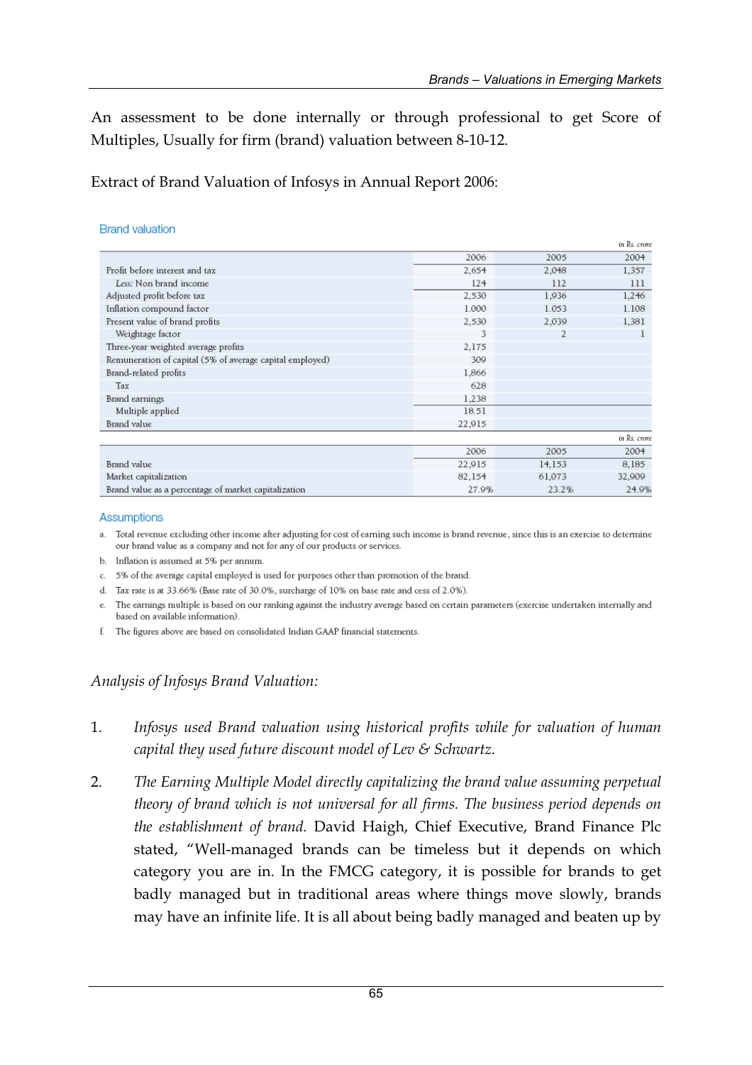An assessment to be done internally or through professional to get Score of Multiples, Usually for firm (brand) valuation between 8-10-12.

Extract of Brand Valuation of Infosys in Annual Report 2006:

### Brand valuation

*in Rs. crore*

| | 2006 | 2005 | 2004 |
|---|---|---|---|
| Profit before interest and tax | 2,654 | 2,048 | 1,357 |
| *Less:* Non brand income | 124 | 112 | 111 |
| Adjusted profit before tax | 2,530 | 1,936 | 1,246 |
| Inflation compound factor | 1.000 | 1.053 | 1.108 |
| Present value of brand profits | 2,530 | 2,039 | 1,381 |
| Weightage factor | 3 | 2 | 1 |
| Three-year weighted average profits | 2,175 | | |
| Remuneration of capital (5% of average capital employed) | 309 | | |
| Brand-related profits | 1,866 | | |
| Tax | 628 | | |
| Brand earnings | 1,238 | | |
| Multiple applied | 18.51 | | |
| Brand value | 22,915 | | |

*in Rs. crore*

| | 2006 | 2005 | 2004 |
|---|---|---|---|
| Brand value | 22,915 | 14,153 | 8,185 |
| Market capitalization | 82,154 | 61,073 | 32,909 |
| Brand value as a percentage of market capitalization | 27.9% | 23.2% | 24.9% |

### Assumptions

a. Total revenue excluding other income after adjusting for cost of earning such income is brand revenue, since this is an exercise to determine our brand value as a company and not for any of our products or services.

b. Inflation is assumed at 5% per annum.

c. 5% of the average capital employed is used for purposes other than promotion of the brand.

d. Tax rate is at 33.66% (Base rate of 30.0%, surcharge of 10% on base rate and cess of 2.0%).

e. The earnings multiple is based on our ranking against the industry average based on certain parameters (exercise undertaken internally and based on available information).

f. The figures above are based on consolidated Indian GAAP financial statements.

*Analysis of Infosys Brand Valuation:*

1. *Infosys used Brand valuation using historical profits while for valuation of human capital they used future discount model of Lev & Schwartz.*

2. *The Earning Multiple Model directly capitalizing the brand value assuming perpetual theory of brand which is not universal for all firms. The business period depends on the establishment of brand.* David Haigh, Chief Executive, Brand Finance Plc stated, "Well-managed brands can be timeless but it depends on which category you are in. In the FMCG category, it is possible for brands to get badly managed but in traditional areas where things move slowly, brands may have an infinite life. It is all about being badly managed and beaten up by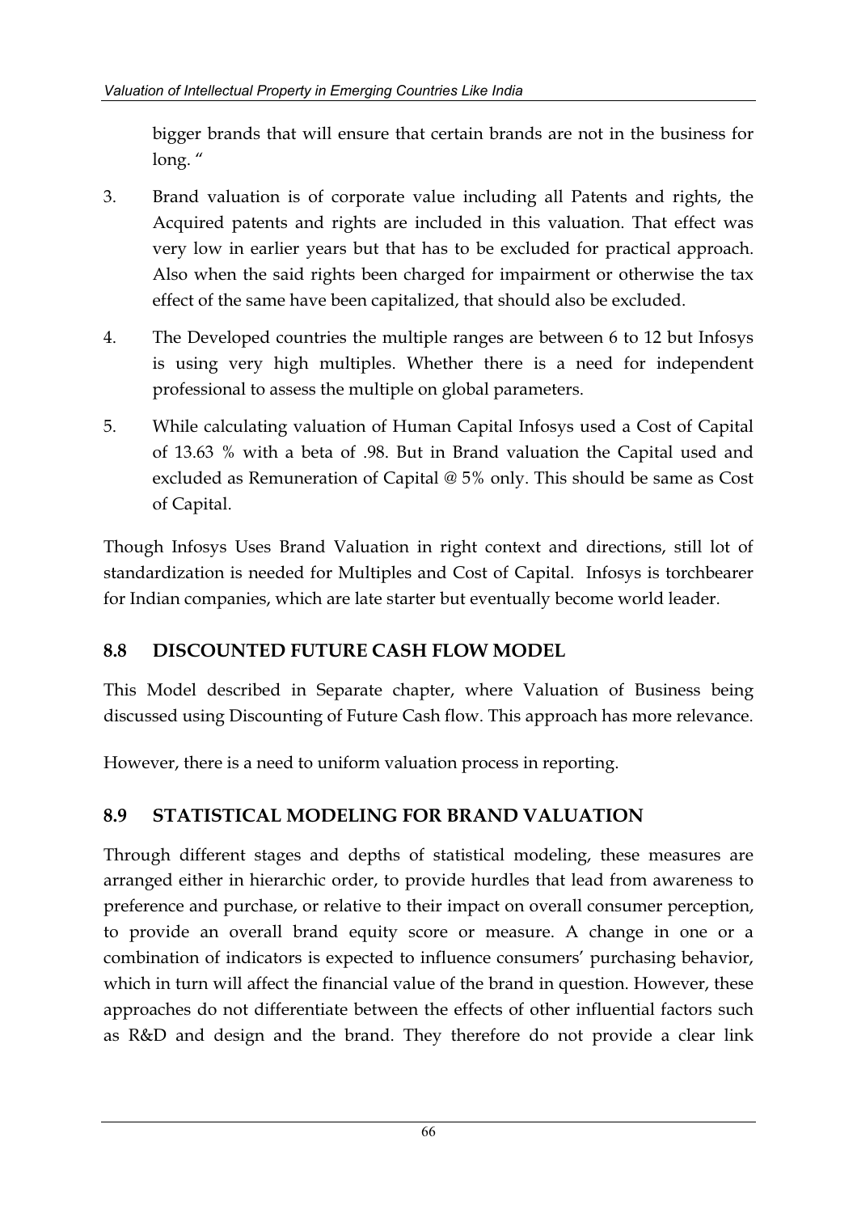bigger brands that will ensure that certain brands are not in the business for long. "

3. Brand valuation is of corporate value including all Patents and rights, the Acquired patents and rights are included in this valuation. That effect was very low in earlier years but that has to be excluded for practical approach. Also when the said rights been charged for impairment or otherwise the tax effect of the same have been capitalized, that should also be excluded.

4. The Developed countries the multiple ranges are between 6 to 12 but Infosys is using very high multiples. Whether there is a need for independent professional to assess the multiple on global parameters.

5. While calculating valuation of Human Capital Infosys used a Cost of Capital of 13.63 % with a beta of .98. But in Brand valuation the Capital used and excluded as Remuneration of Capital @ 5% only. This should be same as Cost of Capital.

Though Infosys Uses Brand Valuation in right context and directions, still lot of standardization is needed for Multiples and Cost of Capital. Infosys is torchbearer for Indian companies, which are late starter but eventually become world leader.

## 8.8 DISCOUNTED FUTURE CASH FLOW MODEL

This Model described in Separate chapter, where Valuation of Business being discussed using Discounting of Future Cash flow. This approach has more relevance.

However, there is a need to uniform valuation process in reporting.

## 8.9 STATISTICAL MODELING FOR BRAND VALUATION

Through different stages and depths of statistical modeling, these measures are arranged either in hierarchic order, to provide hurdles that lead from awareness to preference and purchase, or relative to their impact on overall consumer perception, to provide an overall brand equity score or measure. A change in one or a combination of indicators is expected to influence consumers' purchasing behavior, which in turn will affect the financial value of the brand in question. However, these approaches do not differentiate between the effects of other influential factors such as R&D and design and the brand. They therefore do not provide a clear link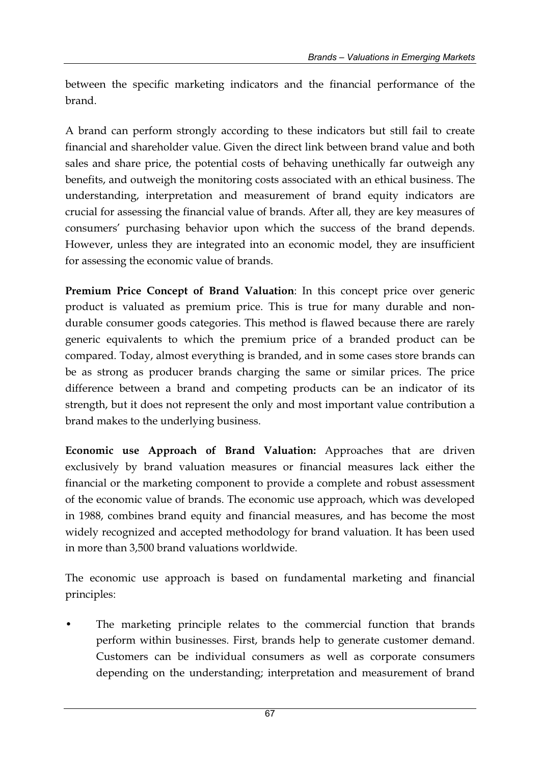between the specific marketing indicators and the financial performance of the brand.

A brand can perform strongly according to these indicators but still fail to create financial and shareholder value. Given the direct link between brand value and both sales and share price, the potential costs of behaving unethically far outweigh any benefits, and outweigh the monitoring costs associated with an ethical business. The understanding, interpretation and measurement of brand equity indicators are crucial for assessing the financial value of brands. After all, they are key measures of consumers' purchasing behavior upon which the success of the brand depends. However, unless they are integrated into an economic model, they are insufficient for assessing the economic value of brands.

**Premium Price Concept of Brand Valuation**: In this concept price over generic product is valuated as premium price. This is true for many durable and non-durable consumer goods categories. This method is flawed because there are rarely generic equivalents to which the premium price of a branded product can be compared. Today, almost everything is branded, and in some cases store brands can be as strong as producer brands charging the same or similar prices. The price difference between a brand and competing products can be an indicator of its strength, but it does not represent the only and most important value contribution a brand makes to the underlying business.

**Economic use Approach of Brand Valuation:** Approaches that are driven exclusively by brand valuation measures or financial measures lack either the financial or the marketing component to provide a complete and robust assessment of the economic value of brands. The economic use approach, which was developed in 1988, combines brand equity and financial measures, and has become the most widely recognized and accepted methodology for brand valuation. It has been used in more than 3,500 brand valuations worldwide.

The economic use approach is based on fundamental marketing and financial principles:

- The marketing principle relates to the commercial function that brands perform within businesses. First, brands help to generate customer demand. Customers can be individual consumers as well as corporate consumers depending on the understanding; interpretation and measurement of brand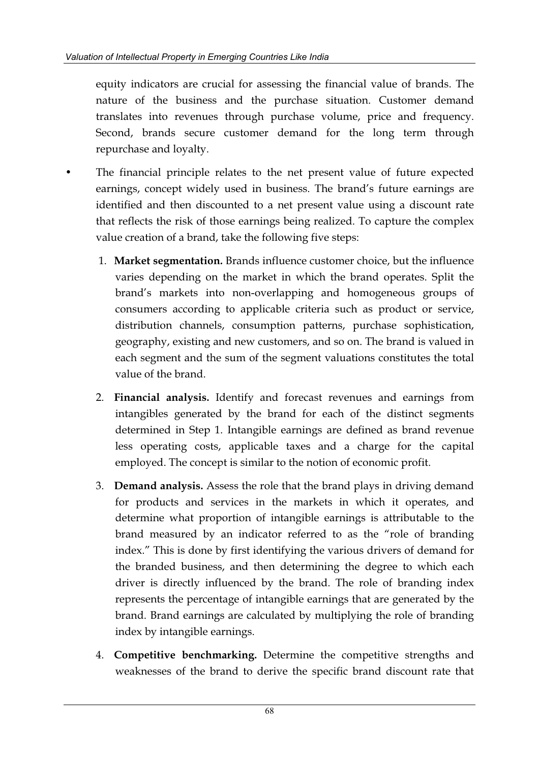equity indicators are crucial for assessing the financial value of brands. The nature of the business and the purchase situation. Customer demand translates into revenues through purchase volume, price and frequency. Second, brands secure customer demand for the long term through repurchase and loyalty.

- The financial principle relates to the net present value of future expected earnings, concept widely used in business. The brand's future earnings are identified and then discounted to a net present value using a discount rate that reflects the risk of those earnings being realized. To capture the complex value creation of a brand, take the following five steps:

  1. **Market segmentation.** Brands influence customer choice, but the influence varies depending on the market in which the brand operates. Split the brand's markets into non-overlapping and homogeneous groups of consumers according to applicable criteria such as product or service, distribution channels, consumption patterns, purchase sophistication, geography, existing and new customers, and so on. The brand is valued in each segment and the sum of the segment valuations constitutes the total value of the brand.

  2. **Financial analysis.** Identify and forecast revenues and earnings from intangibles generated by the brand for each of the distinct segments determined in Step 1. Intangible earnings are defined as brand revenue less operating costs, applicable taxes and a charge for the capital employed. The concept is similar to the notion of economic profit.

  3. **Demand analysis.** Assess the role that the brand plays in driving demand for products and services in the markets in which it operates, and determine what proportion of intangible earnings is attributable to the brand measured by an indicator referred to as the "role of branding index." This is done by first identifying the various drivers of demand for the branded business, and then determining the degree to which each driver is directly influenced by the brand. The role of branding index represents the percentage of intangible earnings that are generated by the brand. Brand earnings are calculated by multiplying the role of branding index by intangible earnings.

  4. **Competitive benchmarking.** Determine the competitive strengths and weaknesses of the brand to derive the specific brand discount rate that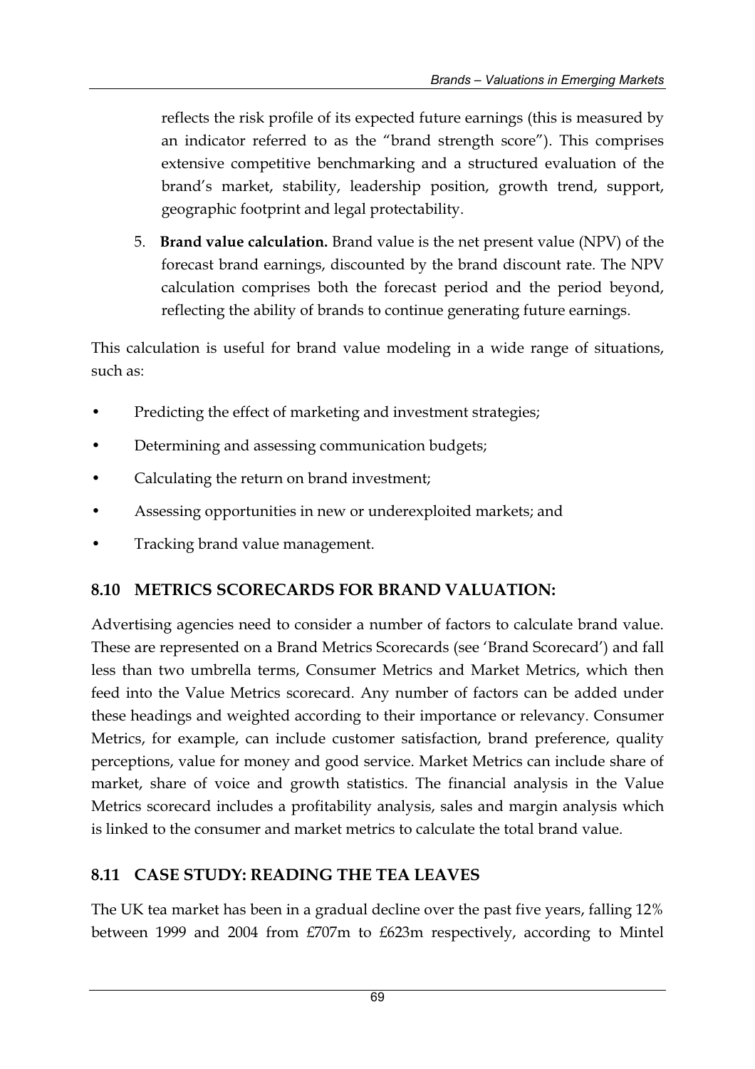reflects the risk profile of its expected future earnings (this is measured by an indicator referred to as the "brand strength score"). This comprises extensive competitive benchmarking and a structured evaluation of the brand's market, stability, leadership position, growth trend, support, geographic footprint and legal protectability.

5. **Brand value calculation.** Brand value is the net present value (NPV) of the forecast brand earnings, discounted by the brand discount rate. The NPV calculation comprises both the forecast period and the period beyond, reflecting the ability of brands to continue generating future earnings.

This calculation is useful for brand value modeling in a wide range of situations, such as:

- Predicting the effect of marketing and investment strategies;
- Determining and assessing communication budgets;
- Calculating the return on brand investment;
- Assessing opportunities in new or underexploited markets; and
- Tracking brand value management.

## 8.10 METRICS SCORECARDS FOR BRAND VALUATION:

Advertising agencies need to consider a number of factors to calculate brand value. These are represented on a Brand Metrics Scorecards (see 'Brand Scorecard') and fall less than two umbrella terms, Consumer Metrics and Market Metrics, which then feed into the Value Metrics scorecard. Any number of factors can be added under these headings and weighted according to their importance or relevancy. Consumer Metrics, for example, can include customer satisfaction, brand preference, quality perceptions, value for money and good service. Market Metrics can include share of market, share of voice and growth statistics. The financial analysis in the Value Metrics scorecard includes a profitability analysis, sales and margin analysis which is linked to the consumer and market metrics to calculate the total brand value.

## 8.11 CASE STUDY: READING THE TEA LEAVES

The UK tea market has been in a gradual decline over the past five years, falling 12% between 1999 and 2004 from £707m to £623m respectively, according to Mintel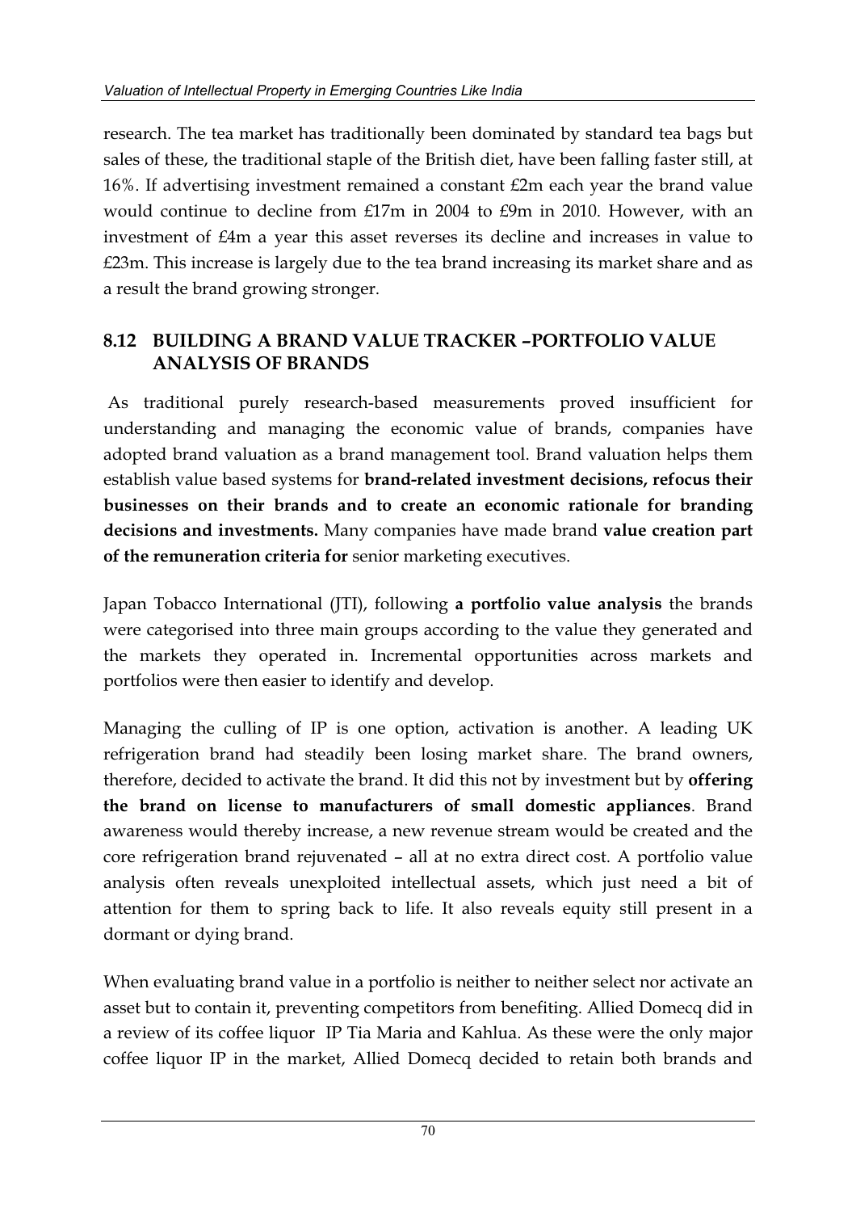research. The tea market has traditionally been dominated by standard tea bags but sales of these, the traditional staple of the British diet, have been falling faster still, at 16%. If advertising investment remained a constant £2m each year the brand value would continue to decline from £17m in 2004 to £9m in 2010. However, with an investment of £4m a year this asset reverses its decline and increases in value to £23m. This increase is largely due to the tea brand increasing its market share and as a result the brand growing stronger.

## 8.12 BUILDING A BRAND VALUE TRACKER –PORTFOLIO VALUE ANALYSIS OF BRANDS

As traditional purely research-based measurements proved insufficient for understanding and managing the economic value of brands, companies have adopted brand valuation as a brand management tool. Brand valuation helps them establish value based systems for **brand-related investment decisions, refocus their businesses on their brands and to create an economic rationale for branding decisions and investments.** Many companies have made brand **value creation part of the remuneration criteria for** senior marketing executives.

Japan Tobacco International (JTI), following **a portfolio value analysis** the brands were categorised into three main groups according to the value they generated and the markets they operated in. Incremental opportunities across markets and portfolios were then easier to identify and develop.

Managing the culling of IP is one option, activation is another. A leading UK refrigeration brand had steadily been losing market share. The brand owners, therefore, decided to activate the brand. It did this not by investment but by **offering the brand on license to manufacturers of small domestic appliances**. Brand awareness would thereby increase, a new revenue stream would be created and the core refrigeration brand rejuvenated – all at no extra direct cost. A portfolio value analysis often reveals unexploited intellectual assets, which just need a bit of attention for them to spring back to life. It also reveals equity still present in a dormant or dying brand.

When evaluating brand value in a portfolio is neither to neither select nor activate an asset but to contain it, preventing competitors from benefiting. Allied Domecq did in a review of its coffee liquor IP Tia Maria and Kahlua. As these were the only major coffee liquor IP in the market, Allied Domecq decided to retain both brands and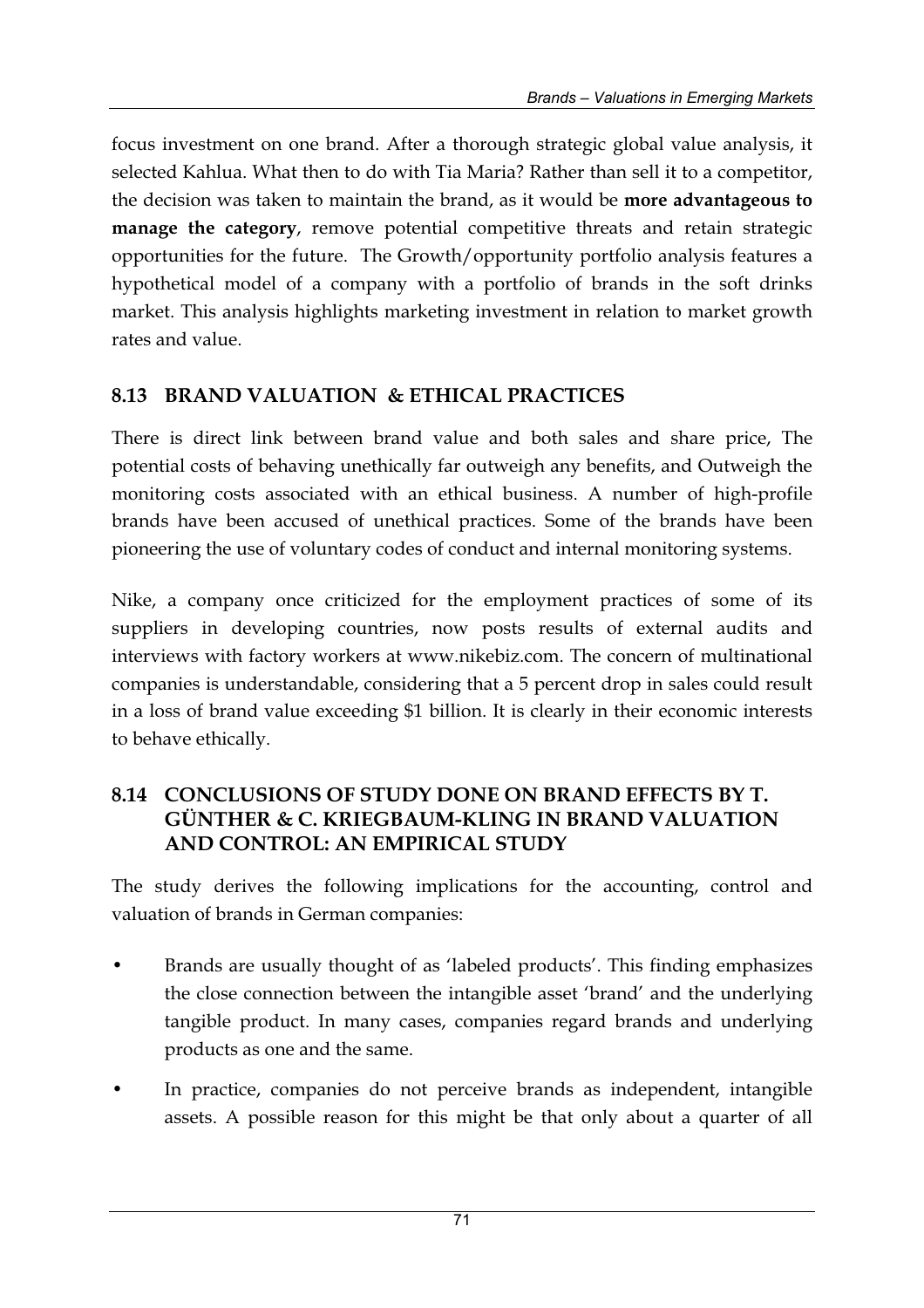focus investment on one brand. After a thorough strategic global value analysis, it selected Kahlua. What then to do with Tia Maria? Rather than sell it to a competitor, the decision was taken to maintain the brand, as it would be **more advantageous to manage the category**, remove potential competitive threats and retain strategic opportunities for the future. The Growth/opportunity portfolio analysis features a hypothetical model of a company with a portfolio of brands in the soft drinks market. This analysis highlights marketing investment in relation to market growth rates and value.

## 8.13 BRAND VALUATION & ETHICAL PRACTICES

There is direct link between brand value and both sales and share price, The potential costs of behaving unethically far outweigh any benefits, and Outweigh the monitoring costs associated with an ethical business. A number of high-profile brands have been accused of unethical practices. Some of the brands have been pioneering the use of voluntary codes of conduct and internal monitoring systems.

Nike, a company once criticized for the employment practices of some of its suppliers in developing countries, now posts results of external audits and interviews with factory workers at www.nikebiz.com. The concern of multinational companies is understandable, considering that a 5 percent drop in sales could result in a loss of brand value exceeding $1 billion. It is clearly in their economic interests to behave ethically.

## 8.14 CONCLUSIONS OF STUDY DONE ON BRAND EFFECTS BY T. GÜNTHER & C. KRIEGBAUM-KLING IN BRAND VALUATION AND CONTROL: AN EMPIRICAL STUDY

The study derives the following implications for the accounting, control and valuation of brands in German companies:

- Brands are usually thought of as 'labeled products'. This finding emphasizes the close connection between the intangible asset 'brand' and the underlying tangible product. In many cases, companies regard brands and underlying products as one and the same.
- In practice, companies do not perceive brands as independent, intangible assets. A possible reason for this might be that only about a quarter of all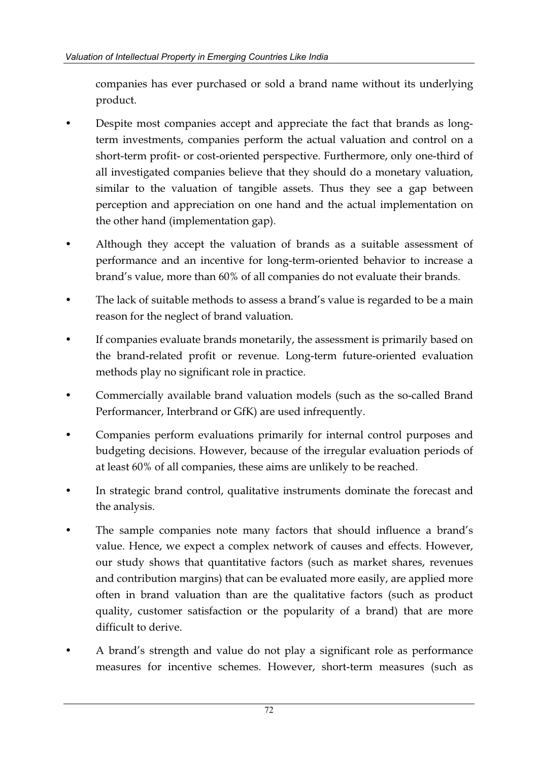companies has ever purchased or sold a brand name without its underlying product.

- Despite most companies accept and appreciate the fact that brands as long-term investments, companies perform the actual valuation and control on a short-term profit- or cost-oriented perspective. Furthermore, only one-third of all investigated companies believe that they should do a monetary valuation, similar to the valuation of tangible assets. Thus they see a gap between perception and appreciation on one hand and the actual implementation on the other hand (implementation gap).
- Although they accept the valuation of brands as a suitable assessment of performance and an incentive for long-term-oriented behavior to increase a brand's value, more than 60% of all companies do not evaluate their brands.
- The lack of suitable methods to assess a brand's value is regarded to be a main reason for the neglect of brand valuation.
- If companies evaluate brands monetarily, the assessment is primarily based on the brand-related profit or revenue. Long-term future-oriented evaluation methods play no significant role in practice.
- Commercially available brand valuation models (such as the so-called Brand Performancer, Interbrand or GfK) are used infrequently.
- Companies perform evaluations primarily for internal control purposes and budgeting decisions. However, because of the irregular evaluation periods of at least 60% of all companies, these aims are unlikely to be reached.
- In strategic brand control, qualitative instruments dominate the forecast and the analysis.
- The sample companies note many factors that should influence a brand's value. Hence, we expect a complex network of causes and effects. However, our study shows that quantitative factors (such as market shares, revenues and contribution margins) that can be evaluated more easily, are applied more often in brand valuation than are the qualitative factors (such as product quality, customer satisfaction or the popularity of a brand) that are more difficult to derive.
- A brand's strength and value do not play a significant role as performance measures for incentive schemes. However, short-term measures (such as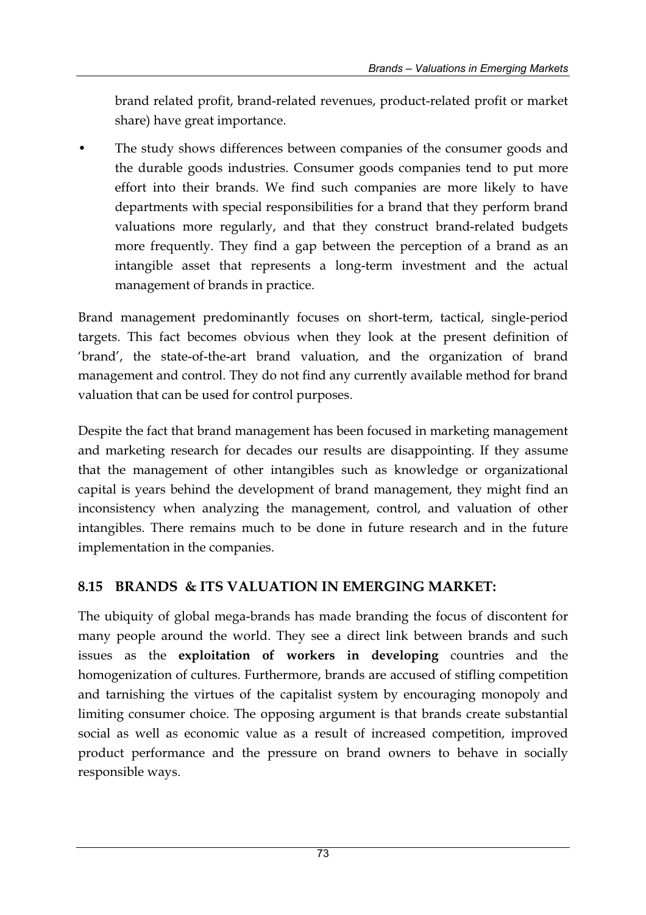brand related profit, brand-related revenues, product-related profit or market share) have great importance.

- The study shows differences between companies of the consumer goods and the durable goods industries. Consumer goods companies tend to put more effort into their brands. We find such companies are more likely to have departments with special responsibilities for a brand that they perform brand valuations more regularly, and that they construct brand-related budgets more frequently. They find a gap between the perception of a brand as an intangible asset that represents a long-term investment and the actual management of brands in practice.

Brand management predominantly focuses on short-term, tactical, single-period targets. This fact becomes obvious when they look at the present definition of 'brand', the state-of-the-art brand valuation, and the organization of brand management and control. They do not find any currently available method for brand valuation that can be used for control purposes.

Despite the fact that brand management has been focused in marketing management and marketing research for decades our results are disappointing. If they assume that the management of other intangibles such as knowledge or organizational capital is years behind the development of brand management, they might find an inconsistency when analyzing the management, control, and valuation of other intangibles. There remains much to be done in future research and in the future implementation in the companies.

## 8.15 BRANDS & ITS VALUATION IN EMERGING MARKET:

The ubiquity of global mega-brands has made branding the focus of discontent for many people around the world. They see a direct link between brands and such issues as the **exploitation of workers in developing** countries and the homogenization of cultures. Furthermore, brands are accused of stifling competition and tarnishing the virtues of the capitalist system by encouraging monopoly and limiting consumer choice. The opposing argument is that brands create substantial social as well as economic value as a result of increased competition, improved product performance and the pressure on brand owners to behave in socially responsible ways.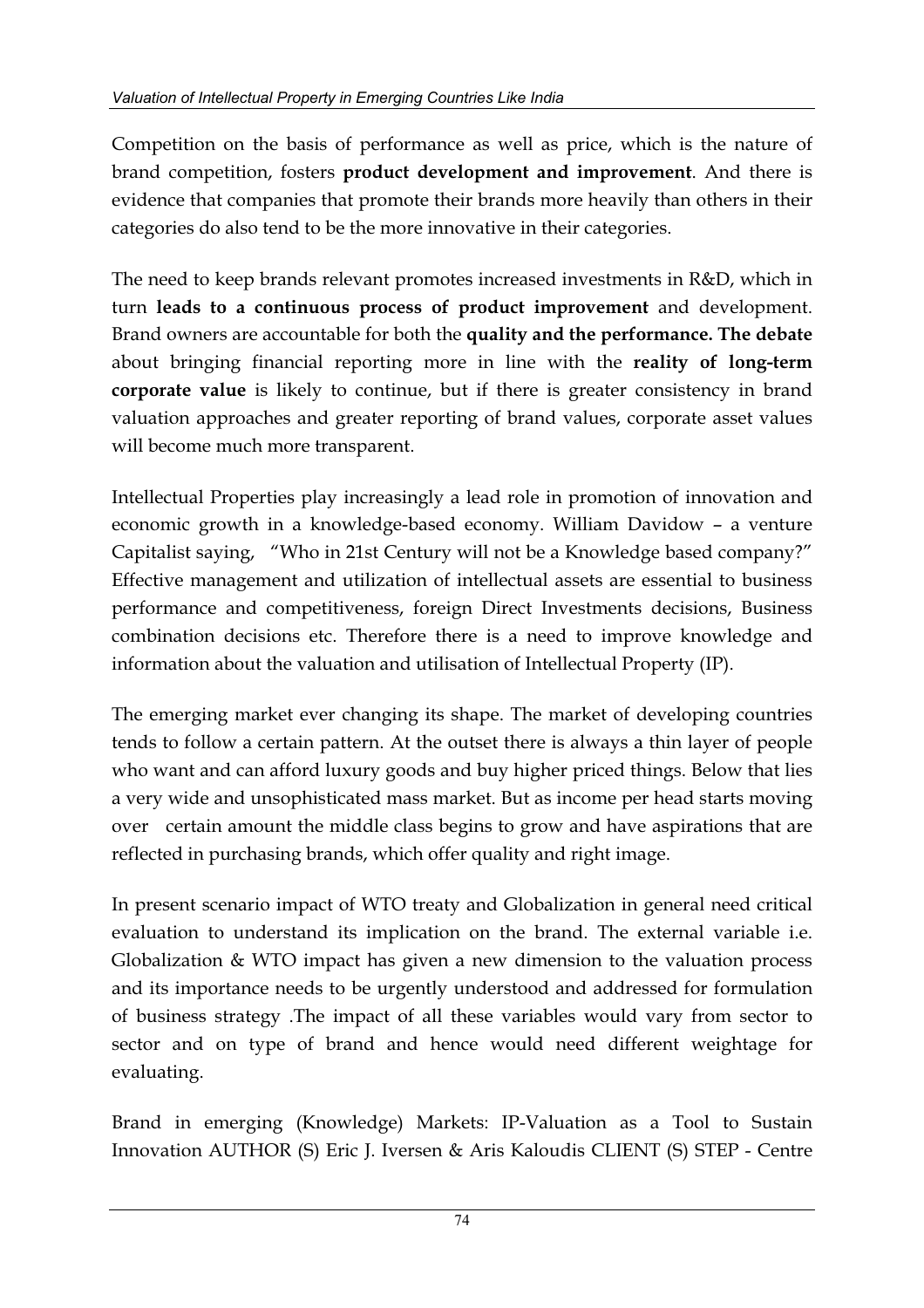Competition on the basis of performance as well as price, which is the nature of brand competition, fosters **product development and improvement**. And there is evidence that companies that promote their brands more heavily than others in their categories do also tend to be the more innovative in their categories.

The need to keep brands relevant promotes increased investments in R&D, which in turn **leads to a continuous process of product improvement** and development. Brand owners are accountable for both the **quality and the performance. The debate** about bringing financial reporting more in line with the **reality of long-term corporate value** is likely to continue, but if there is greater consistency in brand valuation approaches and greater reporting of brand values, corporate asset values will become much more transparent.

Intellectual Properties play increasingly a lead role in promotion of innovation and economic growth in a knowledge-based economy. William Davidow – a venture Capitalist saying, "Who in 21st Century will not be a Knowledge based company?" Effective management and utilization of intellectual assets are essential to business performance and competitiveness, foreign Direct Investments decisions, Business combination decisions etc. Therefore there is a need to improve knowledge and information about the valuation and utilisation of Intellectual Property (IP).

The emerging market ever changing its shape. The market of developing countries tends to follow a certain pattern. At the outset there is always a thin layer of people who want and can afford luxury goods and buy higher priced things. Below that lies a very wide and unsophisticated mass market. But as income per head starts moving over certain amount the middle class begins to grow and have aspirations that are reflected in purchasing brands, which offer quality and right image.

In present scenario impact of WTO treaty and Globalization in general need critical evaluation to understand its implication on the brand. The external variable i.e. Globalization & WTO impact has given a new dimension to the valuation process and its importance needs to be urgently understood and addressed for formulation of business strategy .The impact of all these variables would vary from sector to sector and on type of brand and hence would need different weightage for evaluating.

Brand in emerging (Knowledge) Markets: IP-Valuation as a Tool to Sustain Innovation AUTHOR (S) Eric J. Iversen & Aris Kaloudis CLIENT (S) STEP - Centre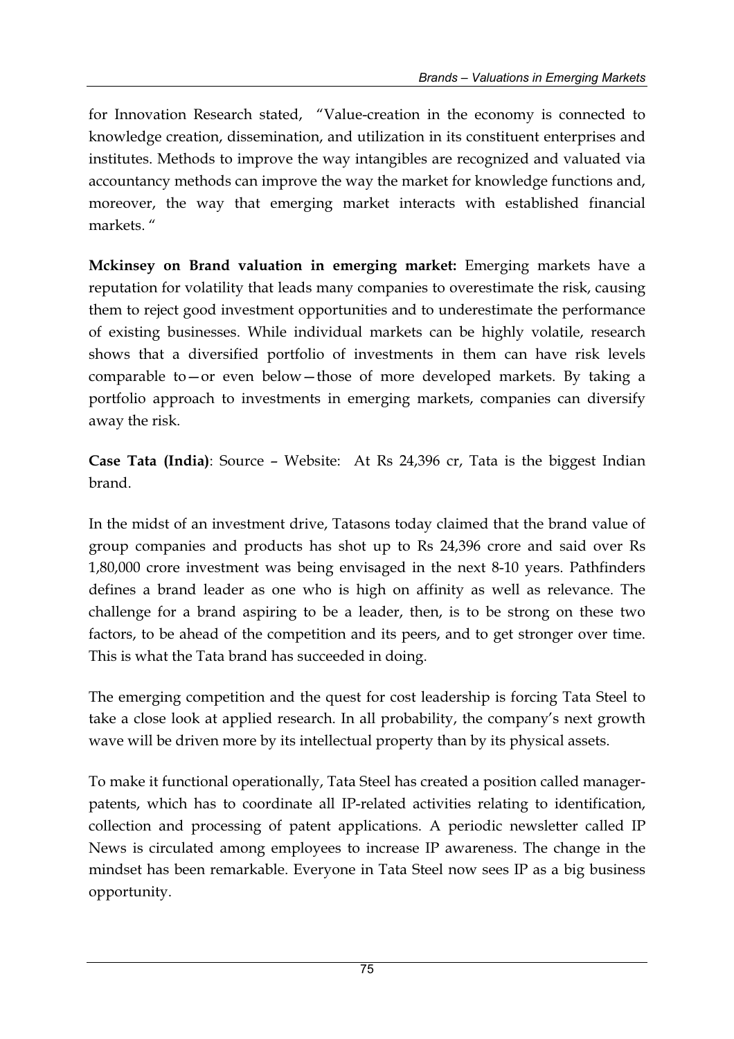for Innovation Research stated, "Value-creation in the economy is connected to knowledge creation, dissemination, and utilization in its constituent enterprises and institutes. Methods to improve the way intangibles are recognized and valuated via accountancy methods can improve the way the market for knowledge functions and, moreover, the way that emerging market interacts with established financial markets. "

**Mckinsey on Brand valuation in emerging market:** Emerging markets have a reputation for volatility that leads many companies to overestimate the risk, causing them to reject good investment opportunities and to underestimate the performance of existing businesses. While individual markets can be highly volatile, research shows that a diversified portfolio of investments in them can have risk levels comparable to—or even below—those of more developed markets. By taking a portfolio approach to investments in emerging markets, companies can diversify away the risk.

**Case Tata (India)**: Source – Website: At Rs 24,396 cr, Tata is the biggest Indian brand.

In the midst of an investment drive, Tatasons today claimed that the brand value of group companies and products has shot up to Rs 24,396 crore and said over Rs 1,80,000 crore investment was being envisaged in the next 8-10 years. Pathfinders defines a brand leader as one who is high on affinity as well as relevance. The challenge for a brand aspiring to be a leader, then, is to be strong on these two factors, to be ahead of the competition and its peers, and to get stronger over time. This is what the Tata brand has succeeded in doing.

The emerging competition and the quest for cost leadership is forcing Tata Steel to take a close look at applied research. In all probability, the company's next growth wave will be driven more by its intellectual property than by its physical assets.

To make it functional operationally, Tata Steel has created a position called manager-patents, which has to coordinate all IP-related activities relating to identification, collection and processing of patent applications. A periodic newsletter called IP News is circulated among employees to increase IP awareness. The change in the mindset has been remarkable. Everyone in Tata Steel now sees IP as a big business opportunity.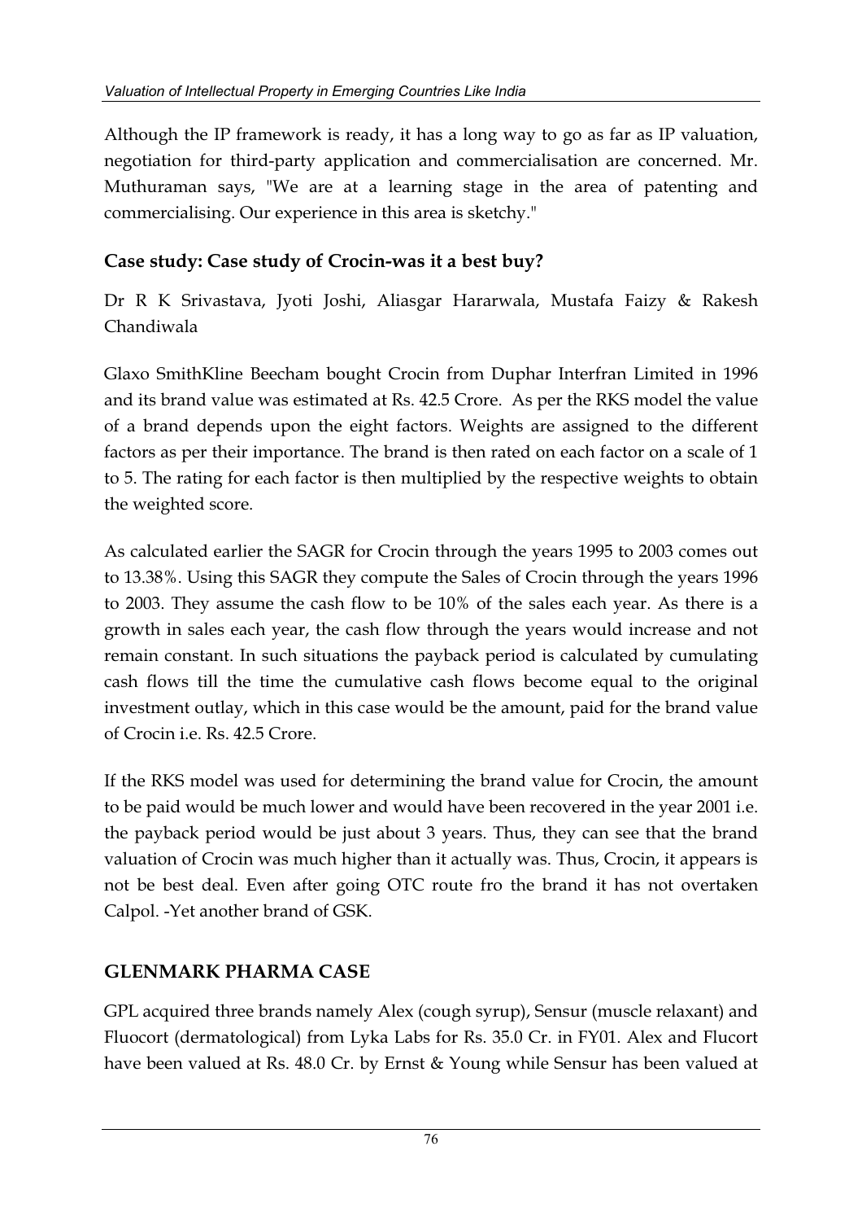Although the IP framework is ready, it has a long way to go as far as IP valuation, negotiation for third-party application and commercialisation are concerned. Mr. Muthuraman says, "We are at a learning stage in the area of patenting and commercialising. Our experience in this area is sketchy."

### Case study: Case study of Crocin-was it a best buy?

Dr R K Srivastava, Jyoti Joshi, Aliasgar Hararwala, Mustafa Faizy & Rakesh Chandiwala

Glaxo SmithKline Beecham bought Crocin from Duphar Interfran Limited in 1996 and its brand value was estimated at Rs. 42.5 Crore. As per the RKS model the value of a brand depends upon the eight factors. Weights are assigned to the different factors as per their importance. The brand is then rated on each factor on a scale of 1 to 5. The rating for each factor is then multiplied by the respective weights to obtain the weighted score.

As calculated earlier the SAGR for Crocin through the years 1995 to 2003 comes out to 13.38%. Using this SAGR they compute the Sales of Crocin through the years 1996 to 2003. They assume the cash flow to be 10% of the sales each year. As there is a growth in sales each year, the cash flow through the years would increase and not remain constant. In such situations the payback period is calculated by cumulating cash flows till the time the cumulative cash flows become equal to the original investment outlay, which in this case would be the amount, paid for the brand value of Crocin i.e. Rs. 42.5 Crore.

If the RKS model was used for determining the brand value for Crocin, the amount to be paid would be much lower and would have been recovered in the year 2001 i.e. the payback period would be just about 3 years. Thus, they can see that the brand valuation of Crocin was much higher than it actually was. Thus, Crocin, it appears is not be best deal. Even after going OTC route fro the brand it has not overtaken Calpol. -Yet another brand of GSK.

## GLENMARK PHARMA CASE

GPL acquired three brands namely Alex (cough syrup), Sensur (muscle relaxant) and Fluocort (dermatological) from Lyka Labs for Rs. 35.0 Cr. in FY01. Alex and Flucort have been valued at Rs. 48.0 Cr. by Ernst & Young while Sensur has been valued at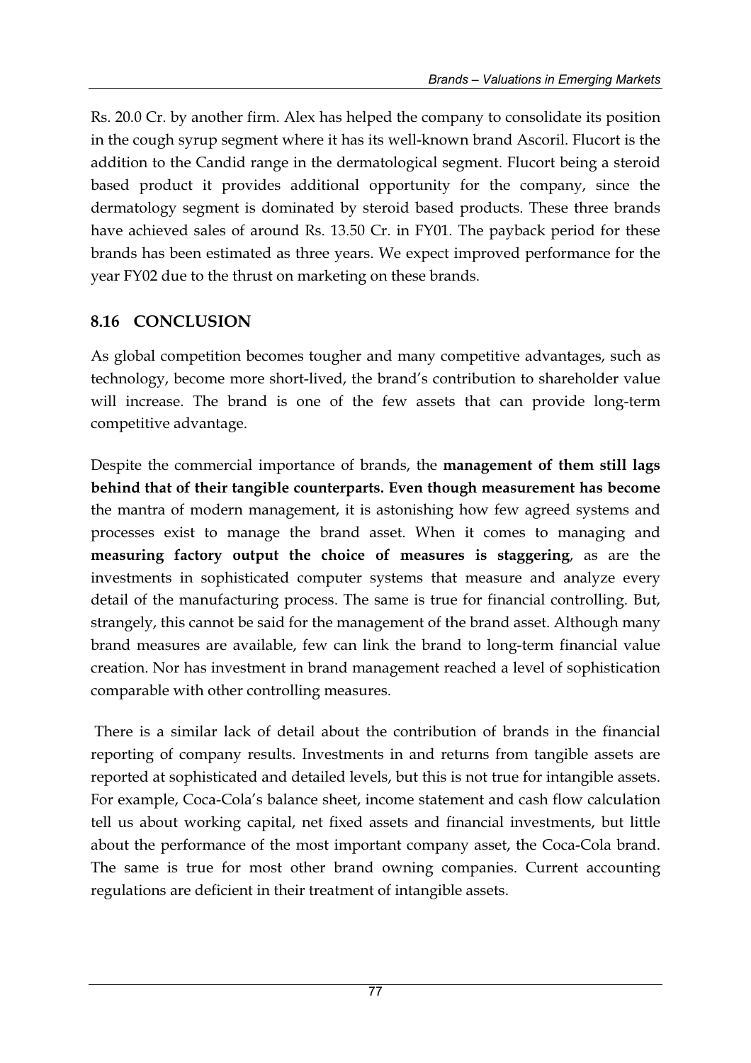Rs. 20.0 Cr. by another firm. Alex has helped the company to consolidate its position in the cough syrup segment where it has its well-known brand Ascoril. Flucort is the addition to the Candid range in the dermatological segment. Flucort being a steroid based product it provides additional opportunity for the company, since the dermatology segment is dominated by steroid based products. These three brands have achieved sales of around Rs. 13.50 Cr. in FY01. The payback period for these brands has been estimated as three years. We expect improved performance for the year FY02 due to the thrust on marketing on these brands.

## 8.16 CONCLUSION

As global competition becomes tougher and many competitive advantages, such as technology, become more short-lived, the brand's contribution to shareholder value will increase. The brand is one of the few assets that can provide long-term competitive advantage.

Despite the commercial importance of brands, the **management of them still lags behind that of their tangible counterparts. Even though measurement has become** the mantra of modern management, it is astonishing how few agreed systems and processes exist to manage the brand asset. When it comes to managing and **measuring factory output the choice of measures is staggering**, as are the investments in sophisticated computer systems that measure and analyze every detail of the manufacturing process. The same is true for financial controlling. But, strangely, this cannot be said for the management of the brand asset. Although many brand measures are available, few can link the brand to long-term financial value creation. Nor has investment in brand management reached a level of sophistication comparable with other controlling measures.

There is a similar lack of detail about the contribution of brands in the financial reporting of company results. Investments in and returns from tangible assets are reported at sophisticated and detailed levels, but this is not true for intangible assets. For example, Coca-Cola's balance sheet, income statement and cash flow calculation tell us about working capital, net fixed assets and financial investments, but little about the performance of the most important company asset, the Coca-Cola brand. The same is true for most other brand owning companies. Current accounting regulations are deficient in their treatment of intangible assets.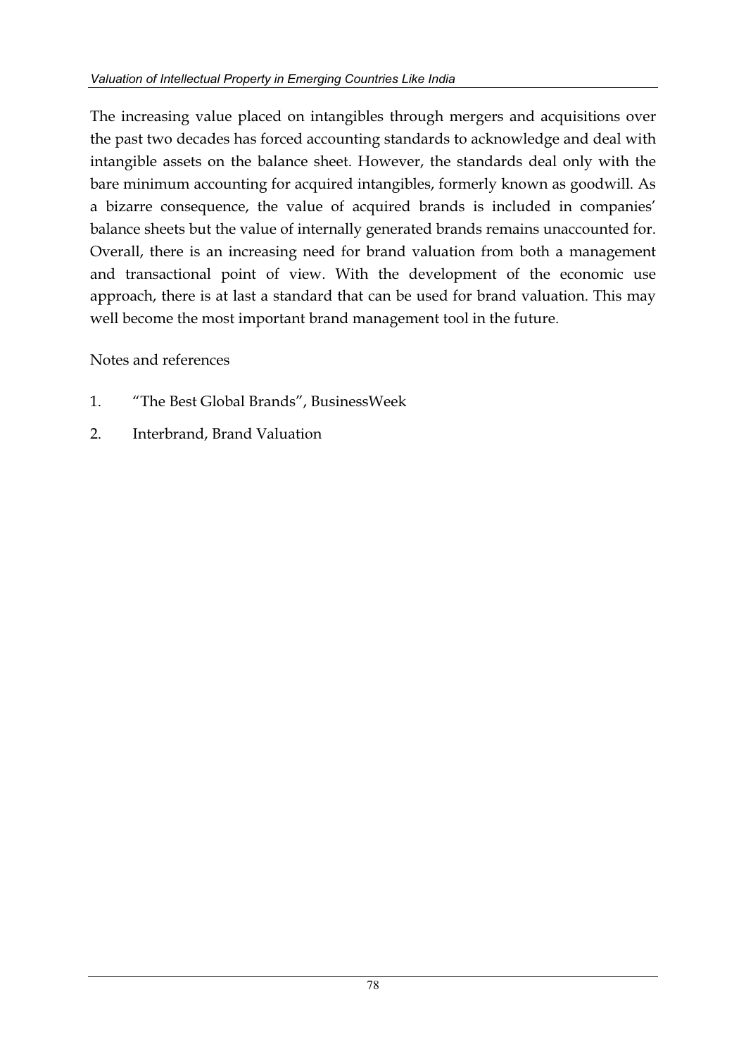The increasing value placed on intangibles through mergers and acquisitions over the past two decades has forced accounting standards to acknowledge and deal with intangible assets on the balance sheet. However, the standards deal only with the bare minimum accounting for acquired intangibles, formerly known as goodwill. As a bizarre consequence, the value of acquired brands is included in companies' balance sheets but the value of internally generated brands remains unaccounted for. Overall, there is an increasing need for brand valuation from both a management and transactional point of view. With the development of the economic use approach, there is at last a standard that can be used for brand valuation. This may well become the most important brand management tool in the future.

Notes and references

1. "The Best Global Brands", BusinessWeek
2. Interbrand, Brand Valuation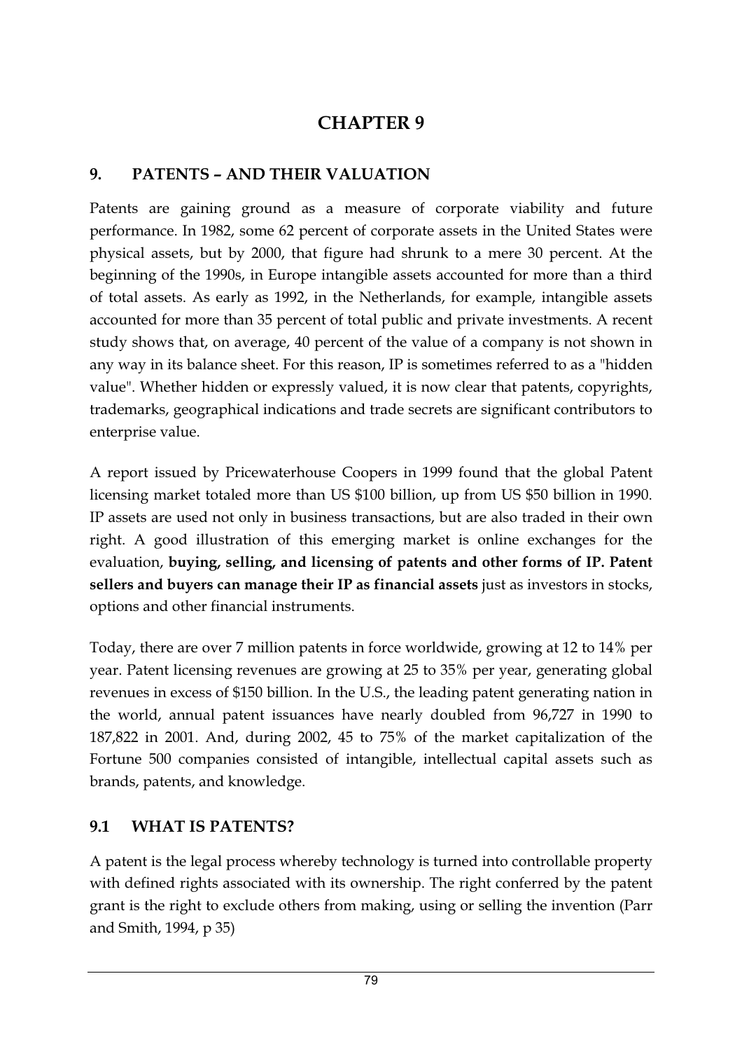# CHAPTER 9

## 9. PATENTS – AND THEIR VALUATION

Patents are gaining ground as a measure of corporate viability and future performance. In 1982, some 62 percent of corporate assets in the United States were physical assets, but by 2000, that figure had shrunk to a mere 30 percent. At the beginning of the 1990s, in Europe intangible assets accounted for more than a third of total assets. As early as 1992, in the Netherlands, for example, intangible assets accounted for more than 35 percent of total public and private investments. A recent study shows that, on average, 40 percent of the value of a company is not shown in any way in its balance sheet. For this reason, IP is sometimes referred to as a "hidden value". Whether hidden or expressly valued, it is now clear that patents, copyrights, trademarks, geographical indications and trade secrets are significant contributors to enterprise value.

A report issued by Pricewaterhouse Coopers in 1999 found that the global Patent licensing market totaled more than US $100 billion, up from US $50 billion in 1990. IP assets are used not only in business transactions, but are also traded in their own right. A good illustration of this emerging market is online exchanges for the evaluation, **buying, selling, and licensing of patents and other forms of IP. Patent sellers and buyers can manage their IP as financial assets** just as investors in stocks, options and other financial instruments.

Today, there are over 7 million patents in force worldwide, growing at 12 to 14% per year. Patent licensing revenues are growing at 25 to 35% per year, generating global revenues in excess of $150 billion. In the U.S., the leading patent generating nation in the world, annual patent issuances have nearly doubled from 96,727 in 1990 to 187,822 in 2001. And, during 2002, 45 to 75% of the market capitalization of the Fortune 500 companies consisted of intangible, intellectual capital assets such as brands, patents, and knowledge.

### 9.1 WHAT IS PATENTS?

A patent is the legal process whereby technology is turned into controllable property with defined rights associated with its ownership. The right conferred by the patent grant is the right to exclude others from making, using or selling the invention (Parr and Smith, 1994, p 35)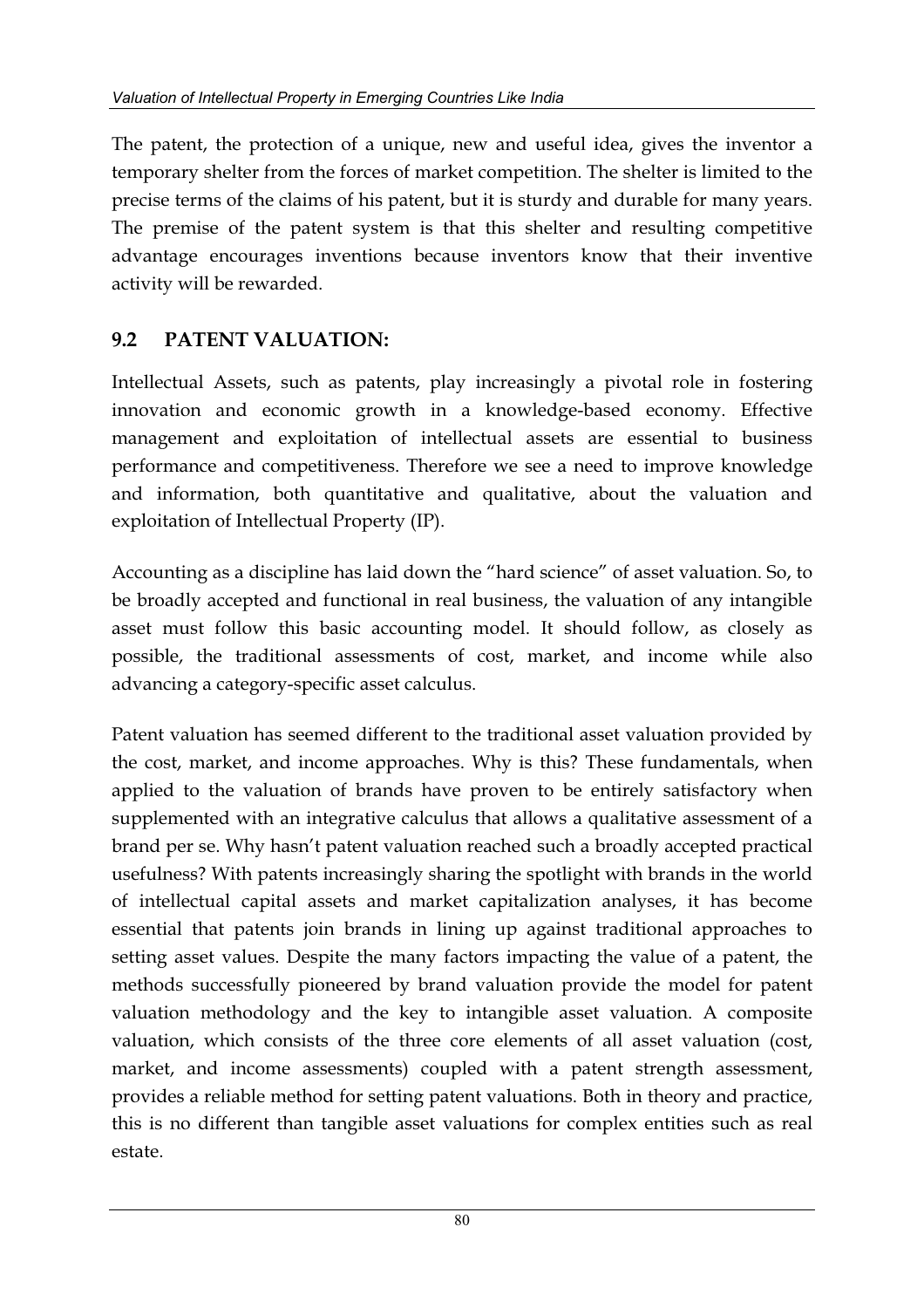The patent, the protection of a unique, new and useful idea, gives the inventor a temporary shelter from the forces of market competition. The shelter is limited to the precise terms of the claims of his patent, but it is sturdy and durable for many years. The premise of the patent system is that this shelter and resulting competitive advantage encourages inventions because inventors know that their inventive activity will be rewarded.

## 9.2 PATENT VALUATION:

Intellectual Assets, such as patents, play increasingly a pivotal role in fostering innovation and economic growth in a knowledge-based economy. Effective management and exploitation of intellectual assets are essential to business performance and competitiveness. Therefore we see a need to improve knowledge and information, both quantitative and qualitative, about the valuation and exploitation of Intellectual Property (IP).

Accounting as a discipline has laid down the "hard science" of asset valuation. So, to be broadly accepted and functional in real business, the valuation of any intangible asset must follow this basic accounting model. It should follow, as closely as possible, the traditional assessments of cost, market, and income while also advancing a category-specific asset calculus.

Patent valuation has seemed different to the traditional asset valuation provided by the cost, market, and income approaches. Why is this? These fundamentals, when applied to the valuation of brands have proven to be entirely satisfactory when supplemented with an integrative calculus that allows a qualitative assessment of a brand per se. Why hasn't patent valuation reached such a broadly accepted practical usefulness? With patents increasingly sharing the spotlight with brands in the world of intellectual capital assets and market capitalization analyses, it has become essential that patents join brands in lining up against traditional approaches to setting asset values. Despite the many factors impacting the value of a patent, the methods successfully pioneered by brand valuation provide the model for patent valuation methodology and the key to intangible asset valuation. A composite valuation, which consists of the three core elements of all asset valuation (cost, market, and income assessments) coupled with a patent strength assessment, provides a reliable method for setting patent valuations. Both in theory and practice, this is no different than tangible asset valuations for complex entities such as real estate.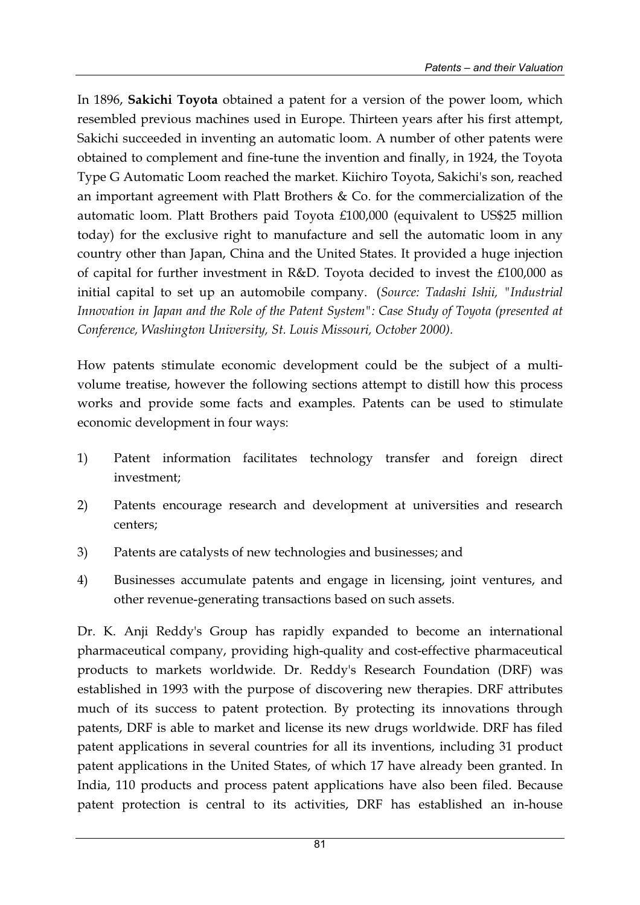In 1896, **Sakichi Toyota** obtained a patent for a version of the power loom, which resembled previous machines used in Europe. Thirteen years after his first attempt, Sakichi succeeded in inventing an automatic loom. A number of other patents were obtained to complement and fine-tune the invention and finally, in 1924, the Toyota Type G Automatic Loom reached the market. Kiichiro Toyota, Sakichi's son, reached an important agreement with Platt Brothers & Co. for the commercialization of the automatic loom. Platt Brothers paid Toyota £100,000 (equivalent to US$25 million today) for the exclusive right to manufacture and sell the automatic loom in any country other than Japan, China and the United States. It provided a huge injection of capital for further investment in R&D. Toyota decided to invest the £100,000 as initial capital to set up an automobile company. (*Source: Tadashi Ishii, "Industrial Innovation in Japan and the Role of the Patent System": Case Study of Toyota (presented at Conference, Washington University, St. Louis Missouri, October 2000).*

How patents stimulate economic development could be the subject of a multi-volume treatise, however the following sections attempt to distill how this process works and provide some facts and examples. Patents can be used to stimulate economic development in four ways:

1) Patent information facilitates technology transfer and foreign direct investment;
2) Patents encourage research and development at universities and research centers;
3) Patents are catalysts of new technologies and businesses; and
4) Businesses accumulate patents and engage in licensing, joint ventures, and other revenue-generating transactions based on such assets.

Dr. K. Anji Reddy's Group has rapidly expanded to become an international pharmaceutical company, providing high-quality and cost-effective pharmaceutical products to markets worldwide. Dr. Reddy's Research Foundation (DRF) was established in 1993 with the purpose of discovering new therapies. DRF attributes much of its success to patent protection. By protecting its innovations through patents, DRF is able to market and license its new drugs worldwide. DRF has filed patent applications in several countries for all its inventions, including 31 product patent applications in the United States, of which 17 have already been granted. In India, 110 products and process patent applications have also been filed. Because patent protection is central to its activities, DRF has established an in-house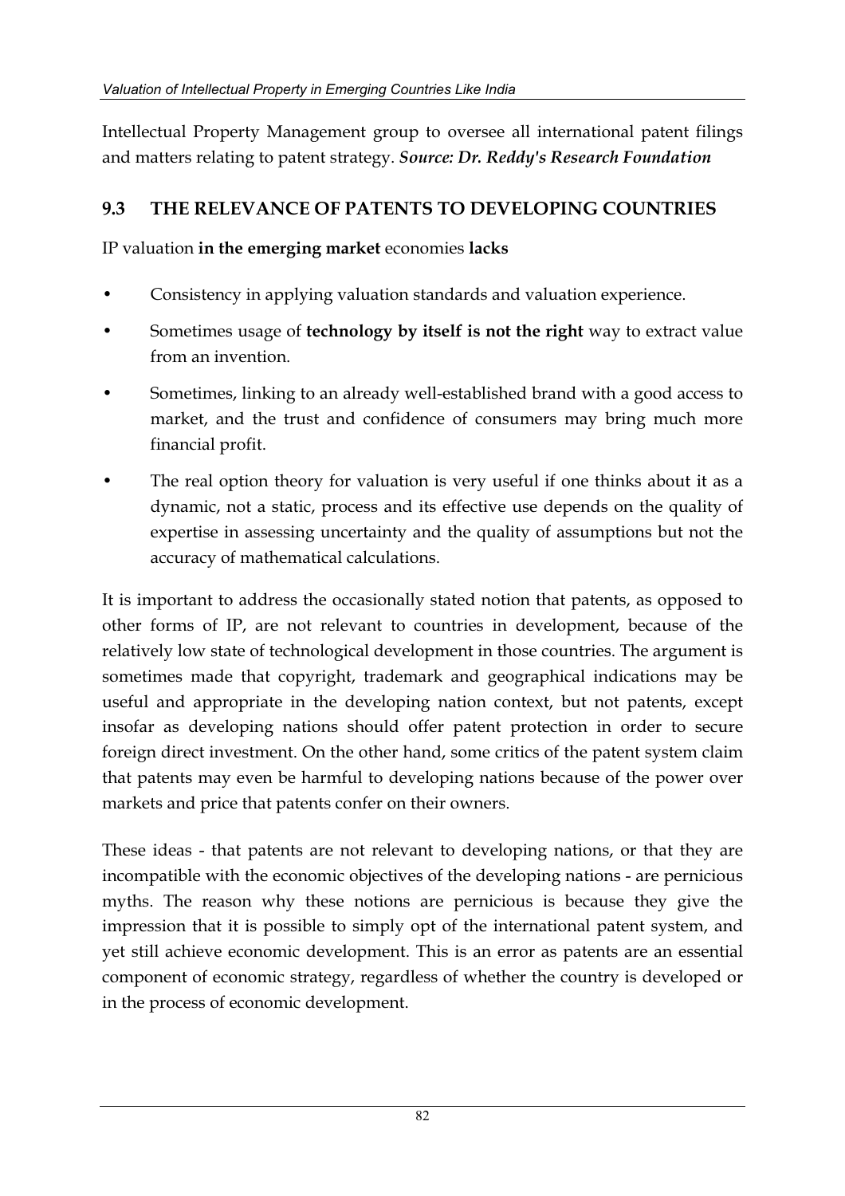Intellectual Property Management group to oversee all international patent filings and matters relating to patent strategy. ***Source: Dr. Reddy's Research Foundation***

## 9.3 THE RELEVANCE OF PATENTS TO DEVELOPING COUNTRIES

IP valuation **in the emerging market** economies **lacks**

- Consistency in applying valuation standards and valuation experience.
- Sometimes usage of **technology by itself is not the right** way to extract value from an invention.
- Sometimes, linking to an already well-established brand with a good access to market, and the trust and confidence of consumers may bring much more financial profit.
- The real option theory for valuation is very useful if one thinks about it as a dynamic, not a static, process and its effective use depends on the quality of expertise in assessing uncertainty and the quality of assumptions but not the accuracy of mathematical calculations.

It is important to address the occasionally stated notion that patents, as opposed to other forms of IP, are not relevant to countries in development, because of the relatively low state of technological development in those countries. The argument is sometimes made that copyright, trademark and geographical indications may be useful and appropriate in the developing nation context, but not patents, except insofar as developing nations should offer patent protection in order to secure foreign direct investment. On the other hand, some critics of the patent system claim that patents may even be harmful to developing nations because of the power over markets and price that patents confer on their owners.

These ideas - that patents are not relevant to developing nations, or that they are incompatible with the economic objectives of the developing nations - are pernicious myths. The reason why these notions are pernicious is because they give the impression that it is possible to simply opt of the international patent system, and yet still achieve economic development. This is an error as patents are an essential component of economic strategy, regardless of whether the country is developed or in the process of economic development.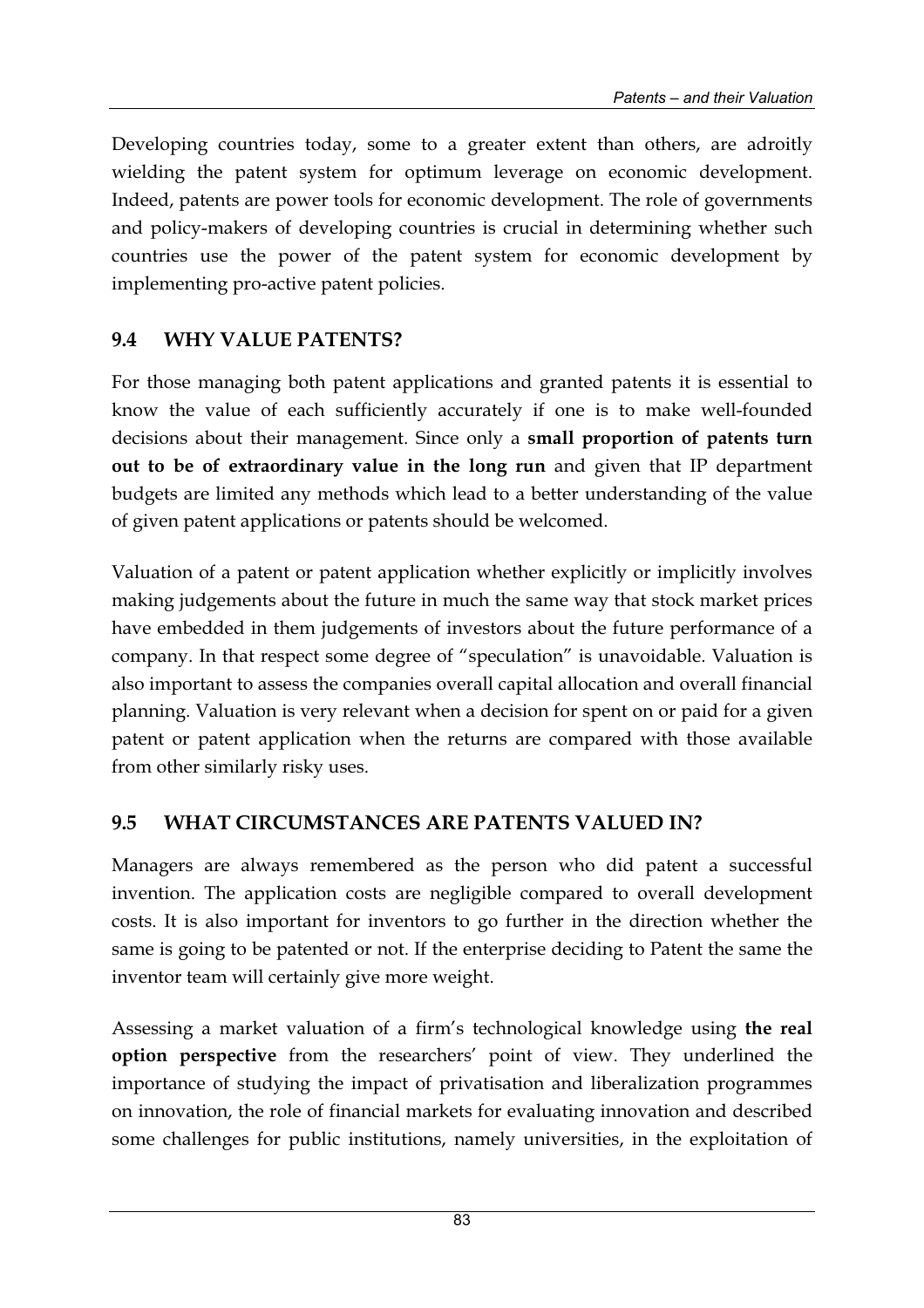Developing countries today, some to a greater extent than others, are adroitly wielding the patent system for optimum leverage on economic development. Indeed, patents are power tools for economic development. The role of governments and policy-makers of developing countries is crucial in determining whether such countries use the power of the patent system for economic development by implementing pro-active patent policies.

## 9.4 WHY VALUE PATENTS?

For those managing both patent applications and granted patents it is essential to know the value of each sufficiently accurately if one is to make well-founded decisions about their management. Since only a **small proportion of patents turn out to be of extraordinary value in the long run** and given that IP department budgets are limited any methods which lead to a better understanding of the value of given patent applications or patents should be welcomed.

Valuation of a patent or patent application whether explicitly or implicitly involves making judgements about the future in much the same way that stock market prices have embedded in them judgements of investors about the future performance of a company. In that respect some degree of "speculation" is unavoidable. Valuation is also important to assess the companies overall capital allocation and overall financial planning. Valuation is very relevant when a decision for spent on or paid for a given patent or patent application when the returns are compared with those available from other similarly risky uses.

## 9.5 WHAT CIRCUMSTANCES ARE PATENTS VALUED IN?

Managers are always remembered as the person who did patent a successful invention. The application costs are negligible compared to overall development costs. It is also important for inventors to go further in the direction whether the same is going to be patented or not. If the enterprise deciding to Patent the same the inventor team will certainly give more weight.

Assessing a market valuation of a firm's technological knowledge using **the real option perspective** from the researchers' point of view. They underlined the importance of studying the impact of privatisation and liberalization programmes on innovation, the role of financial markets for evaluating innovation and described some challenges for public institutions, namely universities, in the exploitation of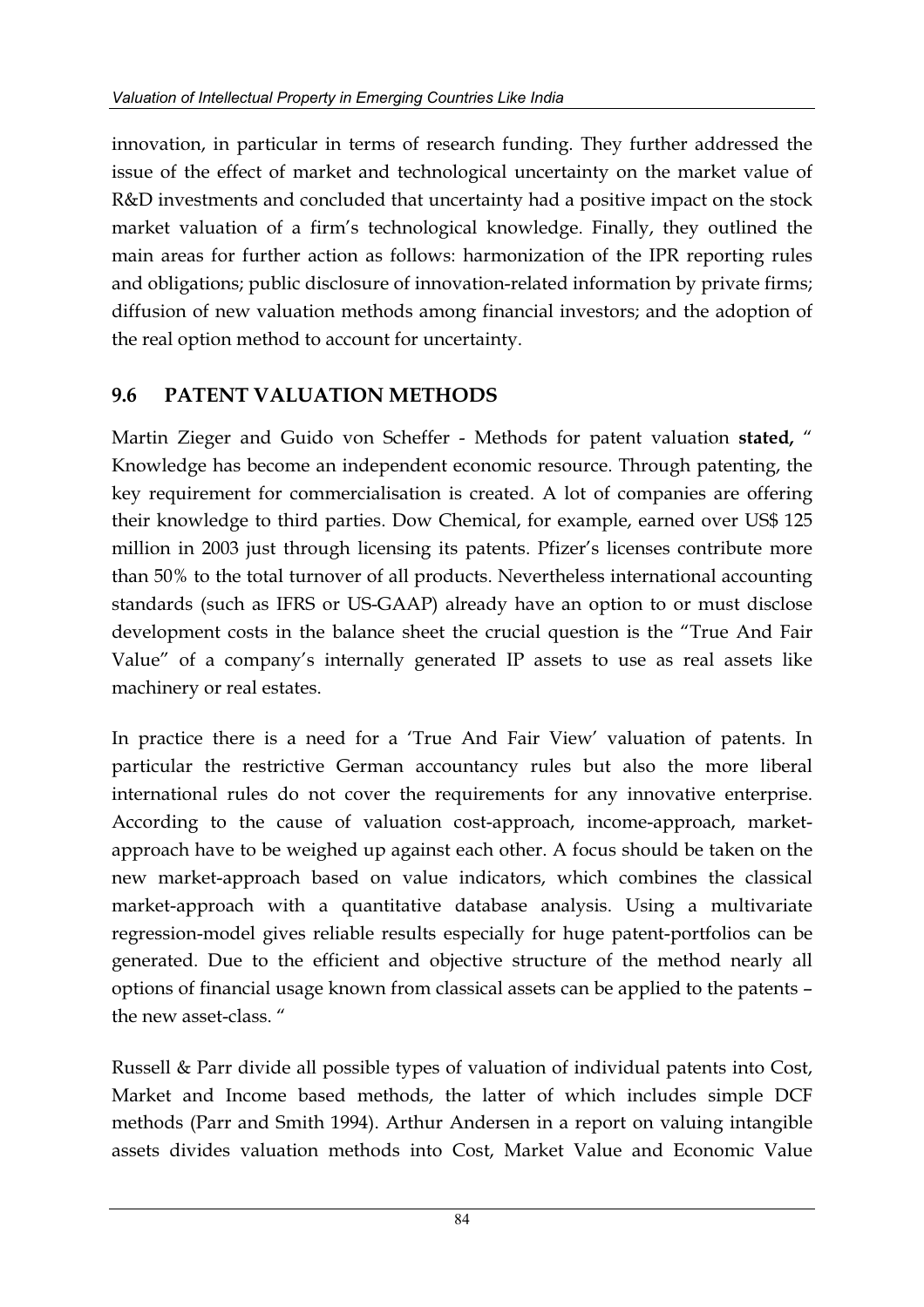innovation, in particular in terms of research funding. They further addressed the issue of the effect of market and technological uncertainty on the market value of R&D investments and concluded that uncertainty had a positive impact on the stock market valuation of a firm's technological knowledge. Finally, they outlined the main areas for further action as follows: harmonization of the IPR reporting rules and obligations; public disclosure of innovation-related information by private firms; diffusion of new valuation methods among financial investors; and the adoption of the real option method to account for uncertainty.

## 9.6 PATENT VALUATION METHODS

Martin Zieger and Guido von Scheffer - Methods for patent valuation **stated,** " Knowledge has become an independent economic resource. Through patenting, the key requirement for commercialisation is created. A lot of companies are offering their knowledge to third parties. Dow Chemical, for example, earned over US$ 125 million in 2003 just through licensing its patents. Pfizer's licenses contribute more than 50% to the total turnover of all products. Nevertheless international accounting standards (such as IFRS or US-GAAP) already have an option to or must disclose development costs in the balance sheet the crucial question is the "True And Fair Value" of a company's internally generated IP assets to use as real assets like machinery or real estates.

In practice there is a need for a 'True And Fair View' valuation of patents. In particular the restrictive German accountancy rules but also the more liberal international rules do not cover the requirements for any innovative enterprise. According to the cause of valuation cost-approach, income-approach, market-approach have to be weighed up against each other. A focus should be taken on the new market-approach based on value indicators, which combines the classical market-approach with a quantitative database analysis. Using a multivariate regression-model gives reliable results especially for huge patent-portfolios can be generated. Due to the efficient and objective structure of the method nearly all options of financial usage known from classical assets can be applied to the patents – the new asset-class. "

Russell & Parr divide all possible types of valuation of individual patents into Cost, Market and Income based methods, the latter of which includes simple DCF methods (Parr and Smith 1994). Arthur Andersen in a report on valuing intangible assets divides valuation methods into Cost, Market Value and Economic Value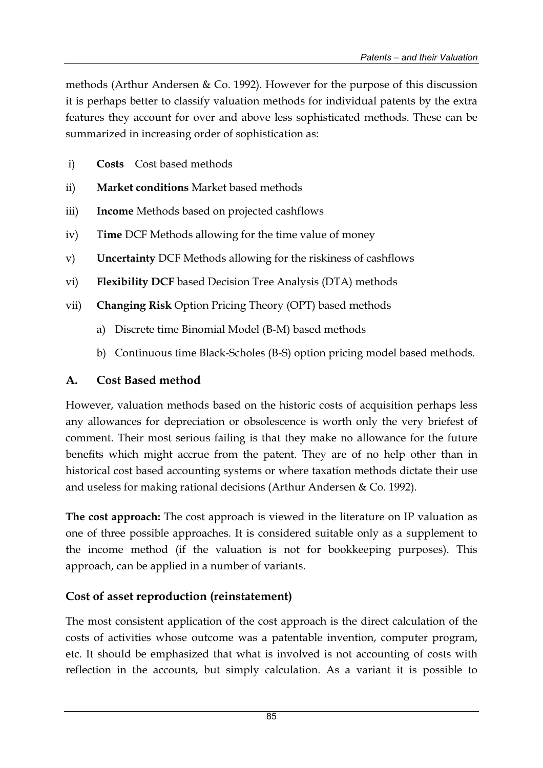methods (Arthur Andersen & Co. 1992). However for the purpose of this discussion it is perhaps better to classify valuation methods for individual patents by the extra features they account for over and above less sophisticated methods. These can be summarized in increasing order of sophistication as:

i) **Costs** Cost based methods

ii) **Market conditions** Market based methods

iii) **Income** Methods based on projected cashflows

iv) T**ime** DCF Methods allowing for the time value of money

v) **Uncertainty** DCF Methods allowing for the riskiness of cashflows

vi) **Flexibility DCF** based Decision Tree Analysis (DTA) methods

vii) **Changing Risk** Option Pricing Theory (OPT) based methods

   a) Discrete time Binomial Model (B-M) based methods

   b) Continuous time Black-Scholes (B-S) option pricing model based methods.

## A. Cost Based method

However, valuation methods based on the historic costs of acquisition perhaps less any allowances for depreciation or obsolescence is worth only the very briefest of comment. Their most serious failing is that they make no allowance for the future benefits which might accrue from the patent. They are of no help other than in historical cost based accounting systems or where taxation methods dictate their use and useless for making rational decisions (Arthur Andersen & Co. 1992).

**The cost approach:** The cost approach is viewed in the literature on IP valuation as one of three possible approaches. It is considered suitable only as a supplement to the income method (if the valuation is not for bookkeeping purposes). This approach, can be applied in a number of variants.

### Cost of asset reproduction (reinstatement)

The most consistent application of the cost approach is the direct calculation of the costs of activities whose outcome was a patentable invention, computer program, etc. It should be emphasized that what is involved is not accounting of costs with reflection in the accounts, but simply calculation. As a variant it is possible to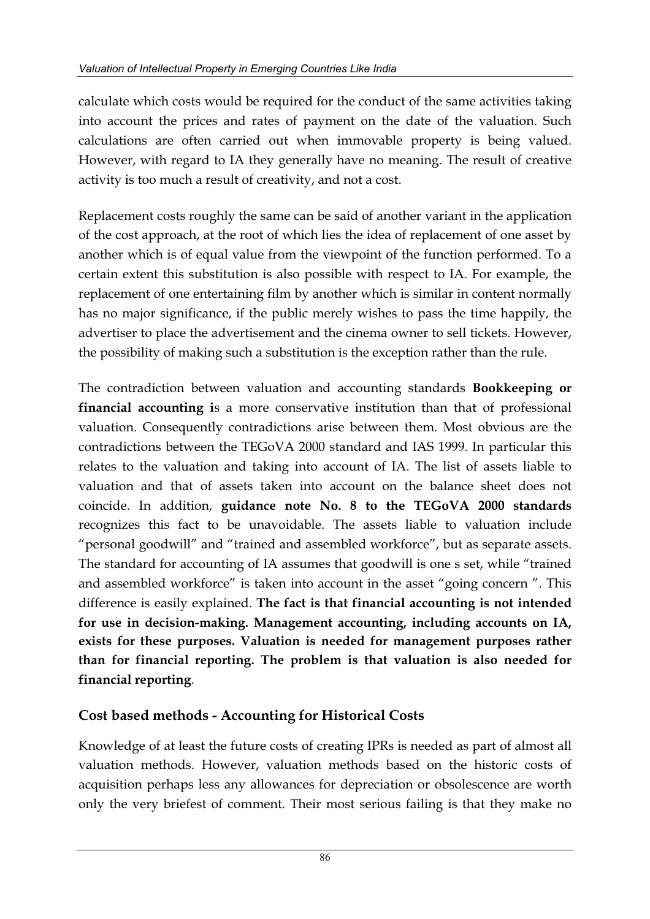calculate which costs would be required for the conduct of the same activities taking into account the prices and rates of payment on the date of the valuation. Such calculations are often carried out when immovable property is being valued. However, with regard to IA they generally have no meaning. The result of creative activity is too much a result of creativity, and not a cost.

Replacement costs roughly the same can be said of another variant in the application of the cost approach, at the root of which lies the idea of replacement of one asset by another which is of equal value from the viewpoint of the function performed. To a certain extent this substitution is also possible with respect to IA. For example, the replacement of one entertaining film by another which is similar in content normally has no major significance, if the public merely wishes to pass the time happily, the advertiser to place the advertisement and the cinema owner to sell tickets. However, the possibility of making such a substitution is the exception rather than the rule.

The contradiction between valuation and accounting standards **Bookkeeping or financial accounting i**s a more conservative institution than that of professional valuation. Consequently contradictions arise between them. Most obvious are the contradictions between the TEGoVA 2000 standard and IAS 1999. In particular this relates to the valuation and taking into account of IA. The list of assets liable to valuation and that of assets taken into account on the balance sheet does not coincide. In addition, **guidance note No. 8 to the TEGoVA 2000 standards** recognizes this fact to be unavoidable. The assets liable to valuation include "personal goodwill" and "trained and assembled workforce", but as separate assets. The standard for accounting of IA assumes that goodwill is one s set, while "trained and assembled workforce" is taken into account in the asset "going concern ". This difference is easily explained. **The fact is that financial accounting is not intended for use in decision-making. Management accounting, including accounts on IA, exists for these purposes. Valuation is needed for management purposes rather than for financial reporting. The problem is that valuation is also needed for financial reporting**.

## Cost based methods - Accounting for Historical Costs

Knowledge of at least the future costs of creating IPRs is needed as part of almost all valuation methods. However, valuation methods based on the historic costs of acquisition perhaps less any allowances for depreciation or obsolescence are worth only the very briefest of comment. Their most serious failing is that they make no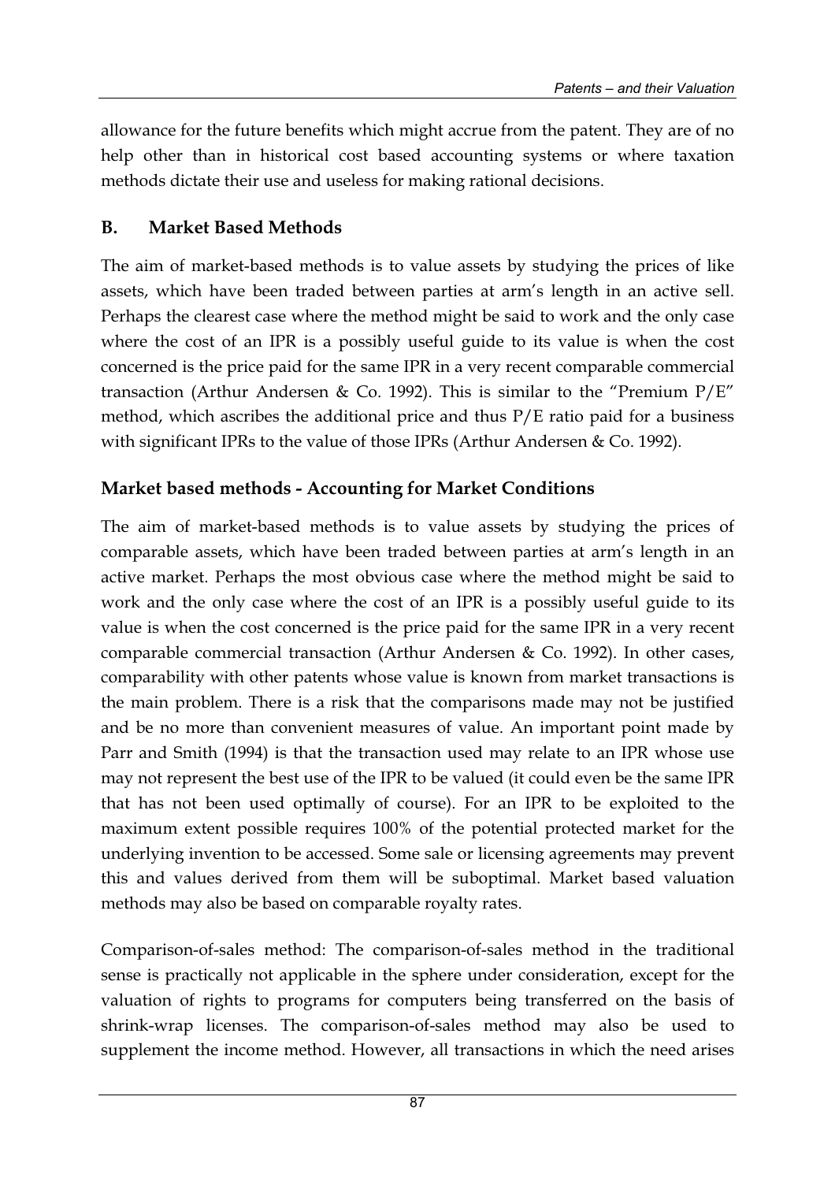allowance for the future benefits which might accrue from the patent. They are of no help other than in historical cost based accounting systems or where taxation methods dictate their use and useless for making rational decisions.

## B. Market Based Methods

The aim of market-based methods is to value assets by studying the prices of like assets, which have been traded between parties at arm's length in an active sell. Perhaps the clearest case where the method might be said to work and the only case where the cost of an IPR is a possibly useful guide to its value is when the cost concerned is the price paid for the same IPR in a very recent comparable commercial transaction (Arthur Andersen & Co. 1992). This is similar to the "Premium P/E" method, which ascribes the additional price and thus P/E ratio paid for a business with significant IPRs to the value of those IPRs (Arthur Andersen & Co. 1992).

### Market based methods - Accounting for Market Conditions

The aim of market-based methods is to value assets by studying the prices of comparable assets, which have been traded between parties at arm's length in an active market. Perhaps the most obvious case where the method might be said to work and the only case where the cost of an IPR is a possibly useful guide to its value is when the cost concerned is the price paid for the same IPR in a very recent comparable commercial transaction (Arthur Andersen & Co. 1992). In other cases, comparability with other patents whose value is known from market transactions is the main problem. There is a risk that the comparisons made may not be justified and be no more than convenient measures of value. An important point made by Parr and Smith (1994) is that the transaction used may relate to an IPR whose use may not represent the best use of the IPR to be valued (it could even be the same IPR that has not been used optimally of course). For an IPR to be exploited to the maximum extent possible requires 100% of the potential protected market for the underlying invention to be accessed. Some sale or licensing agreements may prevent this and values derived from them will be suboptimal. Market based valuation methods may also be based on comparable royalty rates.

Comparison-of-sales method: The comparison-of-sales method in the traditional sense is practically not applicable in the sphere under consideration, except for the valuation of rights to programs for computers being transferred on the basis of shrink-wrap licenses. The comparison-of-sales method may also be used to supplement the income method. However, all transactions in which the need arises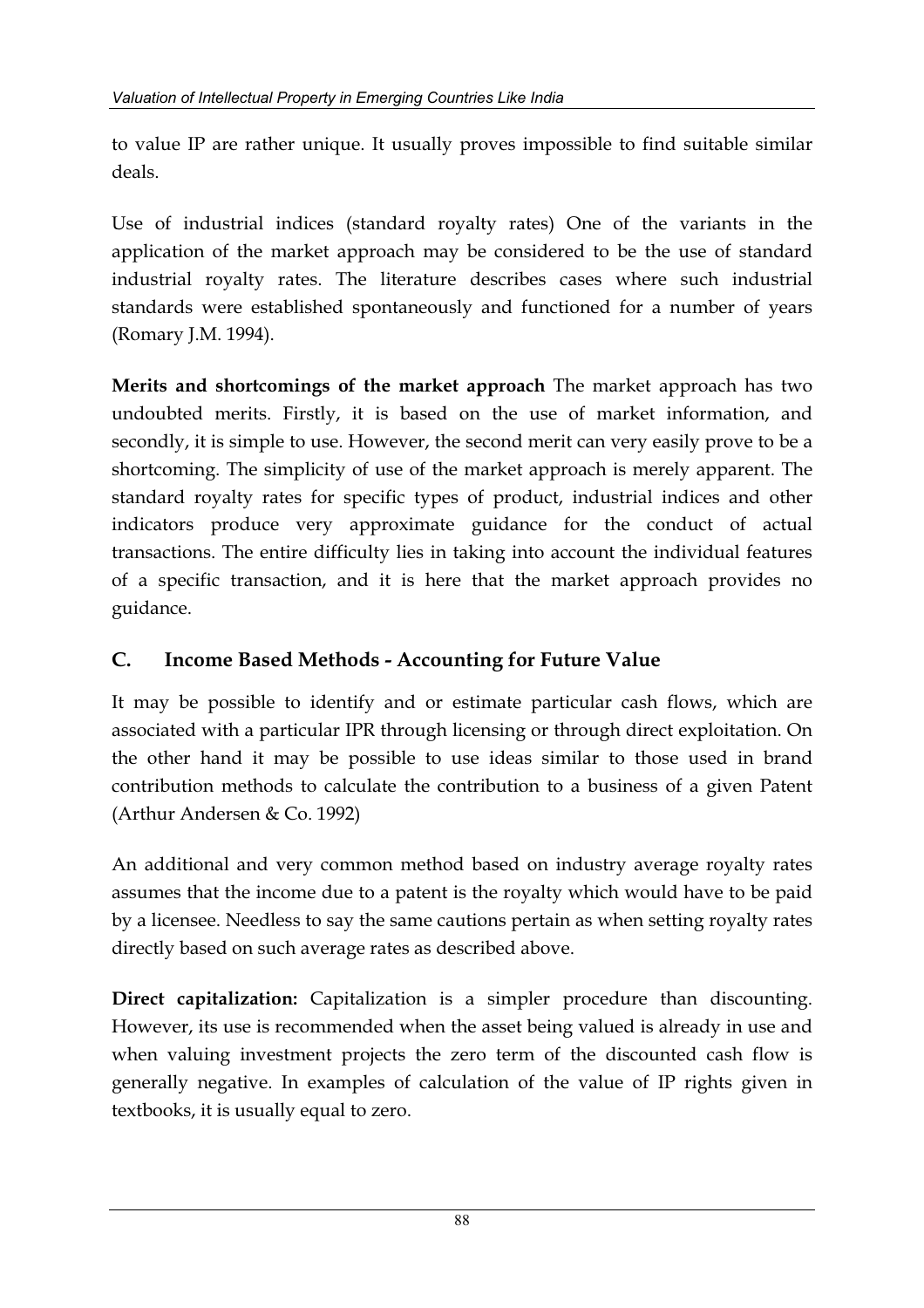to value IP are rather unique. It usually proves impossible to find suitable similar deals.

Use of industrial indices (standard royalty rates) One of the variants in the application of the market approach may be considered to be the use of standard industrial royalty rates. The literature describes cases where such industrial standards were established spontaneously and functioned for a number of years (Romary J.M. 1994).

**Merits and shortcomings of the market approach** The market approach has two undoubted merits. Firstly, it is based on the use of market information, and secondly, it is simple to use. However, the second merit can very easily prove to be a shortcoming. The simplicity of use of the market approach is merely apparent. The standard royalty rates for specific types of product, industrial indices and other indicators produce very approximate guidance for the conduct of actual transactions. The entire difficulty lies in taking into account the individual features of a specific transaction, and it is here that the market approach provides no guidance.

## C. Income Based Methods - Accounting for Future Value

It may be possible to identify and or estimate particular cash flows, which are associated with a particular IPR through licensing or through direct exploitation. On the other hand it may be possible to use ideas similar to those used in brand contribution methods to calculate the contribution to a business of a given Patent (Arthur Andersen & Co. 1992)

An additional and very common method based on industry average royalty rates assumes that the income due to a patent is the royalty which would have to be paid by a licensee. Needless to say the same cautions pertain as when setting royalty rates directly based on such average rates as described above.

**Direct capitalization:** Capitalization is a simpler procedure than discounting. However, its use is recommended when the asset being valued is already in use and when valuing investment projects the zero term of the discounted cash flow is generally negative. In examples of calculation of the value of IP rights given in textbooks, it is usually equal to zero.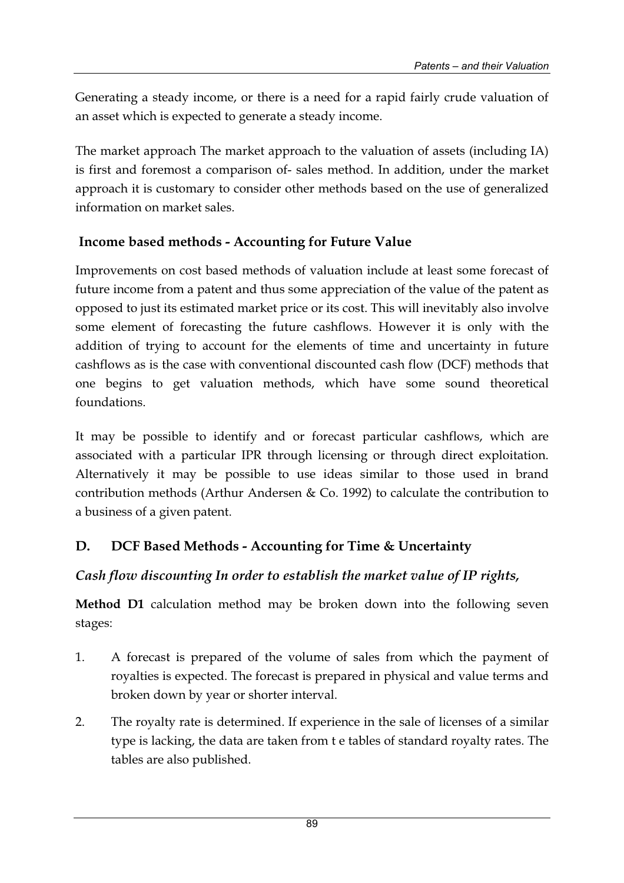Generating a steady income, or there is a need for a rapid fairly crude valuation of an asset which is expected to generate a steady income.

The market approach The market approach to the valuation of assets (including IA) is first and foremost a comparison of- sales method. In addition, under the market approach it is customary to consider other methods based on the use of generalized information on market sales.

### Income based methods - Accounting for Future Value

Improvements on cost based methods of valuation include at least some forecast of future income from a patent and thus some appreciation of the value of the patent as opposed to just its estimated market price or its cost. This will inevitably also involve some element of forecasting the future cashflows. However it is only with the addition of trying to account for the elements of time and uncertainty in future cashflows as is the case with conventional discounted cash flow (DCF) methods that one begins to get valuation methods, which have some sound theoretical foundations.

It may be possible to identify and or forecast particular cashflows, which are associated with a particular IPR through licensing or through direct exploitation. Alternatively it may be possible to use ideas similar to those used in brand contribution methods (Arthur Andersen & Co. 1992) to calculate the contribution to a business of a given patent.

## D. DCF Based Methods - Accounting for Time & Uncertainty

### *Cash flow discounting In order to establish the market value of IP rights,*

**Method D1** calculation method may be broken down into the following seven stages:

1. A forecast is prepared of the volume of sales from which the payment of royalties is expected. The forecast is prepared in physical and value terms and broken down by year or shorter interval.
2. The royalty rate is determined. If experience in the sale of licenses of a similar type is lacking, the data are taken from t e tables of standard royalty rates. The tables are also published.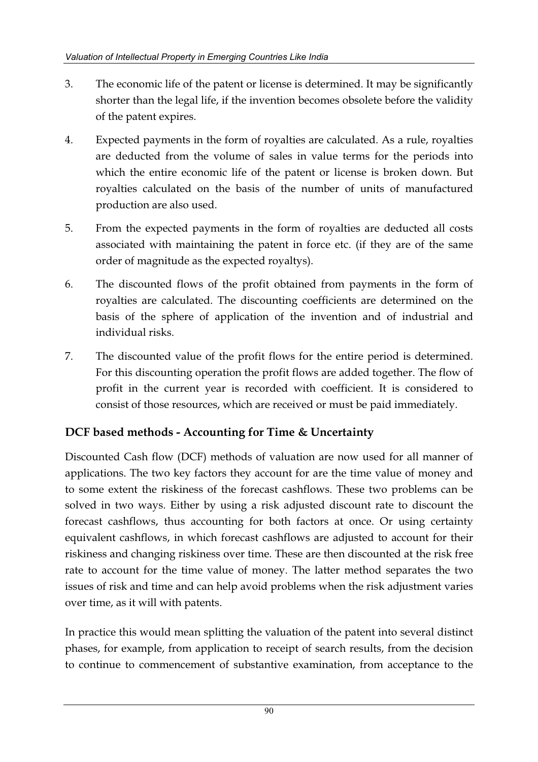3. The economic life of the patent or license is determined. It may be significantly shorter than the legal life, if the invention becomes obsolete before the validity of the patent expires.

4. Expected payments in the form of royalties are calculated. As a rule, royalties are deducted from the volume of sales in value terms for the periods into which the entire economic life of the patent or license is broken down. But royalties calculated on the basis of the number of units of manufactured production are also used.

5. From the expected payments in the form of royalties are deducted all costs associated with maintaining the patent in force etc. (if they are of the same order of magnitude as the expected royaltys).

6. The discounted flows of the profit obtained from payments in the form of royalties are calculated. The discounting coefficients are determined on the basis of the sphere of application of the invention and of industrial and individual risks.

7. The discounted value of the profit flows for the entire period is determined. For this discounting operation the profit flows are added together. The flow of profit in the current year is recorded with coefficient. It is considered to consist of those resources, which are received or must be paid immediately.

## DCF based methods - Accounting for Time & Uncertainty

Discounted Cash flow (DCF) methods of valuation are now used for all manner of applications. The two key factors they account for are the time value of money and to some extent the riskiness of the forecast cashflows. These two problems can be solved in two ways. Either by using a risk adjusted discount rate to discount the forecast cashflows, thus accounting for both factors at once. Or using certainty equivalent cashflows, in which forecast cashflows are adjusted to account for their riskiness and changing riskiness over time. These are then discounted at the risk free rate to account for the time value of money. The latter method separates the two issues of risk and time and can help avoid problems when the risk adjustment varies over time, as it will with patents.

In practice this would mean splitting the valuation of the patent into several distinct phases, for example, from application to receipt of search results, from the decision to continue to commencement of substantive examination, from acceptance to the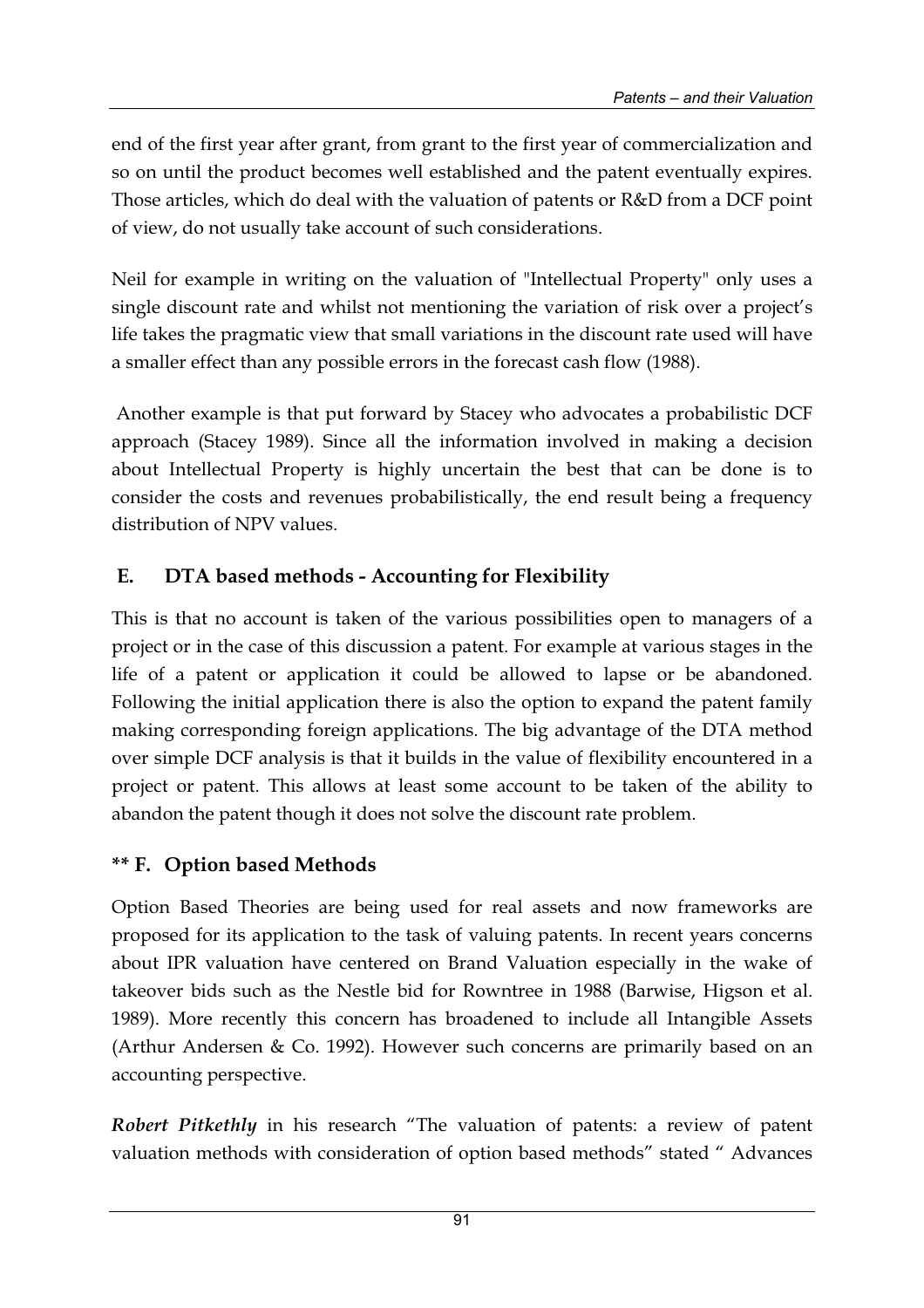end of the first year after grant, from grant to the first year of commercialization and so on until the product becomes well established and the patent eventually expires. Those articles, which do deal with the valuation of patents or R&D from a DCF point of view, do not usually take account of such considerations.

Neil for example in writing on the valuation of "Intellectual Property" only uses a single discount rate and whilst not mentioning the variation of risk over a project's life takes the pragmatic view that small variations in the discount rate used will have a smaller effect than any possible errors in the forecast cash flow (1988).

Another example is that put forward by Stacey who advocates a probabilistic DCF approach (Stacey 1989). Since all the information involved in making a decision about Intellectual Property is highly uncertain the best that can be done is to consider the costs and revenues probabilistically, the end result being a frequency distribution of NPV values.

### E. DTA based methods - Accounting for Flexibility

This is that no account is taken of the various possibilities open to managers of a project or in the case of this discussion a patent. For example at various stages in the life of a patent or application it could be allowed to lapse or be abandoned. Following the initial application there is also the option to expand the patent family making corresponding foreign applications. The big advantage of the DTA method over simple DCF analysis is that it builds in the value of flexibility encountered in a project or patent. This allows at least some account to be taken of the ability to abandon the patent though it does not solve the discount rate problem.

### ** F. Option based Methods

Option Based Theories are being used for real assets and now frameworks are proposed for its application to the task of valuing patents. In recent years concerns about IPR valuation have centered on Brand Valuation especially in the wake of takeover bids such as the Nestle bid for Rowntree in 1988 (Barwise, Higson et al. 1989). More recently this concern has broadened to include all Intangible Assets (Arthur Andersen & Co. 1992). However such concerns are primarily based on an accounting perspective.

***Robert Pitkethly*** in his research "The valuation of patents: a review of patent valuation methods with consideration of option based methods" stated " Advances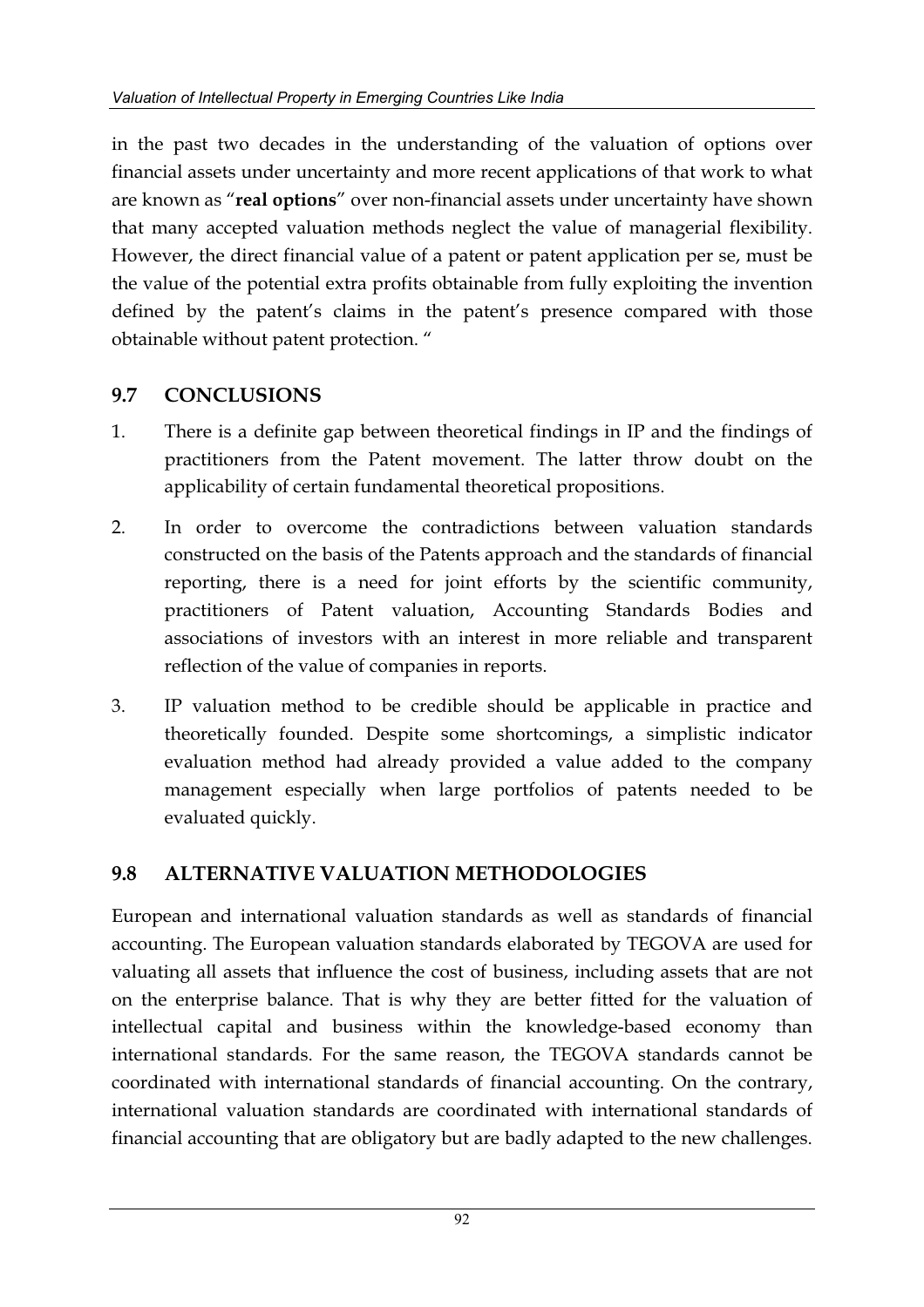in the past two decades in the understanding of the valuation of options over financial assets under uncertainty and more recent applications of that work to what are known as "**real options**" over non-financial assets under uncertainty have shown that many accepted valuation methods neglect the value of managerial flexibility. However, the direct financial value of a patent or patent application per se, must be the value of the potential extra profits obtainable from fully exploiting the invention defined by the patent's claims in the patent's presence compared with those obtainable without patent protection. "

## 9.7 CONCLUSIONS

1. There is a definite gap between theoretical findings in IP and the findings of practitioners from the Patent movement. The latter throw doubt on the applicability of certain fundamental theoretical propositions.

2. In order to overcome the contradictions between valuation standards constructed on the basis of the Patents approach and the standards of financial reporting, there is a need for joint efforts by the scientific community, practitioners of Patent valuation, Accounting Standards Bodies and associations of investors with an interest in more reliable and transparent reflection of the value of companies in reports.

3. IP valuation method to be credible should be applicable in practice and theoretically founded. Despite some shortcomings, a simplistic indicator evaluation method had already provided a value added to the company management especially when large portfolios of patents needed to be evaluated quickly.

## 9.8 ALTERNATIVE VALUATION METHODOLOGIES

European and international valuation standards as well as standards of financial accounting. The European valuation standards elaborated by TEGOVA are used for valuating all assets that influence the cost of business, including assets that are not on the enterprise balance. That is why they are better fitted for the valuation of intellectual capital and business within the knowledge-based economy than international standards. For the same reason, the TEGOVA standards cannot be coordinated with international standards of financial accounting. On the contrary, international valuation standards are coordinated with international standards of financial accounting that are obligatory but are badly adapted to the new challenges.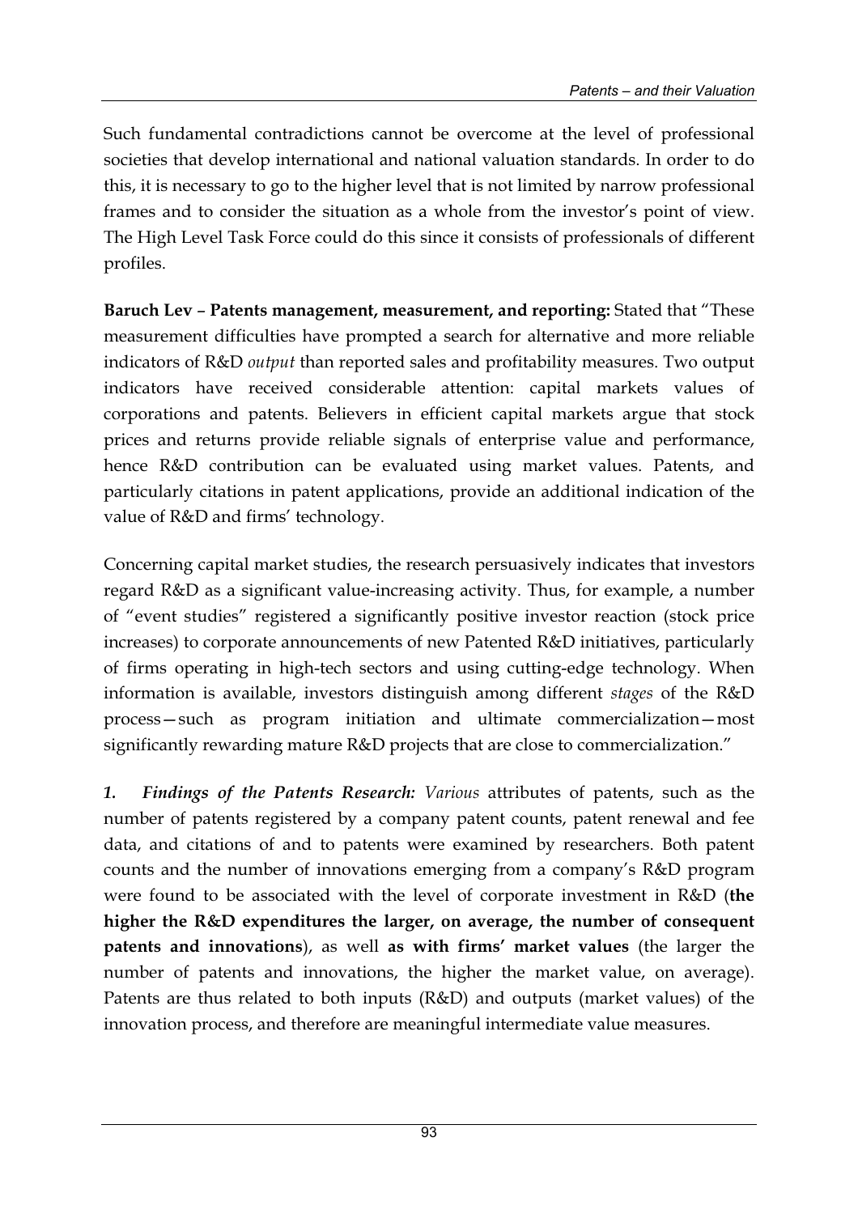Such fundamental contradictions cannot be overcome at the level of professional societies that develop international and national valuation standards. In order to do this, it is necessary to go to the higher level that is not limited by narrow professional frames and to consider the situation as a whole from the investor's point of view. The High Level Task Force could do this since it consists of professionals of different profiles.

**Baruch Lev – Patents management, measurement, and reporting:** Stated that "These measurement difficulties have prompted a search for alternative and more reliable indicators of R&D *output* than reported sales and profitability measures. Two output indicators have received considerable attention: capital markets values of corporations and patents. Believers in efficient capital markets argue that stock prices and returns provide reliable signals of enterprise value and performance, hence R&D contribution can be evaluated using market values. Patents, and particularly citations in patent applications, provide an additional indication of the value of R&D and firms' technology.

Concerning capital market studies, the research persuasively indicates that investors regard R&D as a significant value-increasing activity. Thus, for example, a number of "event studies" registered a significantly positive investor reaction (stock price increases) to corporate announcements of new Patented R&D initiatives, particularly of firms operating in high-tech sectors and using cutting-edge technology. When information is available, investors distinguish among different *stages* of the R&D process—such as program initiation and ultimate commercialization—most significantly rewarding mature R&D projects that are close to commercialization."

***1. Findings of the Patents Research:*** *Various* attributes of patents, such as the number of patents registered by a company patent counts, patent renewal and fee data, and citations of and to patents were examined by researchers. Both patent counts and the number of innovations emerging from a company's R&D program were found to be associated with the level of corporate investment in R&D (**the higher the R&D expenditures the larger, on average, the number of consequent patents and innovations**), as well **as with firms' market values** (the larger the number of patents and innovations, the higher the market value, on average). Patents are thus related to both inputs (R&D) and outputs (market values) of the innovation process, and therefore are meaningful intermediate value measures.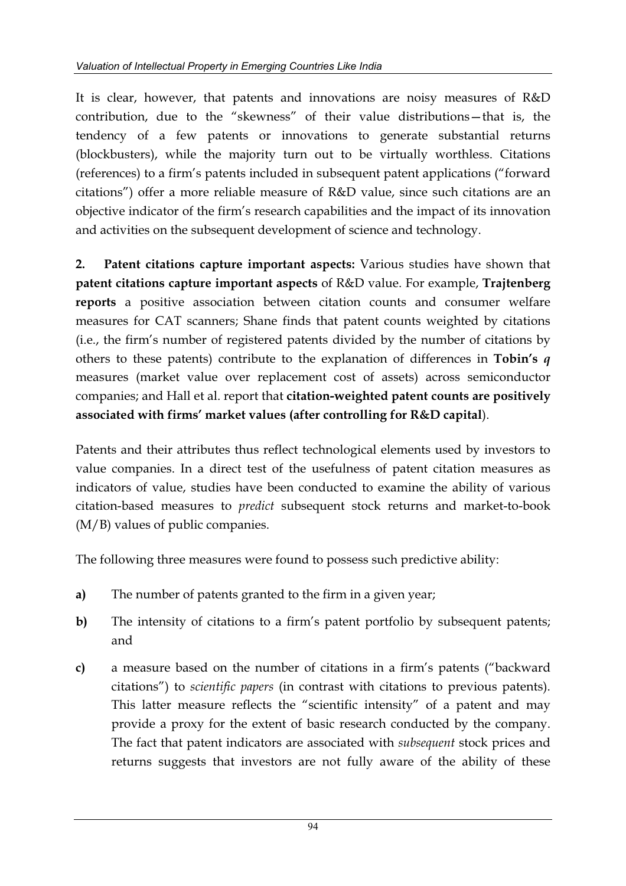It is clear, however, that patents and innovations are noisy measures of R&D contribution, due to the "skewness" of their value distributions—that is, the tendency of a few patents or innovations to generate substantial returns (blockbusters), while the majority turn out to be virtually worthless. Citations (references) to a firm's patents included in subsequent patent applications ("forward citations") offer a more reliable measure of R&D value, since such citations are an objective indicator of the firm's research capabilities and the impact of its innovation and activities on the subsequent development of science and technology.

**2. Patent citations capture important aspects:** Various studies have shown that **patent citations capture important aspects** of R&D value. For example, **Trajtenberg reports** a positive association between citation counts and consumer welfare measures for CAT scanners; Shane finds that patent counts weighted by citations (i.e., the firm's number of registered patents divided by the number of citations by others to these patents) contribute to the explanation of differences in **Tobin's *q*** measures (market value over replacement cost of assets) across semiconductor companies; and Hall et al. report that **citation-weighted patent counts are positively associated with firms' market values (after controlling for R&D capital**).

Patents and their attributes thus reflect technological elements used by investors to value companies. In a direct test of the usefulness of patent citation measures as indicators of value, studies have been conducted to examine the ability of various citation-based measures to *predict* subsequent stock returns and market-to-book (M/B) values of public companies.

The following three measures were found to possess such predictive ability:

a) The number of patents granted to the firm in a given year;

b) The intensity of citations to a firm's patent portfolio by subsequent patents; and

c) a measure based on the number of citations in a firm's patents ("backward citations") to *scientific papers* (in contrast with citations to previous patents). This latter measure reflects the "scientific intensity" of a patent and may provide a proxy for the extent of basic research conducted by the company. The fact that patent indicators are associated with *subsequent* stock prices and returns suggests that investors are not fully aware of the ability of these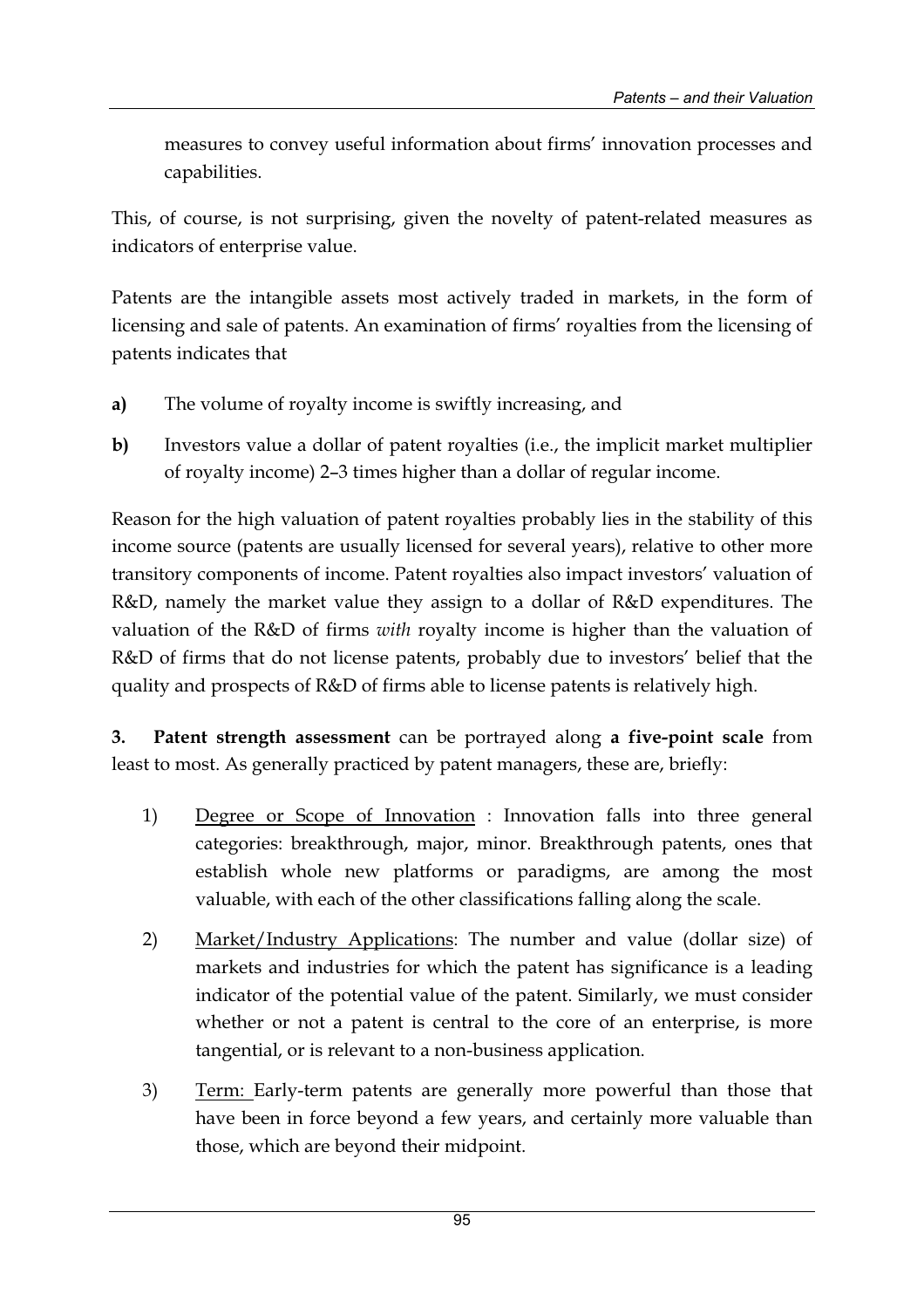measures to convey useful information about firms' innovation processes and capabilities.

This, of course, is not surprising, given the novelty of patent-related measures as indicators of enterprise value.

Patents are the intangible assets most actively traded in markets, in the form of licensing and sale of patents. An examination of firms' royalties from the licensing of patents indicates that

**a)** The volume of royalty income is swiftly increasing, and

**b)** Investors value a dollar of patent royalties (i.e., the implicit market multiplier of royalty income) 2–3 times higher than a dollar of regular income.

Reason for the high valuation of patent royalties probably lies in the stability of this income source (patents are usually licensed for several years), relative to other more transitory components of income. Patent royalties also impact investors' valuation of R&D, namely the market value they assign to a dollar of R&D expenditures. The valuation of the R&D of firms *with* royalty income is higher than the valuation of R&D of firms that do not license patents, probably due to investors' belief that the quality and prospects of R&D of firms able to license patents is relatively high.

**3. Patent strength assessment** can be portrayed along **a five-point scale** from least to most. As generally practiced by patent managers, these are, briefly:

1) Degree or Scope of Innovation : Innovation falls into three general categories: breakthrough, major, minor. Breakthrough patents, ones that establish whole new platforms or paradigms, are among the most valuable, with each of the other classifications falling along the scale.

2) Market/Industry Applications: The number and value (dollar size) of markets and industries for which the patent has significance is a leading indicator of the potential value of the patent. Similarly, we must consider whether or not a patent is central to the core of an enterprise, is more tangential, or is relevant to a non-business application.

3) Term: Early-term patents are generally more powerful than those that have been in force beyond a few years, and certainly more valuable than those, which are beyond their midpoint.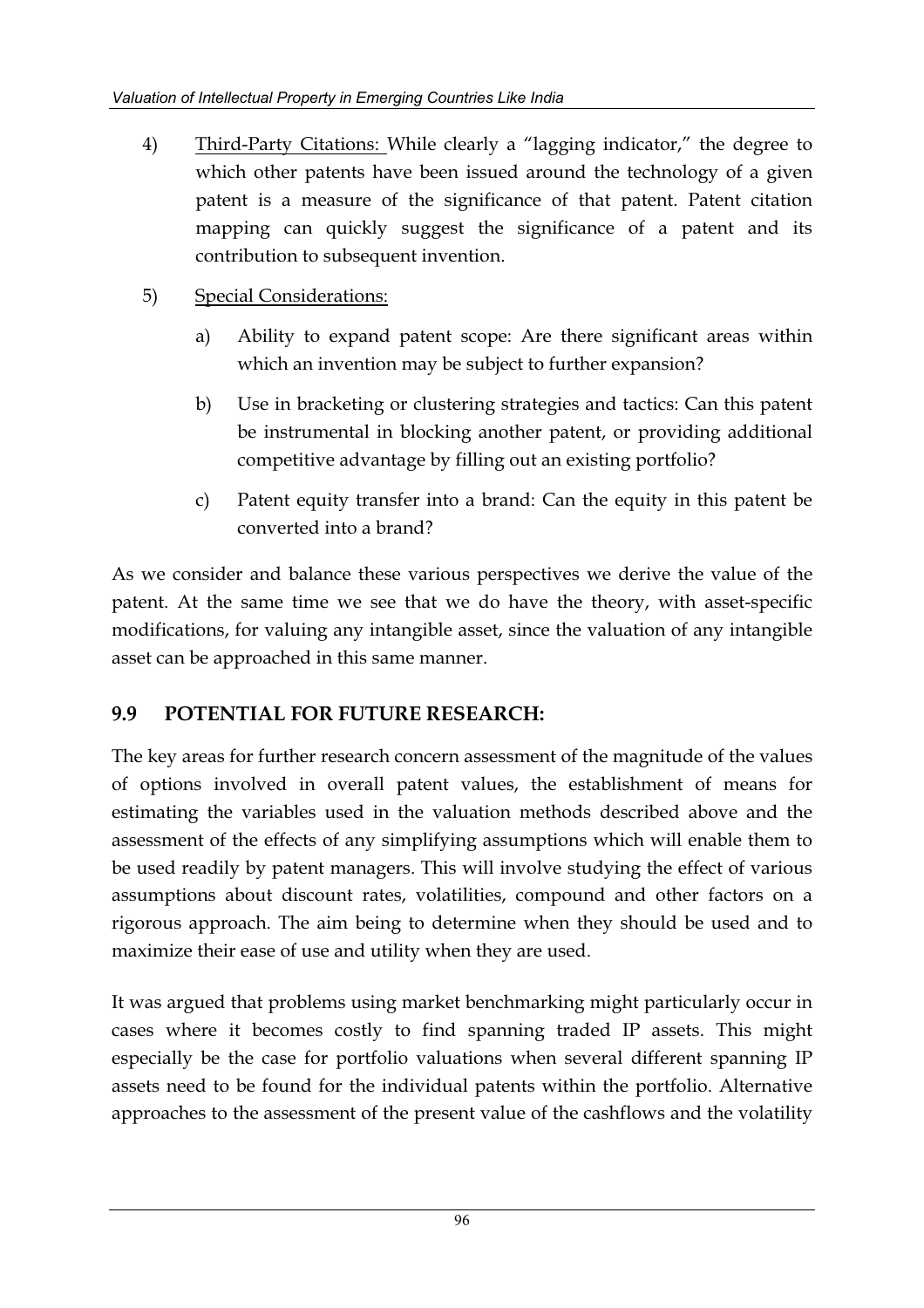4) Third-Party Citations: While clearly a "lagging indicator," the degree to which other patents have been issued around the technology of a given patent is a measure of the significance of that patent. Patent citation mapping can quickly suggest the significance of a patent and its contribution to subsequent invention.

5) Special Considerations:

   a) Ability to expand patent scope: Are there significant areas within which an invention may be subject to further expansion?

   b) Use in bracketing or clustering strategies and tactics: Can this patent be instrumental in blocking another patent, or providing additional competitive advantage by filling out an existing portfolio?

   c) Patent equity transfer into a brand: Can the equity in this patent be converted into a brand?

As we consider and balance these various perspectives we derive the value of the patent. At the same time we see that we do have the theory, with asset-specific modifications, for valuing any intangible asset, since the valuation of any intangible asset can be approached in this same manner.

## 9.9 POTENTIAL FOR FUTURE RESEARCH:

The key areas for further research concern assessment of the magnitude of the values of options involved in overall patent values, the establishment of means for estimating the variables used in the valuation methods described above and the assessment of the effects of any simplifying assumptions which will enable them to be used readily by patent managers. This will involve studying the effect of various assumptions about discount rates, volatilities, compound and other factors on a rigorous approach. The aim being to determine when they should be used and to maximize their ease of use and utility when they are used.

It was argued that problems using market benchmarking might particularly occur in cases where it becomes costly to find spanning traded IP assets. This might especially be the case for portfolio valuations when several different spanning IP assets need to be found for the individual patents within the portfolio. Alternative approaches to the assessment of the present value of the cashflows and the volatility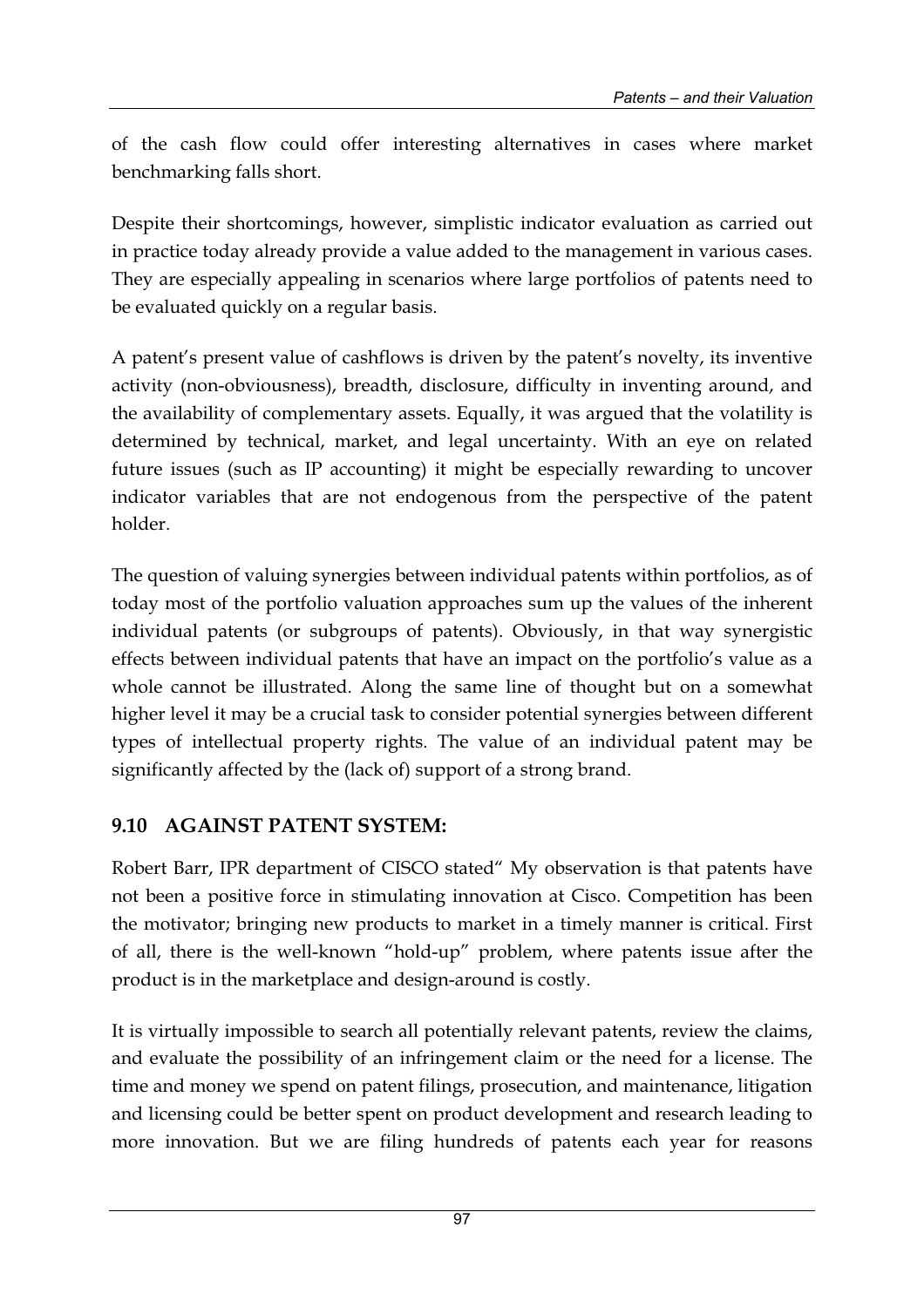of the cash flow could offer interesting alternatives in cases where market benchmarking falls short.

Despite their shortcomings, however, simplistic indicator evaluation as carried out in practice today already provide a value added to the management in various cases. They are especially appealing in scenarios where large portfolios of patents need to be evaluated quickly on a regular basis.

A patent's present value of cashflows is driven by the patent's novelty, its inventive activity (non-obviousness), breadth, disclosure, difficulty in inventing around, and the availability of complementary assets. Equally, it was argued that the volatility is determined by technical, market, and legal uncertainty. With an eye on related future issues (such as IP accounting) it might be especially rewarding to uncover indicator variables that are not endogenous from the perspective of the patent holder.

The question of valuing synergies between individual patents within portfolios, as of today most of the portfolio valuation approaches sum up the values of the inherent individual patents (or subgroups of patents). Obviously, in that way synergistic effects between individual patents that have an impact on the portfolio's value as a whole cannot be illustrated. Along the same line of thought but on a somewhat higher level it may be a crucial task to consider potential synergies between different types of intellectual property rights. The value of an individual patent may be significantly affected by the (lack of) support of a strong brand.

## 9.10 AGAINST PATENT SYSTEM:

Robert Barr, IPR department of CISCO stated" My observation is that patents have not been a positive force in stimulating innovation at Cisco. Competition has been the motivator; bringing new products to market in a timely manner is critical. First of all, there is the well-known "hold-up" problem, where patents issue after the product is in the marketplace and design-around is costly.

It is virtually impossible to search all potentially relevant patents, review the claims, and evaluate the possibility of an infringement claim or the need for a license. The time and money we spend on patent filings, prosecution, and maintenance, litigation and licensing could be better spent on product development and research leading to more innovation. But we are filing hundreds of patents each year for reasons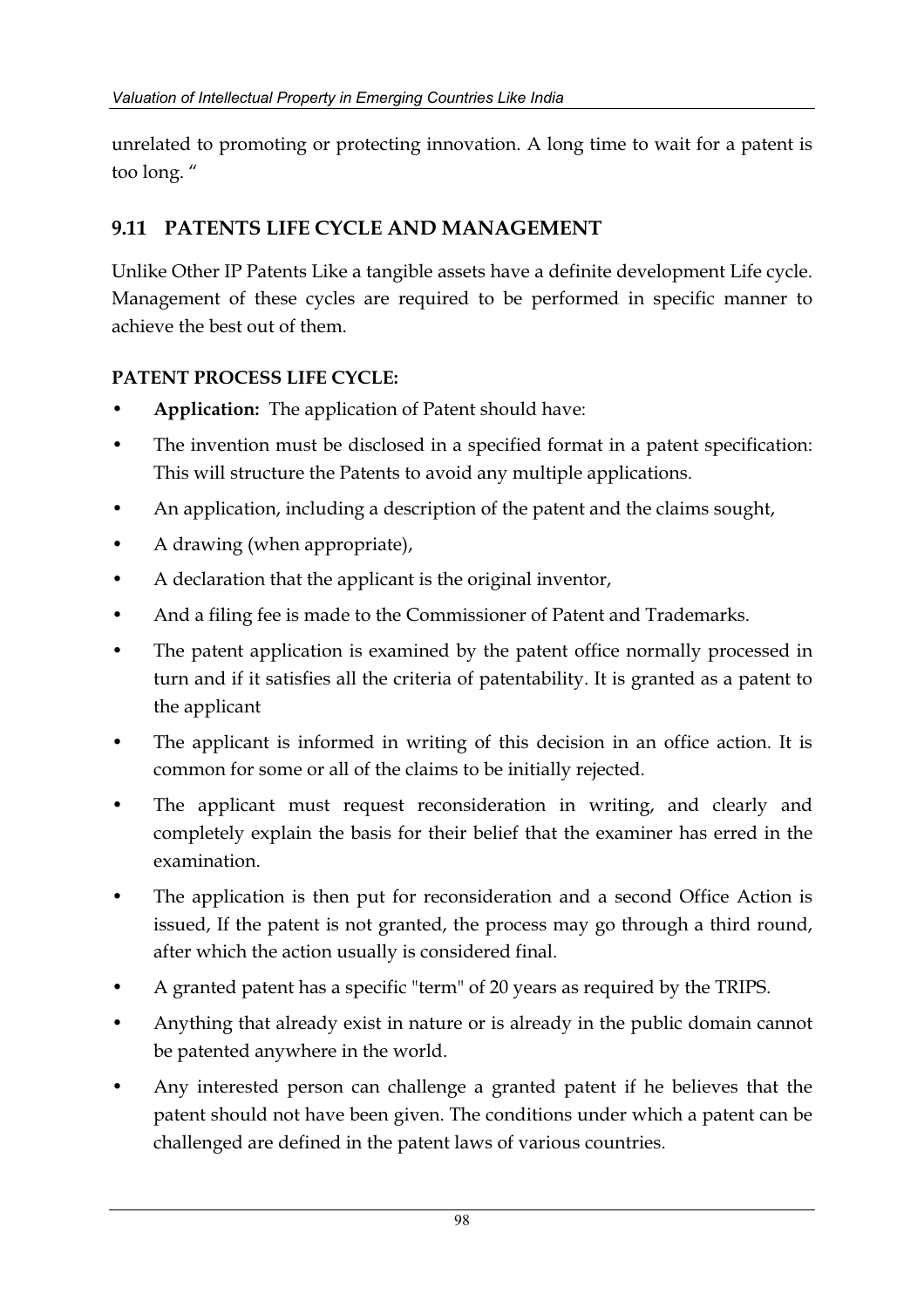unrelated to promoting or protecting innovation. A long time to wait for a patent is too long. "

## 9.11 PATENTS LIFE CYCLE AND MANAGEMENT

Unlike Other IP Patents Like a tangible assets have a definite development Life cycle. Management of these cycles are required to be performed in specific manner to achieve the best out of them.

**PATENT PROCESS LIFE CYCLE:**

- **Application:** The application of Patent should have:
- The invention must be disclosed in a specified format in a patent specification: This will structure the Patents to avoid any multiple applications.
- An application, including a description of the patent and the claims sought,
- A drawing (when appropriate),
- A declaration that the applicant is the original inventor,
- And a filing fee is made to the Commissioner of Patent and Trademarks.
- The patent application is examined by the patent office normally processed in turn and if it satisfies all the criteria of patentability. It is granted as a patent to the applicant
- The applicant is informed in writing of this decision in an office action. It is common for some or all of the claims to be initially rejected.
- The applicant must request reconsideration in writing, and clearly and completely explain the basis for their belief that the examiner has erred in the examination.
- The application is then put for reconsideration and a second Office Action is issued, If the patent is not granted, the process may go through a third round, after which the action usually is considered final.
- A granted patent has a specific "term" of 20 years as required by the TRIPS.
- Anything that already exist in nature or is already in the public domain cannot be patented anywhere in the world.
- Any interested person can challenge a granted patent if he believes that the patent should not have been given. The conditions under which a patent can be challenged are defined in the patent laws of various countries.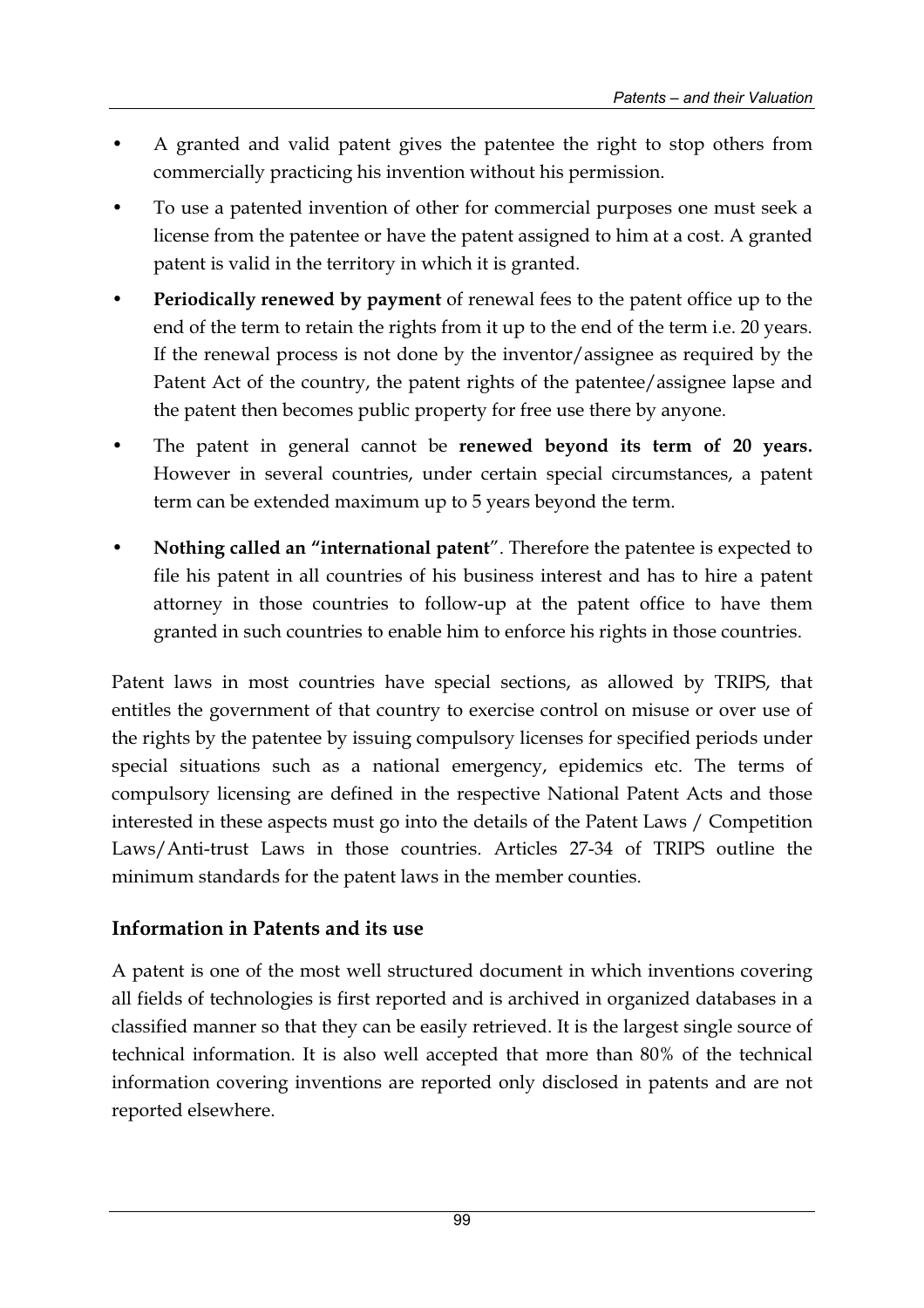- A granted and valid patent gives the patentee the right to stop others from commercially practicing his invention without his permission.
- To use a patented invention of other for commercial purposes one must seek a license from the patentee or have the patent assigned to him at a cost. A granted patent is valid in the territory in which it is granted.
- **Periodically renewed by payment** of renewal fees to the patent office up to the end of the term to retain the rights from it up to the end of the term i.e. 20 years. If the renewal process is not done by the inventor/assignee as required by the Patent Act of the country, the patent rights of the patentee/assignee lapse and the patent then becomes public property for free use there by anyone.
- The patent in general cannot be **renewed beyond its term of 20 years.** However in several countries, under certain special circumstances, a patent term can be extended maximum up to 5 years beyond the term.
- **Nothing called an "international patent**". Therefore the patentee is expected to file his patent in all countries of his business interest and has to hire a patent attorney in those countries to follow-up at the patent office to have them granted in such countries to enable him to enforce his rights in those countries.

Patent laws in most countries have special sections, as allowed by TRIPS, that entitles the government of that country to exercise control on misuse or over use of the rights by the patentee by issuing compulsory licenses for specified periods under special situations such as a national emergency, epidemics etc. The terms of compulsory licensing are defined in the respective National Patent Acts and those interested in these aspects must go into the details of the Patent Laws / Competition Laws/Anti-trust Laws in those countries. Articles 27-34 of TRIPS outline the minimum standards for the patent laws in the member counties.

## Information in Patents and its use

A patent is one of the most well structured document in which inventions covering all fields of technologies is first reported and is archived in organized databases in a classified manner so that they can be easily retrieved. It is the largest single source of technical information. It is also well accepted that more than 80% of the technical information covering inventions are reported only disclosed in patents and are not reported elsewhere.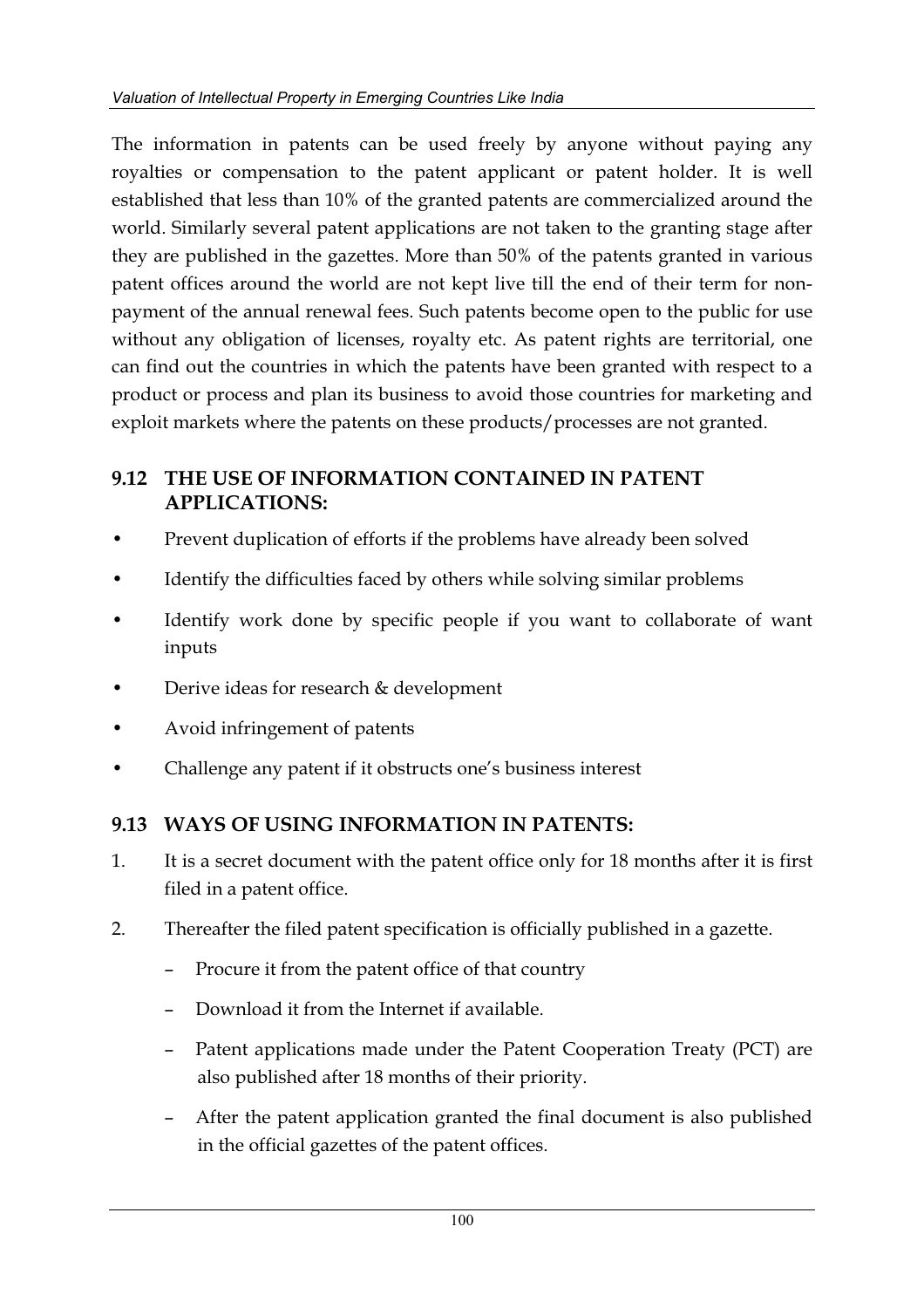The information in patents can be used freely by anyone without paying any royalties or compensation to the patent applicant or patent holder. It is well established that less than 10% of the granted patents are commercialized around the world. Similarly several patent applications are not taken to the granting stage after they are published in the gazettes. More than 50% of the patents granted in various patent offices around the world are not kept live till the end of their term for non-payment of the annual renewal fees. Such patents become open to the public for use without any obligation of licenses, royalty etc. As patent rights are territorial, one can find out the countries in which the patents have been granted with respect to a product or process and plan its business to avoid those countries for marketing and exploit markets where the patents on these products/processes are not granted.

## 9.12 THE USE OF INFORMATION CONTAINED IN PATENT APPLICATIONS:

- Prevent duplication of efforts if the problems have already been solved
- Identify the difficulties faced by others while solving similar problems
- Identify work done by specific people if you want to collaborate of want inputs
- Derive ideas for research & development
- Avoid infringement of patents
- Challenge any patent if it obstructs one's business interest

## 9.13 WAYS OF USING INFORMATION IN PATENTS:

1. It is a secret document with the patent office only for 18 months after it is first filed in a patent office.
2. Thereafter the filed patent specification is officially published in a gazette.
   - Procure it from the patent office of that country
   - Download it from the Internet if available.
   - Patent applications made under the Patent Cooperation Treaty (PCT) are also published after 18 months of their priority.
   - After the patent application granted the final document is also published in the official gazettes of the patent offices.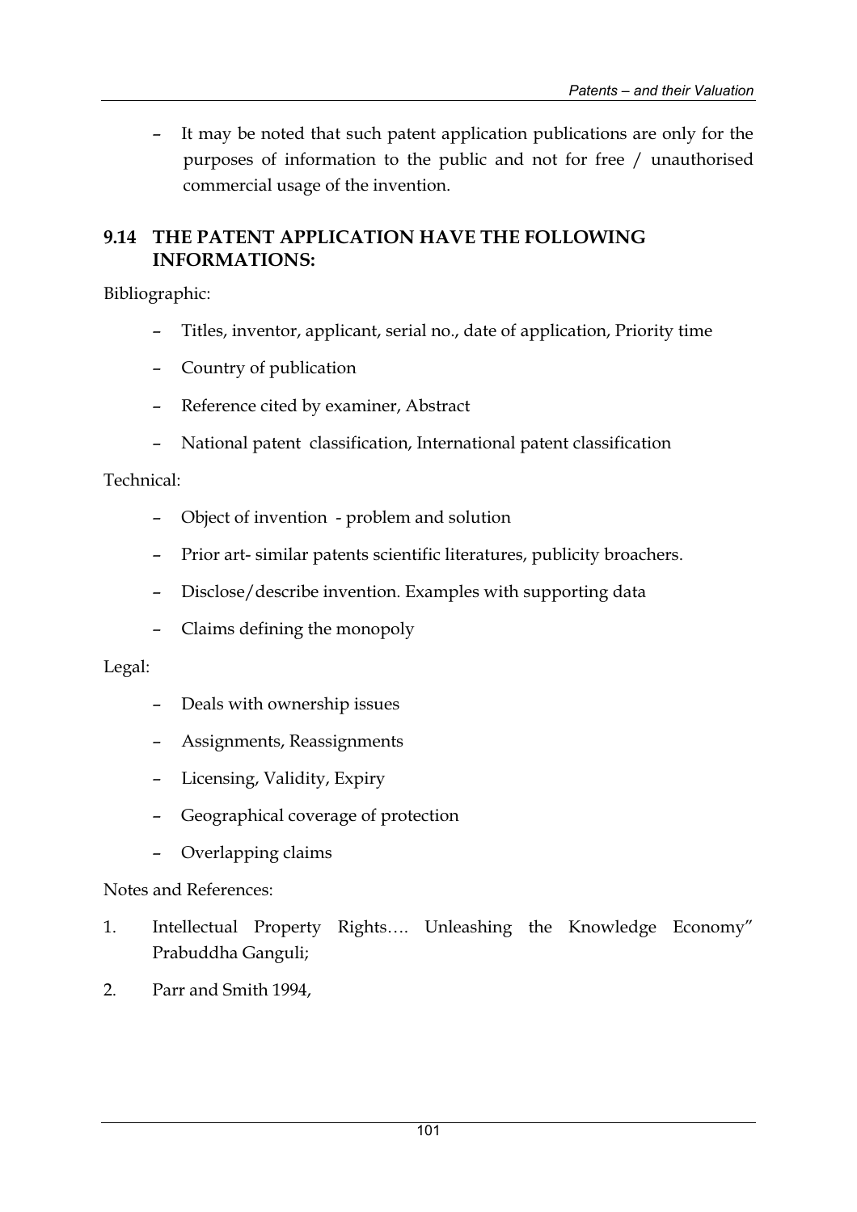- It may be noted that such patent application publications are only for the purposes of information to the public and not for free / unauthorised commercial usage of the invention.

## 9.14 THE PATENT APPLICATION HAVE THE FOLLOWING INFORMATIONS:

Bibliographic:

- Titles, inventor, applicant, serial no., date of application, Priority time
- Country of publication
- Reference cited by examiner, Abstract
- National patent classification, International patent classification

Technical:

- Object of invention - problem and solution
- Prior art- similar patents scientific literatures, publicity broachers.
- Disclose/describe invention. Examples with supporting data
- Claims defining the monopoly

Legal:

- Deals with ownership issues
- Assignments, Reassignments
- Licensing, Validity, Expiry
- Geographical coverage of protection
- Overlapping claims

Notes and References:

1. Intellectual Property Rights…. Unleashing the Knowledge Economy" Prabuddha Ganguli;
2. Parr and Smith 1994,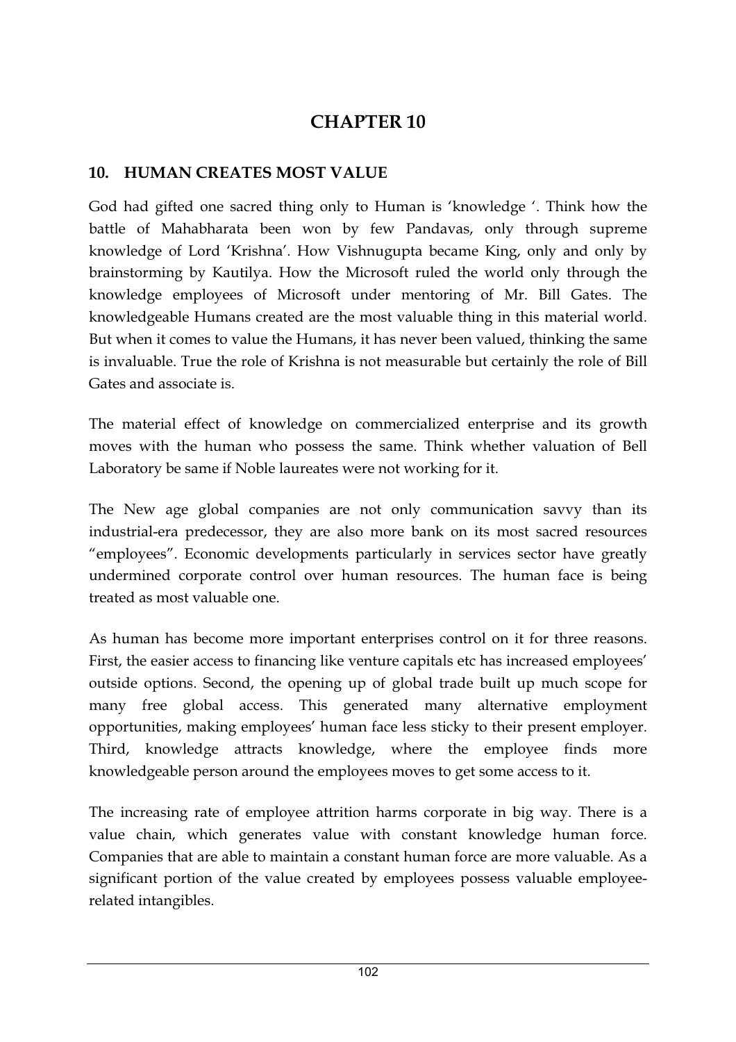# CHAPTER 10

## 10. HUMAN CREATES MOST VALUE

God had gifted one sacred thing only to Human is 'knowledge '. Think how the battle of Mahabharata been won by few Pandavas, only through supreme knowledge of Lord 'Krishna'. How Vishnugupta became King, only and only by brainstorming by Kautilya. How the Microsoft ruled the world only through the knowledge employees of Microsoft under mentoring of Mr. Bill Gates. The knowledgeable Humans created are the most valuable thing in this material world. But when it comes to value the Humans, it has never been valued, thinking the same is invaluable. True the role of Krishna is not measurable but certainly the role of Bill Gates and associate is.

The material effect of knowledge on commercialized enterprise and its growth moves with the human who possess the same. Think whether valuation of Bell Laboratory be same if Noble laureates were not working for it.

The New age global companies are not only communication savvy than its industrial-era predecessor, they are also more bank on its most sacred resources "employees". Economic developments particularly in services sector have greatly undermined corporate control over human resources. The human face is being treated as most valuable one.

As human has become more important enterprises control on it for three reasons. First, the easier access to financing like venture capitals etc has increased employees' outside options. Second, the opening up of global trade built up much scope for many free global access. This generated many alternative employment opportunities, making employees' human face less sticky to their present employer. Third, knowledge attracts knowledge, where the employee finds more knowledgeable person around the employees moves to get some access to it.

The increasing rate of employee attrition harms corporate in big way. There is a value chain, which generates value with constant knowledge human force. Companies that are able to maintain a constant human force are more valuable. As a significant portion of the value created by employees possess valuable employee-related intangibles.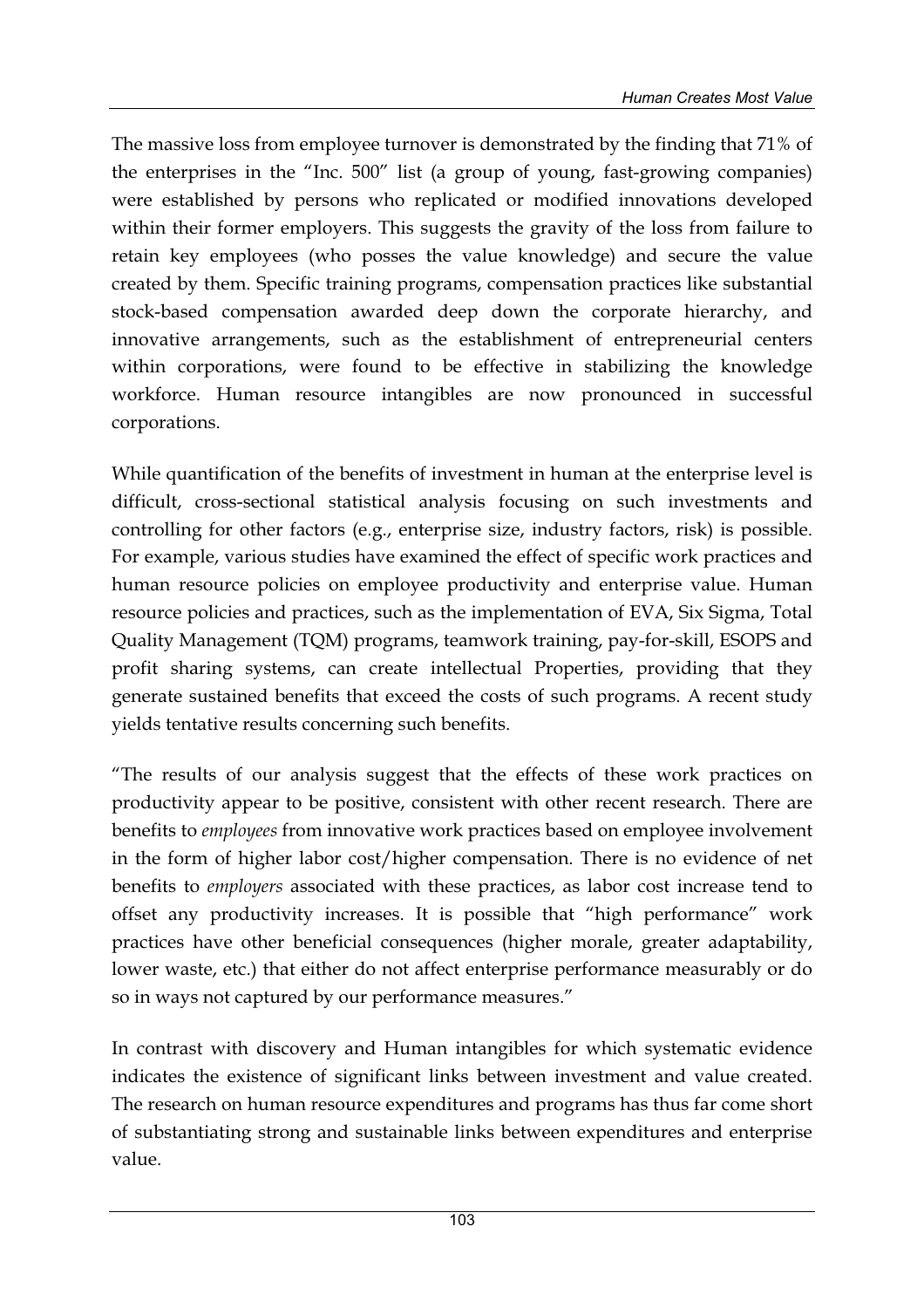The massive loss from employee turnover is demonstrated by the finding that 71% of the enterprises in the "Inc. 500" list (a group of young, fast-growing companies) were established by persons who replicated or modified innovations developed within their former employers. This suggests the gravity of the loss from failure to retain key employees (who posses the value knowledge) and secure the value created by them. Specific training programs, compensation practices like substantial stock-based compensation awarded deep down the corporate hierarchy, and innovative arrangements, such as the establishment of entrepreneurial centers within corporations, were found to be effective in stabilizing the knowledge workforce. Human resource intangibles are now pronounced in successful corporations.

While quantification of the benefits of investment in human at the enterprise level is difficult, cross-sectional statistical analysis focusing on such investments and controlling for other factors (e.g., enterprise size, industry factors, risk) is possible. For example, various studies have examined the effect of specific work practices and human resource policies on employee productivity and enterprise value. Human resource policies and practices, such as the implementation of EVA, Six Sigma, Total Quality Management (TQM) programs, teamwork training, pay-for-skill, ESOPS and profit sharing systems, can create intellectual Properties, providing that they generate sustained benefits that exceed the costs of such programs. A recent study yields tentative results concerning such benefits.

"The results of our analysis suggest that the effects of these work practices on productivity appear to be positive, consistent with other recent research. There are benefits to *employees* from innovative work practices based on employee involvement in the form of higher labor cost/higher compensation. There is no evidence of net benefits to *employers* associated with these practices, as labor cost increase tend to offset any productivity increases. It is possible that "high performance" work practices have other beneficial consequences (higher morale, greater adaptability, lower waste, etc.) that either do not affect enterprise performance measurably or do so in ways not captured by our performance measures."

In contrast with discovery and Human intangibles for which systematic evidence indicates the existence of significant links between investment and value created. The research on human resource expenditures and programs has thus far come short of substantiating strong and sustainable links between expenditures and enterprise value.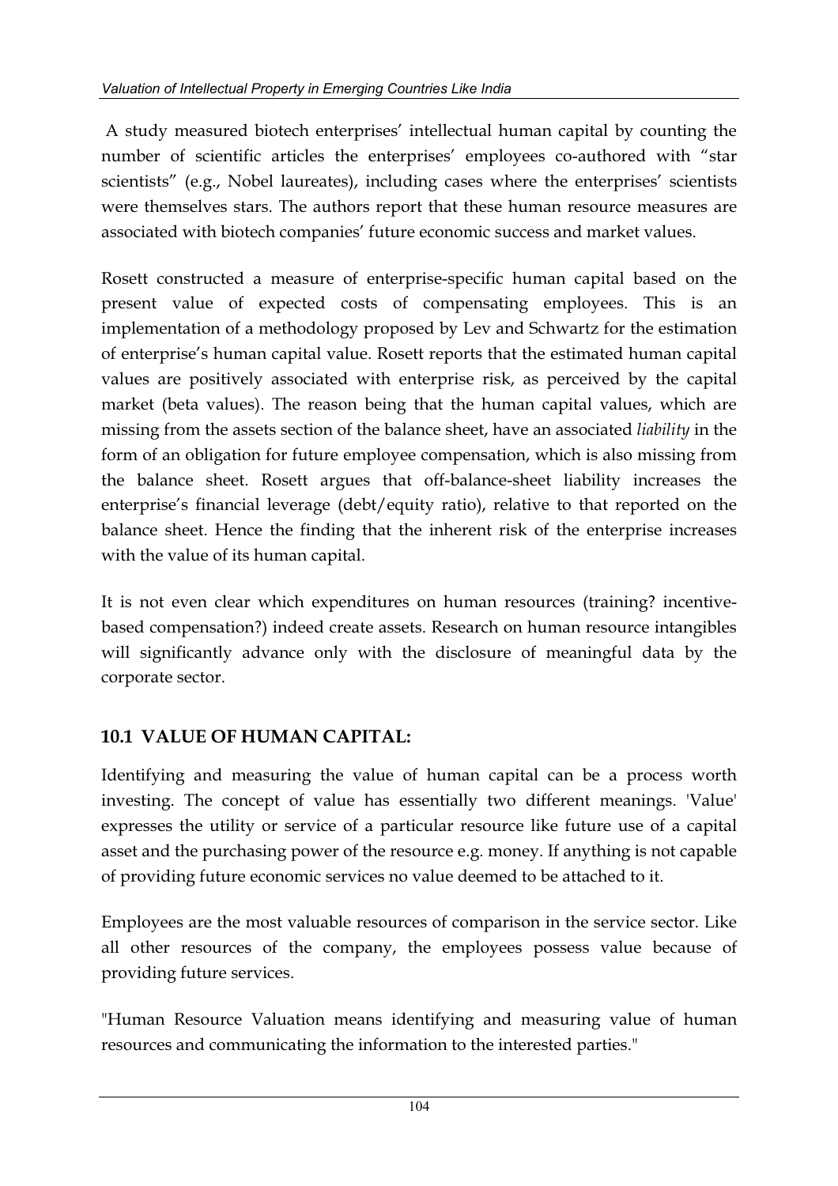A study measured biotech enterprises' intellectual human capital by counting the number of scientific articles the enterprises' employees co-authored with "star scientists" (e.g., Nobel laureates), including cases where the enterprises' scientists were themselves stars. The authors report that these human resource measures are associated with biotech companies' future economic success and market values.

Rosett constructed a measure of enterprise-specific human capital based on the present value of expected costs of compensating employees. This is an implementation of a methodology proposed by Lev and Schwartz for the estimation of enterprise's human capital value. Rosett reports that the estimated human capital values are positively associated with enterprise risk, as perceived by the capital market (beta values). The reason being that the human capital values, which are missing from the assets section of the balance sheet, have an associated *liability* in the form of an obligation for future employee compensation, which is also missing from the balance sheet. Rosett argues that off-balance-sheet liability increases the enterprise's financial leverage (debt/equity ratio), relative to that reported on the balance sheet. Hence the finding that the inherent risk of the enterprise increases with the value of its human capital.

It is not even clear which expenditures on human resources (training? incentive-based compensation?) indeed create assets. Research on human resource intangibles will significantly advance only with the disclosure of meaningful data by the corporate sector.

## 10.1 VALUE OF HUMAN CAPITAL:

Identifying and measuring the value of human capital can be a process worth investing. The concept of value has essentially two different meanings. 'Value' expresses the utility or service of a particular resource like future use of a capital asset and the purchasing power of the resource e.g. money. If anything is not capable of providing future economic services no value deemed to be attached to it.

Employees are the most valuable resources of comparison in the service sector. Like all other resources of the company, the employees possess value because of providing future services.

"Human Resource Valuation means identifying and measuring value of human resources and communicating the information to the interested parties."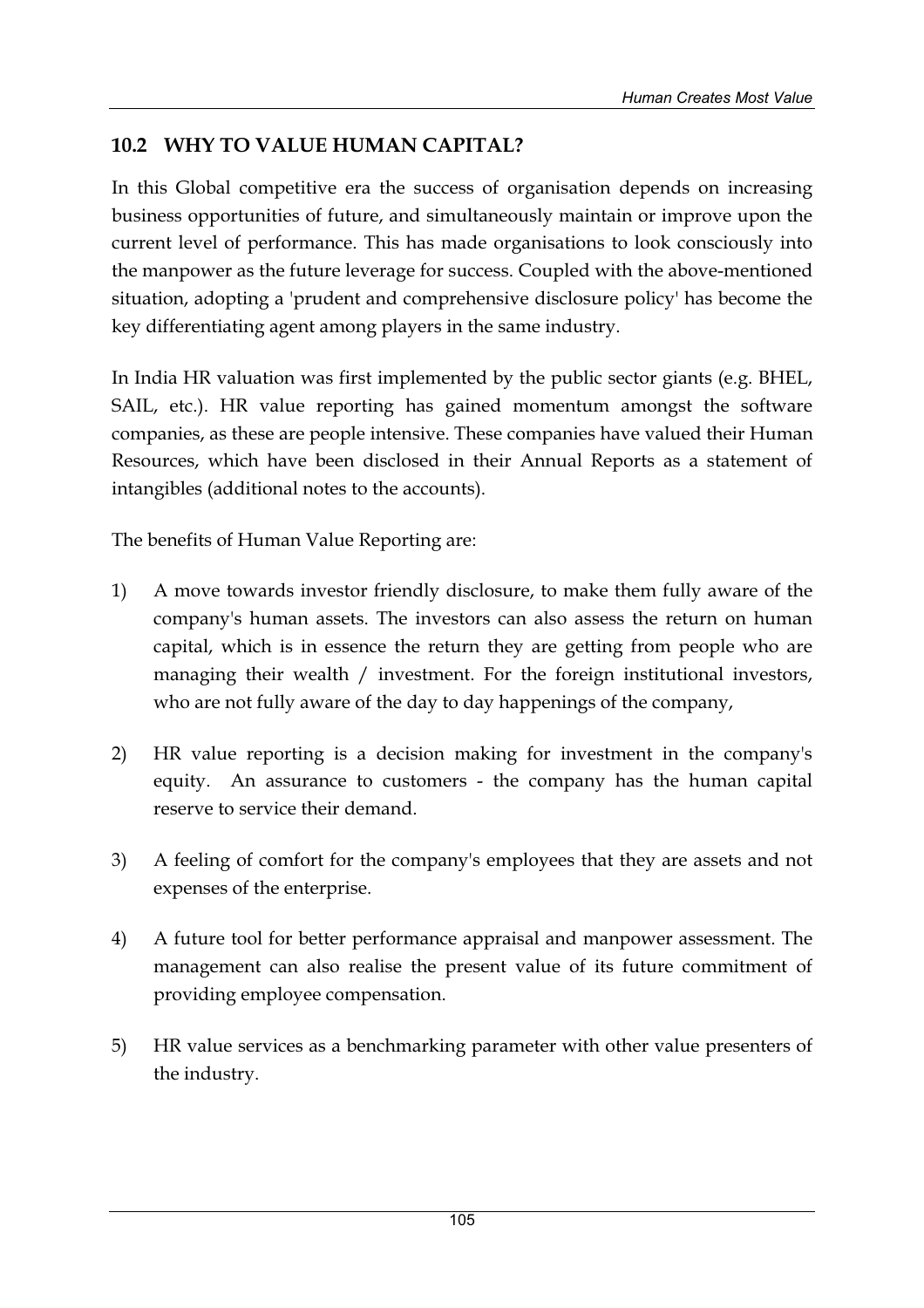## 10.2 WHY TO VALUE HUMAN CAPITAL?

In this Global competitive era the success of organisation depends on increasing business opportunities of future, and simultaneously maintain or improve upon the current level of performance. This has made organisations to look consciously into the manpower as the future leverage for success. Coupled with the above-mentioned situation, adopting a 'prudent and comprehensive disclosure policy' has become the key differentiating agent among players in the same industry.

In India HR valuation was first implemented by the public sector giants (e.g. BHEL, SAIL, etc.). HR value reporting has gained momentum amongst the software companies, as these are people intensive. These companies have valued their Human Resources, which have been disclosed in their Annual Reports as a statement of intangibles (additional notes to the accounts).

The benefits of Human Value Reporting are:

1) A move towards investor friendly disclosure, to make them fully aware of the company's human assets. The investors can also assess the return on human capital, which is in essence the return they are getting from people who are managing their wealth / investment. For the foreign institutional investors, who are not fully aware of the day to day happenings of the company,

2) HR value reporting is a decision making for investment in the company's equity. An assurance to customers - the company has the human capital reserve to service their demand.

3) A feeling of comfort for the company's employees that they are assets and not expenses of the enterprise.

4) A future tool for better performance appraisal and manpower assessment. The management can also realise the present value of its future commitment of providing employee compensation.

5) HR value services as a benchmarking parameter with other value presenters of the industry.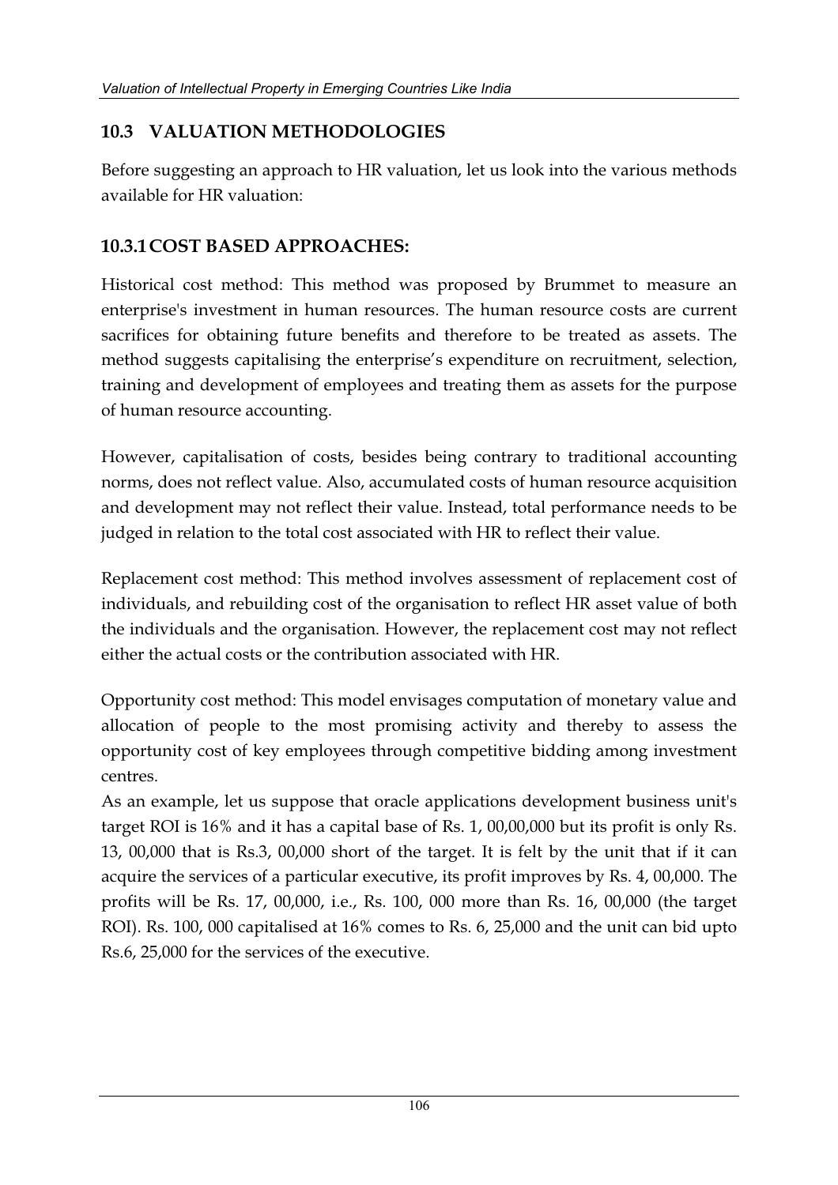## 10.3 VALUATION METHODOLOGIES

Before suggesting an approach to HR valuation, let us look into the various methods available for HR valuation:

### 10.3.1 COST BASED APPROACHES:

Historical cost method: This method was proposed by Brummet to measure an enterprise's investment in human resources. The human resource costs are current sacrifices for obtaining future benefits and therefore to be treated as assets. The method suggests capitalising the enterprise's expenditure on recruitment, selection, training and development of employees and treating them as assets for the purpose of human resource accounting.

However, capitalisation of costs, besides being contrary to traditional accounting norms, does not reflect value. Also, accumulated costs of human resource acquisition and development may not reflect their value. Instead, total performance needs to be judged in relation to the total cost associated with HR to reflect their value.

Replacement cost method: This method involves assessment of replacement cost of individuals, and rebuilding cost of the organisation to reflect HR asset value of both the individuals and the organisation. However, the replacement cost may not reflect either the actual costs or the contribution associated with HR.

Opportunity cost method: This model envisages computation of monetary value and allocation of people to the most promising activity and thereby to assess the opportunity cost of key employees through competitive bidding among investment centres.

As an example, let us suppose that oracle applications development business unit's target ROI is 16% and it has a capital base of Rs. 1, 00,00,000 but its profit is only Rs. 13, 00,000 that is Rs.3, 00,000 short of the target. It is felt by the unit that if it can acquire the services of a particular executive, its profit improves by Rs. 4, 00,000. The profits will be Rs. 17, 00,000, i.e., Rs. 100, 000 more than Rs. 16, 00,000 (the target ROI). Rs. 100, 000 capitalised at 16% comes to Rs. 6, 25,000 and the unit can bid upto Rs.6, 25,000 for the services of the executive.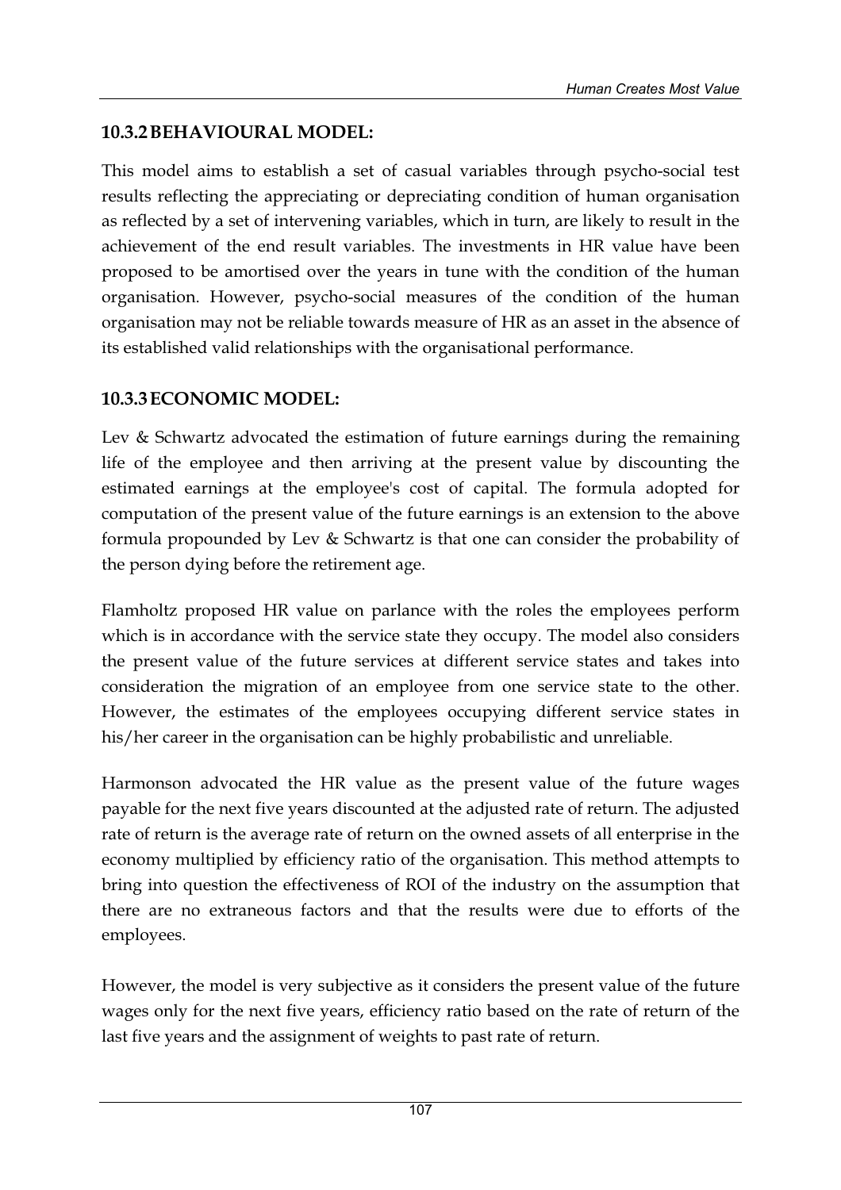### 10.3.2 BEHAVIOURAL MODEL:

This model aims to establish a set of casual variables through psycho-social test results reflecting the appreciating or depreciating condition of human organisation as reflected by a set of intervening variables, which in turn, are likely to result in the achievement of the end result variables. The investments in HR value have been proposed to be amortised over the years in tune with the condition of the human organisation. However, psycho-social measures of the condition of the human organisation may not be reliable towards measure of HR as an asset in the absence of its established valid relationships with the organisational performance.

### 10.3.3 ECONOMIC MODEL:

Lev & Schwartz advocated the estimation of future earnings during the remaining life of the employee and then arriving at the present value by discounting the estimated earnings at the employee's cost of capital. The formula adopted for computation of the present value of the future earnings is an extension to the above formula propounded by Lev & Schwartz is that one can consider the probability of the person dying before the retirement age.

Flamholtz proposed HR value on parlance with the roles the employees perform which is in accordance with the service state they occupy. The model also considers the present value of the future services at different service states and takes into consideration the migration of an employee from one service state to the other. However, the estimates of the employees occupying different service states in his/her career in the organisation can be highly probabilistic and unreliable.

Harmonson advocated the HR value as the present value of the future wages payable for the next five years discounted at the adjusted rate of return. The adjusted rate of return is the average rate of return on the owned assets of all enterprise in the economy multiplied by efficiency ratio of the organisation. This method attempts to bring into question the effectiveness of ROI of the industry on the assumption that there are no extraneous factors and that the results were due to efforts of the employees.

However, the model is very subjective as it considers the present value of the future wages only for the next five years, efficiency ratio based on the rate of return of the last five years and the assignment of weights to past rate of return.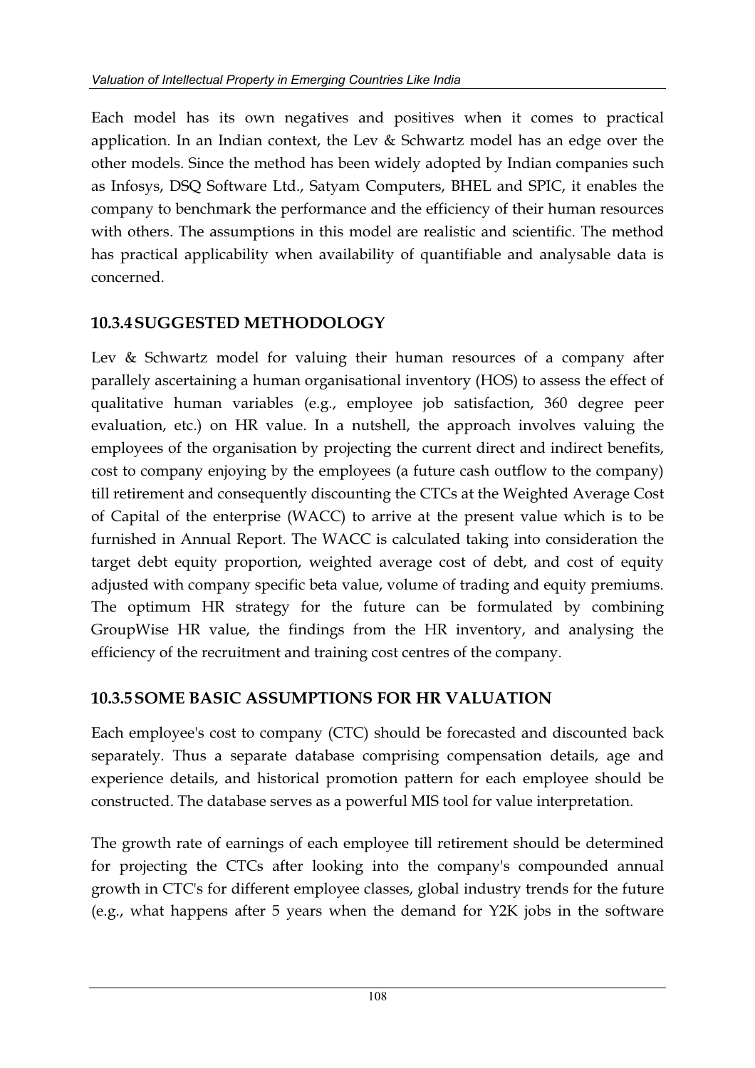Each model has its own negatives and positives when it comes to practical application. In an Indian context, the Lev & Schwartz model has an edge over the other models. Since the method has been widely adopted by Indian companies such as Infosys, DSQ Software Ltd., Satyam Computers, BHEL and SPIC, it enables the company to benchmark the performance and the efficiency of their human resources with others. The assumptions in this model are realistic and scientific. The method has practical applicability when availability of quantifiable and analysable data is concerned.

### 10.3.4 SUGGESTED METHODOLOGY

Lev & Schwartz model for valuing their human resources of a company after parallely ascertaining a human organisational inventory (HOS) to assess the effect of qualitative human variables (e.g., employee job satisfaction, 360 degree peer evaluation, etc.) on HR value. In a nutshell, the approach involves valuing the employees of the organisation by projecting the current direct and indirect benefits, cost to company enjoying by the employees (a future cash outflow to the company) till retirement and consequently discounting the CTCs at the Weighted Average Cost of Capital of the enterprise (WACC) to arrive at the present value which is to be furnished in Annual Report. The WACC is calculated taking into consideration the target debt equity proportion, weighted average cost of debt, and cost of equity adjusted with company specific beta value, volume of trading and equity premiums. The optimum HR strategy for the future can be formulated by combining GroupWise HR value, the findings from the HR inventory, and analysing the efficiency of the recruitment and training cost centres of the company.

### 10.3.5 SOME BASIC ASSUMPTIONS FOR HR VALUATION

Each employee's cost to company (CTC) should be forecasted and discounted back separately. Thus a separate database comprising compensation details, age and experience details, and historical promotion pattern for each employee should be constructed. The database serves as a powerful MIS tool for value interpretation.

The growth rate of earnings of each employee till retirement should be determined for projecting the CTCs after looking into the company's compounded annual growth in CTC's for different employee classes, global industry trends for the future (e.g., what happens after 5 years when the demand for Y2K jobs in the software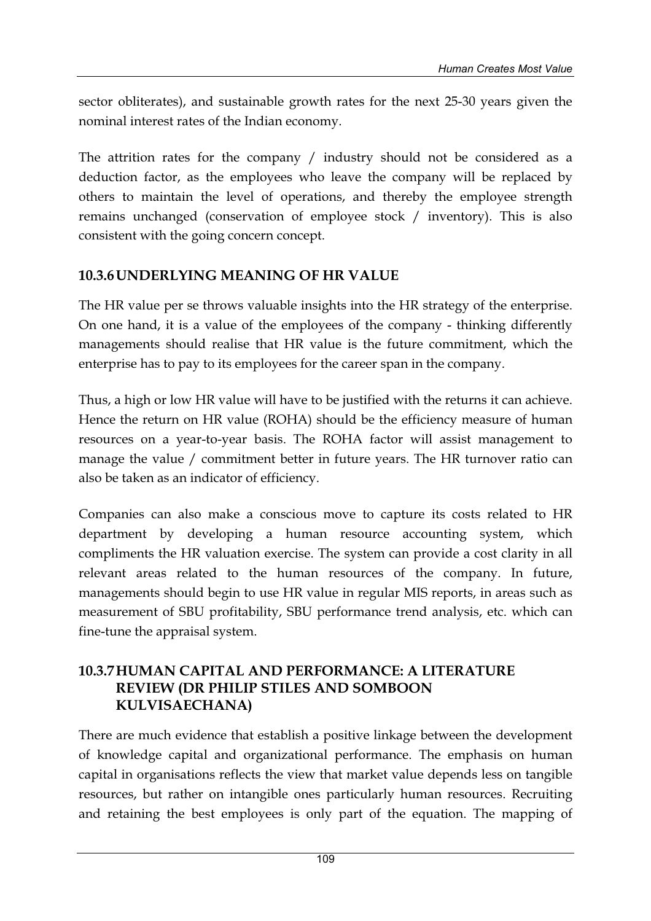sector obliterates), and sustainable growth rates for the next 25-30 years given the nominal interest rates of the Indian economy.

The attrition rates for the company / industry should not be considered as a deduction factor, as the employees who leave the company will be replaced by others to maintain the level of operations, and thereby the employee strength remains unchanged (conservation of employee stock / inventory). This is also consistent with the going concern concept.

### 10.3.6 UNDERLYING MEANING OF HR VALUE

The HR value per se throws valuable insights into the HR strategy of the enterprise. On one hand, it is a value of the employees of the company - thinking differently managements should realise that HR value is the future commitment, which the enterprise has to pay to its employees for the career span in the company.

Thus, a high or low HR value will have to be justified with the returns it can achieve. Hence the return on HR value (ROHA) should be the efficiency measure of human resources on a year-to-year basis. The ROHA factor will assist management to manage the value / commitment better in future years. The HR turnover ratio can also be taken as an indicator of efficiency.

Companies can also make a conscious move to capture its costs related to HR department by developing a human resource accounting system, which compliments the HR valuation exercise. The system can provide a cost clarity in all relevant areas related to the human resources of the company. In future, managements should begin to use HR value in regular MIS reports, in areas such as measurement of SBU profitability, SBU performance trend analysis, etc. which can fine-tune the appraisal system.

### 10.3.7 HUMAN CAPITAL AND PERFORMANCE: A LITERATURE REVIEW (DR PHILIP STILES AND SOMBOON KULVISAECHANA)

There are much evidence that establish a positive linkage between the development of knowledge capital and organizational performance. The emphasis on human capital in organisations reflects the view that market value depends less on tangible resources, but rather on intangible ones particularly human resources. Recruiting and retaining the best employees is only part of the equation. The mapping of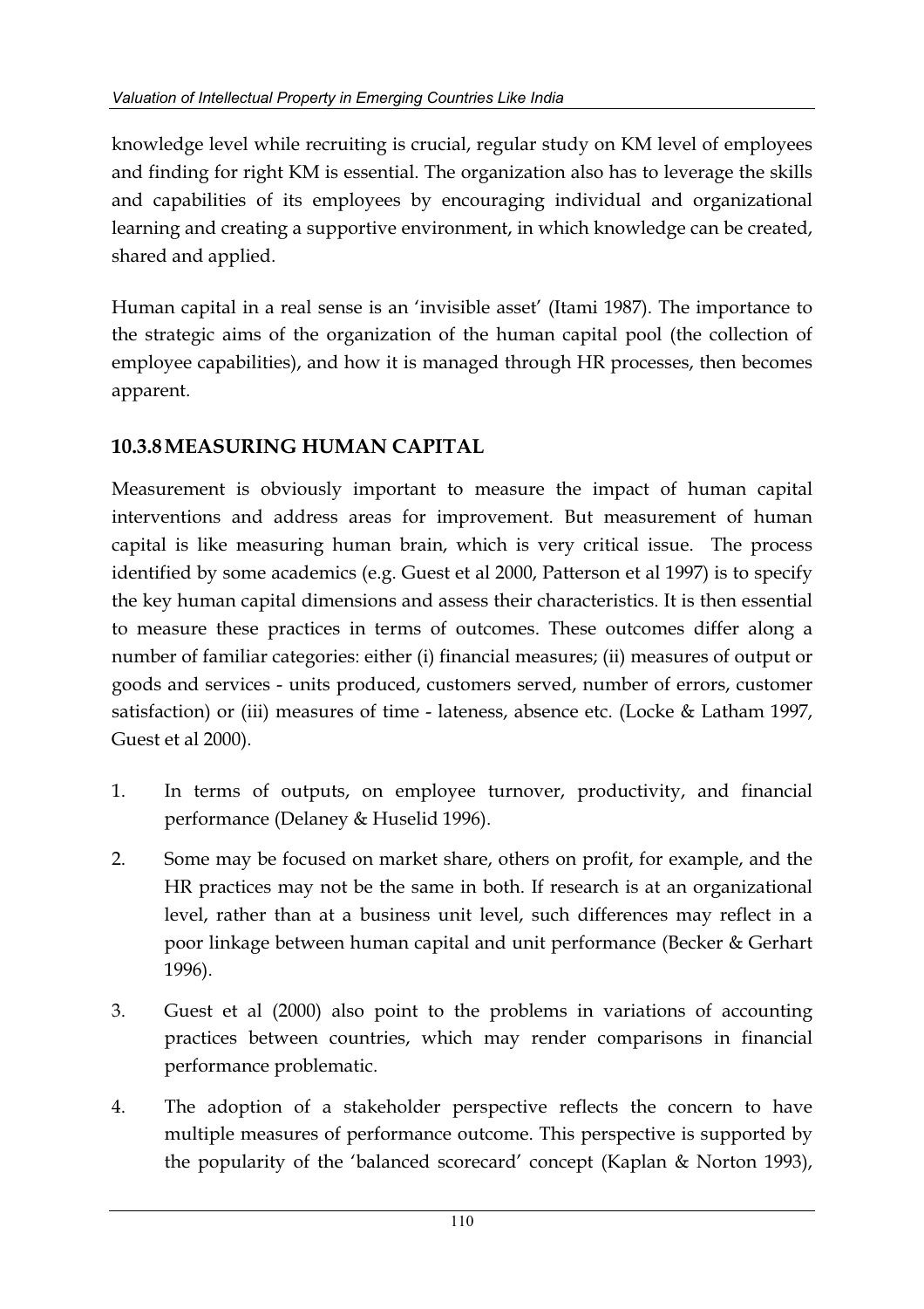knowledge level while recruiting is crucial, regular study on KM level of employees and finding for right KM is essential. The organization also has to leverage the skills and capabilities of its employees by encouraging individual and organizational learning and creating a supportive environment, in which knowledge can be created, shared and applied.

Human capital in a real sense is an 'invisible asset' (Itami 1987). The importance to the strategic aims of the organization of the human capital pool (the collection of employee capabilities), and how it is managed through HR processes, then becomes apparent.

### 10.3.8 MEASURING HUMAN CAPITAL

Measurement is obviously important to measure the impact of human capital interventions and address areas for improvement. But measurement of human capital is like measuring human brain, which is very critical issue. The process identified by some academics (e.g. Guest et al 2000, Patterson et al 1997) is to specify the key human capital dimensions and assess their characteristics. It is then essential to measure these practices in terms of outcomes. These outcomes differ along a number of familiar categories: either (i) financial measures; (ii) measures of output or goods and services - units produced, customers served, number of errors, customer satisfaction) or (iii) measures of time - lateness, absence etc. (Locke & Latham 1997, Guest et al 2000).

1. In terms of outputs, on employee turnover, productivity, and financial performance (Delaney & Huselid 1996).
2. Some may be focused on market share, others on profit, for example, and the HR practices may not be the same in both. If research is at an organizational level, rather than at a business unit level, such differences may reflect in a poor linkage between human capital and unit performance (Becker & Gerhart 1996).
3. Guest et al (2000) also point to the problems in variations of accounting practices between countries, which may render comparisons in financial performance problematic.
4. The adoption of a stakeholder perspective reflects the concern to have multiple measures of performance outcome. This perspective is supported by the popularity of the 'balanced scorecard' concept (Kaplan & Norton 1993),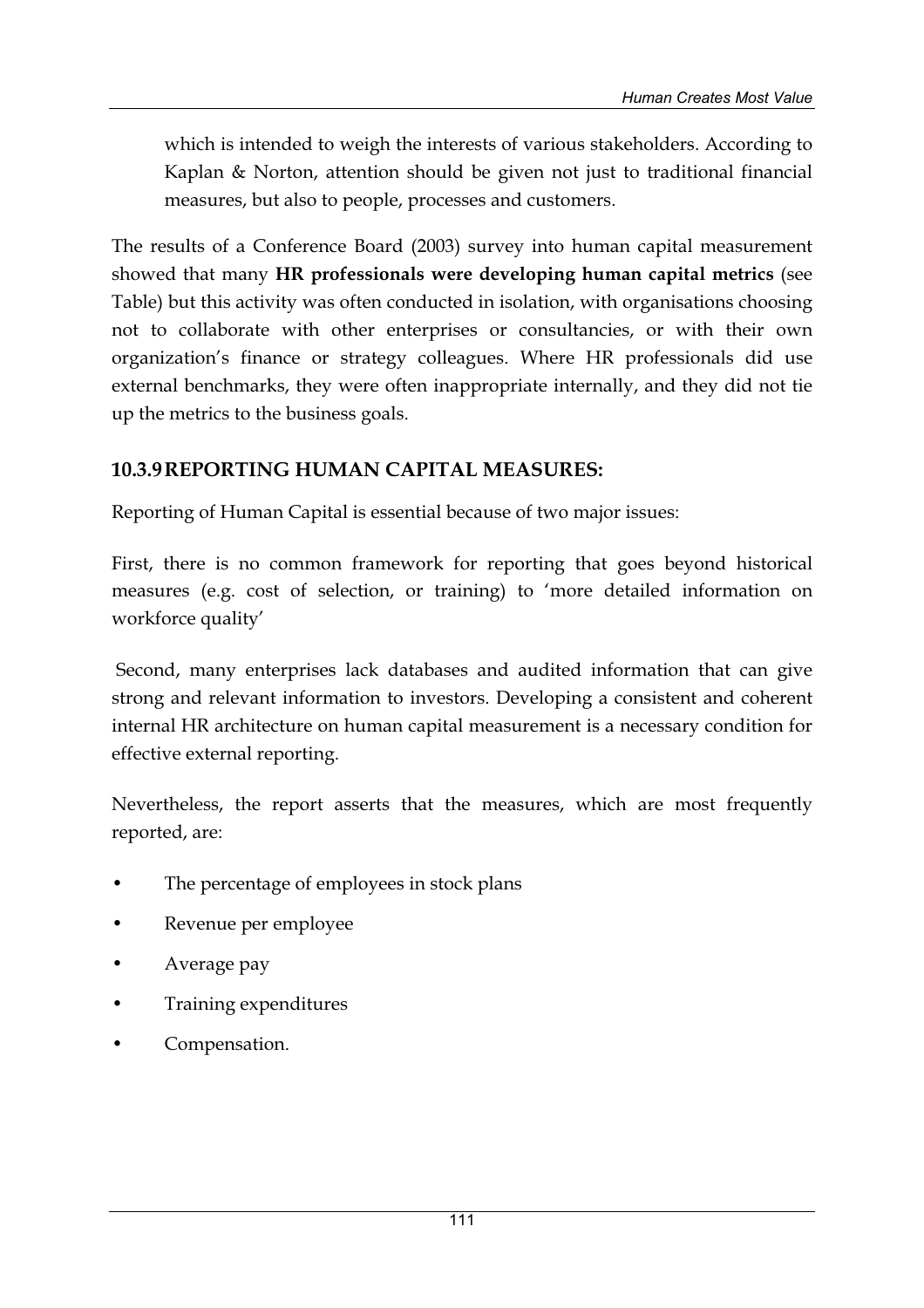which is intended to weigh the interests of various stakeholders. According to Kaplan & Norton, attention should be given not just to traditional financial measures, but also to people, processes and customers.

The results of a Conference Board (2003) survey into human capital measurement showed that many **HR professionals were developing human capital metrics** (see Table) but this activity was often conducted in isolation, with organisations choosing not to collaborate with other enterprises or consultancies, or with their own organization's finance or strategy colleagues. Where HR professionals did use external benchmarks, they were often inappropriate internally, and they did not tie up the metrics to the business goals.

### 10.3.9 REPORTING HUMAN CAPITAL MEASURES:

Reporting of Human Capital is essential because of two major issues:

First, there is no common framework for reporting that goes beyond historical measures (e.g. cost of selection, or training) to 'more detailed information on workforce quality'

Second, many enterprises lack databases and audited information that can give strong and relevant information to investors. Developing a consistent and coherent internal HR architecture on human capital measurement is a necessary condition for effective external reporting.

Nevertheless, the report asserts that the measures, which are most frequently reported, are:

- The percentage of employees in stock plans
- Revenue per employee
- Average pay
- Training expenditures
- Compensation.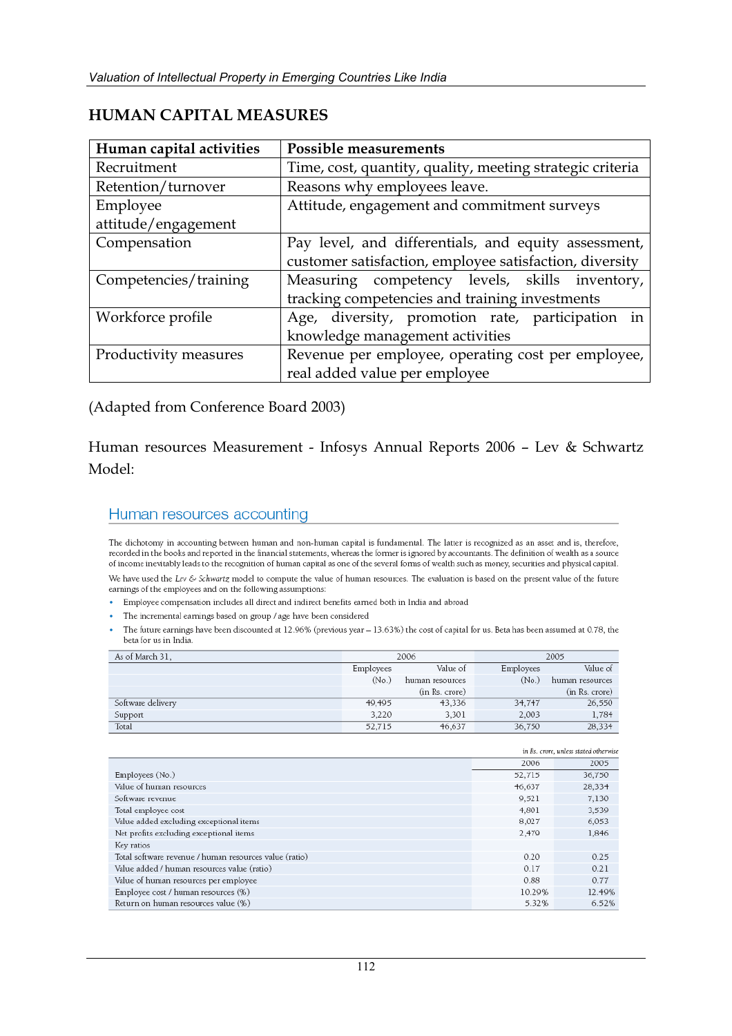## HUMAN CAPITAL MEASURES

| Human capital activities | Possible measurements |
|---|---|
| Recruitment | Time, cost, quantity, quality, meeting strategic criteria |
| Retention/turnover | Reasons why employees leave. |
| Employee attitude/engagement | Attitude, engagement and commitment surveys |
| Compensation | Pay level, and differentials, and equity assessment, customer satisfaction, employee satisfaction, diversity |
| Competencies/training | Measuring competency levels, skills inventory, tracking competencies and training investments |
| Workforce profile | Age, diversity, promotion rate, participation in knowledge management activities |
| Productivity measures | Revenue per employee, operating cost per employee, real added value per employee |

(Adapted from Conference Board 2003)

Human resources Measurement - Infosys Annual Reports 2006 – Lev & Schwartz Model:

### Human resources accounting

The dichotomy in accounting between human and non-human capital is fundamental. The latter is recognized as an asset and is, therefore, recorded in the books and reported in the financial statements, whereas the former is ignored by accountants. The definition of wealth as a source of income inevitably leads to the recognition of human capital as one of the several forms of wealth such as money, securities and physical capital.

We have used the *Lev & Schwartz* model to compute the value of human resources. The evaluation is based on the present value of the future earnings of the employees and on the following assumptions:

- Employee compensation includes all direct and indirect benefits earned both in India and abroad
- The incremental earnings based on group / age have been considered
- The future earnings have been discounted at 12.96% (previous year – 13.63%) the cost of capital for us. Beta has been assumed at 0.78, the beta for us in India.

| As of March 31, | 2006 | | 2005 | |
|---|---|---|---|---|
| | Employees (No.) | Value of human resources (in Rs. crore) | Employees (No.) | Value of human resources (in Rs. crore) |
| Software delivery | 49,495 | 43,336 | 34,747 | 26,550 |
| Support | 3,220 | 3,301 | 2,003 | 1,784 |
| Total | 52,715 | 46,637 | 36,750 | 28,334 |

*in Rs. crore, unless stated otherwise*

| | 2006 | 2005 |
|---|---|---|
| Employees (No.) | 52,715 | 36,750 |
| Value of human resources | 46,637 | 28,334 |
| Software revenue | 9,521 | 7,130 |
| Total employee cost | 4,801 | 3,539 |
| Value added excluding exceptional items | 8,027 | 6,053 |
| Net profits excluding exceptional items | 2,479 | 1,846 |
| Key ratios | | |
| Total software revenue / human resources value (ratio) | 0.20 | 0.25 |
| Value added / human resources value (ratio) | 0.17 | 0.21 |
| Value of human resources per employee | 0.88 | 0.77 |
| Employee cost / human resources (%) | 10.29% | 12.49% |
| Return on human resources value (%) | 5.32% | 6.52% |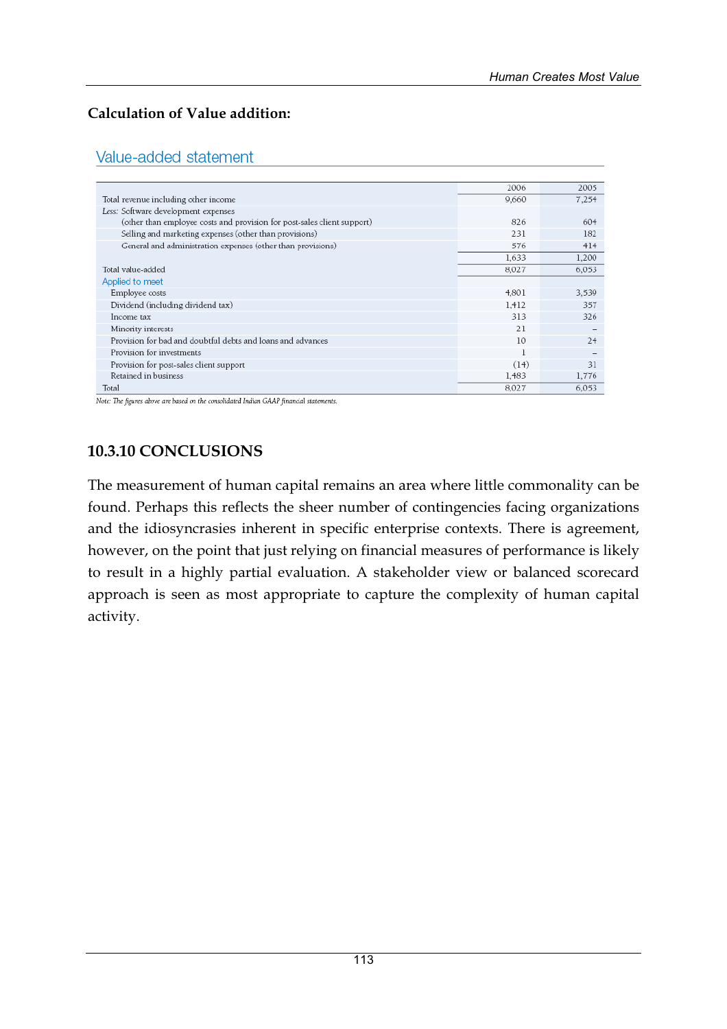**Calculation of Value addition:**

## Value-added statement

| | 2006 | 2005 |
|---|---|---|
| Total revenue including other income | 9,660 | 7,254 |
| *Less:* Software development expenses | | |
| (other than employee costs and provision for post-sales client support) | 826 | 604 |
| Selling and marketing expenses (other than provisions) | 231 | 182 |
| General and administration expenses (other than provisions) | 576 | 414 |
| | 1,633 | 1,200 |
| Total value-added | 8,027 | 6,053 |
| Applied to meet | | |
| Employee costs | 4,801 | 3,539 |
| Dividend (including dividend tax) | 1,412 | 357 |
| Income tax | 313 | 326 |
| Minority interests | 21 | – |
| Provision for bad and doubtful debts and loans and advances | 10 | 24 |
| Provision for investments | 1 | – |
| Provision for post-sales client support | (14) | 31 |
| Retained in business | 1,483 | 1,776 |
| Total | 8,027 | 6,053 |

*Note: The figures above are based on the consolidated Indian GAAP financial statements.*

## 10.3.10 CONCLUSIONS

The measurement of human capital remains an area where little commonality can be found. Perhaps this reflects the sheer number of contingencies facing organizations and the idiosyncrasies inherent in specific enterprise contexts. There is agreement, however, on the point that just relying on financial measures of performance is likely to result in a highly partial evaluation. A stakeholder view or balanced scorecard approach is seen as most appropriate to capture the complexity of human capital activity.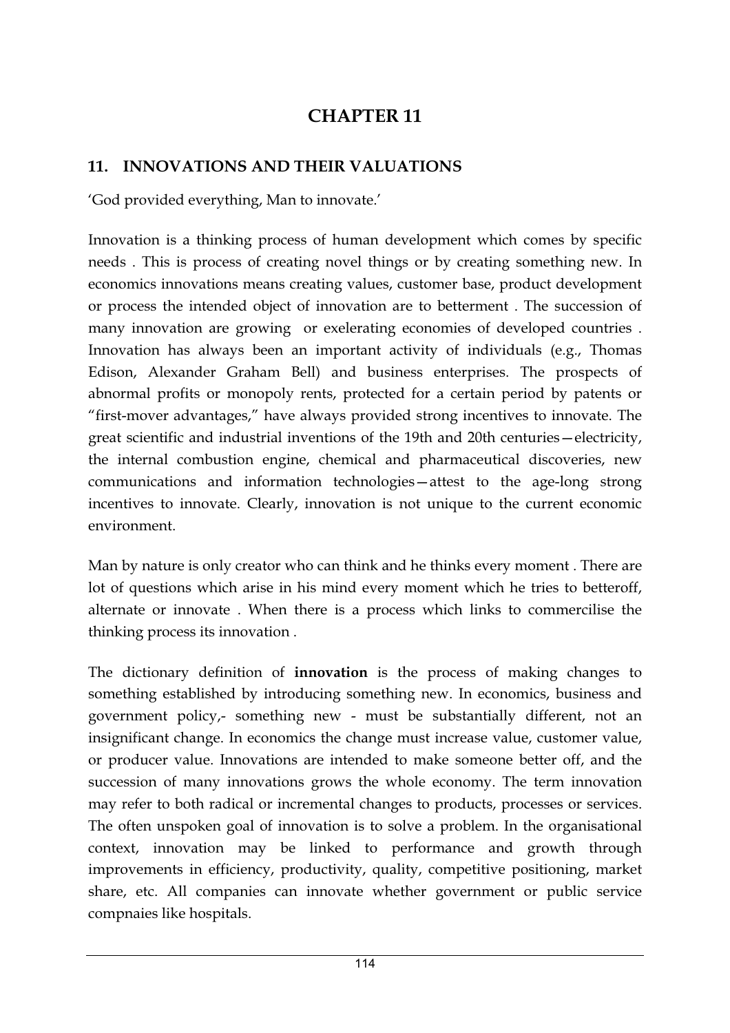# CHAPTER 11

## 11. INNOVATIONS AND THEIR VALUATIONS

'God provided everything, Man to innovate.'

Innovation is a thinking process of human development which comes by specific needs . This is process of creating novel things or by creating something new. In economics innovations means creating values, customer base, product development or process the intended object of innovation are to betterment . The succession of many innovation are growing or exelerating economies of developed countries . Innovation has always been an important activity of individuals (e.g., Thomas Edison, Alexander Graham Bell) and business enterprises. The prospects of abnormal profits or monopoly rents, protected for a certain period by patents or "first-mover advantages," have always provided strong incentives to innovate. The great scientific and industrial inventions of the 19th and 20th centuries—electricity, the internal combustion engine, chemical and pharmaceutical discoveries, new communications and information technologies—attest to the age-long strong incentives to innovate. Clearly, innovation is not unique to the current economic environment.

Man by nature is only creator who can think and he thinks every moment . There are lot of questions which arise in his mind every moment which he tries to betteroff, alternate or innovate . When there is a process which links to commercilise the thinking process its innovation .

The dictionary definition of **innovation** is the process of making changes to something established by introducing something new. In economics, business and government policy,- something new - must be substantially different, not an insignificant change. In economics the change must increase value, customer value, or producer value. Innovations are intended to make someone better off, and the succession of many innovations grows the whole economy. The term innovation may refer to both radical or incremental changes to products, processes or services. The often unspoken goal of innovation is to solve a problem. In the organisational context, innovation may be linked to performance and growth through improvements in efficiency, productivity, quality, competitive positioning, market share, etc. All companies can innovate whether government or public service compnaies like hospitals.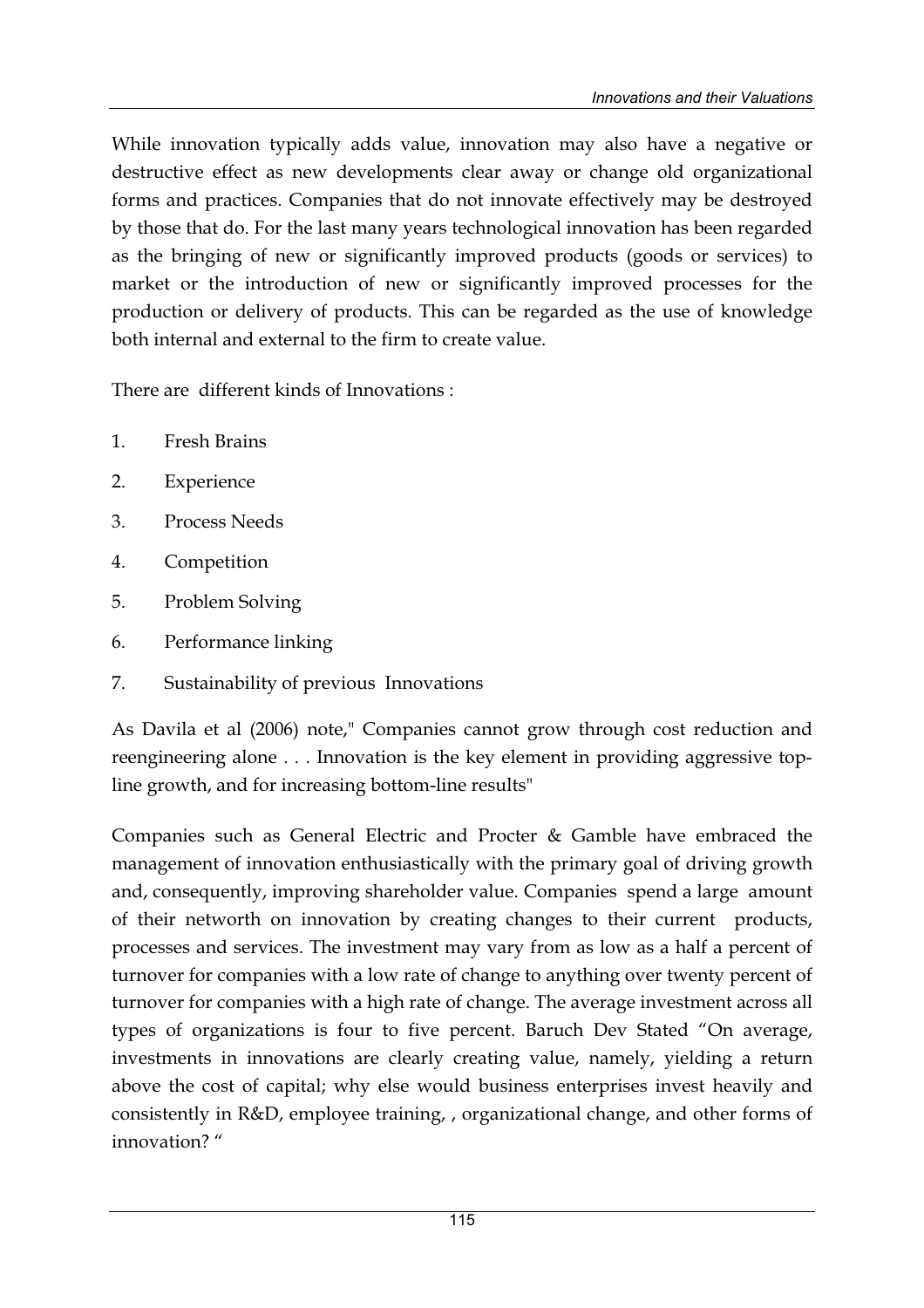While innovation typically adds value, innovation may also have a negative or destructive effect as new developments clear away or change old organizational forms and practices. Companies that do not innovate effectively may be destroyed by those that do. For the last many years technological innovation has been regarded as the bringing of new or significantly improved products (goods or services) to market or the introduction of new or significantly improved processes for the production or delivery of products. This can be regarded as the use of knowledge both internal and external to the firm to create value.

There are different kinds of Innovations :

1. Fresh Brains
2. Experience
3. Process Needs
4. Competition
5. Problem Solving
6. Performance linking
7. Sustainability of previous Innovations

As Davila et al (2006) note," Companies cannot grow through cost reduction and reengineering alone . . . Innovation is the key element in providing aggressive top-line growth, and for increasing bottom-line results"

Companies such as General Electric and Procter & Gamble have embraced the management of innovation enthusiastically with the primary goal of driving growth and, consequently, improving shareholder value. Companies spend a large amount of their networth on innovation by creating changes to their current products, processes and services. The investment may vary from as low as a half a percent of turnover for companies with a low rate of change to anything over twenty percent of turnover for companies with a high rate of change. The average investment across all types of organizations is four to five percent. Baruch Dev Stated "On average, investments in innovations are clearly creating value, namely, yielding a return above the cost of capital; why else would business enterprises invest heavily and consistently in R&D, employee training, , organizational change, and other forms of innovation? "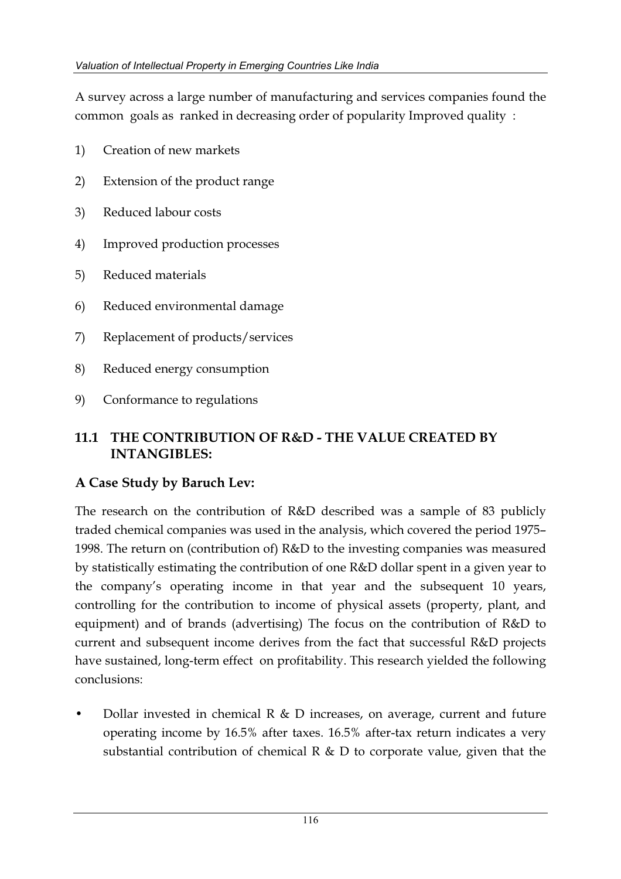A survey across a large number of manufacturing and services companies found the common goals as ranked in decreasing order of popularity Improved quality :

1) Creation of new markets
2) Extension of the product range
3) Reduced labour costs
4) Improved production processes
5) Reduced materials
6) Reduced environmental damage
7) Replacement of products/services
8) Reduced energy consumption
9) Conformance to regulations

## 11.1 THE CONTRIBUTION OF R&D - THE VALUE CREATED BY INTANGIBLES:

### A Case Study by Baruch Lev:

The research on the contribution of R&D described was a sample of 83 publicly traded chemical companies was used in the analysis, which covered the period 1975–1998. The return on (contribution of) R&D to the investing companies was measured by statistically estimating the contribution of one R&D dollar spent in a given year to the company's operating income in that year and the subsequent 10 years, controlling for the contribution to income of physical assets (property, plant, and equipment) and of brands (advertising) The focus on the contribution of R&D to current and subsequent income derives from the fact that successful R&D projects have sustained, long-term effect on profitability. This research yielded the following conclusions:

- Dollar invested in chemical R & D increases, on average, current and future operating income by 16.5% after taxes. 16.5% after-tax return indicates a very substantial contribution of chemical R & D to corporate value, given that the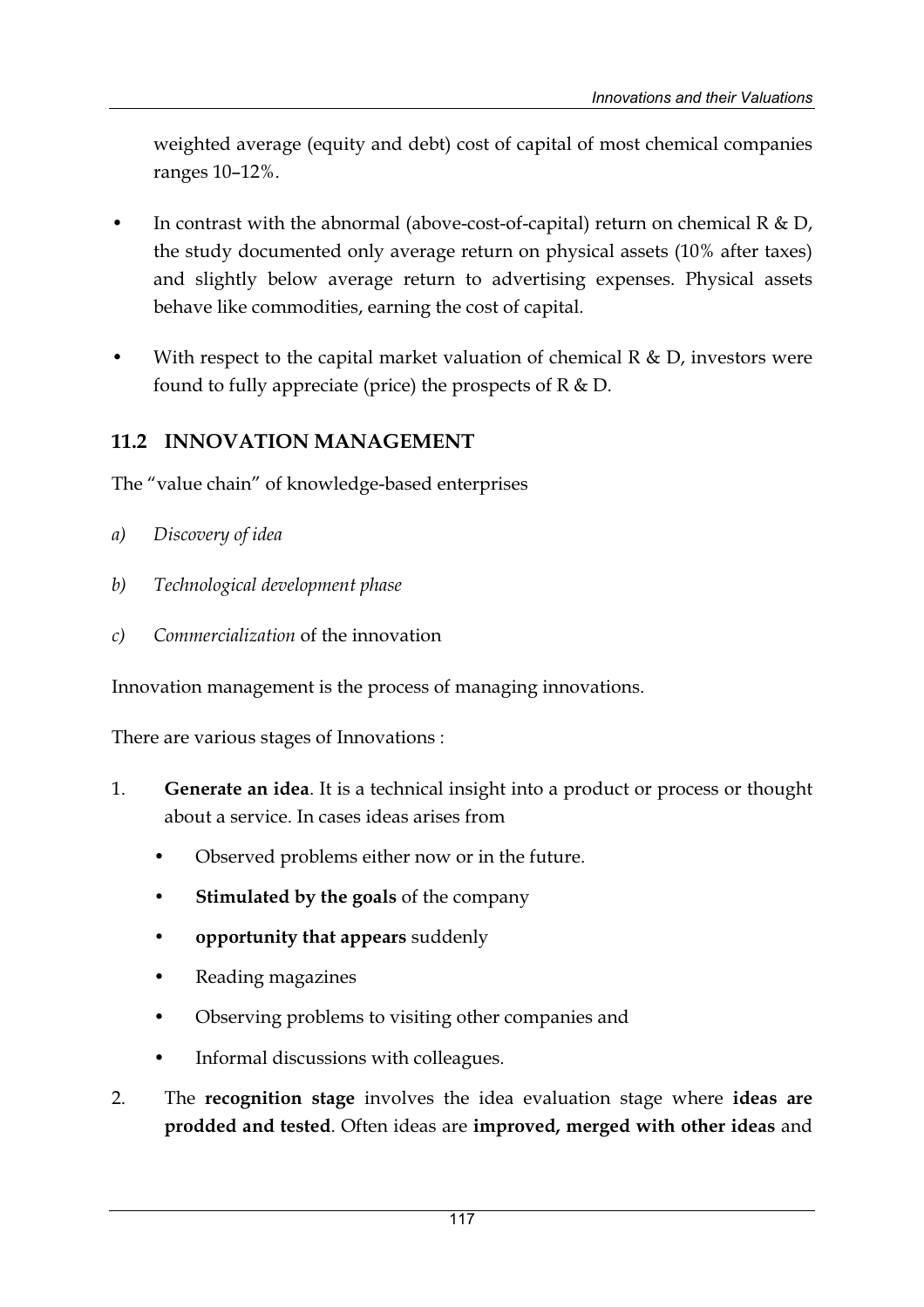weighted average (equity and debt) cost of capital of most chemical companies ranges 10–12%.

- In contrast with the abnormal (above-cost-of-capital) return on chemical R & D, the study documented only average return on physical assets (10% after taxes) and slightly below average return to advertising expenses. Physical assets behave like commodities, earning the cost of capital.

- With respect to the capital market valuation of chemical R & D, investors were found to fully appreciate (price) the prospects of R & D.

## 11.2 INNOVATION MANAGEMENT

The "value chain" of knowledge-based enterprises

a) *Discovery of idea*

b) *Technological development phase*

c) *Commercialization* of the innovation

Innovation management is the process of managing innovations.

There are various stages of Innovations :

1. **Generate an idea**. It is a technical insight into a product or process or thought about a service. In cases ideas arises from
   - Observed problems either now or in the future.
   - **Stimulated by the goals** of the company
   - **opportunity that appears** suddenly
   - Reading magazines
   - Observing problems to visiting other companies and
   - Informal discussions with colleagues.

2. The **recognition stage** involves the idea evaluation stage where **ideas are prodded and tested**. Often ideas are **improved, merged with other ideas** and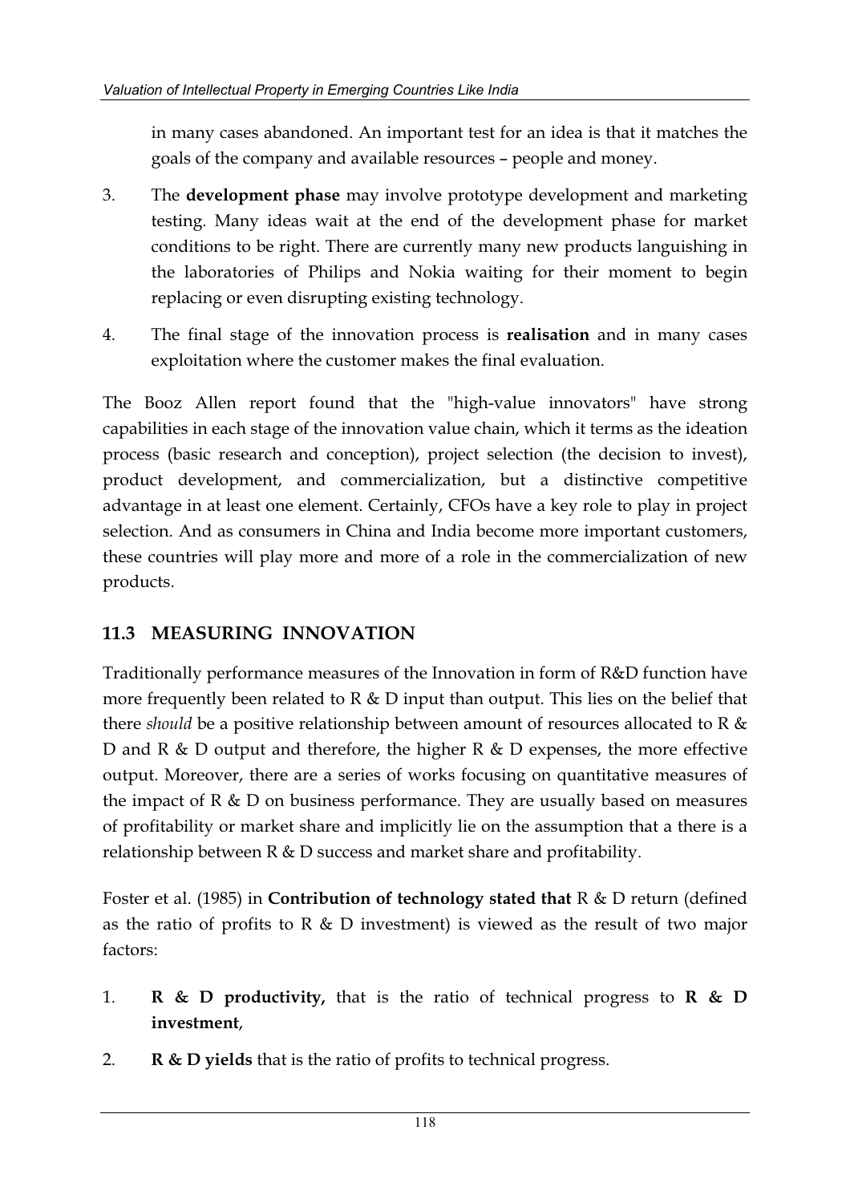in many cases abandoned. An important test for an idea is that it matches the goals of the company and available resources – people and money.

3. The **development phase** may involve prototype development and marketing testing. Many ideas wait at the end of the development phase for market conditions to be right. There are currently many new products languishing in the laboratories of Philips and Nokia waiting for their moment to begin replacing or even disrupting existing technology.

4. The final stage of the innovation process is **realisation** and in many cases exploitation where the customer makes the final evaluation.

The Booz Allen report found that the "high-value innovators" have strong capabilities in each stage of the innovation value chain, which it terms as the ideation process (basic research and conception), project selection (the decision to invest), product development, and commercialization, but a distinctive competitive advantage in at least one element. Certainly, CFOs have a key role to play in project selection. And as consumers in China and India become more important customers, these countries will play more and more of a role in the commercialization of new products.

## 11.3 MEASURING INNOVATION

Traditionally performance measures of the Innovation in form of R&D function have more frequently been related to R & D input than output. This lies on the belief that there *should* be a positive relationship between amount of resources allocated to R & D and R & D output and therefore, the higher R & D expenses, the more effective output. Moreover, there are a series of works focusing on quantitative measures of the impact of R & D on business performance. They are usually based on measures of profitability or market share and implicitly lie on the assumption that a there is a relationship between R & D success and market share and profitability.

Foster et al. (1985) in **Contribution of technology stated that** R & D return (defined as the ratio of profits to R & D investment) is viewed as the result of two major factors:

1. **R & D productivity,** that is the ratio of technical progress to **R & D investment**,
2. **R & D yields** that is the ratio of profits to technical progress.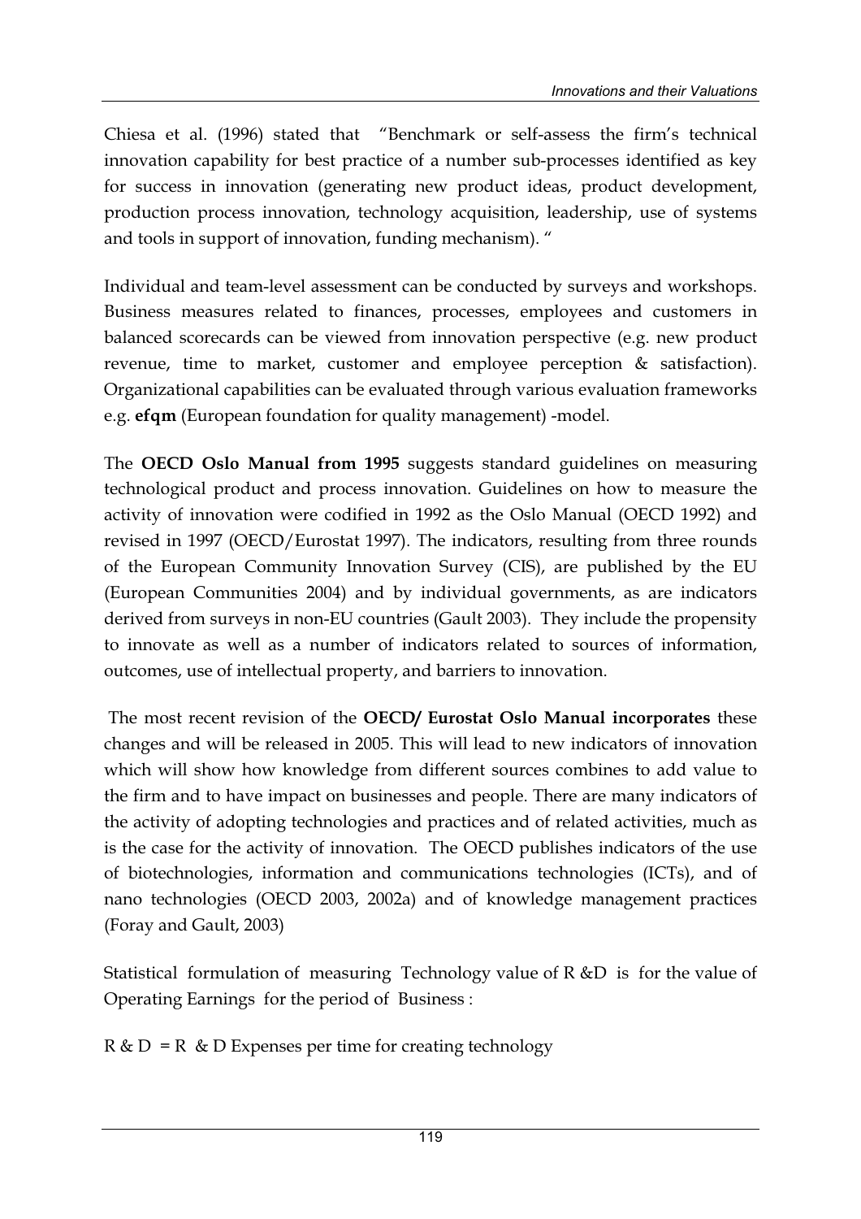Chiesa et al. (1996) stated that "Benchmark or self-assess the firm's technical innovation capability for best practice of a number sub-processes identified as key for success in innovation (generating new product ideas, product development, production process innovation, technology acquisition, leadership, use of systems and tools in support of innovation, funding mechanism). "

Individual and team-level assessment can be conducted by surveys and workshops. Business measures related to finances, processes, employees and customers in balanced scorecards can be viewed from innovation perspective (e.g. new product revenue, time to market, customer and employee perception & satisfaction). Organizational capabilities can be evaluated through various evaluation frameworks e.g. **efqm** (European foundation for quality management) -model.

The **OECD Oslo Manual from 1995** suggests standard guidelines on measuring technological product and process innovation. Guidelines on how to measure the activity of innovation were codified in 1992 as the Oslo Manual (OECD 1992) and revised in 1997 (OECD/Eurostat 1997). The indicators, resulting from three rounds of the European Community Innovation Survey (CIS), are published by the EU (European Communities 2004) and by individual governments, as are indicators derived from surveys in non-EU countries (Gault 2003). They include the propensity to innovate as well as a number of indicators related to sources of information, outcomes, use of intellectual property, and barriers to innovation.

The most recent revision of the **OECD/ Eurostat Oslo Manual incorporates** these changes and will be released in 2005. This will lead to new indicators of innovation which will show how knowledge from different sources combines to add value to the firm and to have impact on businesses and people. There are many indicators of the activity of adopting technologies and practices and of related activities, much as is the case for the activity of innovation. The OECD publishes indicators of the use of biotechnologies, information and communications technologies (ICTs), and of nano technologies (OECD 2003, 2002a) and of knowledge management practices (Foray and Gault, 2003)

Statistical formulation of measuring Technology value of R &D is for the value of Operating Earnings for the period of Business :

R & D = R & D Expenses per time for creating technology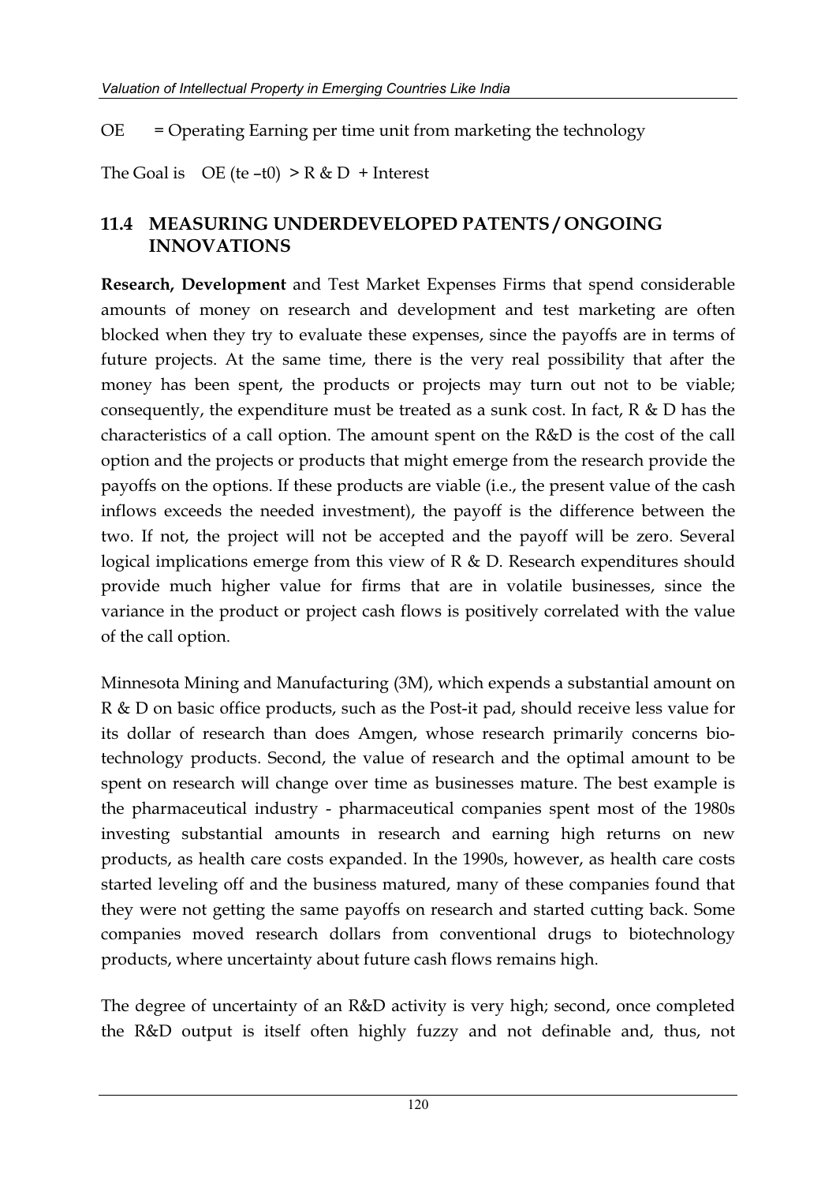OE = Operating Earning per time unit from marketing the technology

The Goal is OE $(t_e - t_0)$ > R & D + Interest

## 11.4 MEASURING UNDERDEVELOPED PATENTS / ONGOING INNOVATIONS

**Research, Development** and Test Market Expenses Firms that spend considerable amounts of money on research and development and test marketing are often blocked when they try to evaluate these expenses, since the payoffs are in terms of future projects. At the same time, there is the very real possibility that after the money has been spent, the products or projects may turn out not to be viable; consequently, the expenditure must be treated as a sunk cost. In fact, R & D has the characteristics of a call option. The amount spent on the R&D is the cost of the call option and the projects or products that might emerge from the research provide the payoffs on the options. If these products are viable (i.e., the present value of the cash inflows exceeds the needed investment), the payoff is the difference between the two. If not, the project will not be accepted and the payoff will be zero. Several logical implications emerge from this view of R & D. Research expenditures should provide much higher value for firms that are in volatile businesses, since the variance in the product or project cash flows is positively correlated with the value of the call option.

Minnesota Mining and Manufacturing (3M), which expends a substantial amount on R & D on basic office products, such as the Post-it pad, should receive less value for its dollar of research than does Amgen, whose research primarily concerns bio-technology products. Second, the value of research and the optimal amount to be spent on research will change over time as businesses mature. The best example is the pharmaceutical industry - pharmaceutical companies spent most of the 1980s investing substantial amounts in research and earning high returns on new products, as health care costs expanded. In the 1990s, however, as health care costs started leveling off and the business matured, many of these companies found that they were not getting the same payoffs on research and started cutting back. Some companies moved research dollars from conventional drugs to biotechnology products, where uncertainty about future cash flows remains high.

The degree of uncertainty of an R&D activity is very high; second, once completed the R&D output is itself often highly fuzzy and not definable and, thus, not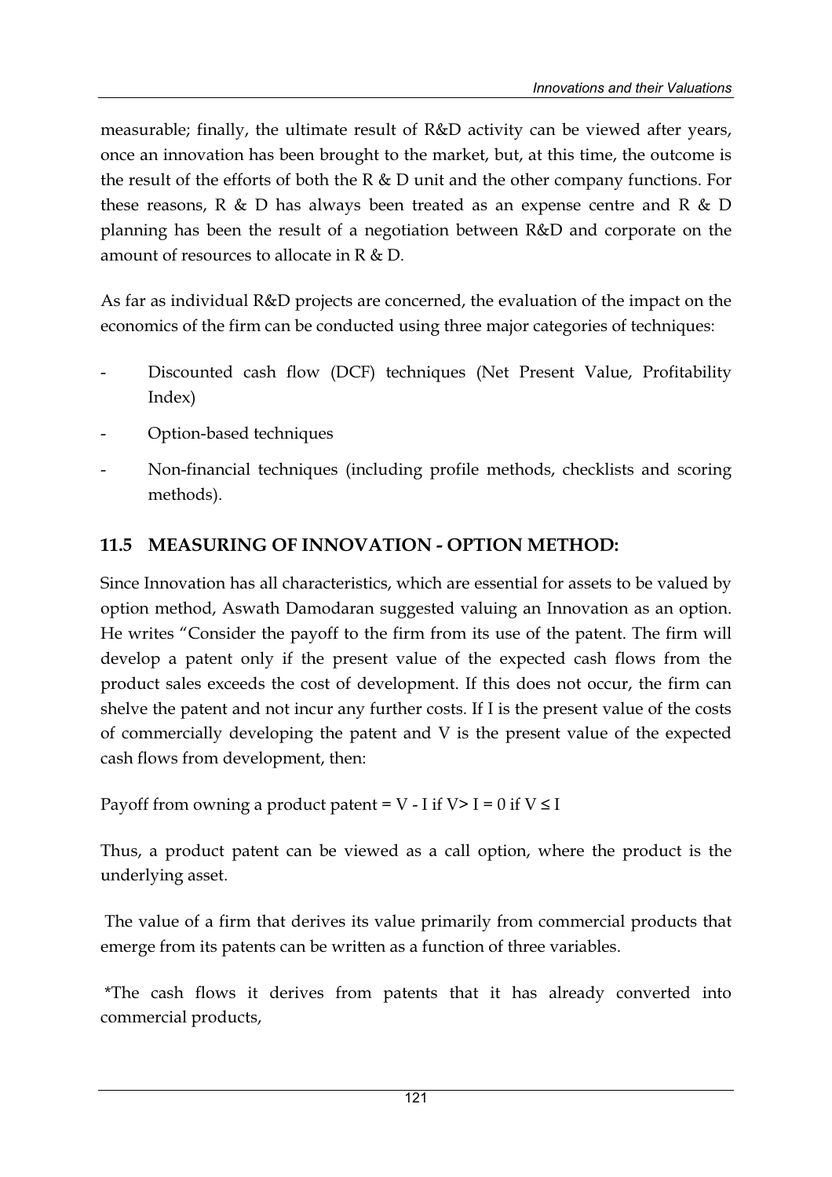measurable; finally, the ultimate result of R&D activity can be viewed after years, once an innovation has been brought to the market, but, at this time, the outcome is the result of the efforts of both the R & D unit and the other company functions. For these reasons, R & D has always been treated as an expense centre and R & D planning has been the result of a negotiation between R&D and corporate on the amount of resources to allocate in R & D.

As far as individual R&D projects are concerned, the evaluation of the impact on the economics of the firm can be conducted using three major categories of techniques:

- Discounted cash flow (DCF) techniques (Net Present Value, Profitability Index)
- Option-based techniques
- Non-financial techniques (including profile methods, checklists and scoring methods).

## 11.5 MEASURING OF INNOVATION - OPTION METHOD:

Since Innovation has all characteristics, which are essential for assets to be valued by option method, Aswath Damodaran suggested valuing an Innovation as an option. He writes "Consider the payoff to the firm from its use of the patent. The firm will develop a patent only if the present value of the expected cash flows from the product sales exceeds the cost of development. If this does not occur, the firm can shelve the patent and not incur any further costs. If I is the present value of the costs of commercially developing the patent and V is the present value of the expected cash flows from development, then:

Payoff from owning a product patent = $V - I$ if $V > I$ = 0 if $V \leq I$

Thus, a product patent can be viewed as a call option, where the product is the underlying asset.

The value of a firm that derives its value primarily from commercial products that emerge from its patents can be written as a function of three variables.

*The cash flows it derives from patents that it has already converted into commercial products,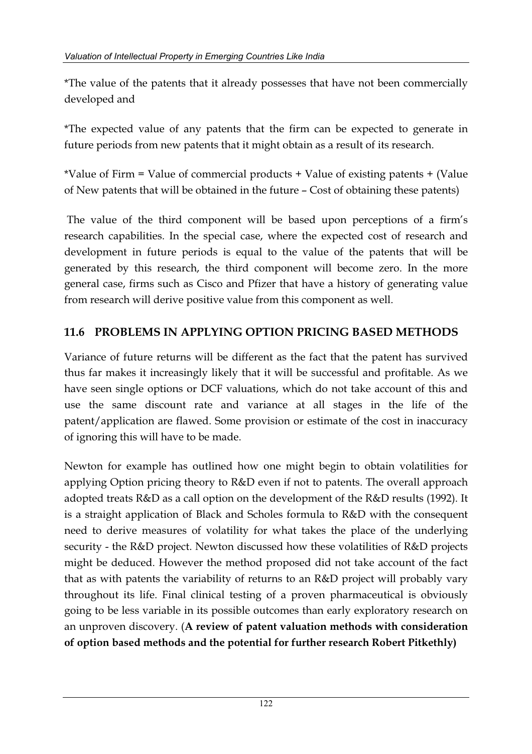*The value of the patents that it already possesses that have not been commercially developed and

*The expected value of any patents that the firm can be expected to generate in future periods from new patents that it might obtain as a result of its research.

*Value of Firm = Value of commercial products + Value of existing patents + (Value of New patents that will be obtained in the future – Cost of obtaining these patents)

The value of the third component will be based upon perceptions of a firm's research capabilities. In the special case, where the expected cost of research and development in future periods is equal to the value of the patents that will be generated by this research, the third component will become zero. In the more general case, firms such as Cisco and Pfizer that have a history of generating value from research will derive positive value from this component as well.

## 11.6 PROBLEMS IN APPLYING OPTION PRICING BASED METHODS

Variance of future returns will be different as the fact that the patent has survived thus far makes it increasingly likely that it will be successful and profitable. As we have seen single options or DCF valuations, which do not take account of this and use the same discount rate and variance at all stages in the life of the patent/application are flawed. Some provision or estimate of the cost in inaccuracy of ignoring this will have to be made.

Newton for example has outlined how one might begin to obtain volatilities for applying Option pricing theory to R&D even if not to patents. The overall approach adopted treats R&D as a call option on the development of the R&D results (1992). It is a straight application of Black and Scholes formula to R&D with the consequent need to derive measures of volatility for what takes the place of the underlying security - the R&D project. Newton discussed how these volatilities of R&D projects might be deduced. However the method proposed did not take account of the fact that as with patents the variability of returns to an R&D project will probably vary throughout its life. Final clinical testing of a proven pharmaceutical is obviously going to be less variable in its possible outcomes than early exploratory research on an unproven discovery. (**A review of patent valuation methods with consideration of option based methods and the potential for further research Robert Pitkethly)**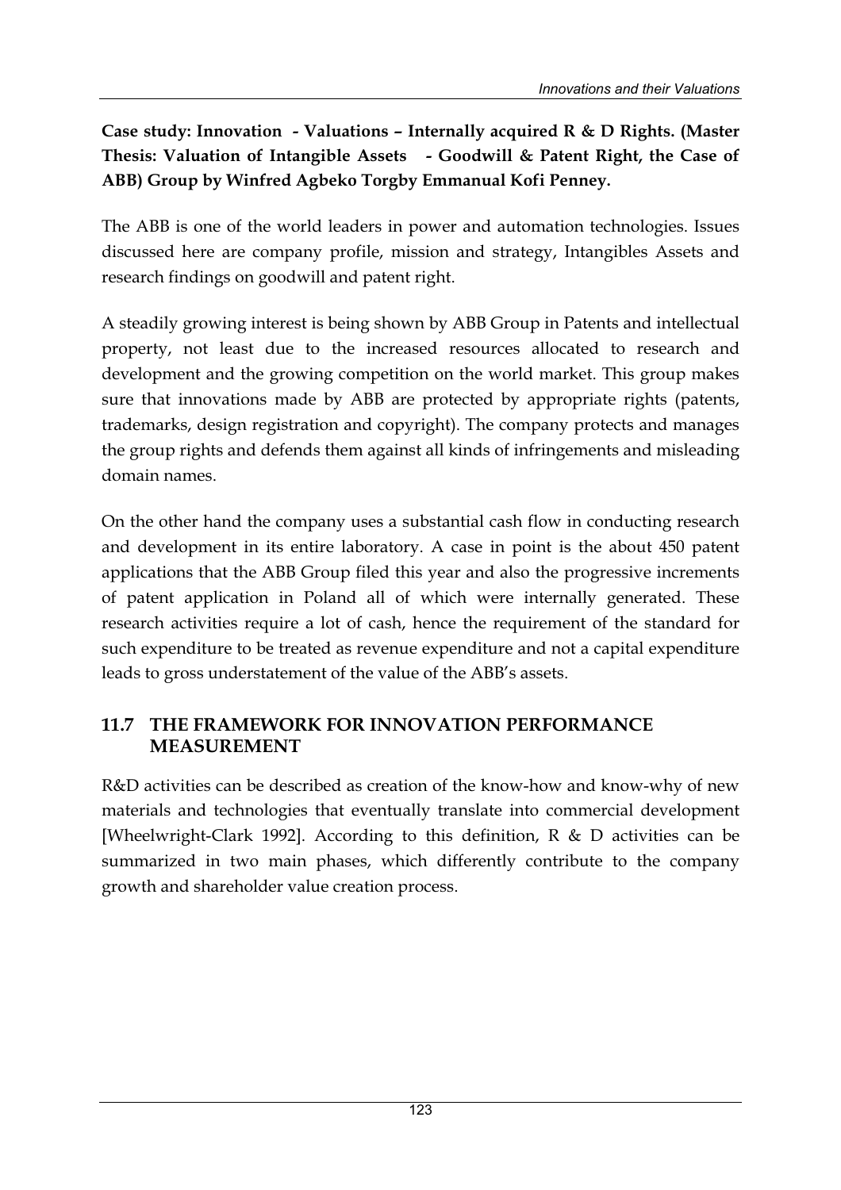**Case study: Innovation - Valuations – Internally acquired R & D Rights. (Master Thesis: Valuation of Intangible Assets - Goodwill & Patent Right, the Case of ABB) Group by Winfred Agbeko Torgby Emmanual Kofi Penney.**

The ABB is one of the world leaders in power and automation technologies. Issues discussed here are company profile, mission and strategy, Intangibles Assets and research findings on goodwill and patent right.

A steadily growing interest is being shown by ABB Group in Patents and intellectual property, not least due to the increased resources allocated to research and development and the growing competition on the world market. This group makes sure that innovations made by ABB are protected by appropriate rights (patents, trademarks, design registration and copyright). The company protects and manages the group rights and defends them against all kinds of infringements and misleading domain names.

On the other hand the company uses a substantial cash flow in conducting research and development in its entire laboratory. A case in point is the about 450 patent applications that the ABB Group filed this year and also the progressive increments of patent application in Poland all of which were internally generated. These research activities require a lot of cash, hence the requirement of the standard for such expenditure to be treated as revenue expenditure and not a capital expenditure leads to gross understatement of the value of the ABB's assets.

## 11.7 THE FRAMEWORK FOR INNOVATION PERFORMANCE MEASUREMENT

R&D activities can be described as creation of the know-how and know-why of new materials and technologies that eventually translate into commercial development [Wheelwright-Clark 1992]. According to this definition, R & D activities can be summarized in two main phases, which differently contribute to the company growth and shareholder value creation process.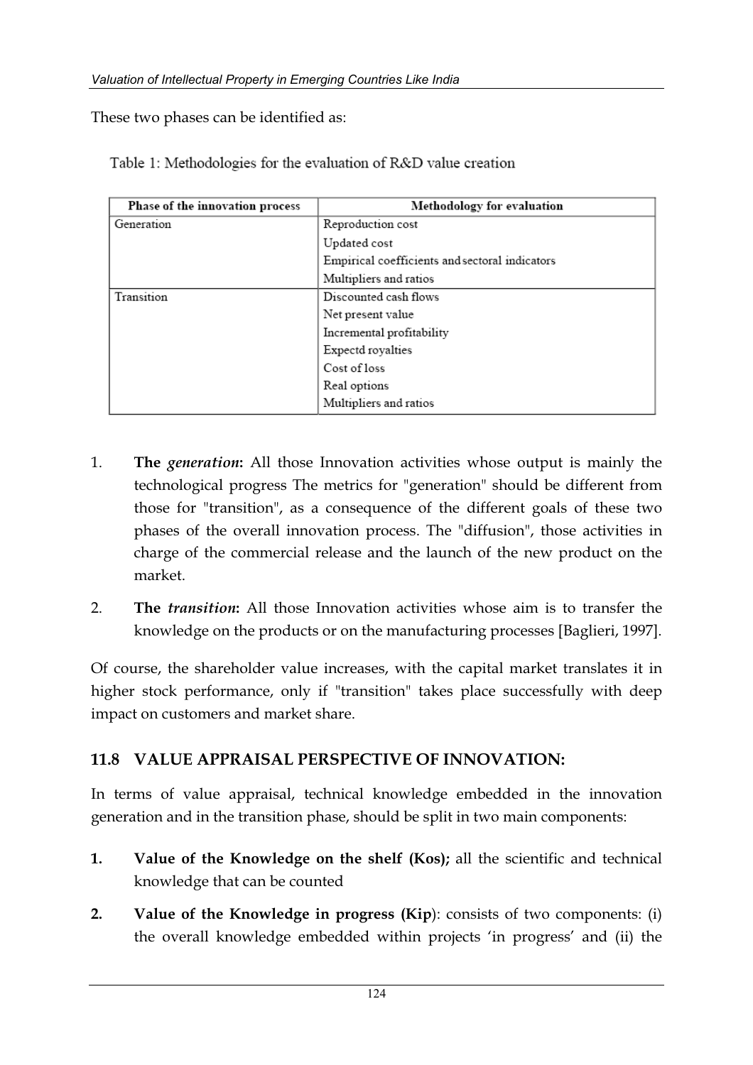These two phases can be identified as:

Table 1: Methodologies for the evaluation of R&D value creation

| Phase of the innovation process | Methodology for evaluation |
|---|---|
| Generation | Reproduction cost |
| | Updated cost |
| | Empirical coefficients and sectoral indicators |
| | Multipliers and ratios |
| Transition | Discounted cash flows |
| | Net present value |
| | Incremental profitability |
| | Expectd royalties |
| | Cost of loss |
| | Real options |
| | Multipliers and ratios |

1. **The *generation*:** All those Innovation activities whose output is mainly the technological progress The metrics for "generation" should be different from those for "transition", as a consequence of the different goals of these two phases of the overall innovation process. The "diffusion", those activities in charge of the commercial release and the launch of the new product on the market.

2. **The *transition*:** All those Innovation activities whose aim is to transfer the knowledge on the products or on the manufacturing processes [Baglieri, 1997].

Of course, the shareholder value increases, with the capital market translates it in higher stock performance, only if "transition" takes place successfully with deep impact on customers and market share.

## 11.8 VALUE APPRAISAL PERSPECTIVE OF INNOVATION:

In terms of value appraisal, technical knowledge embedded in the innovation generation and in the transition phase, should be split in two main components:

1. **Value of the Knowledge on the shelf (Kos);** all the scientific and technical knowledge that can be counted

2. **Value of the Knowledge in progress (Kip**): consists of two components: (i) the overall knowledge embedded within projects 'in progress' and (ii) the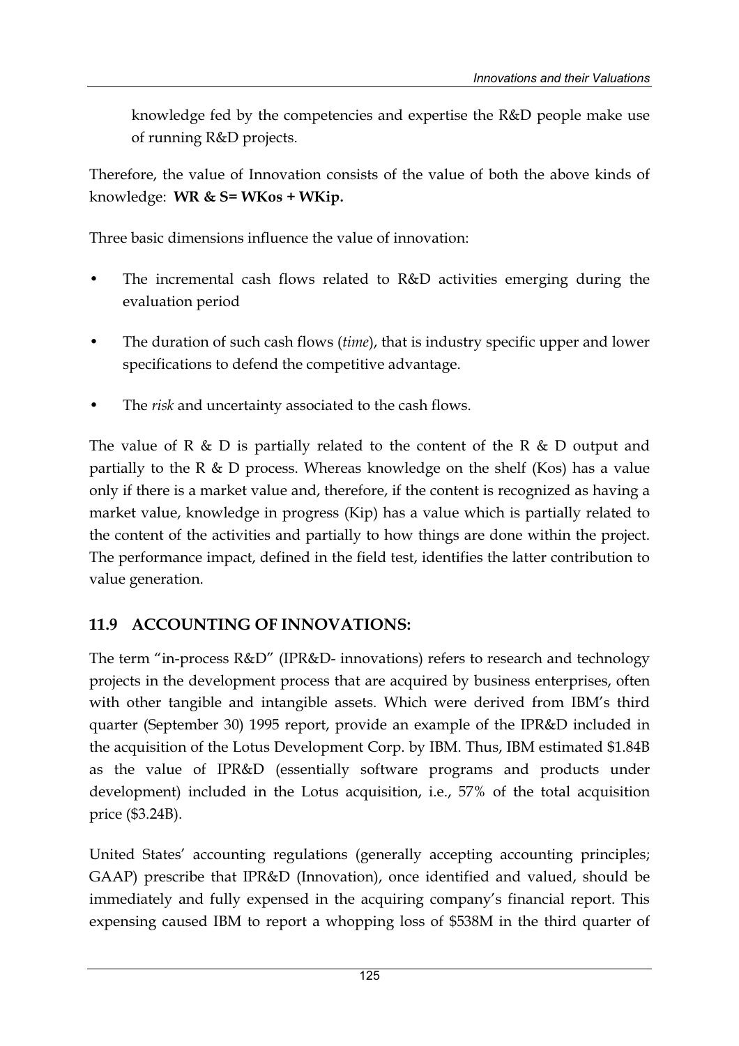knowledge fed by the competencies and expertise the R&D people make use of running R&D projects.

Therefore, the value of Innovation consists of the value of both the above kinds of knowledge: **WR & S= WKos + WKip.**

Three basic dimensions influence the value of innovation:

- The incremental cash flows related to R&D activities emerging during the evaluation period
- The duration of such cash flows (*time*), that is industry specific upper and lower specifications to defend the competitive advantage.
- The *risk* and uncertainty associated to the cash flows.

The value of R & D is partially related to the content of the R & D output and partially to the R & D process. Whereas knowledge on the shelf (Kos) has a value only if there is a market value and, therefore, if the content is recognized as having a market value, knowledge in progress (Kip) has a value which is partially related to the content of the activities and partially to how things are done within the project. The performance impact, defined in the field test, identifies the latter contribution to value generation.

## 11.9 ACCOUNTING OF INNOVATIONS:

The term "in-process R&D" (IPR&D- innovations) refers to research and technology projects in the development process that are acquired by business enterprises, often with other tangible and intangible assets. Which were derived from IBM's third quarter (September 30) 1995 report, provide an example of the IPR&D included in the acquisition of the Lotus Development Corp. by IBM. Thus, IBM estimated $1.84B as the value of IPR&D (essentially software programs and products under development) included in the Lotus acquisition, i.e., 57% of the total acquisition price ($3.24B).

United States' accounting regulations (generally accepting accounting principles; GAAP) prescribe that IPR&D (Innovation), once identified and valued, should be immediately and fully expensed in the acquiring company's financial report. This expensing caused IBM to report a whopping loss of $538M in the third quarter of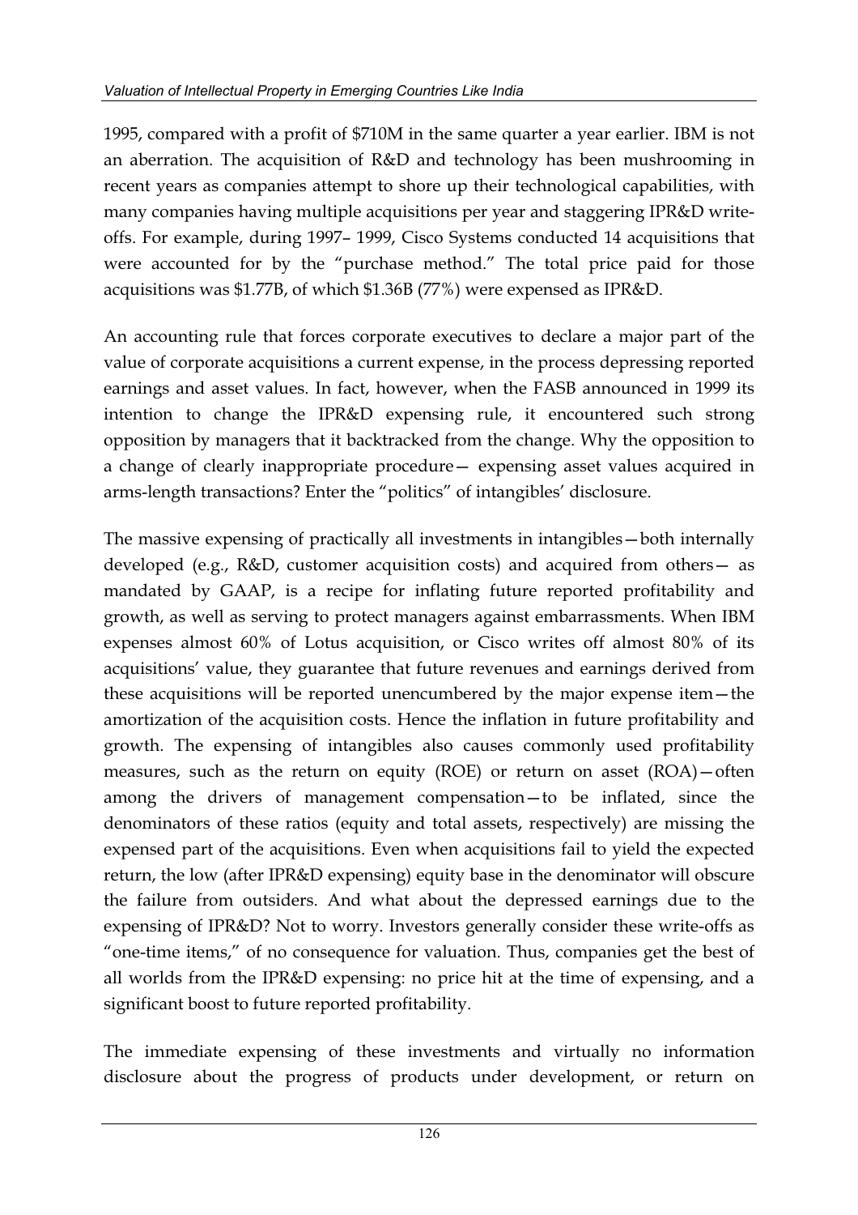1995, compared with a profit of $710M in the same quarter a year earlier. IBM is not an aberration. The acquisition of R&D and technology has been mushrooming in recent years as companies attempt to shore up their technological capabilities, with many companies having multiple acquisitions per year and staggering IPR&D write-offs. For example, during 1997– 1999, Cisco Systems conducted 14 acquisitions that were accounted for by the "purchase method." The total price paid for those acquisitions was $1.77B, of which $1.36B (77%) were expensed as IPR&D.

An accounting rule that forces corporate executives to declare a major part of the value of corporate acquisitions a current expense, in the process depressing reported earnings and asset values. In fact, however, when the FASB announced in 1999 its intention to change the IPR&D expensing rule, it encountered such strong opposition by managers that it backtracked from the change. Why the opposition to a change of clearly inappropriate procedure— expensing asset values acquired in arms-length transactions? Enter the "politics" of intangibles' disclosure.

The massive expensing of practically all investments in intangibles—both internally developed (e.g., R&D, customer acquisition costs) and acquired from others— as mandated by GAAP, is a recipe for inflating future reported profitability and growth, as well as serving to protect managers against embarrassments. When IBM expenses almost 60% of Lotus acquisition, or Cisco writes off almost 80% of its acquisitions' value, they guarantee that future revenues and earnings derived from these acquisitions will be reported unencumbered by the major expense item—the amortization of the acquisition costs. Hence the inflation in future profitability and growth. The expensing of intangibles also causes commonly used profitability measures, such as the return on equity (ROE) or return on asset (ROA)—often among the drivers of management compensation—to be inflated, since the denominators of these ratios (equity and total assets, respectively) are missing the expensed part of the acquisitions. Even when acquisitions fail to yield the expected return, the low (after IPR&D expensing) equity base in the denominator will obscure the failure from outsiders. And what about the depressed earnings due to the expensing of IPR&D? Not to worry. Investors generally consider these write-offs as "one-time items," of no consequence for valuation. Thus, companies get the best of all worlds from the IPR&D expensing: no price hit at the time of expensing, and a significant boost to future reported profitability.

The immediate expensing of these investments and virtually no information disclosure about the progress of products under development, or return on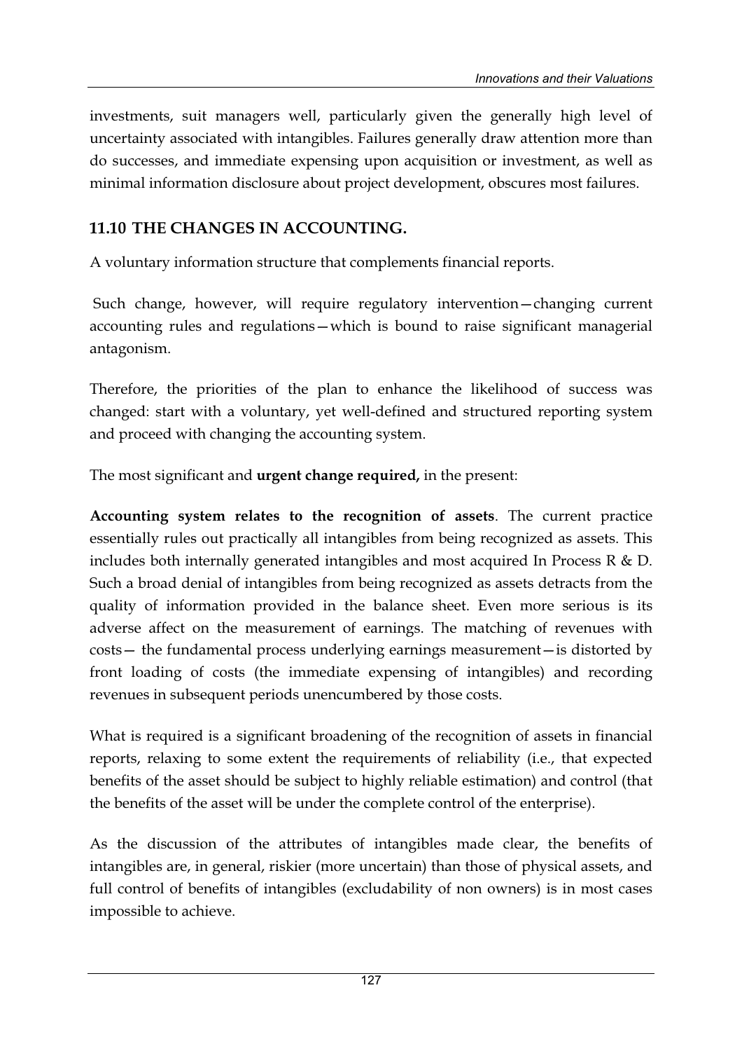investments, suit managers well, particularly given the generally high level of uncertainty associated with intangibles. Failures generally draw attention more than do successes, and immediate expensing upon acquisition or investment, as well as minimal information disclosure about project development, obscures most failures.

## 11.10 THE CHANGES IN ACCOUNTING.

A voluntary information structure that complements financial reports.

Such change, however, will require regulatory intervention—changing current accounting rules and regulations—which is bound to raise significant managerial antagonism.

Therefore, the priorities of the plan to enhance the likelihood of success was changed: start with a voluntary, yet well-defined and structured reporting system and proceed with changing the accounting system.

The most significant and **urgent change required,** in the present:

**Accounting system relates to the recognition of assets**. The current practice essentially rules out practically all intangibles from being recognized as assets. This includes both internally generated intangibles and most acquired In Process R & D. Such a broad denial of intangibles from being recognized as assets detracts from the quality of information provided in the balance sheet. Even more serious is its adverse affect on the measurement of earnings. The matching of revenues with costs— the fundamental process underlying earnings measurement—is distorted by front loading of costs (the immediate expensing of intangibles) and recording revenues in subsequent periods unencumbered by those costs.

What is required is a significant broadening of the recognition of assets in financial reports, relaxing to some extent the requirements of reliability (i.e., that expected benefits of the asset should be subject to highly reliable estimation) and control (that the benefits of the asset will be under the complete control of the enterprise).

As the discussion of the attributes of intangibles made clear, the benefits of intangibles are, in general, riskier (more uncertain) than those of physical assets, and full control of benefits of intangibles (excludability of non owners) is in most cases impossible to achieve.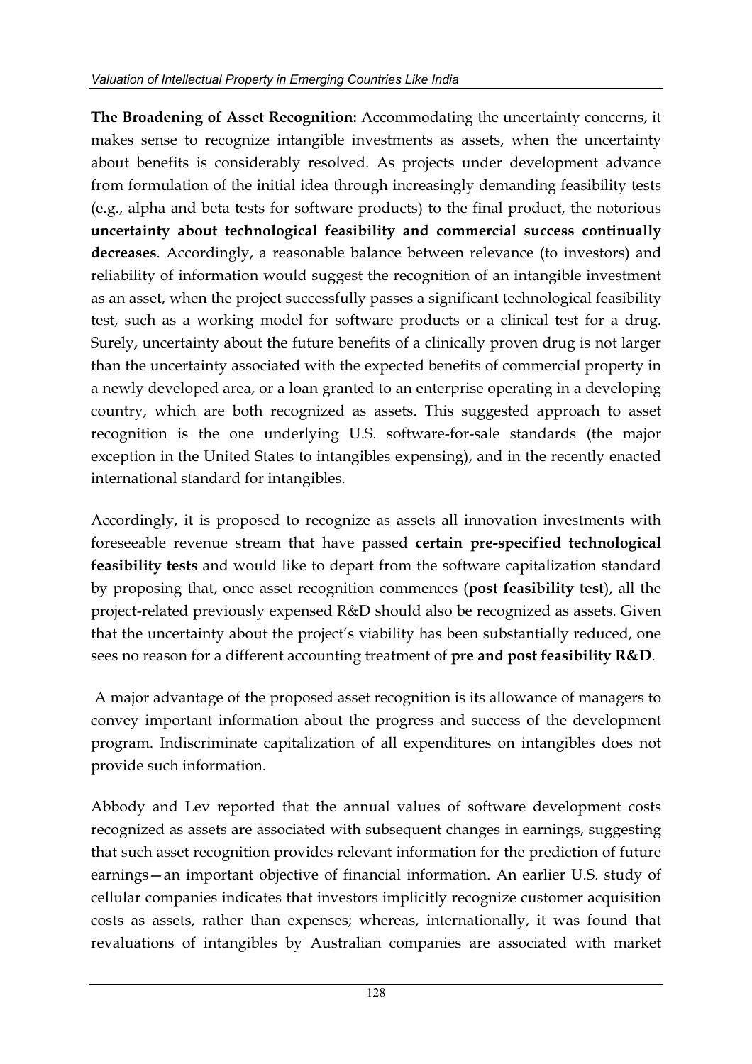**The Broadening of Asset Recognition:** Accommodating the uncertainty concerns, it makes sense to recognize intangible investments as assets, when the uncertainty about benefits is considerably resolved. As projects under development advance from formulation of the initial idea through increasingly demanding feasibility tests (e.g., alpha and beta tests for software products) to the final product, the notorious **uncertainty about technological feasibility and commercial success continually decreases**. Accordingly, a reasonable balance between relevance (to investors) and reliability of information would suggest the recognition of an intangible investment as an asset, when the project successfully passes a significant technological feasibility test, such as a working model for software products or a clinical test for a drug. Surely, uncertainty about the future benefits of a clinically proven drug is not larger than the uncertainty associated with the expected benefits of commercial property in a newly developed area, or a loan granted to an enterprise operating in a developing country, which are both recognized as assets. This suggested approach to asset recognition is the one underlying U.S. software-for-sale standards (the major exception in the United States to intangibles expensing), and in the recently enacted international standard for intangibles.

Accordingly, it is proposed to recognize as assets all innovation investments with foreseeable revenue stream that have passed **certain pre-specified technological feasibility tests** and would like to depart from the software capitalization standard by proposing that, once asset recognition commences (**post feasibility test**), all the project-related previously expensed R&D should also be recognized as assets. Given that the uncertainty about the project's viability has been substantially reduced, one sees no reason for a different accounting treatment of **pre and post feasibility R&D**.

A major advantage of the proposed asset recognition is its allowance of managers to convey important information about the progress and success of the development program. Indiscriminate capitalization of all expenditures on intangibles does not provide such information.

Abbody and Lev reported that the annual values of software development costs recognized as assets are associated with subsequent changes in earnings, suggesting that such asset recognition provides relevant information for the prediction of future earnings—an important objective of financial information. An earlier U.S. study of cellular companies indicates that investors implicitly recognize customer acquisition costs as assets, rather than expenses; whereas, internationally, it was found that revaluations of intangibles by Australian companies are associated with market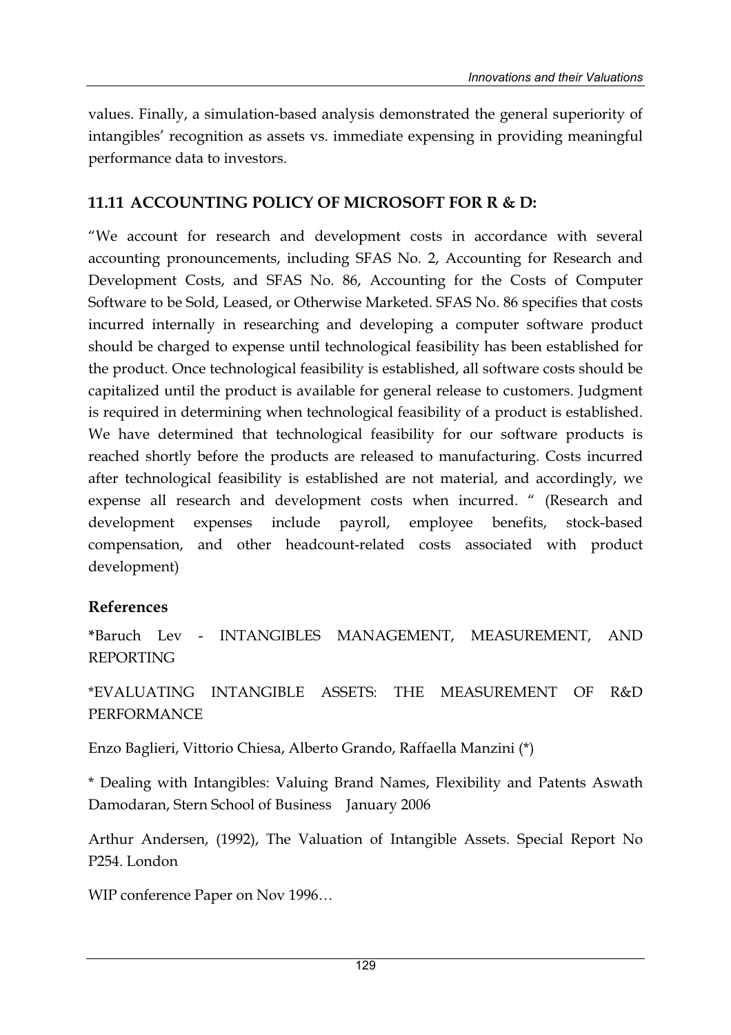values. Finally, a simulation-based analysis demonstrated the general superiority of intangibles' recognition as assets vs. immediate expensing in providing meaningful performance data to investors.

## 11.11 ACCOUNTING POLICY OF MICROSOFT FOR R & D:

"We account for research and development costs in accordance with several accounting pronouncements, including SFAS No. 2, Accounting for Research and Development Costs, and SFAS No. 86, Accounting for the Costs of Computer Software to be Sold, Leased, or Otherwise Marketed. SFAS No. 86 specifies that costs incurred internally in researching and developing a computer software product should be charged to expense until technological feasibility has been established for the product. Once technological feasibility is established, all software costs should be capitalized until the product is available for general release to customers. Judgment is required in determining when technological feasibility of a product is established. We have determined that technological feasibility for our software products is reached shortly before the products are released to manufacturing. Costs incurred after technological feasibility is established are not material, and accordingly, we expense all research and development costs when incurred. " (Research and development expenses include payroll, employee benefits, stock-based compensation, and other headcount-related costs associated with product development)

### References

*Baruch Lev - INTANGIBLES MANAGEMENT, MEASUREMENT, AND REPORTING

*EVALUATING INTANGIBLE ASSETS: THE MEASUREMENT OF R&D PERFORMANCE

Enzo Baglieri, Vittorio Chiesa, Alberto Grando, Raffaella Manzini (*)

* Dealing with Intangibles: Valuing Brand Names, Flexibility and Patents Aswath Damodaran, Stern School of Business January 2006

Arthur Andersen, (1992), The Valuation of Intangible Assets. Special Report No P254. London

WIP conference Paper on Nov 1996…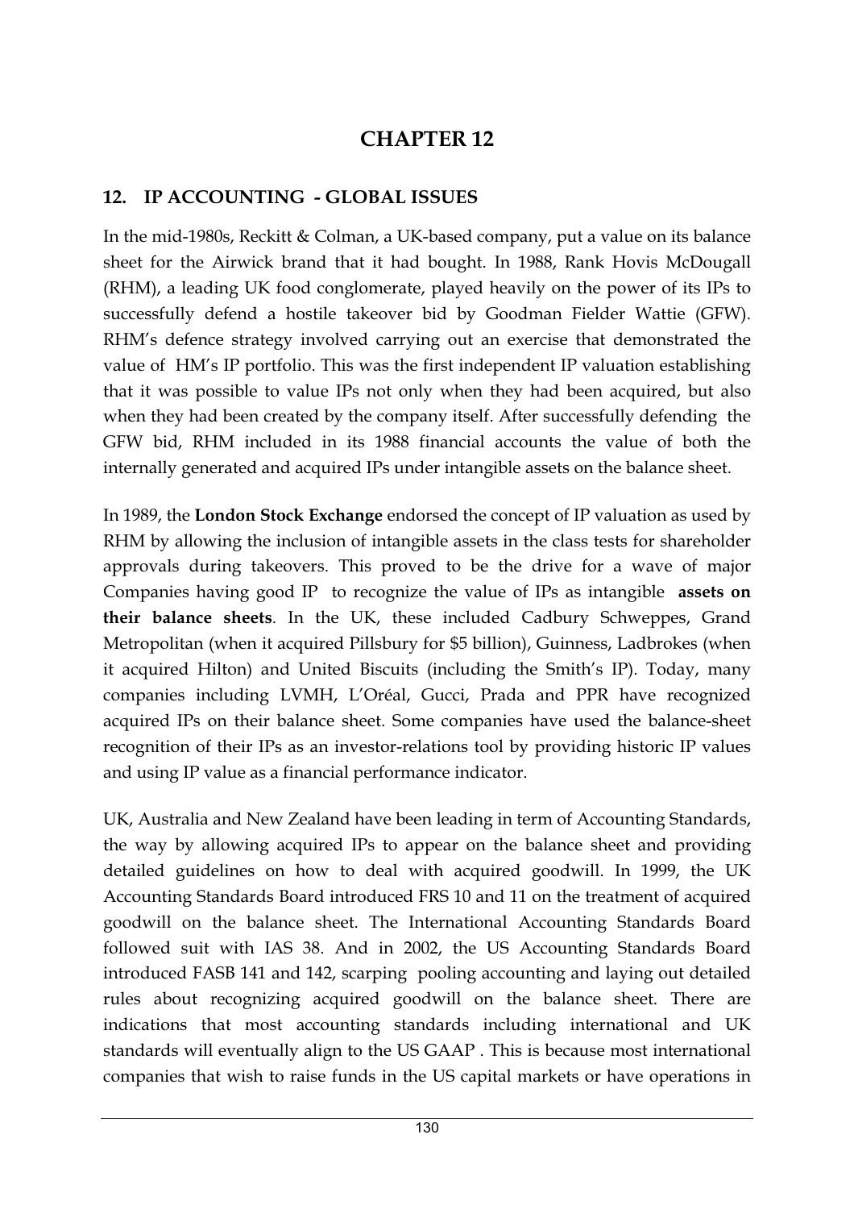# CHAPTER 12

## 12. IP ACCOUNTING - GLOBAL ISSUES

In the mid-1980s, Reckitt & Colman, a UK-based company, put a value on its balance sheet for the Airwick brand that it had bought. In 1988, Rank Hovis McDougall (RHM), a leading UK food conglomerate, played heavily on the power of its IPs to successfully defend a hostile takeover bid by Goodman Fielder Wattie (GFW). RHM's defence strategy involved carrying out an exercise that demonstrated the value of HM's IP portfolio. This was the first independent IP valuation establishing that it was possible to value IPs not only when they had been acquired, but also when they had been created by the company itself. After successfully defending the GFW bid, RHM included in its 1988 financial accounts the value of both the internally generated and acquired IPs under intangible assets on the balance sheet.

In 1989, the **London Stock Exchange** endorsed the concept of IP valuation as used by RHM by allowing the inclusion of intangible assets in the class tests for shareholder approvals during takeovers. This proved to be the drive for a wave of major Companies having good IP to recognize the value of IPs as intangible **assets on their balance sheets**. In the UK, these included Cadbury Schweppes, Grand Metropolitan (when it acquired Pillsbury for $5 billion), Guinness, Ladbrokes (when it acquired Hilton) and United Biscuits (including the Smith's IP). Today, many companies including LVMH, L'Oréal, Gucci, Prada and PPR have recognized acquired IPs on their balance sheet. Some companies have used the balance-sheet recognition of their IPs as an investor-relations tool by providing historic IP values and using IP value as a financial performance indicator.

UK, Australia and New Zealand have been leading in term of Accounting Standards, the way by allowing acquired IPs to appear on the balance sheet and providing detailed guidelines on how to deal with acquired goodwill. In 1999, the UK Accounting Standards Board introduced FRS 10 and 11 on the treatment of acquired goodwill on the balance sheet. The International Accounting Standards Board followed suit with IAS 38. And in 2002, the US Accounting Standards Board introduced FASB 141 and 142, scarping pooling accounting and laying out detailed rules about recognizing acquired goodwill on the balance sheet. There are indications that most accounting standards including international and UK standards will eventually align to the US GAAP . This is because most international companies that wish to raise funds in the US capital markets or have operations in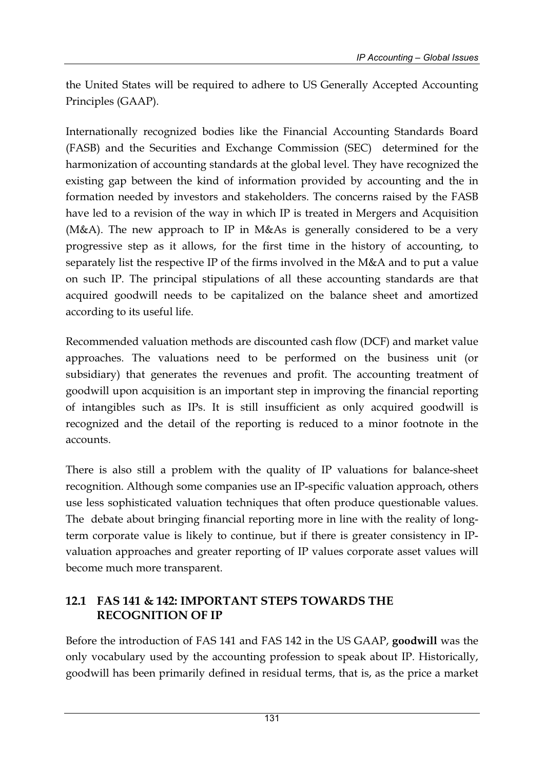the United States will be required to adhere to US Generally Accepted Accounting Principles (GAAP).

Internationally recognized bodies like the Financial Accounting Standards Board (FASB) and the Securities and Exchange Commission (SEC) determined for the harmonization of accounting standards at the global level. They have recognized the existing gap between the kind of information provided by accounting and the in formation needed by investors and stakeholders. The concerns raised by the FASB have led to a revision of the way in which IP is treated in Mergers and Acquisition (M&A). The new approach to IP in M&As is generally considered to be a very progressive step as it allows, for the first time in the history of accounting, to separately list the respective IP of the firms involved in the M&A and to put a value on such IP. The principal stipulations of all these accounting standards are that acquired goodwill needs to be capitalized on the balance sheet and amortized according to its useful life.

Recommended valuation methods are discounted cash flow (DCF) and market value approaches. The valuations need to be performed on the business unit (or subsidiary) that generates the revenues and profit. The accounting treatment of goodwill upon acquisition is an important step in improving the financial reporting of intangibles such as IPs. It is still insufficient as only acquired goodwill is recognized and the detail of the reporting is reduced to a minor footnote in the accounts.

There is also still a problem with the quality of IP valuations for balance-sheet recognition. Although some companies use an IP-specific valuation approach, others use less sophisticated valuation techniques that often produce questionable values. The debate about bringing financial reporting more in line with the reality of long-term corporate value is likely to continue, but if there is greater consistency in IP-valuation approaches and greater reporting of IP values corporate asset values will become much more transparent.

## 12.1 FAS 141 & 142: IMPORTANT STEPS TOWARDS THE RECOGNITION OF IP

Before the introduction of FAS 141 and FAS 142 in the US GAAP, **goodwill** was the only vocabulary used by the accounting profession to speak about IP. Historically, goodwill has been primarily defined in residual terms, that is, as the price a market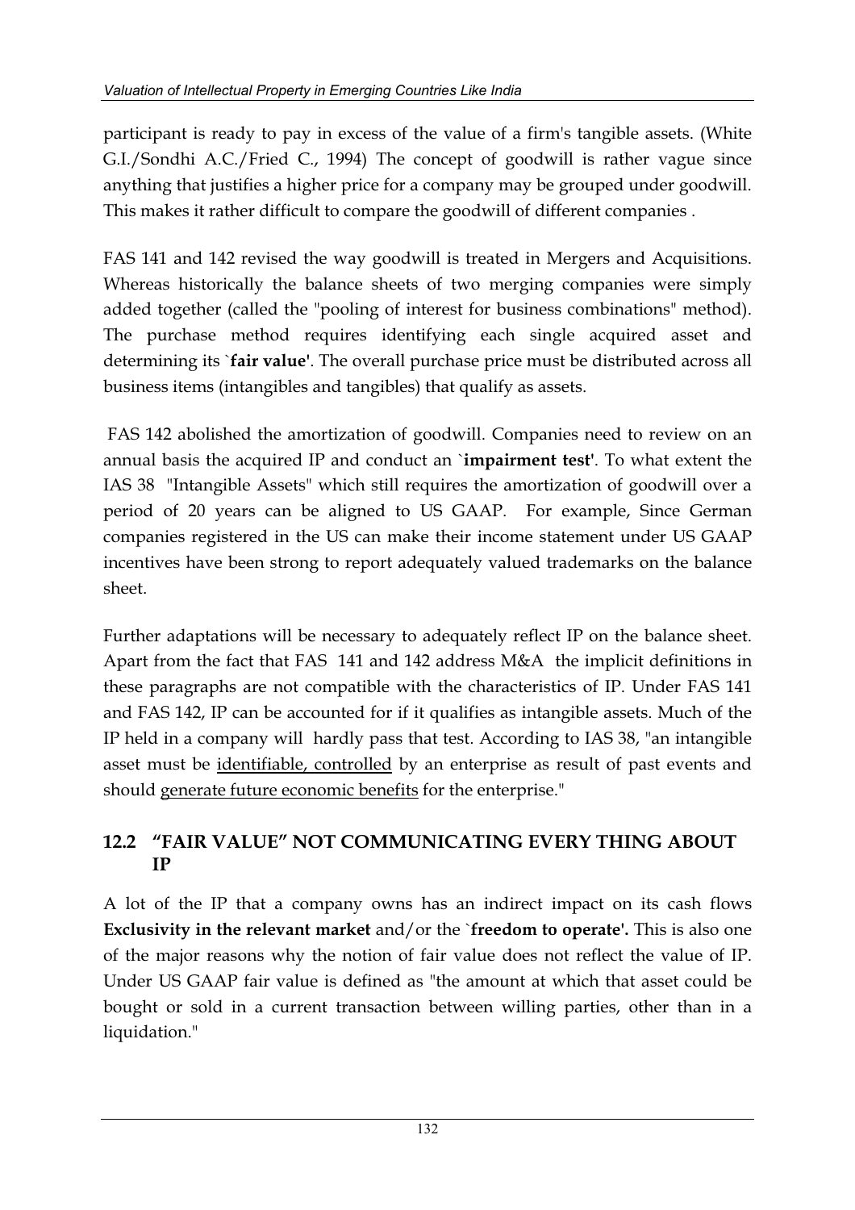participant is ready to pay in excess of the value of a firm's tangible assets. (White G.I./Sondhi A.C./Fried C., 1994) The concept of goodwill is rather vague since anything that justifies a higher price for a company may be grouped under goodwill. This makes it rather difficult to compare the goodwill of different companies .

FAS 141 and 142 revised the way goodwill is treated in Mergers and Acquisitions. Whereas historically the balance sheets of two merging companies were simply added together (called the "pooling of interest for business combinations" method). The purchase method requires identifying each single acquired asset and determining its `**fair value'**. The overall purchase price must be distributed across all business items (intangibles and tangibles) that qualify as assets.

FAS 142 abolished the amortization of goodwill. Companies need to review on an annual basis the acquired IP and conduct an `**impairment test'**. To what extent the IAS 38 "Intangible Assets" which still requires the amortization of goodwill over a period of 20 years can be aligned to US GAAP. For example, Since German companies registered in the US can make their income statement under US GAAP incentives have been strong to report adequately valued trademarks on the balance sheet.

Further adaptations will be necessary to adequately reflect IP on the balance sheet. Apart from the fact that FAS 141 and 142 address M&A the implicit definitions in these paragraphs are not compatible with the characteristics of IP. Under FAS 141 and FAS 142, IP can be accounted for if it qualifies as intangible assets. Much of the IP held in a company will hardly pass that test. According to IAS 38, "an intangible asset must be <u>identifiable, controlled</u> by an enterprise as result of past events and should <u>generate future economic benefits</u> for the enterprise."

## 12.2 "FAIR VALUE" NOT COMMUNICATING EVERY THING ABOUT IP

A lot of the IP that a company owns has an indirect impact on its cash flows **Exclusivity in the relevant market** and/or the `**freedom to operate'.** This is also one of the major reasons why the notion of fair value does not reflect the value of IP. Under US GAAP fair value is defined as "the amount at which that asset could be bought or sold in a current transaction between willing parties, other than in a liquidation."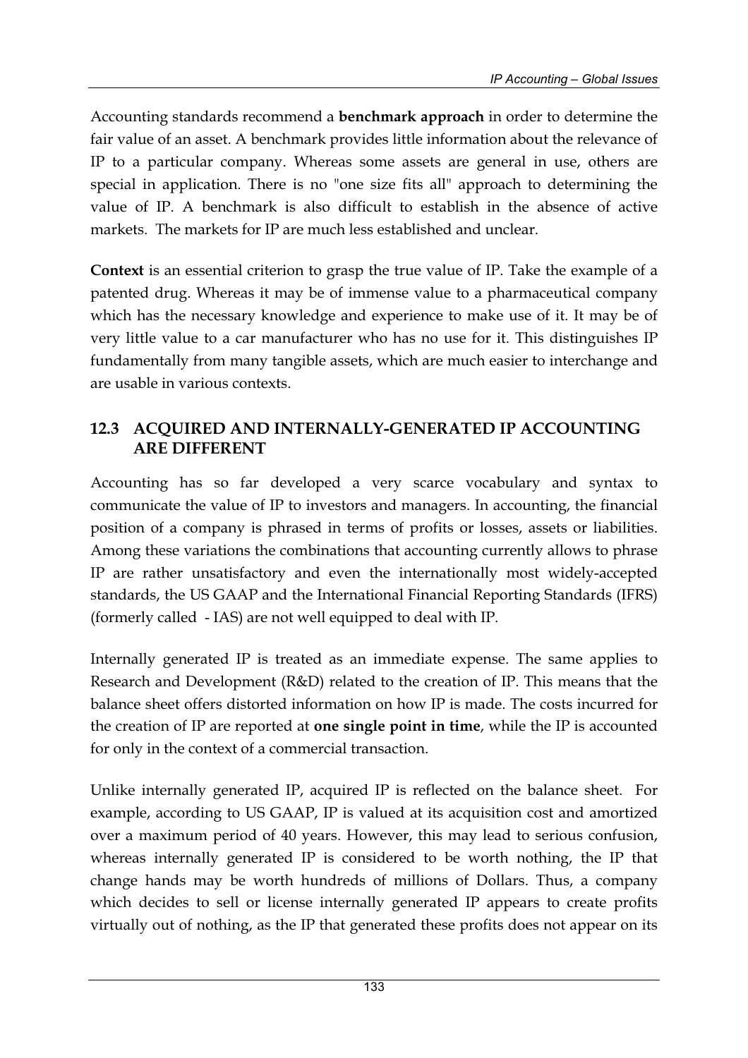Accounting standards recommend a **benchmark approach** in order to determine the fair value of an asset. A benchmark provides little information about the relevance of IP to a particular company. Whereas some assets are general in use, others are special in application. There is no "one size fits all" approach to determining the value of IP. A benchmark is also difficult to establish in the absence of active markets. The markets for IP are much less established and unclear.

**Context** is an essential criterion to grasp the true value of IP. Take the example of a patented drug. Whereas it may be of immense value to a pharmaceutical company which has the necessary knowledge and experience to make use of it. It may be of very little value to a car manufacturer who has no use for it. This distinguishes IP fundamentally from many tangible assets, which are much easier to interchange and are usable in various contexts.

## 12.3 ACQUIRED AND INTERNALLY-GENERATED IP ACCOUNTING ARE DIFFERENT

Accounting has so far developed a very scarce vocabulary and syntax to communicate the value of IP to investors and managers. In accounting, the financial position of a company is phrased in terms of profits or losses, assets or liabilities. Among these variations the combinations that accounting currently allows to phrase IP are rather unsatisfactory and even the internationally most widely-accepted standards, the US GAAP and the International Financial Reporting Standards (IFRS) (formerly called - IAS) are not well equipped to deal with IP.

Internally generated IP is treated as an immediate expense. The same applies to Research and Development (R&D) related to the creation of IP. This means that the balance sheet offers distorted information on how IP is made. The costs incurred for the creation of IP are reported at **one single point in time**, while the IP is accounted for only in the context of a commercial transaction.

Unlike internally generated IP, acquired IP is reflected on the balance sheet. For example, according to US GAAP, IP is valued at its acquisition cost and amortized over a maximum period of 40 years. However, this may lead to serious confusion, whereas internally generated IP is considered to be worth nothing, the IP that change hands may be worth hundreds of millions of Dollars. Thus, a company which decides to sell or license internally generated IP appears to create profits virtually out of nothing, as the IP that generated these profits does not appear on its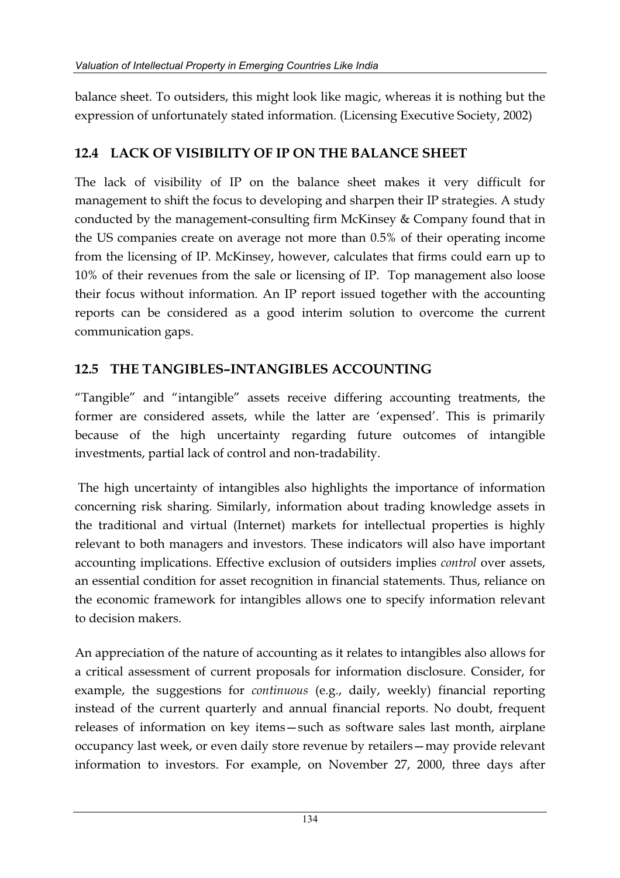balance sheet. To outsiders, this might look like magic, whereas it is nothing but the expression of unfortunately stated information. (Licensing Executive Society, 2002)

## 12.4 LACK OF VISIBILITY OF IP ON THE BALANCE SHEET

The lack of visibility of IP on the balance sheet makes it very difficult for management to shift the focus to developing and sharpen their IP strategies. A study conducted by the management-consulting firm McKinsey & Company found that in the US companies create on average not more than 0.5% of their operating income from the licensing of IP. McKinsey, however, calculates that firms could earn up to 10% of their revenues from the sale or licensing of IP. Top management also loose their focus without information. An IP report issued together with the accounting reports can be considered as a good interim solution to overcome the current communication gaps.

## 12.5 THE TANGIBLES–INTANGIBLES ACCOUNTING

"Tangible" and "intangible" assets receive differing accounting treatments, the former are considered assets, while the latter are 'expensed'. This is primarily because of the high uncertainty regarding future outcomes of intangible investments, partial lack of control and non-tradability.

The high uncertainty of intangibles also highlights the importance of information concerning risk sharing. Similarly, information about trading knowledge assets in the traditional and virtual (Internet) markets for intellectual properties is highly relevant to both managers and investors. These indicators will also have important accounting implications. Effective exclusion of outsiders implies *control* over assets, an essential condition for asset recognition in financial statements. Thus, reliance on the economic framework for intangibles allows one to specify information relevant to decision makers.

An appreciation of the nature of accounting as it relates to intangibles also allows for a critical assessment of current proposals for information disclosure. Consider, for example, the suggestions for *continuous* (e.g., daily, weekly) financial reporting instead of the current quarterly and annual financial reports. No doubt, frequent releases of information on key items—such as software sales last month, airplane occupancy last week, or even daily store revenue by retailers—may provide relevant information to investors. For example, on November 27, 2000, three days after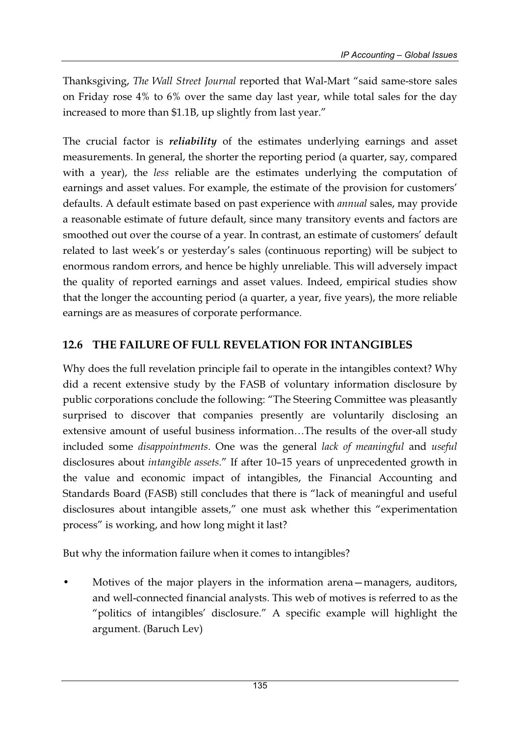Thanksgiving, *The Wall Street Journal* reported that Wal-Mart "said same-store sales on Friday rose 4% to 6% over the same day last year, while total sales for the day increased to more than $1.1B, up slightly from last year."

The crucial factor is ***reliability*** of the estimates underlying earnings and asset measurements. In general, the shorter the reporting period (a quarter, say, compared with a year), the *less* reliable are the estimates underlying the computation of earnings and asset values. For example, the estimate of the provision for customers' defaults. A default estimate based on past experience with *annual* sales, may provide a reasonable estimate of future default, since many transitory events and factors are smoothed out over the course of a year. In contrast, an estimate of customers' default related to last week's or yesterday's sales (continuous reporting) will be subject to enormous random errors, and hence be highly unreliable. This will adversely impact the quality of reported earnings and asset values. Indeed, empirical studies show that the longer the accounting period (a quarter, a year, five years), the more reliable earnings are as measures of corporate performance.

## 12.6 THE FAILURE OF FULL REVELATION FOR INTANGIBLES

Why does the full revelation principle fail to operate in the intangibles context? Why did a recent extensive study by the FASB of voluntary information disclosure by public corporations conclude the following: "The Steering Committee was pleasantly surprised to discover that companies presently are voluntarily disclosing an extensive amount of useful business information…The results of the over-all study included some *disappointments*. One was the general *lack of meaningful* and *useful* disclosures about *intangible assets*." If after 10–15 years of unprecedented growth in the value and economic impact of intangibles, the Financial Accounting and Standards Board (FASB) still concludes that there is "lack of meaningful and useful disclosures about intangible assets," one must ask whether this "experimentation process" is working, and how long might it last?

But why the information failure when it comes to intangibles?

- Motives of the major players in the information arena—managers, auditors, and well-connected financial analysts. This web of motives is referred to as the "politics of intangibles' disclosure." A specific example will highlight the argument. (Baruch Lev)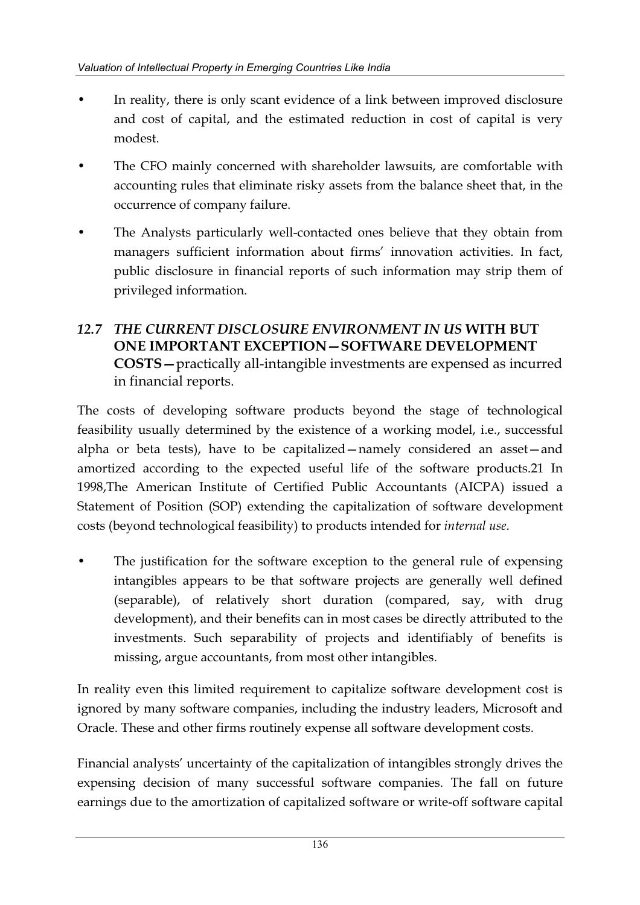- In reality, there is only scant evidence of a link between improved disclosure and cost of capital, and the estimated reduction in cost of capital is very modest.
- The CFO mainly concerned with shareholder lawsuits, are comfortable with accounting rules that eliminate risky assets from the balance sheet that, in the occurrence of company failure.
- The Analysts particularly well-contacted ones believe that they obtain from managers sufficient information about firms' innovation activities. In fact, public disclosure in financial reports of such information may strip them of privileged information.

## *12.7 THE CURRENT DISCLOSURE ENVIRONMENT IN US* WITH BUT ONE IMPORTANT EXCEPTION—SOFTWARE DEVELOPMENT COSTS—practically all-intangible investments are expensed as incurred in financial reports.

The costs of developing software products beyond the stage of technological feasibility usually determined by the existence of a working model, i.e., successful alpha or beta tests), have to be capitalized—namely considered an asset—and amortized according to the expected useful life of the software products.21 In 1998,The American Institute of Certified Public Accountants (AICPA) issued a Statement of Position (SOP) extending the capitalization of software development costs (beyond technological feasibility) to products intended for *internal use*.

- The justification for the software exception to the general rule of expensing intangibles appears to be that software projects are generally well defined (separable), of relatively short duration (compared, say, with drug development), and their benefits can in most cases be directly attributed to the investments. Such separability of projects and identifiably of benefits is missing, argue accountants, from most other intangibles.

In reality even this limited requirement to capitalize software development cost is ignored by many software companies, including the industry leaders, Microsoft and Oracle. These and other firms routinely expense all software development costs.

Financial analysts' uncertainty of the capitalization of intangibles strongly drives the expensing decision of many successful software companies. The fall on future earnings due to the amortization of capitalized software or write-off software capital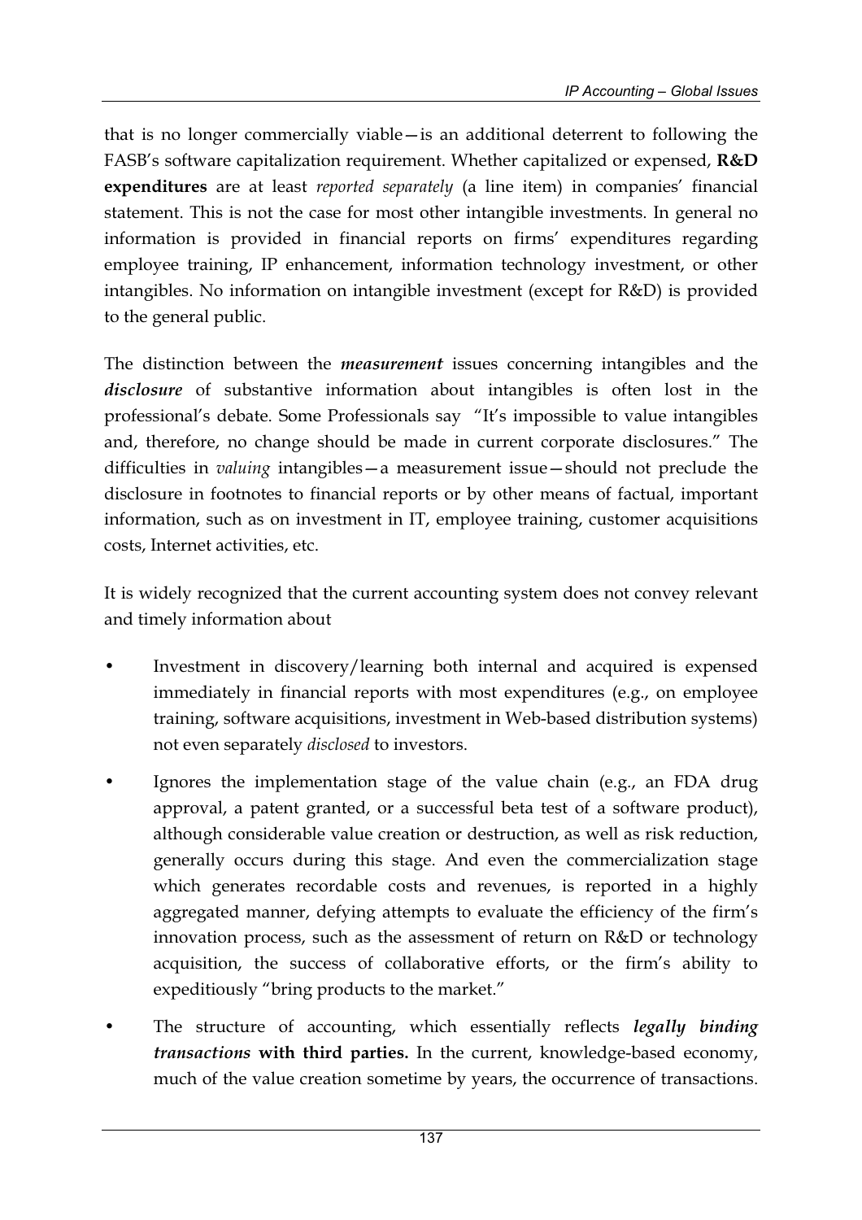that is no longer commercially viable—is an additional deterrent to following the FASB's software capitalization requirement. Whether capitalized or expensed, **R&D expenditures** are at least *reported separately* (a line item) in companies' financial statement. This is not the case for most other intangible investments. In general no information is provided in financial reports on firms' expenditures regarding employee training, IP enhancement, information technology investment, or other intangibles. No information on intangible investment (except for R&D) is provided to the general public.

The distinction between the ***measurement*** issues concerning intangibles and the ***disclosure*** of substantive information about intangibles is often lost in the professional's debate. Some Professionals say "It's impossible to value intangibles and, therefore, no change should be made in current corporate disclosures." The difficulties in *valuing* intangibles—a measurement issue—should not preclude the disclosure in footnotes to financial reports or by other means of factual, important information, such as on investment in IT, employee training, customer acquisitions costs, Internet activities, etc.

It is widely recognized that the current accounting system does not convey relevant and timely information about

- Investment in discovery/learning both internal and acquired is expensed immediately in financial reports with most expenditures (e.g., on employee training, software acquisitions, investment in Web-based distribution systems) not even separately *disclosed* to investors.
- Ignores the implementation stage of the value chain (e.g., an FDA drug approval, a patent granted, or a successful beta test of a software product), although considerable value creation or destruction, as well as risk reduction, generally occurs during this stage. And even the commercialization stage which generates recordable costs and revenues, is reported in a highly aggregated manner, defying attempts to evaluate the efficiency of the firm's innovation process, such as the assessment of return on R&D or technology acquisition, the success of collaborative efforts, or the firm's ability to expeditiously "bring products to the market."
- The structure of accounting, which essentially reflects ***legally binding transactions*** **with third parties.** In the current, knowledge-based economy, much of the value creation sometime by years, the occurrence of transactions.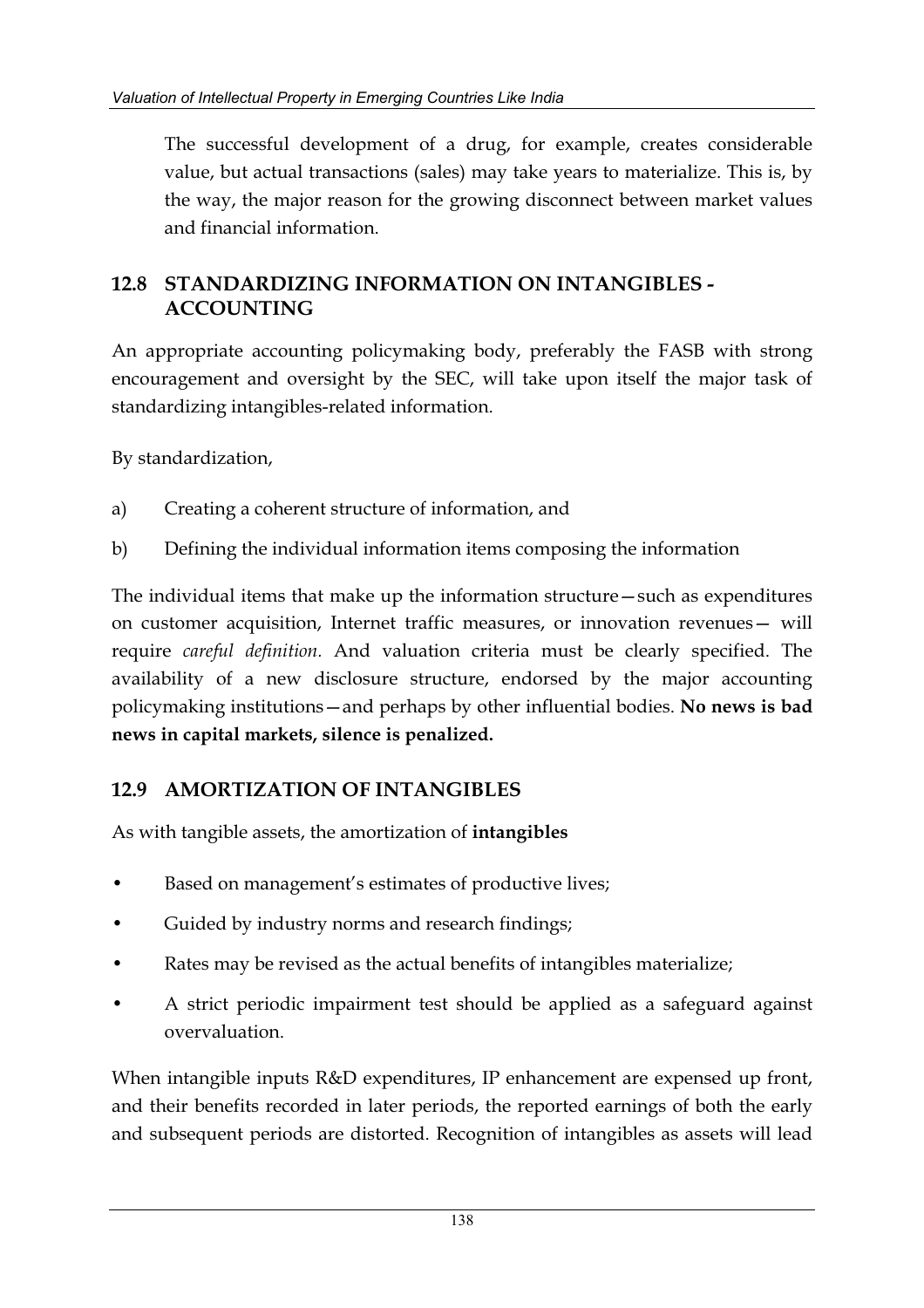The successful development of a drug, for example, creates considerable value, but actual transactions (sales) may take years to materialize. This is, by the way, the major reason for the growing disconnect between market values and financial information.

## 12.8 STANDARDIZING INFORMATION ON INTANGIBLES - ACCOUNTING

An appropriate accounting policymaking body, preferably the FASB with strong encouragement and oversight by the SEC, will take upon itself the major task of standardizing intangibles-related information.

By standardization,

a) Creating a coherent structure of information, and

b) Defining the individual information items composing the information

The individual items that make up the information structure—such as expenditures on customer acquisition, Internet traffic measures, or innovation revenues— will require *careful definition.* And valuation criteria must be clearly specified. The availability of a new disclosure structure, endorsed by the major accounting policymaking institutions—and perhaps by other influential bodies. **No news is bad news in capital markets, silence is penalized.**

## 12.9 AMORTIZATION OF INTANGIBLES

As with tangible assets, the amortization of **intangibles**

- Based on management's estimates of productive lives;
- Guided by industry norms and research findings;
- Rates may be revised as the actual benefits of intangibles materialize;
- A strict periodic impairment test should be applied as a safeguard against overvaluation.

When intangible inputs R&D expenditures, IP enhancement are expensed up front, and their benefits recorded in later periods, the reported earnings of both the early and subsequent periods are distorted. Recognition of intangibles as assets will lead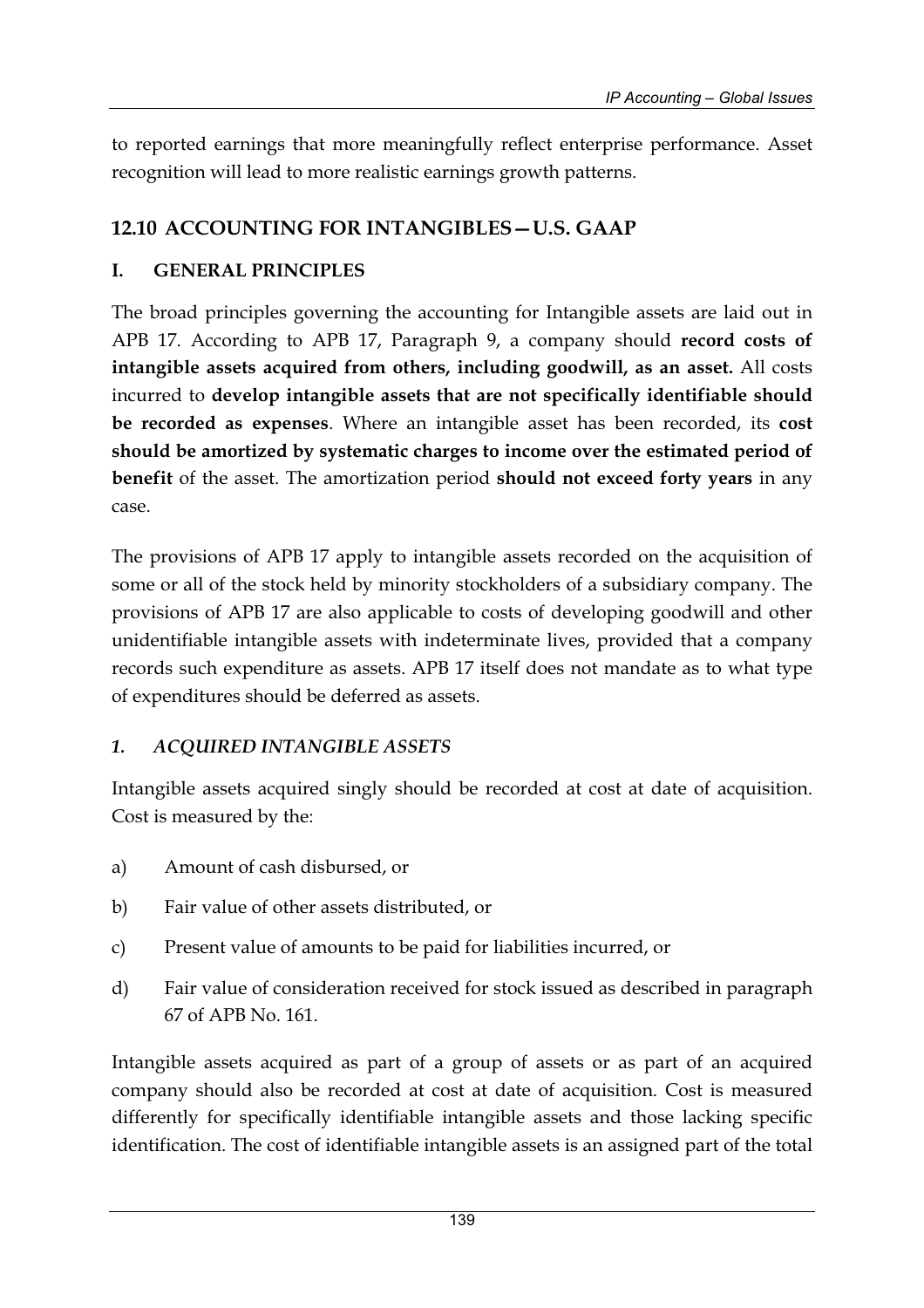to reported earnings that more meaningfully reflect enterprise performance. Asset recognition will lead to more realistic earnings growth patterns.

## 12.10 ACCOUNTING FOR INTANGIBLES—U.S. GAAP

### I. GENERAL PRINCIPLES

The broad principles governing the accounting for Intangible assets are laid out in APB 17. According to APB 17, Paragraph 9, a company should **record costs of intangible assets acquired from others, including goodwill, as an asset.** All costs incurred to **develop intangible assets that are not specifically identifiable should be recorded as expenses**. Where an intangible asset has been recorded, its **cost should be amortized by systematic charges to income over the estimated period of benefit** of the asset. The amortization period **should not exceed forty years** in any case.

The provisions of APB 17 apply to intangible assets recorded on the acquisition of some or all of the stock held by minority stockholders of a subsidiary company. The provisions of APB 17 are also applicable to costs of developing goodwill and other unidentifiable intangible assets with indeterminate lives, provided that a company records such expenditure as assets. APB 17 itself does not mandate as to what type of expenditures should be deferred as assets.

#### *1. ACQUIRED INTANGIBLE ASSETS*

Intangible assets acquired singly should be recorded at cost at date of acquisition. Cost is measured by the:

a) Amount of cash disbursed, or

b) Fair value of other assets distributed, or

c) Present value of amounts to be paid for liabilities incurred, or

d) Fair value of consideration received for stock issued as described in paragraph 67 of APB No. 161.

Intangible assets acquired as part of a group of assets or as part of an acquired company should also be recorded at cost at date of acquisition. Cost is measured differently for specifically identifiable intangible assets and those lacking specific identification. The cost of identifiable intangible assets is an assigned part of the total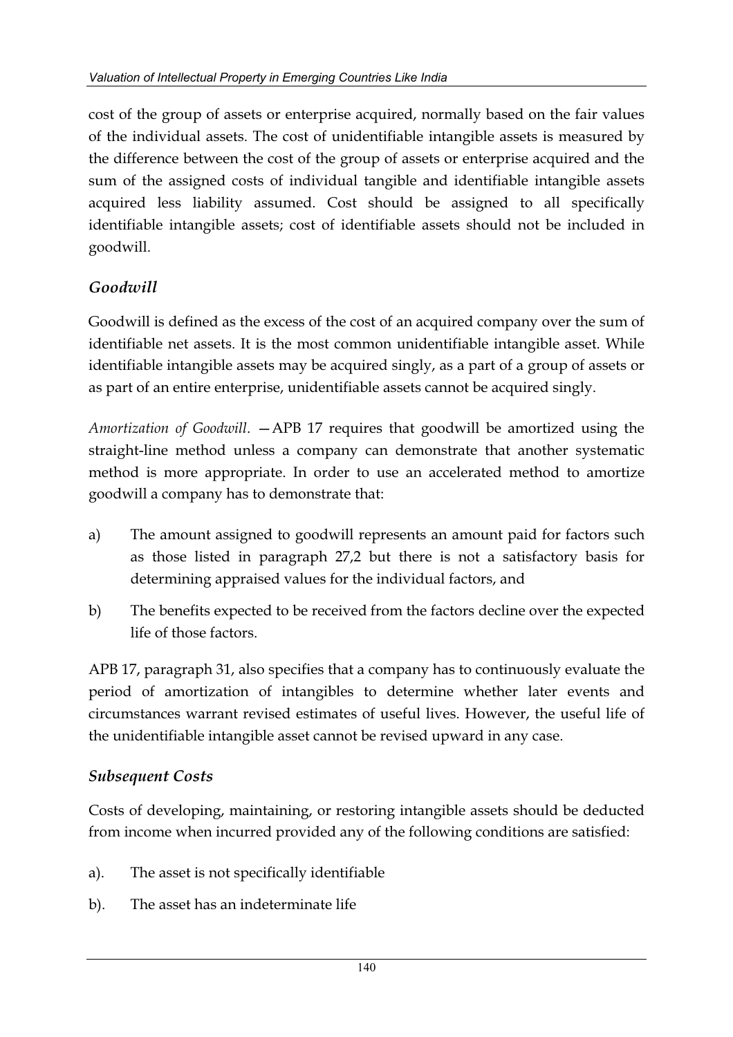cost of the group of assets or enterprise acquired, normally based on the fair values of the individual assets. The cost of unidentifiable intangible assets is measured by the difference between the cost of the group of assets or enterprise acquired and the sum of the assigned costs of individual tangible and identifiable intangible assets acquired less liability assumed. Cost should be assigned to all specifically identifiable intangible assets; cost of identifiable assets should not be included in goodwill.

### *Goodwill*

Goodwill is defined as the excess of the cost of an acquired company over the sum of identifiable net assets. It is the most common unidentifiable intangible asset. While identifiable intangible assets may be acquired singly, as a part of a group of assets or as part of an entire enterprise, unidentifiable assets cannot be acquired singly.

*Amortization of Goodwill*. —APB 17 requires that goodwill be amortized using the straight-line method unless a company can demonstrate that another systematic method is more appropriate. In order to use an accelerated method to amortize goodwill a company has to demonstrate that:

a) The amount assigned to goodwill represents an amount paid for factors such as those listed in paragraph 27,2 but there is not a satisfactory basis for determining appraised values for the individual factors, and

b) The benefits expected to be received from the factors decline over the expected life of those factors.

APB 17, paragraph 31, also specifies that a company has to continuously evaluate the period of amortization of intangibles to determine whether later events and circumstances warrant revised estimates of useful lives. However, the useful life of the unidentifiable intangible asset cannot be revised upward in any case.

### *Subsequent Costs*

Costs of developing, maintaining, or restoring intangible assets should be deducted from income when incurred provided any of the following conditions are satisfied:

a). The asset is not specifically identifiable

b). The asset has an indeterminate life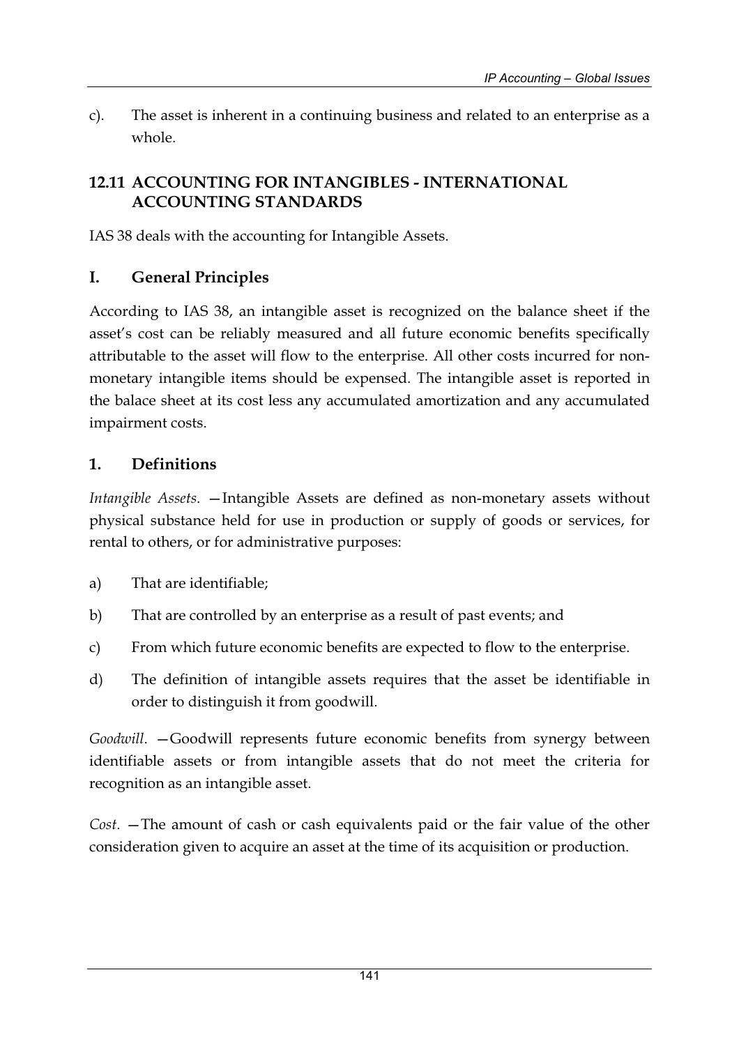c). The asset is inherent in a continuing business and related to an enterprise as a whole.

## 12.11 ACCOUNTING FOR INTANGIBLES - INTERNATIONAL ACCOUNTING STANDARDS

IAS 38 deals with the accounting for Intangible Assets.

### I. General Principles

According to IAS 38, an intangible asset is recognized on the balance sheet if the asset's cost can be reliably measured and all future economic benefits specifically attributable to the asset will flow to the enterprise. All other costs incurred for non-monetary intangible items should be expensed. The intangible asset is reported in the balace sheet at its cost less any accumulated amortization and any accumulated impairment costs.

### 1. Definitions

*Intangible Assets*. —Intangible Assets are defined as non-monetary assets without physical substance held for use in production or supply of goods or services, for rental to others, or for administrative purposes:

a) That are identifiable;

b) That are controlled by an enterprise as a result of past events; and

c) From which future economic benefits are expected to flow to the enterprise.

d) The definition of intangible assets requires that the asset be identifiable in order to distinguish it from goodwill.

*Goodwill*. —Goodwill represents future economic benefits from synergy between identifiable assets or from intangible assets that do not meet the criteria for recognition as an intangible asset.

*Cost*. —The amount of cash or cash equivalents paid or the fair value of the other consideration given to acquire an asset at the time of its acquisition or production.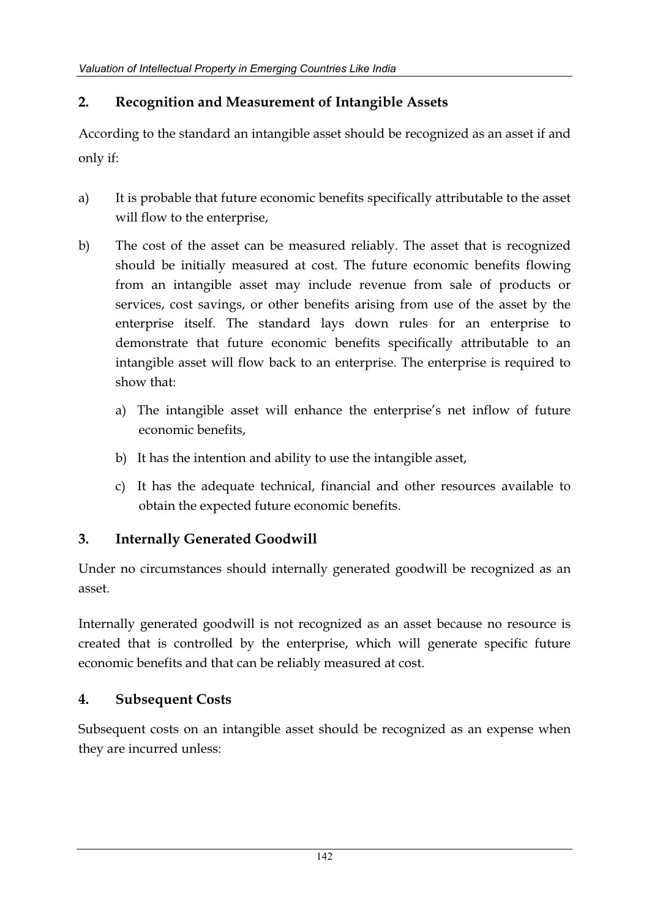## 2. Recognition and Measurement of Intangible Assets

According to the standard an intangible asset should be recognized as an asset if and only if:

a) It is probable that future economic benefits specifically attributable to the asset will flow to the enterprise,

b) The cost of the asset can be measured reliably. The asset that is recognized should be initially measured at cost. The future economic benefits flowing from an intangible asset may include revenue from sale of products or services, cost savings, or other benefits arising from use of the asset by the enterprise itself. The standard lays down rules for an enterprise to demonstrate that future economic benefits specifically attributable to an intangible asset will flow back to an enterprise. The enterprise is required to show that:

   a) The intangible asset will enhance the enterprise's net inflow of future economic benefits,

   b) It has the intention and ability to use the intangible asset,

   c) It has the adequate technical, financial and other resources available to obtain the expected future economic benefits.

## 3. Internally Generated Goodwill

Under no circumstances should internally generated goodwill be recognized as an asset.

Internally generated goodwill is not recognized as an asset because no resource is created that is controlled by the enterprise, which will generate specific future economic benefits and that can be reliably measured at cost.

## 4. Subsequent Costs

Subsequent costs on an intangible asset should be recognized as an expense when they are incurred unless: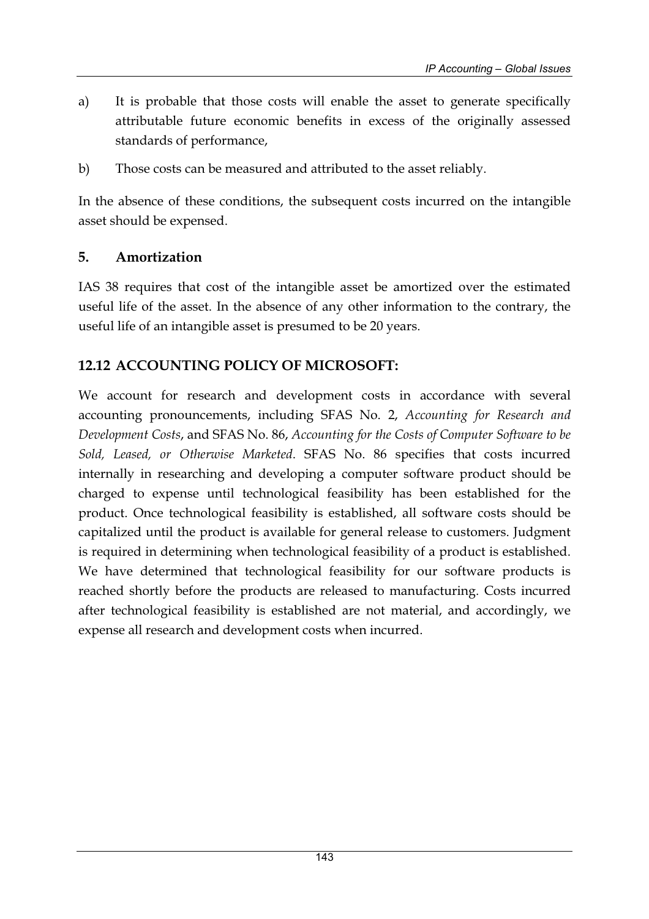a) It is probable that those costs will enable the asset to generate specifically attributable future economic benefits in excess of the originally assessed standards of performance,

b) Those costs can be measured and attributed to the asset reliably.

In the absence of these conditions, the subsequent costs incurred on the intangible asset should be expensed.

### 5. Amortization

IAS 38 requires that cost of the intangible asset be amortized over the estimated useful life of the asset. In the absence of any other information to the contrary, the useful life of an intangible asset is presumed to be 20 years.

## 12.12 ACCOUNTING POLICY OF MICROSOFT:

We account for research and development costs in accordance with several accounting pronouncements, including SFAS No. 2, *Accounting for Research and Development Costs*, and SFAS No. 86, *Accounting for the Costs of Computer Software to be Sold, Leased, or Otherwise Marketed*. SFAS No. 86 specifies that costs incurred internally in researching and developing a computer software product should be charged to expense until technological feasibility has been established for the product. Once technological feasibility is established, all software costs should be capitalized until the product is available for general release to customers. Judgment is required in determining when technological feasibility of a product is established. We have determined that technological feasibility for our software products is reached shortly before the products are released to manufacturing. Costs incurred after technological feasibility is established are not material, and accordingly, we expense all research and development costs when incurred.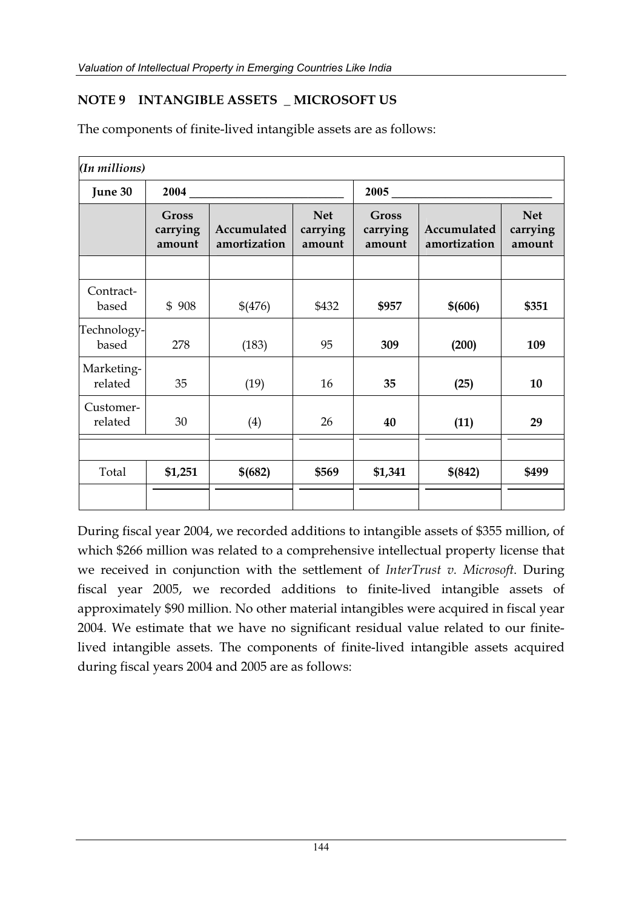**NOTE 9 INTANGIBLE ASSETS _ MICROSOFT US**

The components of finite-lived intangible assets are as follows:

| *(In millions)* | | | | | | |
|---|---|---|---|---|---|---|
| **June 30** | **2004** | | | **2005** | | |
| | **Gross carrying amount** | **Accumulated amortization** | **Net carrying amount** | **Gross carrying amount** | **Accumulated amortization** | **Net carrying amount** |
| Contract-based | $ 908 | $(476) | $432 | **$957** | **$(606)** | **$351** |
| Technology-based | 278 | (183) | 95 | **309** | **(200)** | **109** |
| Marketing-related | 35 | (19) | 16 | **35** | **(25)** | **10** |
| Customer-related | 30 | (4) | 26 | **40** | **(11)** | **29** |
| Total | **$1,251** | **$(682)** | **$569** | **$1,341** | **$(842)** | **$499** |

During fiscal year 2004, we recorded additions to intangible assets of $355 million, of which $266 million was related to a comprehensive intellectual property license that we received in conjunction with the settlement of *InterTrust v. Microsoft*. During fiscal year 2005, we recorded additions to finite-lived intangible assets of approximately $90 million. No other material intangibles were acquired in fiscal year 2004. We estimate that we have no significant residual value related to our finite-lived intangible assets. The components of finite-lived intangible assets acquired during fiscal years 2004 and 2005 are as follows: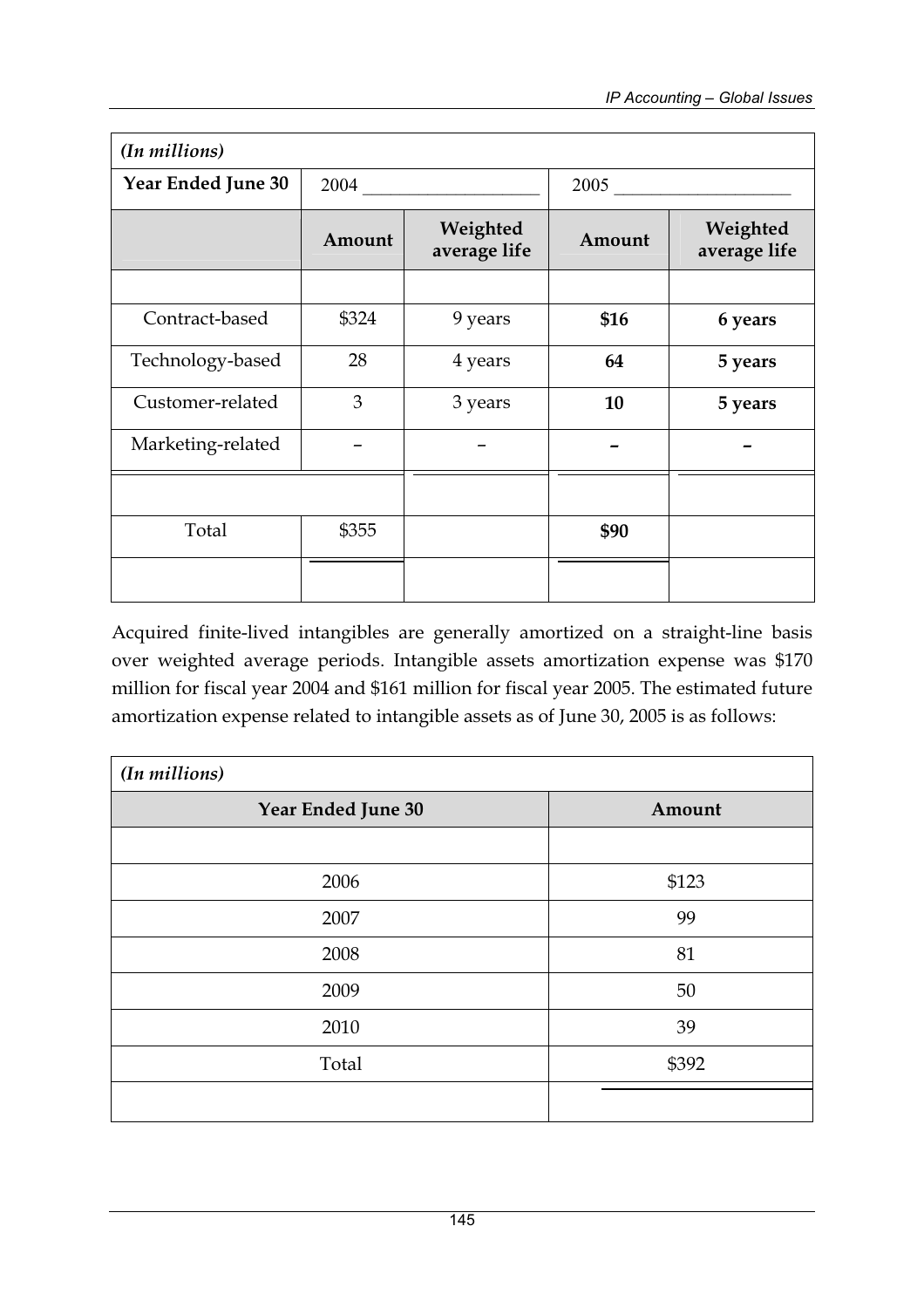| *(In millions)* | | | | |
|---|---|---|---|---|
| **Year Ended June 30** | 2004 | | 2005 | |
| | **Amount** | **Weighted average life** | **Amount** | **Weighted average life** |
| | | | | |
| Contract-based | $324 | 9 years | **$16** | **6 years** |
| Technology-based | 28 | 4 years | **64** | **5 years** |
| Customer-related | 3 | 3 years | **10** | **5 years** |
| Marketing-related | – | – | **–** | **–** |
| | | | | |
| Total | $355 | | **$90** | |

Acquired finite-lived intangibles are generally amortized on a straight-line basis over weighted average periods. Intangible assets amortization expense was $170 million for fiscal year 2004 and $161 million for fiscal year 2005. The estimated future amortization expense related to intangible assets as of June 30, 2005 is as follows:

| *(In millions)* | |
|---|---|
| **Year Ended June 30** | **Amount** |
| | |
| 2006 | $123 |
| 2007 | 99 |
| 2008 | 81 |
| 2009 | 50 |
| 2010 | 39 |
| Total | $392 |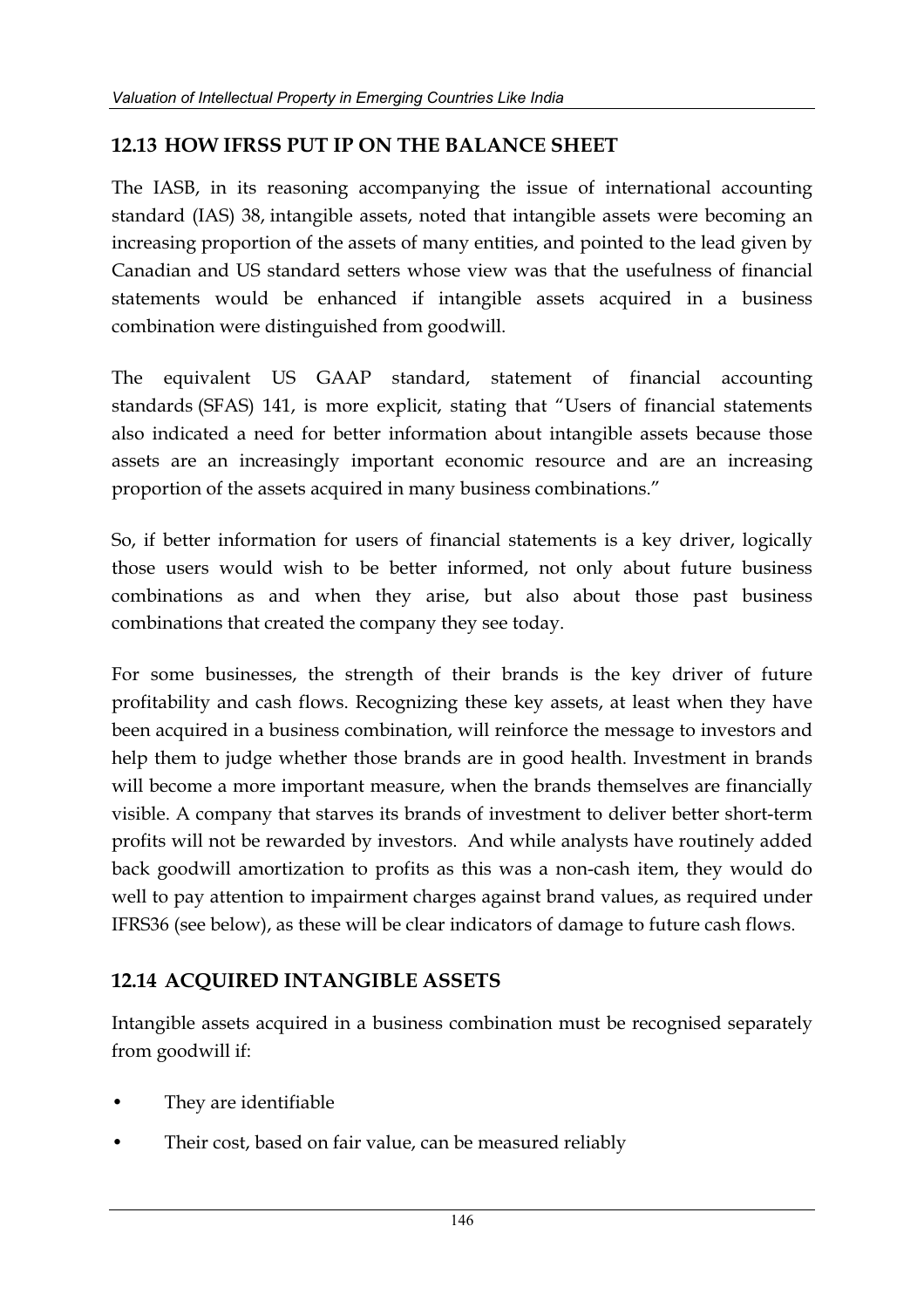## 12.13 HOW IFRSS PUT IP ON THE BALANCE SHEET

The IASB, in its reasoning accompanying the issue of international accounting standard (IAS) 38, intangible assets, noted that intangible assets were becoming an increasing proportion of the assets of many entities, and pointed to the lead given by Canadian and US standard setters whose view was that the usefulness of financial statements would be enhanced if intangible assets acquired in a business combination were distinguished from goodwill.

The equivalent US GAAP standard, statement of financial accounting standards (SFAS) 141, is more explicit, stating that "Users of financial statements also indicated a need for better information about intangible assets because those assets are an increasingly important economic resource and are an increasing proportion of the assets acquired in many business combinations."

So, if better information for users of financial statements is a key driver, logically those users would wish to be better informed, not only about future business combinations as and when they arise, but also about those past business combinations that created the company they see today.

For some businesses, the strength of their brands is the key driver of future profitability and cash flows. Recognizing these key assets, at least when they have been acquired in a business combination, will reinforce the message to investors and help them to judge whether those brands are in good health. Investment in brands will become a more important measure, when the brands themselves are financially visible. A company that starves its brands of investment to deliver better short-term profits will not be rewarded by investors. And while analysts have routinely added back goodwill amortization to profits as this was a non-cash item, they would do well to pay attention to impairment charges against brand values, as required under IFRS36 (see below), as these will be clear indicators of damage to future cash flows.

## 12.14 ACQUIRED INTANGIBLE ASSETS

Intangible assets acquired in a business combination must be recognised separately from goodwill if:

- They are identifiable
- Their cost, based on fair value, can be measured reliably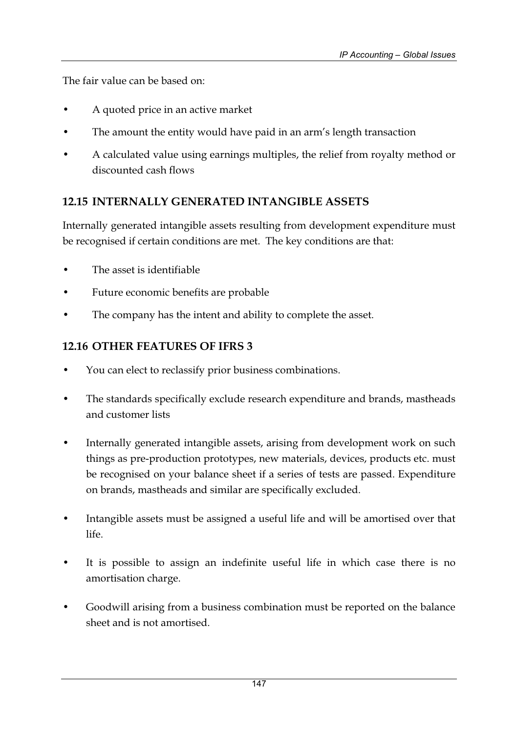The fair value can be based on:

- A quoted price in an active market
- The amount the entity would have paid in an arm's length transaction
- A calculated value using earnings multiples, the relief from royalty method or discounted cash flows

## 12.15 INTERNALLY GENERATED INTANGIBLE ASSETS

Internally generated intangible assets resulting from development expenditure must be recognised if certain conditions are met. The key conditions are that:

- The asset is identifiable
- Future economic benefits are probable
- The company has the intent and ability to complete the asset.

## 12.16 OTHER FEATURES OF IFRS 3

- You can elect to reclassify prior business combinations.
- The standards specifically exclude research expenditure and brands, mastheads and customer lists
- Internally generated intangible assets, arising from development work on such things as pre-production prototypes, new materials, devices, products etc. must be recognised on your balance sheet if a series of tests are passed. Expenditure on brands, mastheads and similar are specifically excluded.
- Intangible assets must be assigned a useful life and will be amortised over that life.
- It is possible to assign an indefinite useful life in which case there is no amortisation charge.
- Goodwill arising from a business combination must be reported on the balance sheet and is not amortised.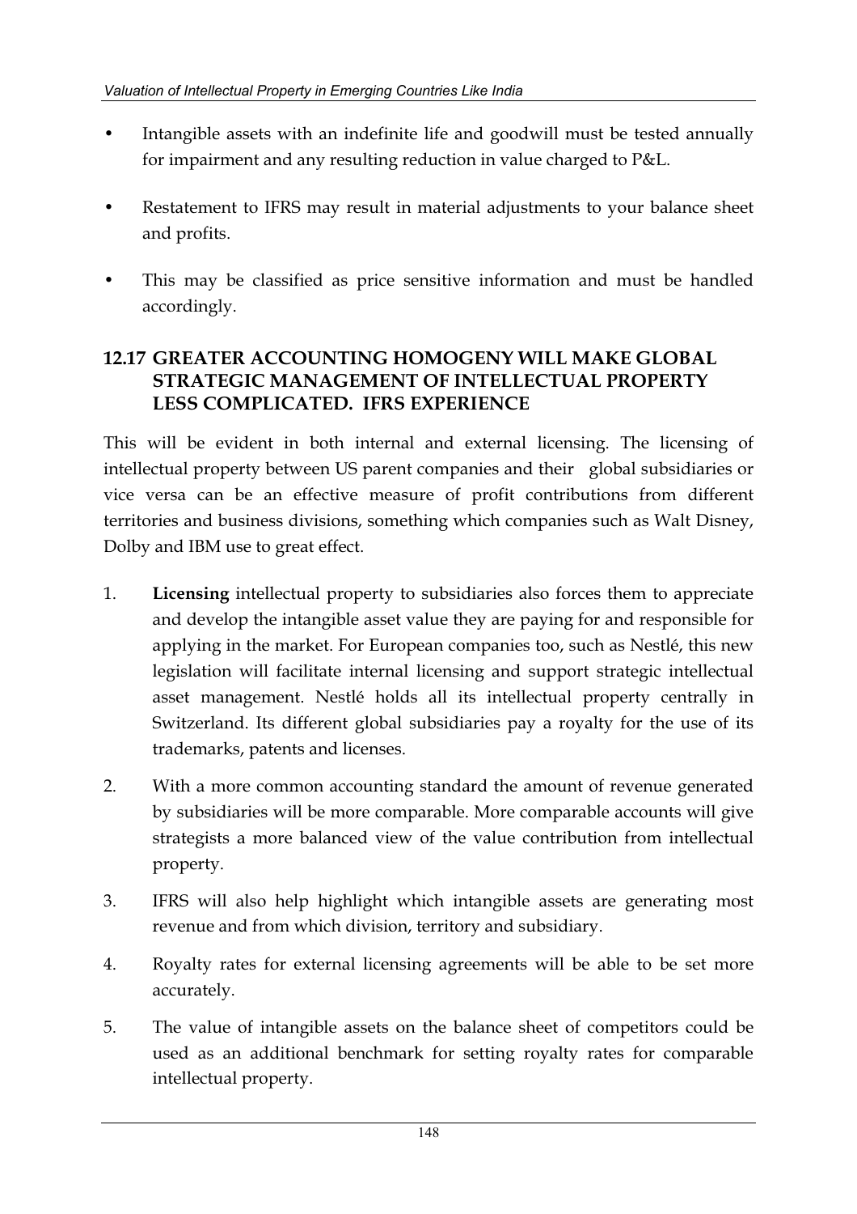- Intangible assets with an indefinite life and goodwill must be tested annually for impairment and any resulting reduction in value charged to P&L.
- Restatement to IFRS may result in material adjustments to your balance sheet and profits.
- This may be classified as price sensitive information and must be handled accordingly.

## 12.17 GREATER ACCOUNTING HOMOGENY WILL MAKE GLOBAL STRATEGIC MANAGEMENT OF INTELLECTUAL PROPERTY LESS COMPLICATED. IFRS EXPERIENCE

This will be evident in both internal and external licensing. The licensing of intellectual property between US parent companies and their global subsidiaries or vice versa can be an effective measure of profit contributions from different territories and business divisions, something which companies such as Walt Disney, Dolby and IBM use to great effect.

1. **Licensing** intellectual property to subsidiaries also forces them to appreciate and develop the intangible asset value they are paying for and responsible for applying in the market. For European companies too, such as Nestlé, this new legislation will facilitate internal licensing and support strategic intellectual asset management. Nestlé holds all its intellectual property centrally in Switzerland. Its different global subsidiaries pay a royalty for the use of its trademarks, patents and licenses.
2. With a more common accounting standard the amount of revenue generated by subsidiaries will be more comparable. More comparable accounts will give strategists a more balanced view of the value contribution from intellectual property.
3. IFRS will also help highlight which intangible assets are generating most revenue and from which division, territory and subsidiary.
4. Royalty rates for external licensing agreements will be able to be set more accurately.
5. The value of intangible assets on the balance sheet of competitors could be used as an additional benchmark for setting royalty rates for comparable intellectual property.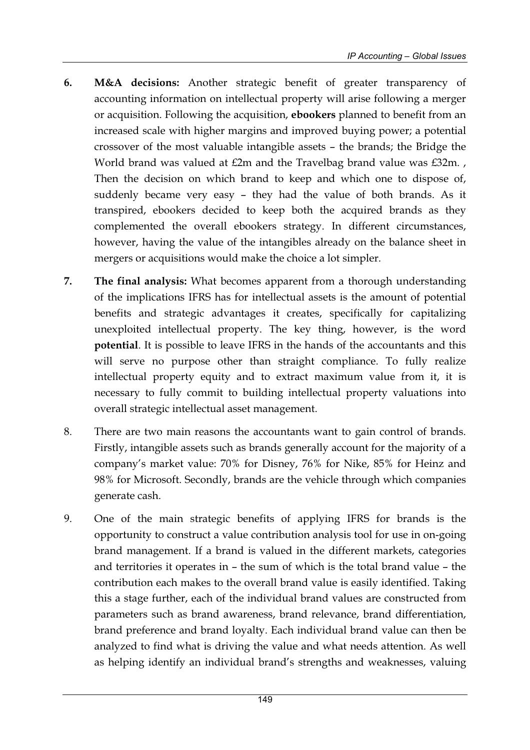6. **M&A decisions:** Another strategic benefit of greater transparency of accounting information on intellectual property will arise following a merger or acquisition. Following the acquisition, **ebookers** planned to benefit from an increased scale with higher margins and improved buying power; a potential crossover of the most valuable intangible assets – the brands; the Bridge the World brand was valued at £2m and the Travelbag brand value was £32m. , Then the decision on which brand to keep and which one to dispose of, suddenly became very easy – they had the value of both brands. As it transpired, ebookers decided to keep both the acquired brands as they complemented the overall ebookers strategy. In different circumstances, however, having the value of the intangibles already on the balance sheet in mergers or acquisitions would make the choice a lot simpler.

7. **The final analysis:** What becomes apparent from a thorough understanding of the implications IFRS has for intellectual assets is the amount of potential benefits and strategic advantages it creates, specifically for capitalizing unexploited intellectual property. The key thing, however, is the word **potential**. It is possible to leave IFRS in the hands of the accountants and this will serve no purpose other than straight compliance. To fully realize intellectual property equity and to extract maximum value from it, it is necessary to fully commit to building intellectual property valuations into overall strategic intellectual asset management.

8. There are two main reasons the accountants want to gain control of brands. Firstly, intangible assets such as brands generally account for the majority of a company's market value: 70% for Disney, 76% for Nike, 85% for Heinz and 98% for Microsoft. Secondly, brands are the vehicle through which companies generate cash.

9. One of the main strategic benefits of applying IFRS for brands is the opportunity to construct a value contribution analysis tool for use in on-going brand management. If a brand is valued in the different markets, categories and territories it operates in – the sum of which is the total brand value – the contribution each makes to the overall brand value is easily identified. Taking this a stage further, each of the individual brand values are constructed from parameters such as brand awareness, brand relevance, brand differentiation, brand preference and brand loyalty. Each individual brand value can then be analyzed to find what is driving the value and what needs attention. As well as helping identify an individual brand's strengths and weaknesses, valuing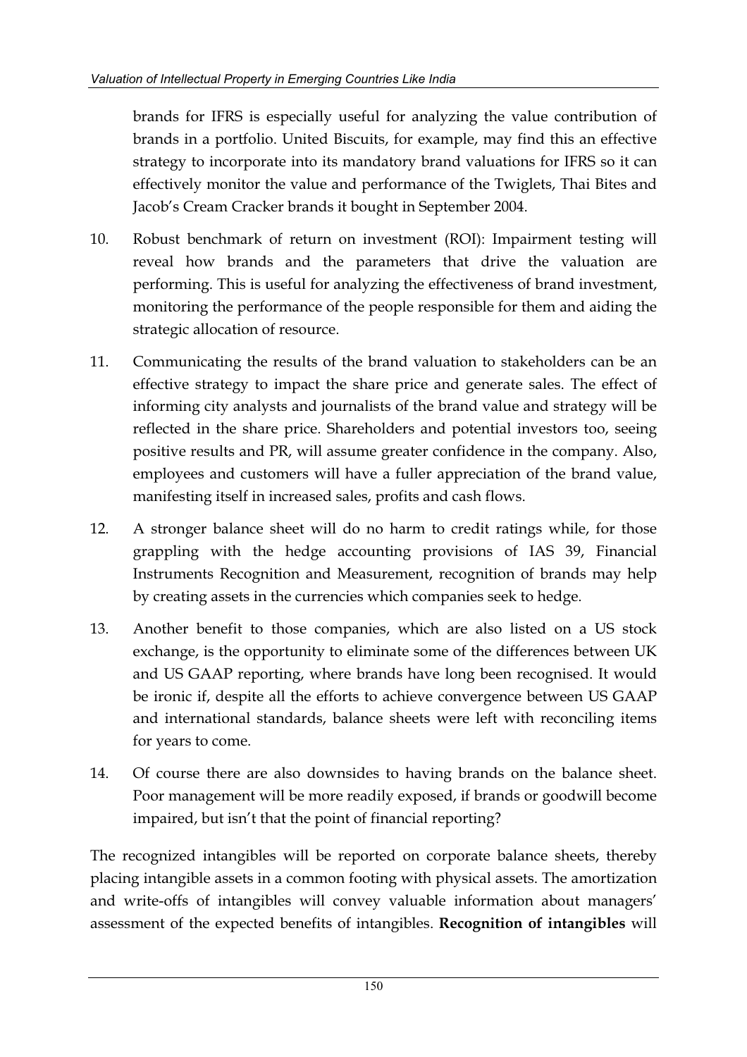brands for IFRS is especially useful for analyzing the value contribution of brands in a portfolio. United Biscuits, for example, may find this an effective strategy to incorporate into its mandatory brand valuations for IFRS so it can effectively monitor the value and performance of the Twiglets, Thai Bites and Jacob's Cream Cracker brands it bought in September 2004.

10. Robust benchmark of return on investment (ROI): Impairment testing will reveal how brands and the parameters that drive the valuation are performing. This is useful for analyzing the effectiveness of brand investment, monitoring the performance of the people responsible for them and aiding the strategic allocation of resource.

11. Communicating the results of the brand valuation to stakeholders can be an effective strategy to impact the share price and generate sales. The effect of informing city analysts and journalists of the brand value and strategy will be reflected in the share price. Shareholders and potential investors too, seeing positive results and PR, will assume greater confidence in the company. Also, employees and customers will have a fuller appreciation of the brand value, manifesting itself in increased sales, profits and cash flows.

12. A stronger balance sheet will do no harm to credit ratings while, for those grappling with the hedge accounting provisions of IAS 39, Financial Instruments Recognition and Measurement, recognition of brands may help by creating assets in the currencies which companies seek to hedge.

13. Another benefit to those companies, which are also listed on a US stock exchange, is the opportunity to eliminate some of the differences between UK and US GAAP reporting, where brands have long been recognised. It would be ironic if, despite all the efforts to achieve convergence between US GAAP and international standards, balance sheets were left with reconciling items for years to come.

14. Of course there are also downsides to having brands on the balance sheet. Poor management will be more readily exposed, if brands or goodwill become impaired, but isn't that the point of financial reporting?

The recognized intangibles will be reported on corporate balance sheets, thereby placing intangible assets in a common footing with physical assets. The amortization and write-offs of intangibles will convey valuable information about managers' assessment of the expected benefits of intangibles. **Recognition of intangibles** will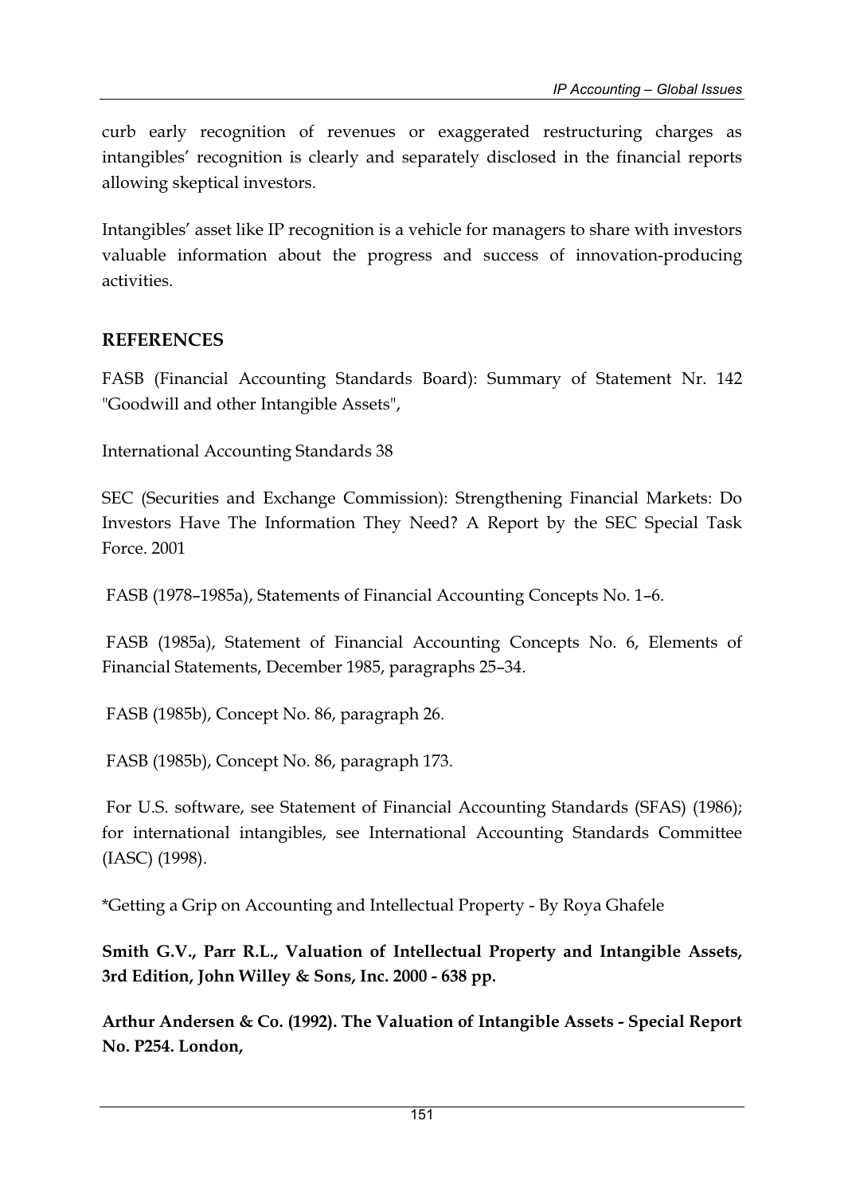curb early recognition of revenues or exaggerated restructuring charges as intangibles' recognition is clearly and separately disclosed in the financial reports allowing skeptical investors.

Intangibles' asset like IP recognition is a vehicle for managers to share with investors valuable information about the progress and success of innovation-producing activities.

## REFERENCES

FASB (Financial Accounting Standards Board): Summary of Statement Nr. 142 "Goodwill and other Intangible Assets",

International Accounting Standards 38

SEC (Securities and Exchange Commission): Strengthening Financial Markets: Do Investors Have The Information They Need? A Report by the SEC Special Task Force. 2001

FASB (1978–1985a), Statements of Financial Accounting Concepts No. 1–6.

FASB (1985a), Statement of Financial Accounting Concepts No. 6, Elements of Financial Statements, December 1985, paragraphs 25–34.

FASB (1985b), Concept No. 86, paragraph 26.

FASB (1985b), Concept No. 86, paragraph 173.

For U.S. software, see Statement of Financial Accounting Standards (SFAS) (1986); for international intangibles, see International Accounting Standards Committee (IASC) (1998).

*Getting a Grip on Accounting and Intellectual Property - By Roya Ghafele

**Smith G.V., Parr R.L., Valuation of Intellectual Property and Intangible Assets, 3rd Edition, John Willey & Sons, Inc. 2000 - 638 pp.**

**Arthur Andersen & Co. (1992). The Valuation of Intangible Assets - Special Report No. P254. London,**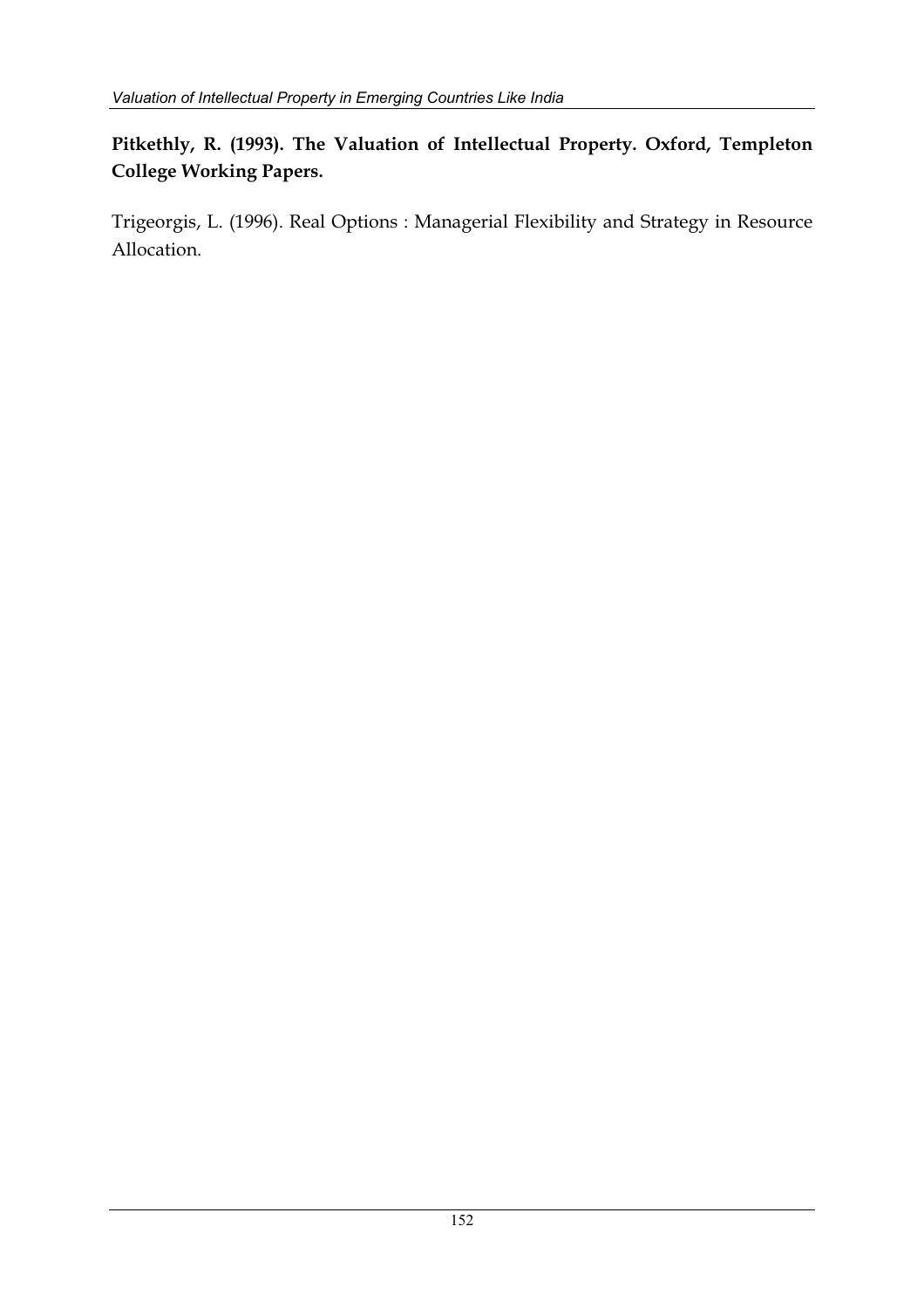**Pitkethly, R. (1993). The Valuation of Intellectual Property. Oxford, Templeton College Working Papers.**

Trigeorgis, L. (1996). Real Options : Managerial Flexibility and Strategy in Resource Allocation.